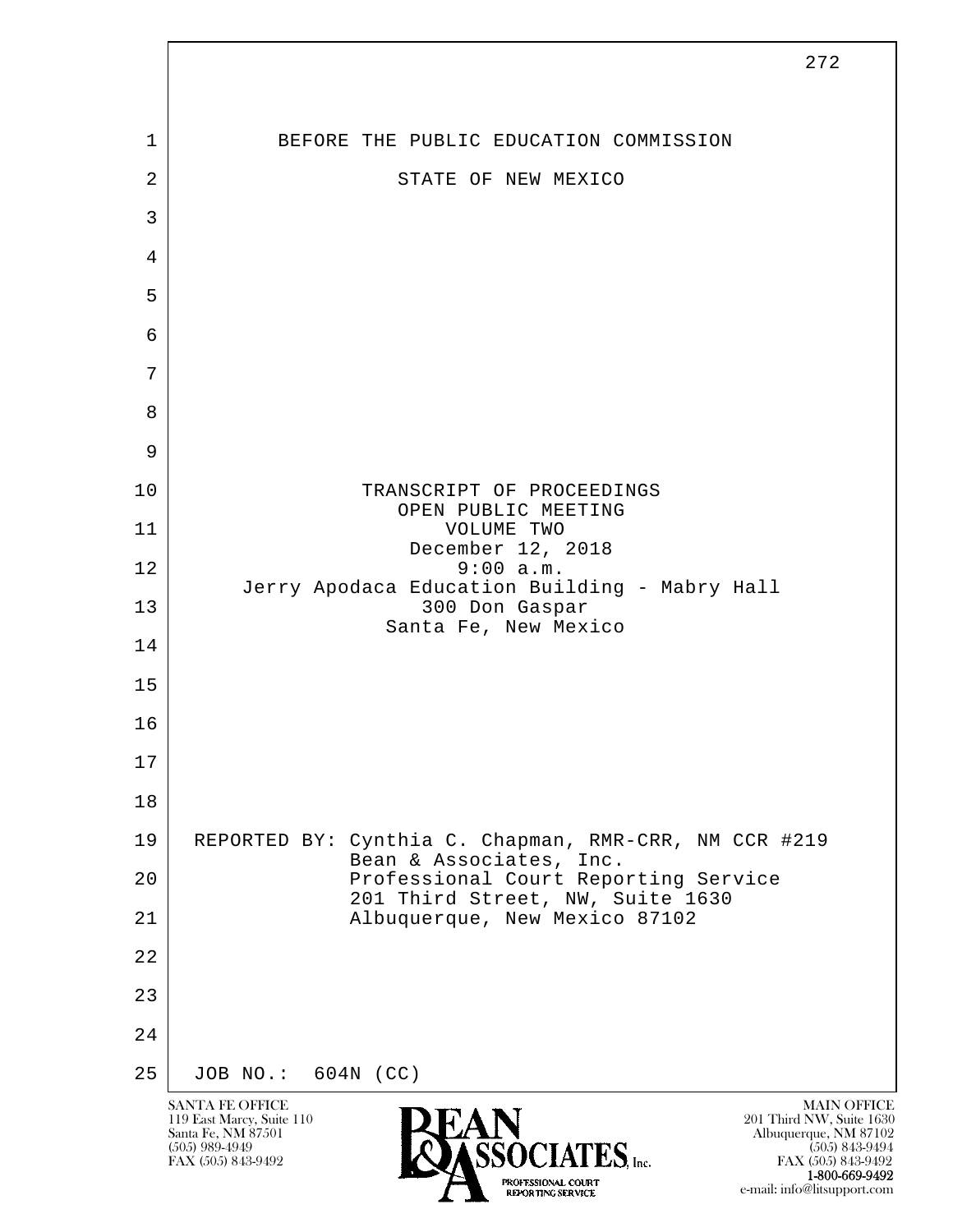BEFORE THE PUBLIC EDUCATION COMMISSION

STATE OF NEW MEXICO

TRANSCRIPT OF PROCEEDINGS
OPEN PUBLIC MEETING
VOLUME TWO
December 12, 2018
9:00 a.m.
Jerry Apodaca Education Building - Mabry Hall
300 Don Gaspar
Santa Fe, New Mexico

REPORTED BY: Cynthia C. Chapman, RMR-CRR, NM CCR #219
Bean & Associates, Inc.
Professional Court Reporting Service
201 Third Street, NW, Suite 1630
Albuquerque, New Mexico 87102

JOB NO.: 604N (CC)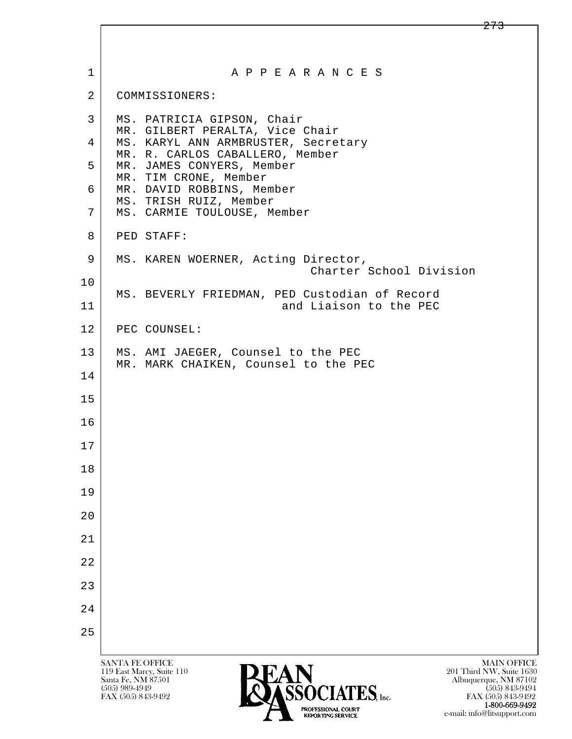# A P P E A R A N C E S

COMMISSIONERS:

MS. PATRICIA GIPSON, Chair
MR. GILBERT PERALTA, Vice Chair
MS. KARYL ANN ARMBRUSTER, Secretary
MR. R. CARLOS CABALLERO, Member
MR. JAMES CONYERS, Member
MR. TIM CRONE, Member
MR. DAVID ROBBINS, Member
MS. TRISH RUIZ, Member
MS. CARMIE TOULOUSE, Member

PED STAFF:

MS. KAREN WOERNER, Acting Director, Charter School Division

MS. BEVERLY FRIEDMAN, PED Custodian of Record and Liaison to the PEC

PEC COUNSEL:

MS. AMI JAEGER, Counsel to the PEC
MR. MARK CHAIKEN, Counsel to the PEC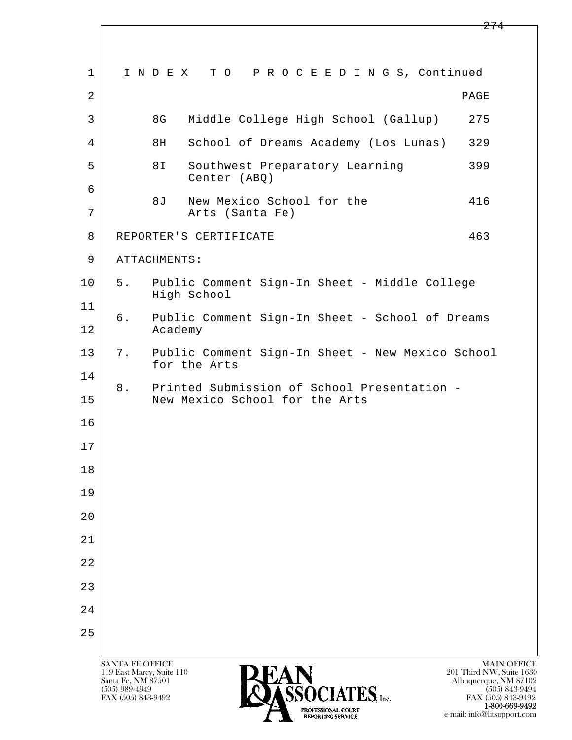# I N D E X  T O  P R O C E E D I N G S, Continued

| | | PAGE |
|---|---|---|
| 8G | Middle College High School (Gallup) | 275 |
| 8H | School of Dreams Academy (Los Lunas) | 329 |
| 8I | Southwest Preparatory Learning Center (ABQ) | 399 |
| 8J | New Mexico School for the Arts (Santa Fe) | 416 |
| REPORTER'S CERTIFICATE | | 463 |

ATTACHMENTS:

5. Public Comment Sign-In Sheet - Middle College High School
6. Public Comment Sign-In Sheet - School of Dreams Academy
7. Public Comment Sign-In Sheet - New Mexico School for the Arts
8. Printed Submission of School Presentation - New Mexico School for the Arts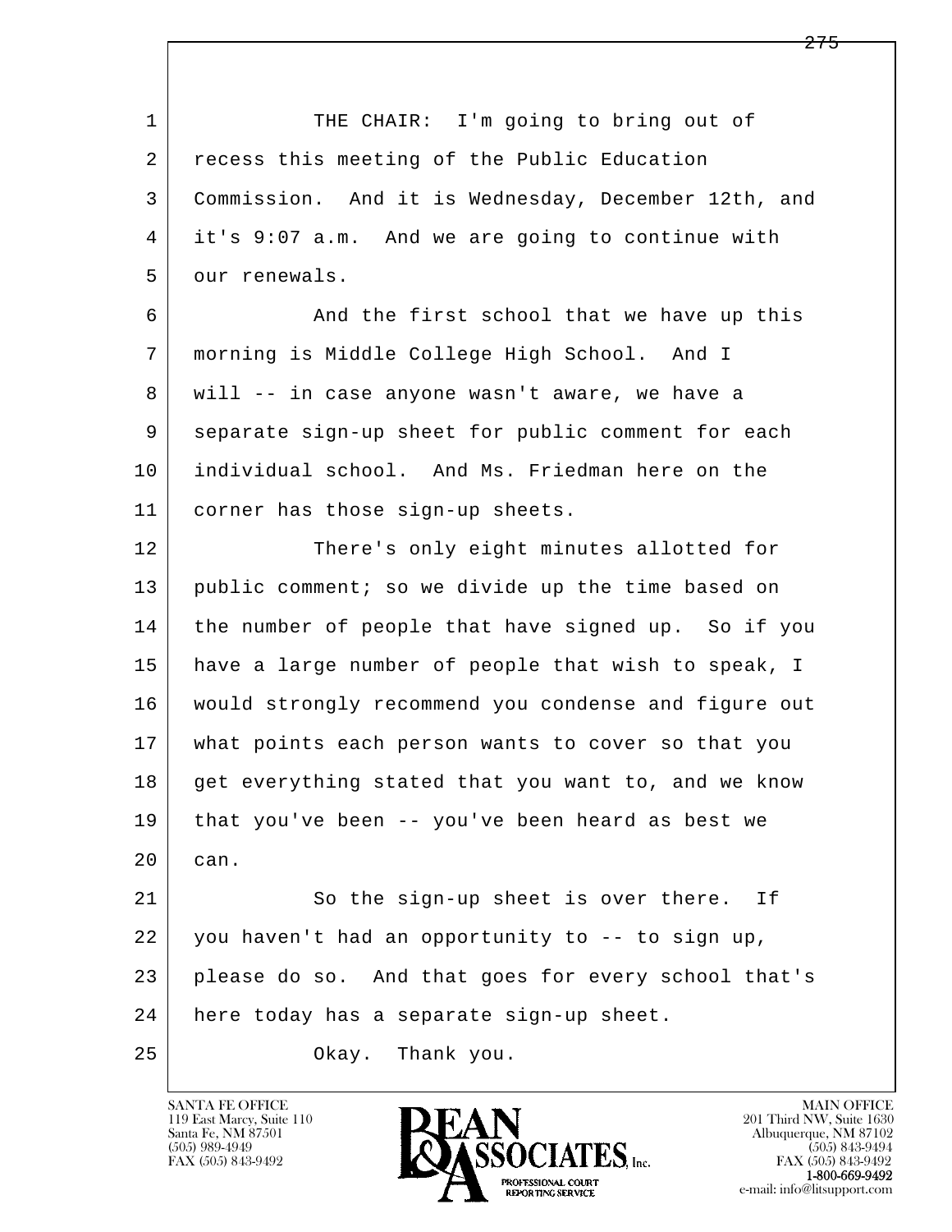THE CHAIR: I'm going to bring out of recess this meeting of the Public Education Commission. And it is Wednesday, December 12th, and it's 9:07 a.m. And we are going to continue with our renewals.

And the first school that we have up this morning is Middle College High School. And I will -- in case anyone wasn't aware, we have a separate sign-up sheet for public comment for each individual school. And Ms. Friedman here on the corner has those sign-up sheets.

There's only eight minutes allotted for public comment; so we divide up the time based on the number of people that have signed up. So if you have a large number of people that wish to speak, I would strongly recommend you condense and figure out what points each person wants to cover so that you get everything stated that you want to, and we know that you've been -- you've been heard as best we can.

So the sign-up sheet is over there. If you haven't had an opportunity to -- to sign up, please do so. And that goes for every school that's here today has a separate sign-up sheet.

Okay. Thank you.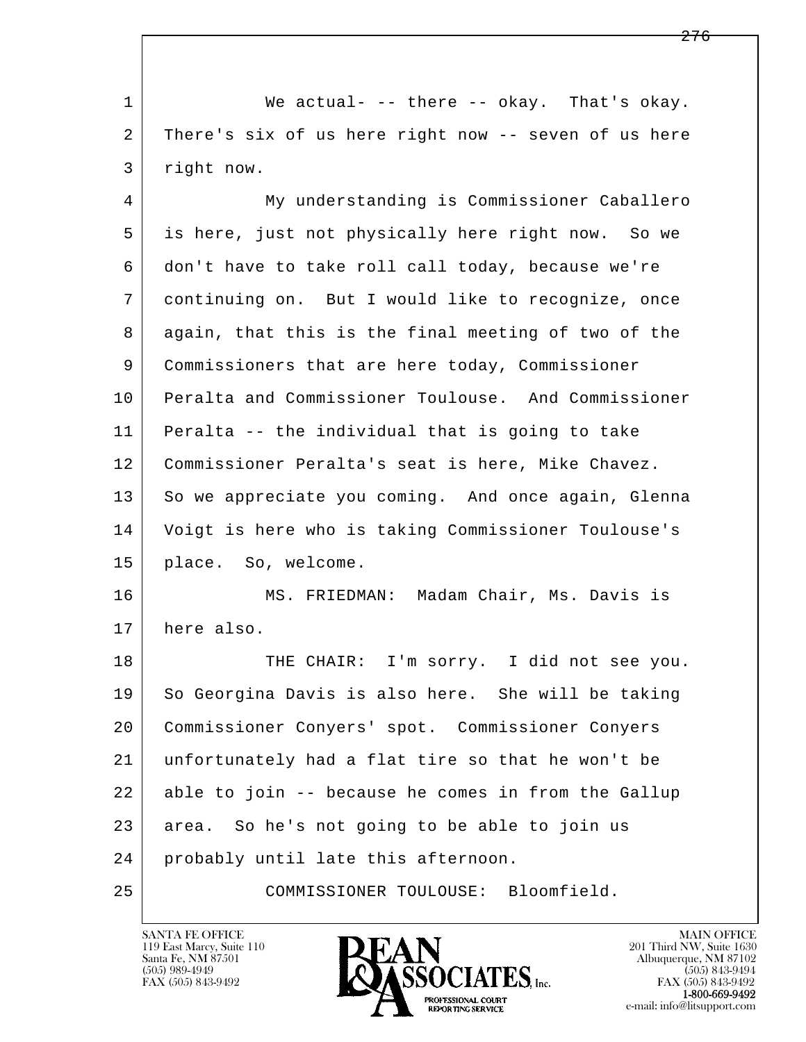We actual- -- there -- okay. That's okay. There's six of us here right now -- seven of us here right now.

My understanding is Commissioner Caballero is here, just not physically here right now. So we don't have to take roll call today, because we're continuing on. But I would like to recognize, once again, that this is the final meeting of two of the Commissioners that are here today, Commissioner Peralta and Commissioner Toulouse. And Commissioner Peralta -- the individual that is going to take Commissioner Peralta's seat is here, Mike Chavez. So we appreciate you coming. And once again, Glenna Voigt is here who is taking Commissioner Toulouse's place. So, welcome.

MS. FRIEDMAN: Madam Chair, Ms. Davis is here also.

THE CHAIR: I'm sorry. I did not see you. So Georgina Davis is also here. She will be taking Commissioner Conyers' spot. Commissioner Conyers unfortunately had a flat tire so that he won't be able to join -- because he comes in from the Gallup area. So he's not going to be able to join us probably until late this afternoon.

COMMISSIONER TOULOUSE: Bloomfield.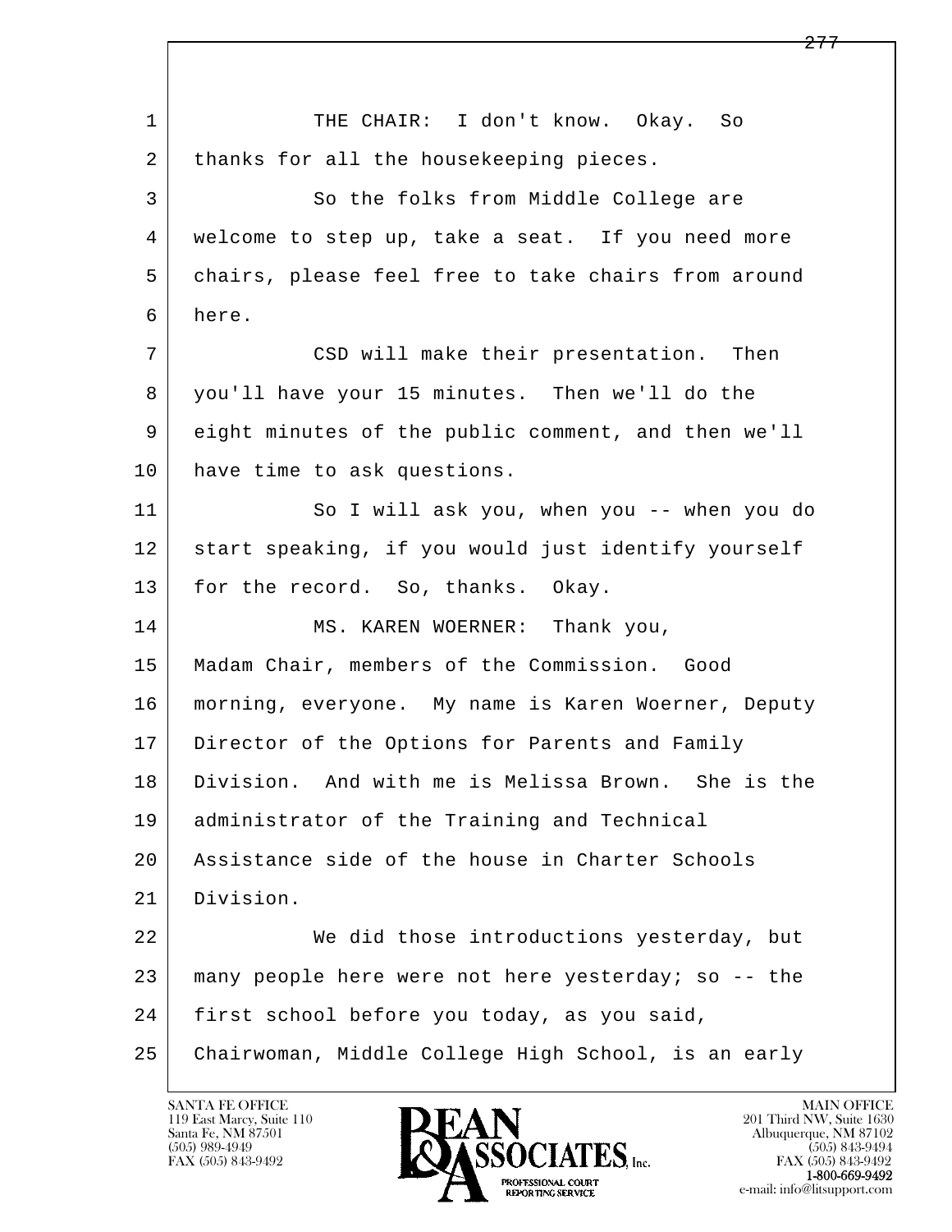THE CHAIR: I don't know. Okay. So thanks for all the housekeeping pieces.

So the folks from Middle College are welcome to step up, take a seat. If you need more chairs, please feel free to take chairs from around here.

CSD will make their presentation. Then you'll have your 15 minutes. Then we'll do the eight minutes of the public comment, and then we'll have time to ask questions.

So I will ask you, when you -- when you do start speaking, if you would just identify yourself for the record. So, thanks. Okay.

MS. KAREN WOERNER: Thank you, Madam Chair, members of the Commission. Good morning, everyone. My name is Karen Woerner, Deputy Director of the Options for Parents and Family Division. And with me is Melissa Brown. She is the administrator of the Training and Technical Assistance side of the house in Charter Schools Division.

We did those introductions yesterday, but many people here were not here yesterday; so -- the first school before you today, as you said, Chairwoman, Middle College High School, is an early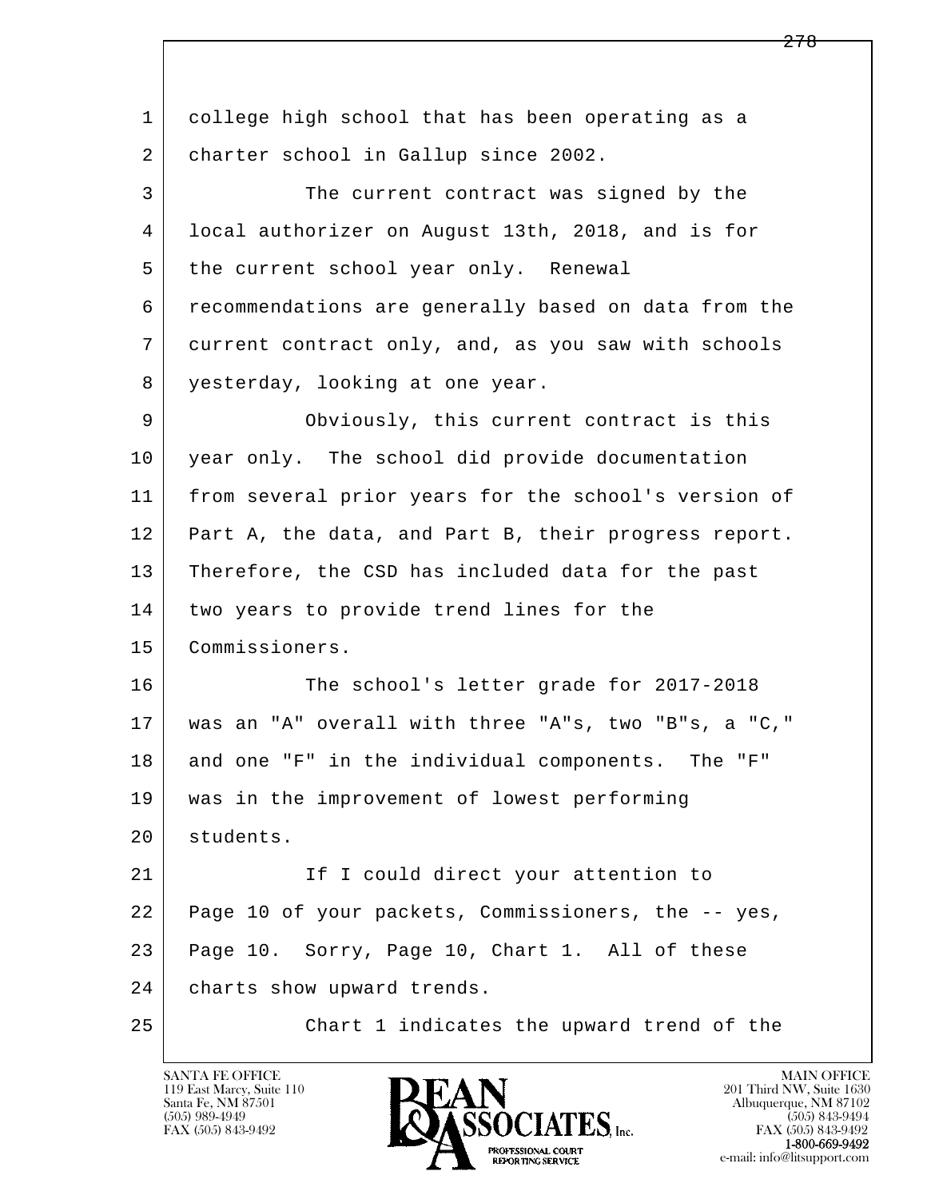college high school that has been operating as a charter school in Gallup since 2002.

The current contract was signed by the local authorizer on August 13th, 2018, and is for the current school year only. Renewal recommendations are generally based on data from the current contract only, and, as you saw with schools yesterday, looking at one year.

Obviously, this current contract is this year only. The school did provide documentation from several prior years for the school's version of Part A, the data, and Part B, their progress report. Therefore, the CSD has included data for the past two years to provide trend lines for the Commissioners.

The school's letter grade for 2017-2018 was an "A" overall with three "A"s, two "B"s, a "C," and one "F" in the individual components. The "F" was in the improvement of lowest performing students.

If I could direct your attention to Page 10 of your packets, Commissioners, the -- yes, Page 10. Sorry, Page 10, Chart 1. All of these charts show upward trends.

Chart 1 indicates the upward trend of the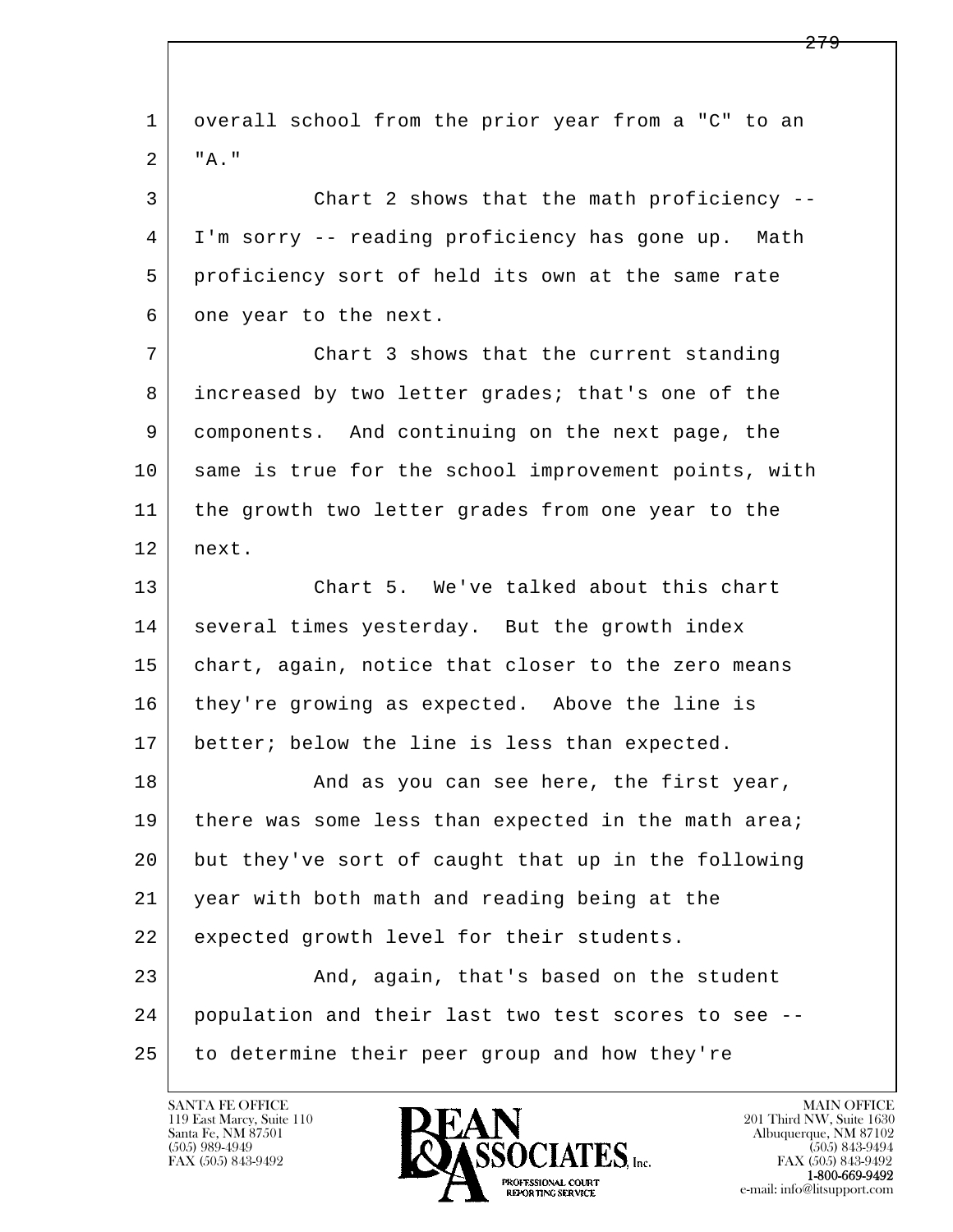overall school from the prior year from a "C" to an "A."

Chart 2 shows that the math proficiency -- I'm sorry -- reading proficiency has gone up. Math proficiency sort of held its own at the same rate one year to the next.

Chart 3 shows that the current standing increased by two letter grades; that's one of the components. And continuing on the next page, the same is true for the school improvement points, with the growth two letter grades from one year to the next.

Chart 5. We've talked about this chart several times yesterday. But the growth index chart, again, notice that closer to the zero means they're growing as expected. Above the line is better; below the line is less than expected.

And as you can see here, the first year, there was some less than expected in the math area; but they've sort of caught that up in the following year with both math and reading being at the expected growth level for their students.

And, again, that's based on the student population and their last two test scores to see -- to determine their peer group and how they're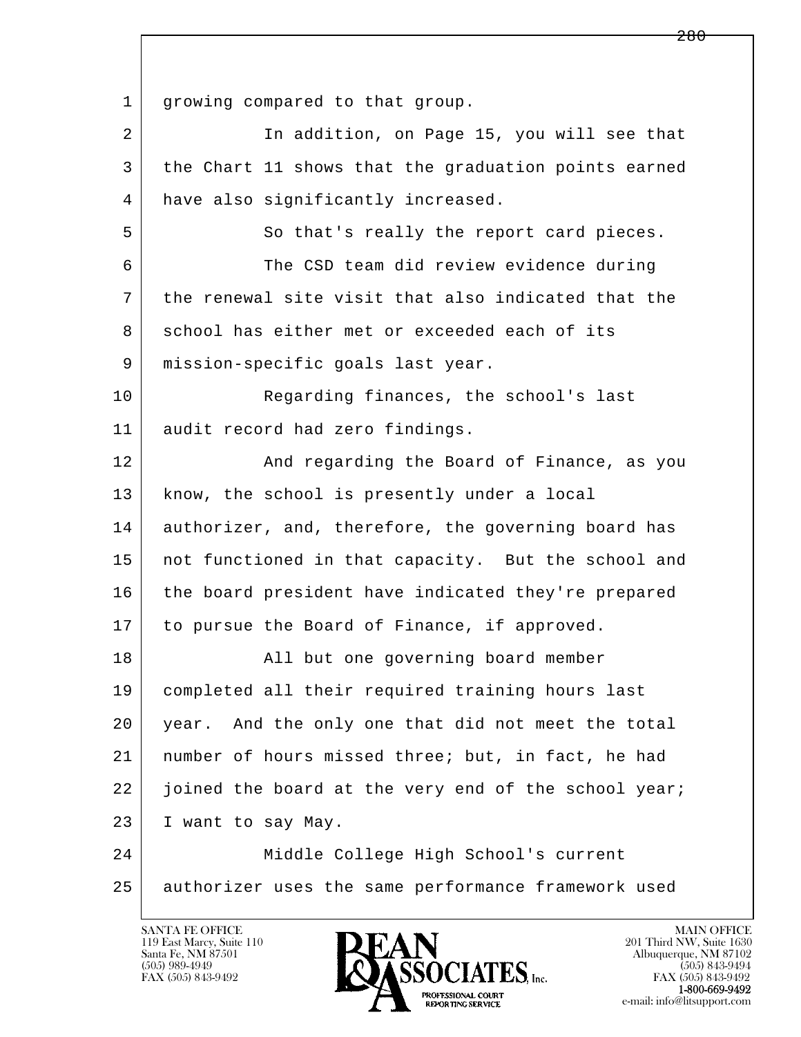growing compared to that group.

In addition, on Page 15, you will see that the Chart 11 shows that the graduation points earned have also significantly increased.

So that's really the report card pieces.

The CSD team did review evidence during the renewal site visit that also indicated that the school has either met or exceeded each of its mission-specific goals last year.

Regarding finances, the school's last audit record had zero findings.

And regarding the Board of Finance, as you know, the school is presently under a local authorizer, and, therefore, the governing board has not functioned in that capacity. But the school and the board president have indicated they're prepared to pursue the Board of Finance, if approved.

All but one governing board member completed all their required training hours last year. And the only one that did not meet the total number of hours missed three; but, in fact, he had joined the board at the very end of the school year; I want to say May.

Middle College High School's current authorizer uses the same performance framework used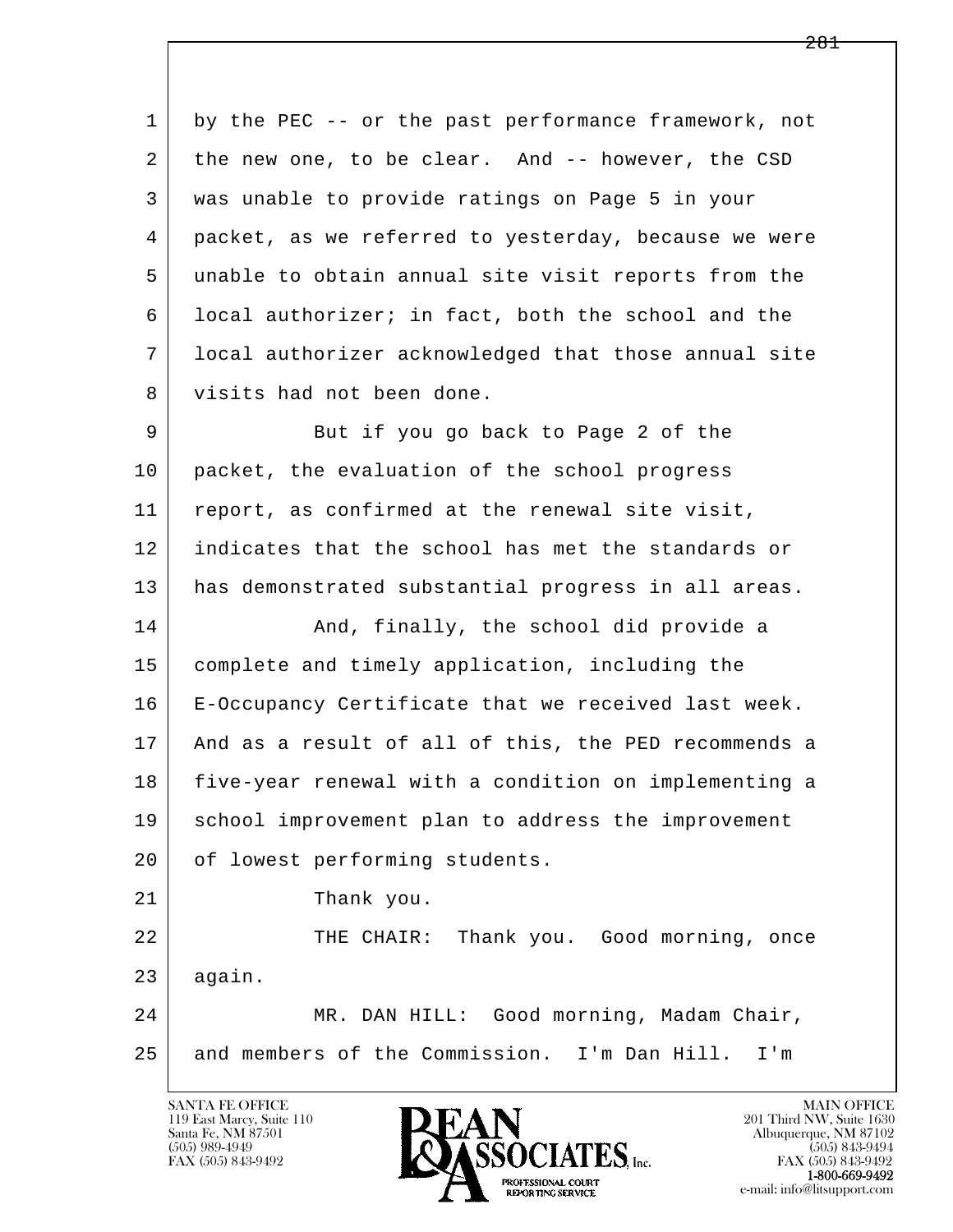by the PEC -- or the past performance framework, not the new one, to be clear. And -- however, the CSD was unable to provide ratings on Page 5 in your packet, as we referred to yesterday, because we were unable to obtain annual site visit reports from the local authorizer; in fact, both the school and the local authorizer acknowledged that those annual site visits had not been done.

But if you go back to Page 2 of the packet, the evaluation of the school progress report, as confirmed at the renewal site visit, indicates that the school has met the standards or has demonstrated substantial progress in all areas.

And, finally, the school did provide a complete and timely application, including the E-Occupancy Certificate that we received last week. And as a result of all of this, the PED recommends a five-year renewal with a condition on implementing a school improvement plan to address the improvement of lowest performing students.

Thank you.

THE CHAIR: Thank you. Good morning, once again.

MR. DAN HILL: Good morning, Madam Chair, and members of the Commission. I'm Dan Hill. I'm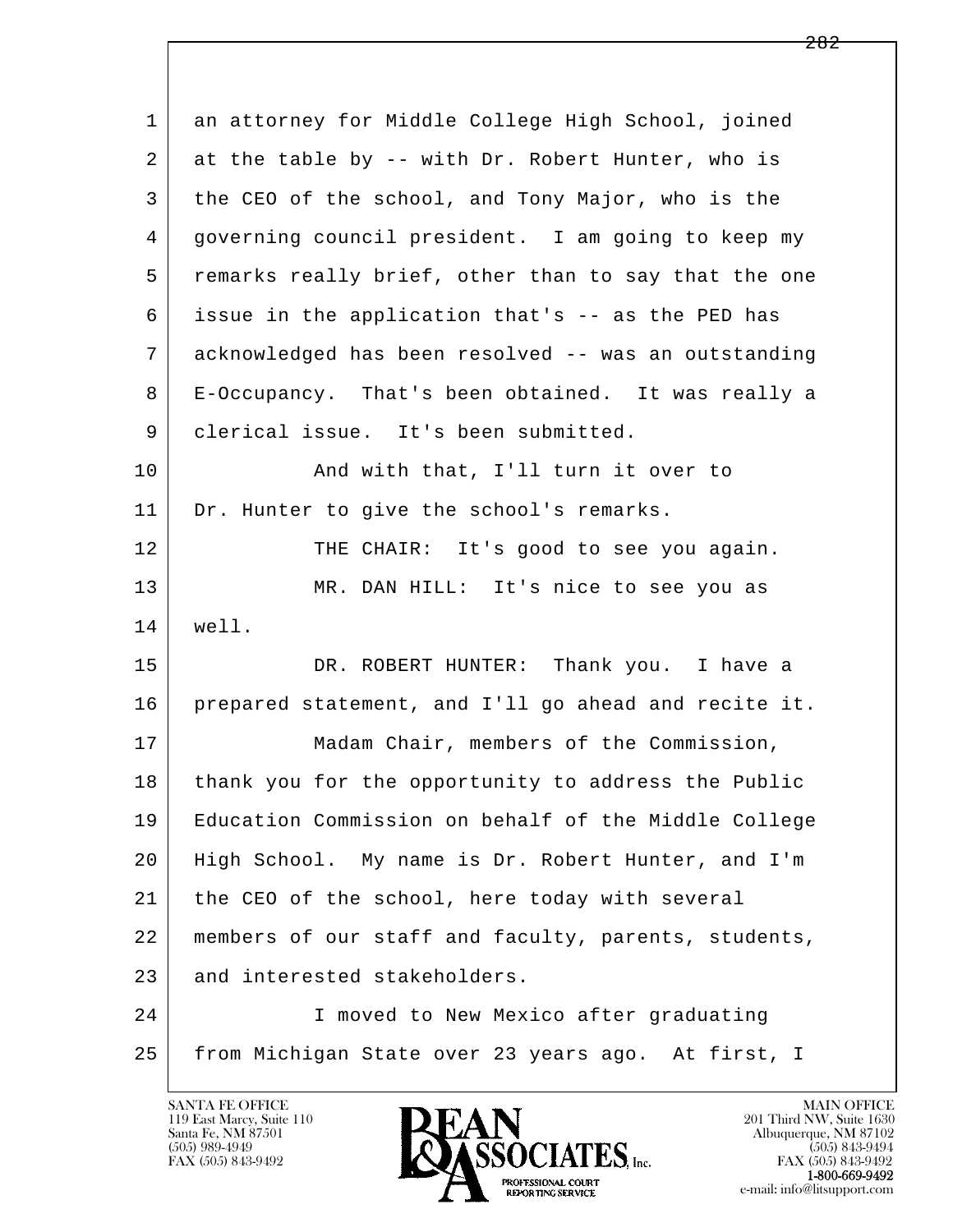an attorney for Middle College High School, joined at the table by -- with Dr. Robert Hunter, who is the CEO of the school, and Tony Major, who is the governing council president. I am going to keep my remarks really brief, other than to say that the one issue in the application that's -- as the PED has acknowledged has been resolved -- was an outstanding E-Occupancy. That's been obtained. It was really a clerical issue. It's been submitted.

And with that, I'll turn it over to Dr. Hunter to give the school's remarks.

THE CHAIR: It's good to see you again.

MR. DAN HILL: It's nice to see you as well.

DR. ROBERT HUNTER: Thank you. I have a prepared statement, and I'll go ahead and recite it.

Madam Chair, members of the Commission, thank you for the opportunity to address the Public Education Commission on behalf of the Middle College High School. My name is Dr. Robert Hunter, and I'm the CEO of the school, here today with several members of our staff and faculty, parents, students, and interested stakeholders.

I moved to New Mexico after graduating from Michigan State over 23 years ago. At first, I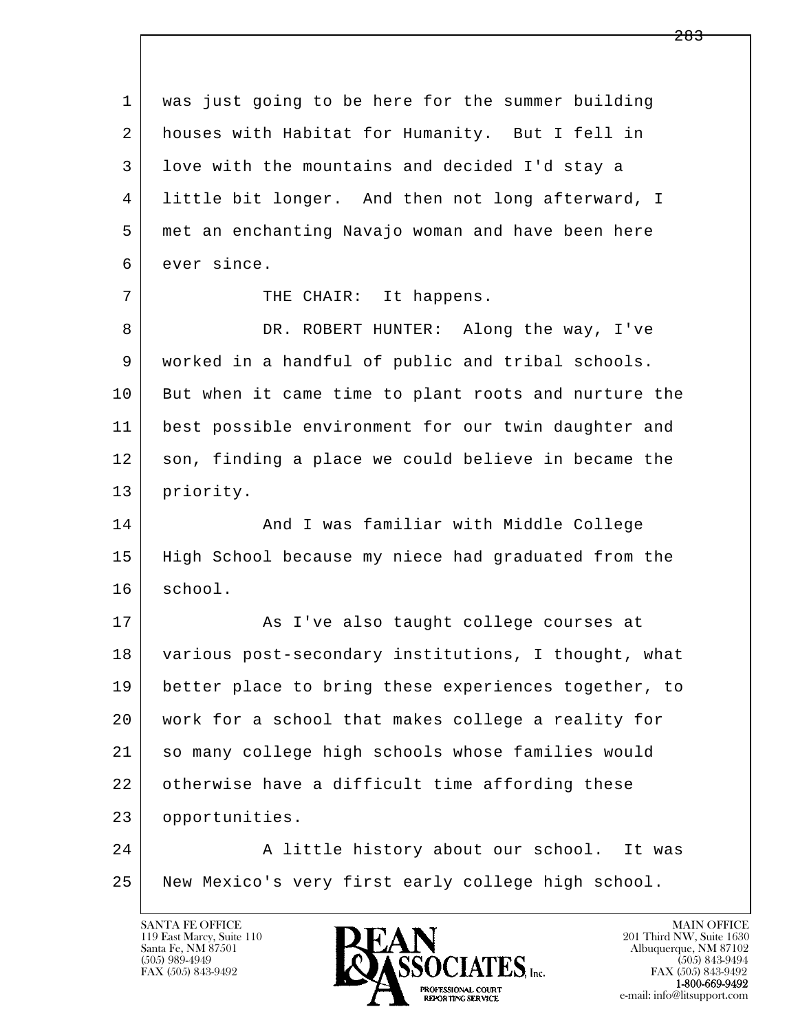was just going to be here for the summer building houses with Habitat for Humanity. But I fell in love with the mountains and decided I'd stay a little bit longer. And then not long afterward, I met an enchanting Navajo woman and have been here ever since.

THE CHAIR: It happens.

DR. ROBERT HUNTER: Along the way, I've worked in a handful of public and tribal schools. But when it came time to plant roots and nurture the best possible environment for our twin daughter and son, finding a place we could believe in became the priority.

And I was familiar with Middle College High School because my niece had graduated from the school.

As I've also taught college courses at various post-secondary institutions, I thought, what better place to bring these experiences together, to work for a school that makes college a reality for so many college high schools whose families would otherwise have a difficult time affording these opportunities.

A little history about our school. It was New Mexico's very first early college high school.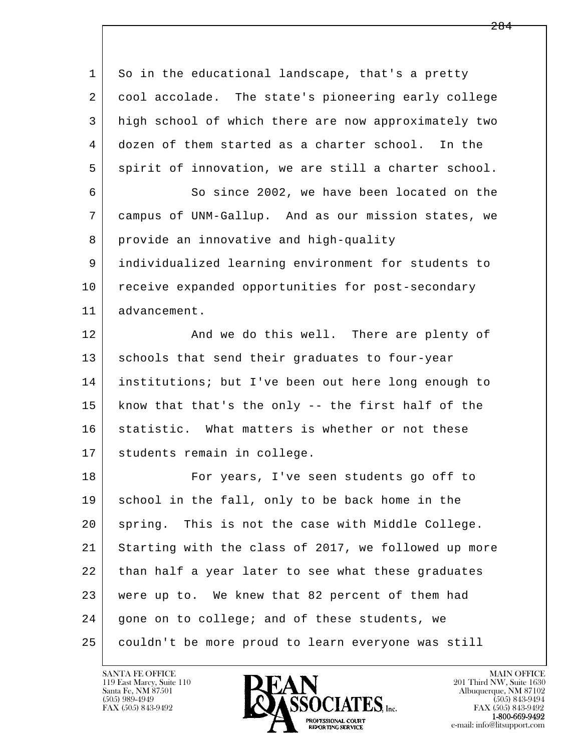So in the educational landscape, that's a pretty cool accolade. The state's pioneering early college high school of which there are now approximately two dozen of them started as a charter school. In the spirit of innovation, we are still a charter school.

So since 2002, we have been located on the campus of UNM-Gallup. And as our mission states, we provide an innovative and high-quality individualized learning environment for students to receive expanded opportunities for post-secondary advancement.

And we do this well. There are plenty of schools that send their graduates to four-year institutions; but I've been out here long enough to know that that's the only -- the first half of the statistic. What matters is whether or not these students remain in college.

For years, I've seen students go off to school in the fall, only to be back home in the spring. This is not the case with Middle College. Starting with the class of 2017, we followed up more than half a year later to see what these graduates were up to. We knew that 82 percent of them had gone on to college; and of these students, we couldn't be more proud to learn everyone was still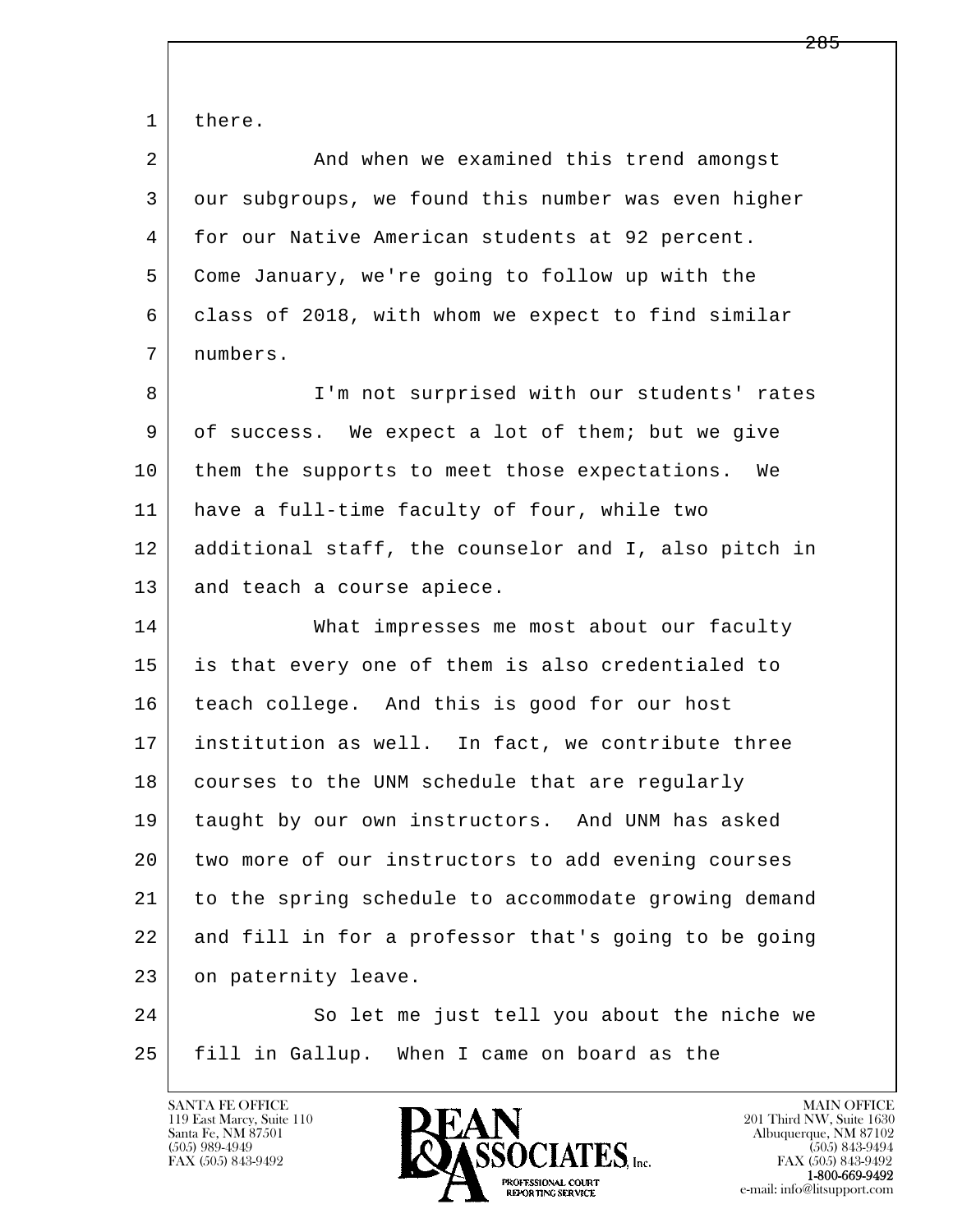there.

And when we examined this trend amongst our subgroups, we found this number was even higher for our Native American students at 92 percent. Come January, we're going to follow up with the class of 2018, with whom we expect to find similar numbers.

I'm not surprised with our students' rates of success. We expect a lot of them; but we give them the supports to meet those expectations. We have a full-time faculty of four, while two additional staff, the counselor and I, also pitch in and teach a course apiece.

What impresses me most about our faculty is that every one of them is also credentialed to teach college. And this is good for our host institution as well. In fact, we contribute three courses to the UNM schedule that are regularly taught by our own instructors. And UNM has asked two more of our instructors to add evening courses to the spring schedule to accommodate growing demand and fill in for a professor that's going to be going on paternity leave.

So let me just tell you about the niche we fill in Gallup. When I came on board as the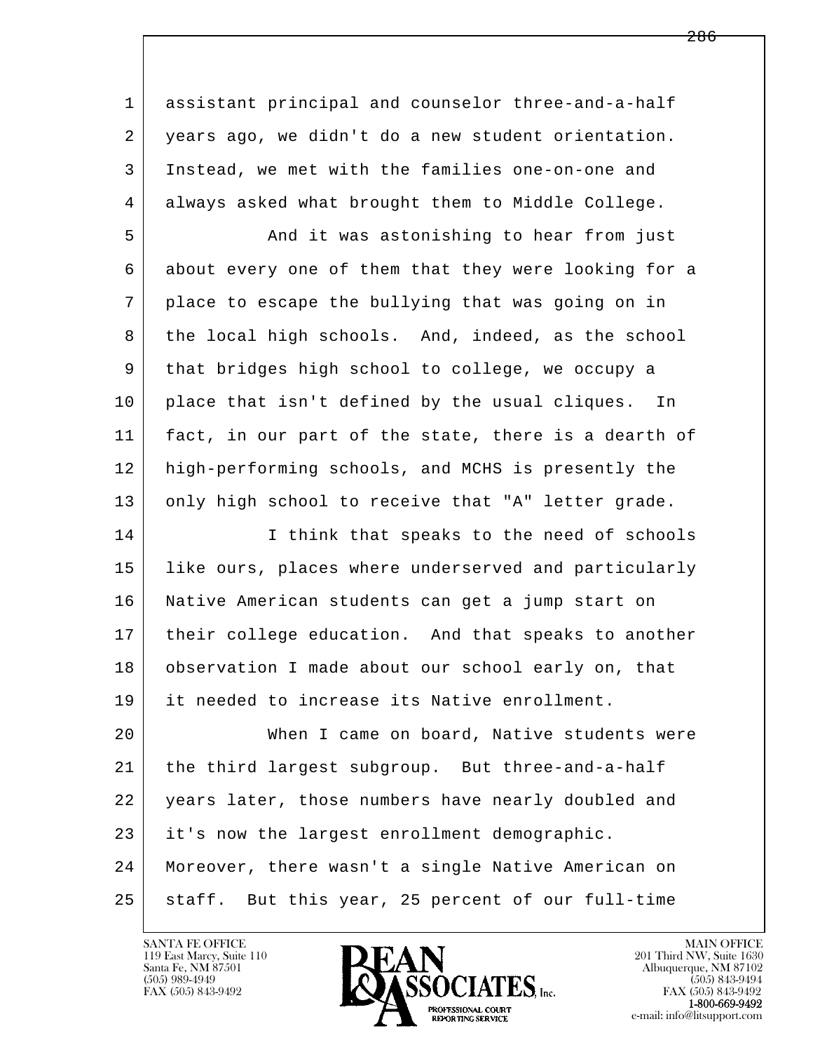assistant principal and counselor three-and-a-half years ago, we didn't do a new student orientation. Instead, we met with the families one-on-one and always asked what brought them to Middle College.

And it was astonishing to hear from just about every one of them that they were looking for a place to escape the bullying that was going on in the local high schools. And, indeed, as the school that bridges high school to college, we occupy a place that isn't defined by the usual cliques. In fact, in our part of the state, there is a dearth of high-performing schools, and MCHS is presently the only high school to receive that "A" letter grade.

I think that speaks to the need of schools like ours, places where underserved and particularly Native American students can get a jump start on their college education. And that speaks to another observation I made about our school early on, that it needed to increase its Native enrollment.

When I came on board, Native students were the third largest subgroup. But three-and-a-half years later, those numbers have nearly doubled and it's now the largest enrollment demographic. Moreover, there wasn't a single Native American on staff. But this year, 25 percent of our full-time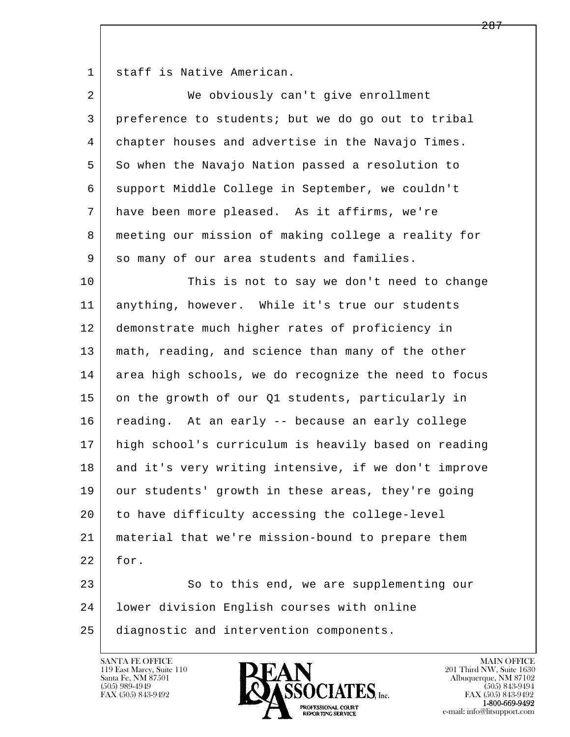staff is Native American.

We obviously can't give enrollment preference to students; but we do go out to tribal chapter houses and advertise in the Navajo Times. So when the Navajo Nation passed a resolution to support Middle College in September, we couldn't have been more pleased. As it affirms, we're meeting our mission of making college a reality for so many of our area students and families.

This is not to say we don't need to change anything, however. While it's true our students demonstrate much higher rates of proficiency in math, reading, and science than many of the other area high schools, we do recognize the need to focus on the growth of our Q1 students, particularly in reading. At an early -- because an early college high school's curriculum is heavily based on reading and it's very writing intensive, if we don't improve our students' growth in these areas, they're going to have difficulty accessing the college-level material that we're mission-bound to prepare them for.

So to this end, we are supplementing our lower division English courses with online diagnostic and intervention components.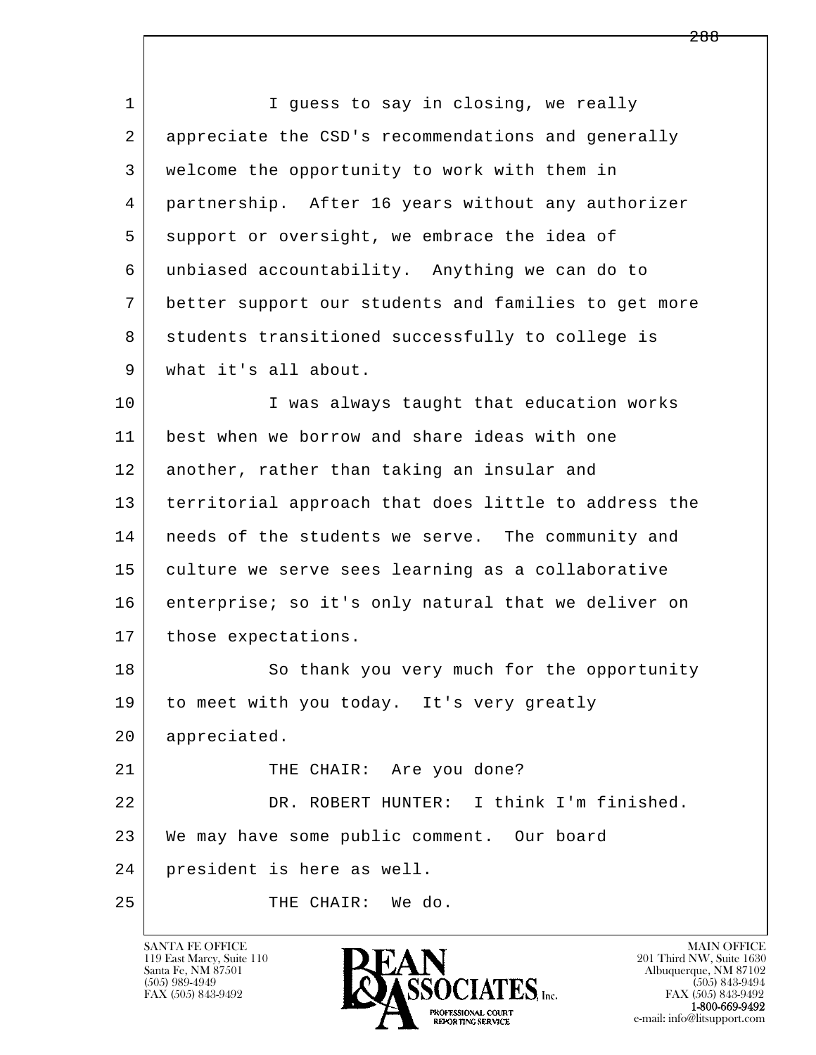I guess to say in closing, we really appreciate the CSD's recommendations and generally welcome the opportunity to work with them in partnership. After 16 years without any authorizer support or oversight, we embrace the idea of unbiased accountability. Anything we can do to better support our students and families to get more students transitioned successfully to college is what it's all about.

I was always taught that education works best when we borrow and share ideas with one another, rather than taking an insular and territorial approach that does little to address the needs of the students we serve. The community and culture we serve sees learning as a collaborative enterprise; so it's only natural that we deliver on those expectations.

So thank you very much for the opportunity to meet with you today. It's very greatly appreciated.

THE CHAIR: Are you done?

DR. ROBERT HUNTER: I think I'm finished. We may have some public comment. Our board president is here as well.

THE CHAIR: We do.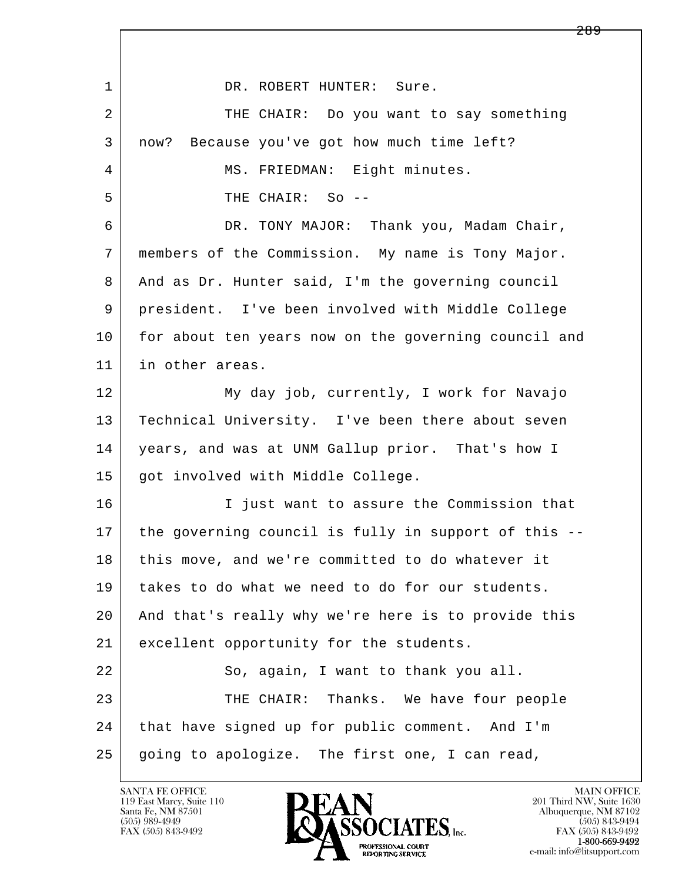DR. ROBERT HUNTER: Sure.

THE CHAIR: Do you want to say something now? Because you've got how much time left?

MS. FRIEDMAN: Eight minutes.

THE CHAIR: So --

DR. TONY MAJOR: Thank you, Madam Chair, members of the Commission. My name is Tony Major. And as Dr. Hunter said, I'm the governing council president. I've been involved with Middle College for about ten years now on the governing council and in other areas.

My day job, currently, I work for Navajo Technical University. I've been there about seven years, and was at UNM Gallup prior. That's how I got involved with Middle College.

I just want to assure the Commission that the governing council is fully in support of this -- this move, and we're committed to do whatever it takes to do what we need to do for our students. And that's really why we're here is to provide this excellent opportunity for the students.

So, again, I want to thank you all.

THE CHAIR: Thanks. We have four people that have signed up for public comment. And I'm going to apologize. The first one, I can read,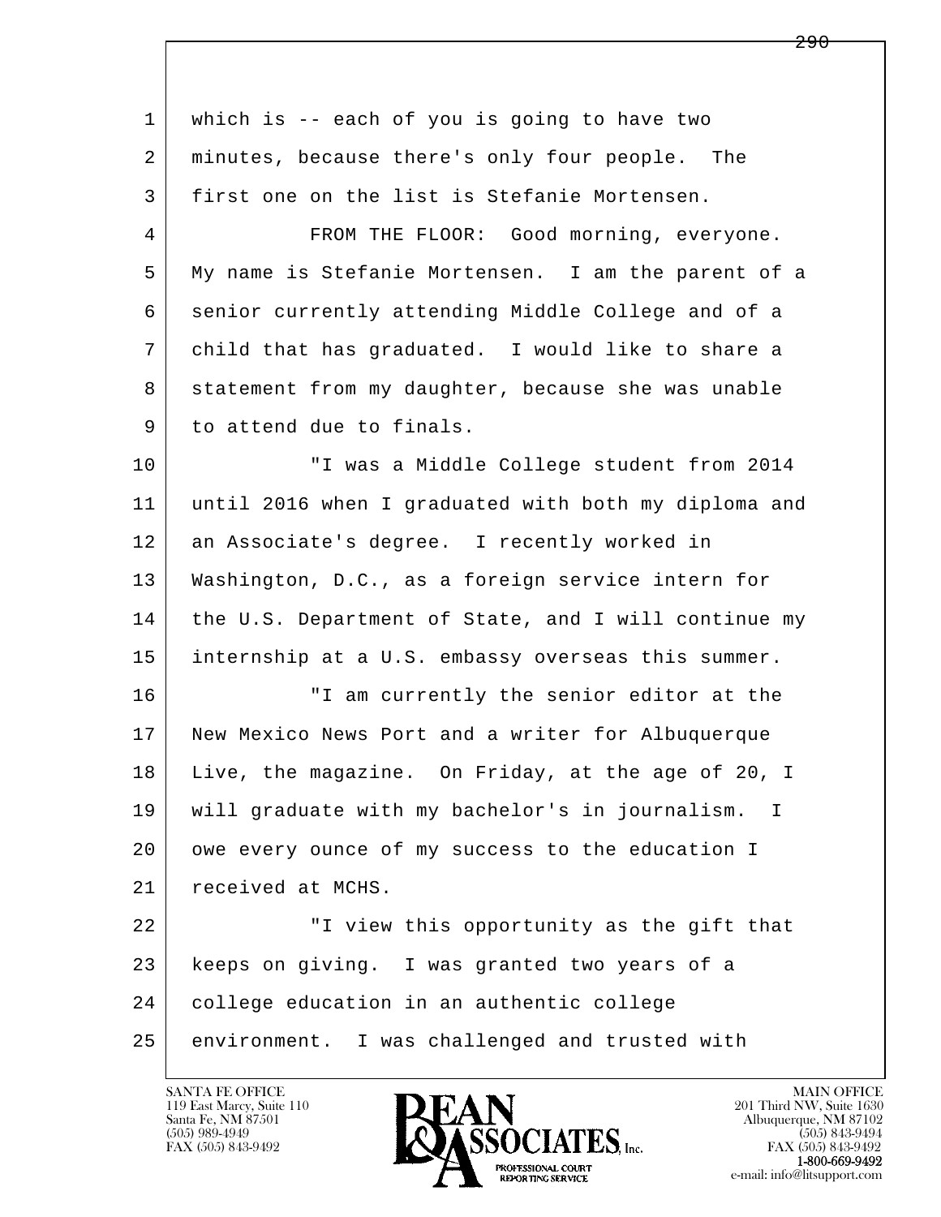1 which is -- each of you is going to have two
2 minutes, because there's only four people. The
3 first one on the list is Stefanie Mortensen.
4 FROM THE FLOOR: Good morning, everyone.
5 My name is Stefanie Mortensen. I am the parent of a
6 senior currently attending Middle College and of a
7 child that has graduated. I would like to share a
8 statement from my daughter, because she was unable
9 to attend due to finals.
10 "I was a Middle College student from 2014
11 until 2016 when I graduated with both my diploma and
12 an Associate's degree. I recently worked in
13 Washington, D.C., as a foreign service intern for
14 the U.S. Department of State, and I will continue my
15 internship at a U.S. embassy overseas this summer.
16 "I am currently the senior editor at the
17 New Mexico News Port and a writer for Albuquerque
18 Live, the magazine. On Friday, at the age of 20, I
19 will graduate with my bachelor's in journalism. I
20 owe every ounce of my success to the education I
21 received at MCHS.
22 "I view this opportunity as the gift that
23 keeps on giving. I was granted two years of a
24 college education in an authentic college
25 environment. I was challenged and trusted with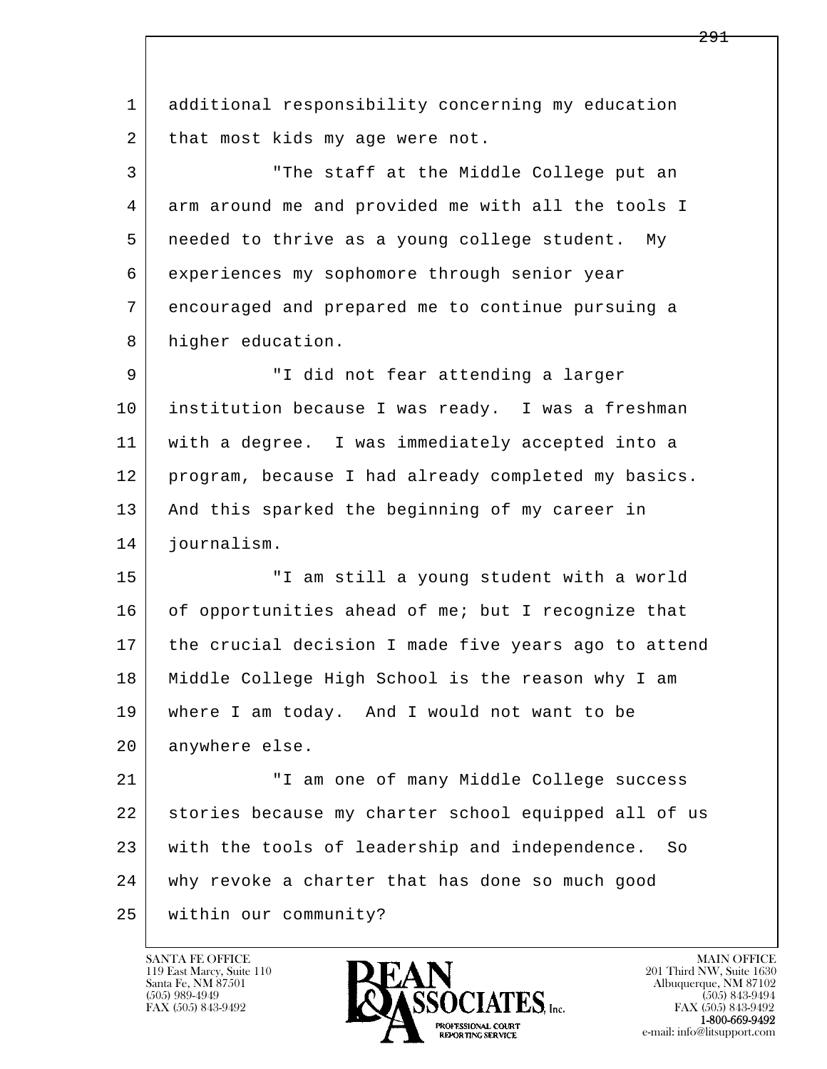additional responsibility concerning my education that most kids my age were not.

"The staff at the Middle College put an arm around me and provided me with all the tools I needed to thrive as a young college student. My experiences my sophomore through senior year encouraged and prepared me to continue pursuing a higher education.

"I did not fear attending a larger institution because I was ready. I was a freshman with a degree. I was immediately accepted into a program, because I had already completed my basics. And this sparked the beginning of my career in journalism.

"I am still a young student with a world of opportunities ahead of me; but I recognize that the crucial decision I made five years ago to attend Middle College High School is the reason why I am where I am today. And I would not want to be anywhere else.

"I am one of many Middle College success stories because my charter school equipped all of us with the tools of leadership and independence. So why revoke a charter that has done so much good within our community?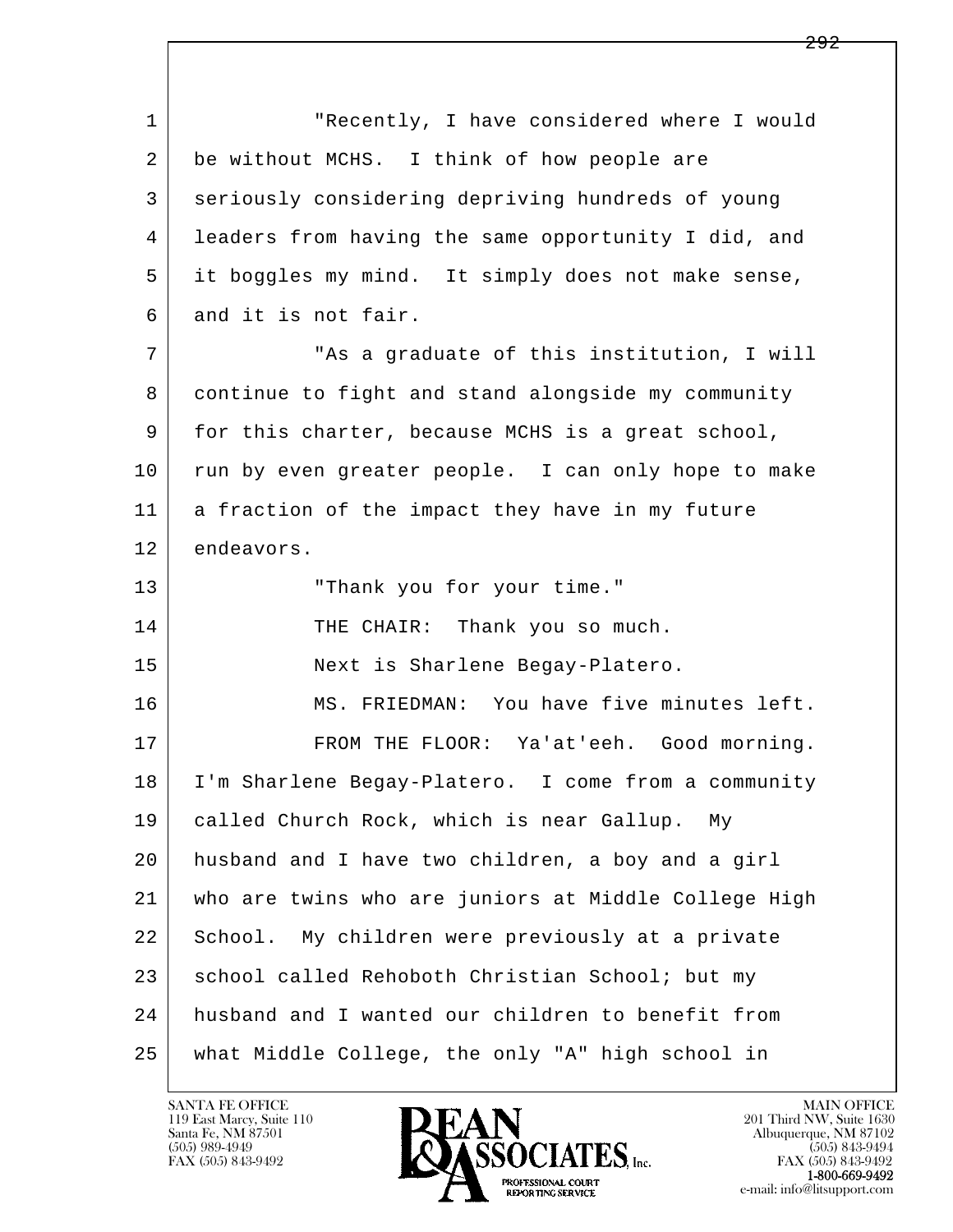"Recently, I have considered where I would be without MCHS. I think of how people are seriously considering depriving hundreds of young leaders from having the same opportunity I did, and it boggles my mind. It simply does not make sense, and it is not fair.

"As a graduate of this institution, I will continue to fight and stand alongside my community for this charter, because MCHS is a great school, run by even greater people. I can only hope to make a fraction of the impact they have in my future endeavors.

"Thank you for your time."

THE CHAIR: Thank you so much.

Next is Sharlene Begay-Platero.

MS. FRIEDMAN: You have five minutes left.

FROM THE FLOOR: Ya'at'eeh. Good morning. I'm Sharlene Begay-Platero. I come from a community called Church Rock, which is near Gallup. My husband and I have two children, a boy and a girl who are twins who are juniors at Middle College High School. My children were previously at a private school called Rehoboth Christian School; but my husband and I wanted our children to benefit from what Middle College, the only "A" high school in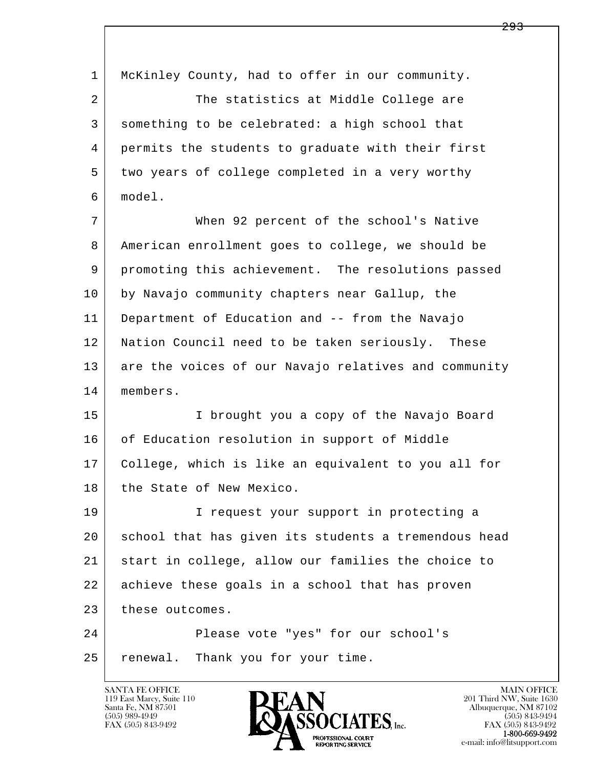McKinley County, had to offer in our community.

The statistics at Middle College are something to be celebrated: a high school that permits the students to graduate with their first two years of college completed in a very worthy model.

When 92 percent of the school's Native American enrollment goes to college, we should be promoting this achievement. The resolutions passed by Navajo community chapters near Gallup, the Department of Education and -- from the Navajo Nation Council need to be taken seriously. These are the voices of our Navajo relatives and community members.

I brought you a copy of the Navajo Board of Education resolution in support of Middle College, which is like an equivalent to you all for the State of New Mexico.

I request your support in protecting a school that has given its students a tremendous head start in college, allow our families the choice to achieve these goals in a school that has proven these outcomes.

Please vote "yes" for our school's renewal. Thank you for your time.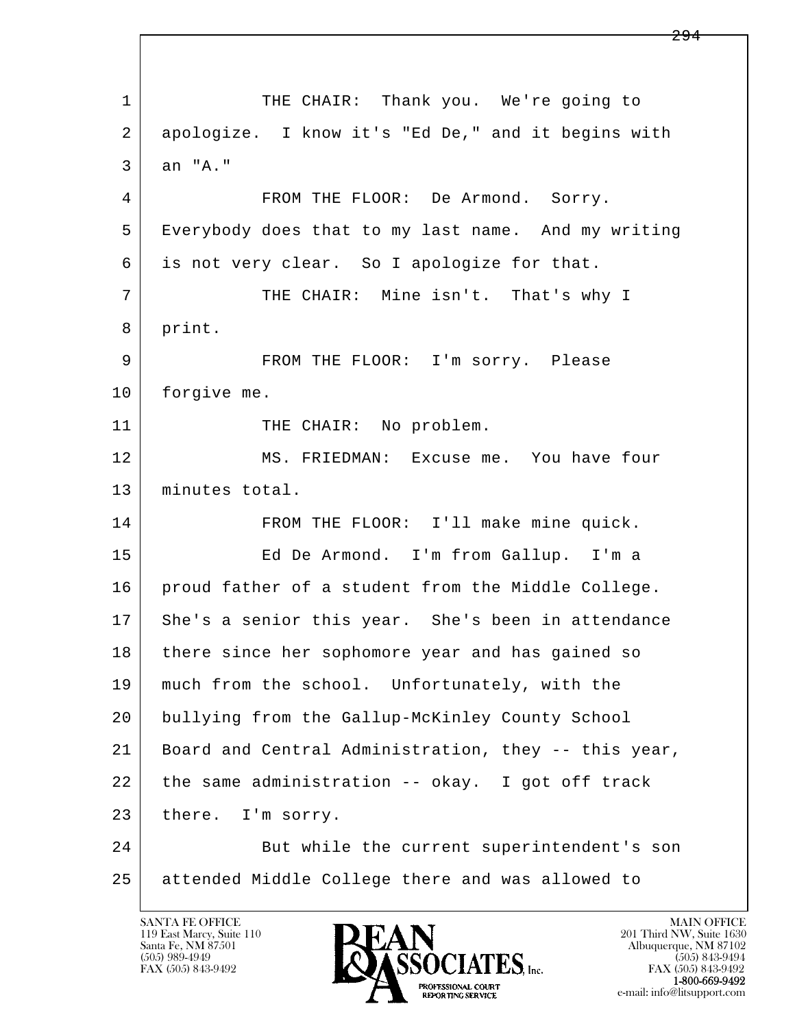THE CHAIR: Thank you. We're going to apologize. I know it's "Ed De," and it begins with an "A."

FROM THE FLOOR: De Armond. Sorry. Everybody does that to my last name. And my writing is not very clear. So I apologize for that.

THE CHAIR: Mine isn't. That's why I print.

FROM THE FLOOR: I'm sorry. Please forgive me.

THE CHAIR: No problem.

MS. FRIEDMAN: Excuse me. You have four minutes total.

FROM THE FLOOR: I'll make mine quick.

Ed De Armond. I'm from Gallup. I'm a proud father of a student from the Middle College. She's a senior this year. She's been in attendance there since her sophomore year and has gained so much from the school. Unfortunately, with the bullying from the Gallup-McKinley County School Board and Central Administration, they -- this year, the same administration -- okay. I got off track there. I'm sorry.

But while the current superintendent's son attended Middle College there and was allowed to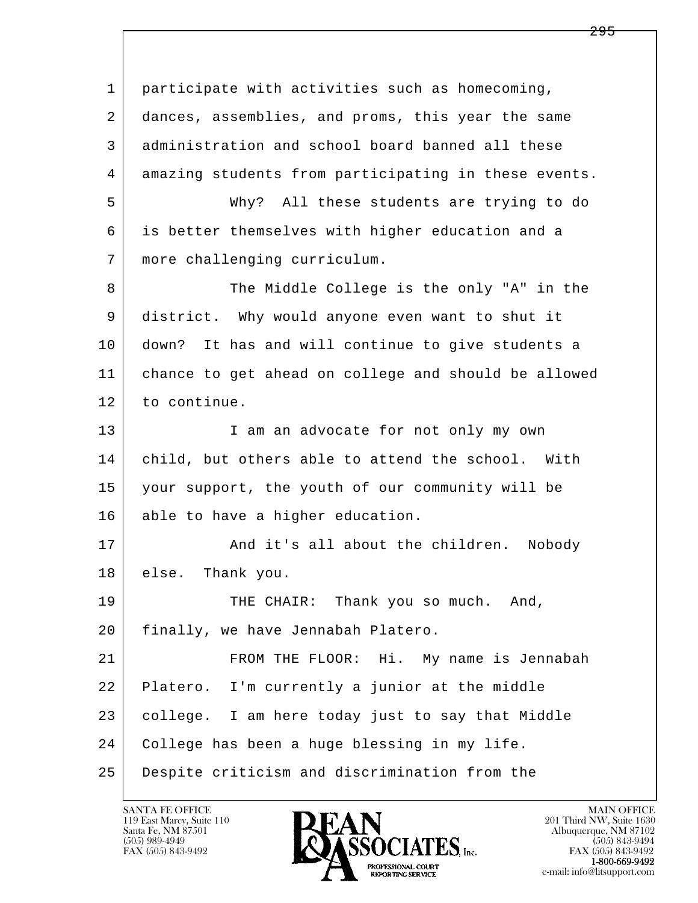participate with activities such as homecoming, dances, assemblies, and proms, this year the same administration and school board banned all these amazing students from participating in these events.

Why? All these students are trying to do is better themselves with higher education and a more challenging curriculum.

The Middle College is the only "A" in the district. Why would anyone even want to shut it down? It has and will continue to give students a chance to get ahead on college and should be allowed to continue.

I am an advocate for not only my own child, but others able to attend the school. With your support, the youth of our community will be able to have a higher education.

And it's all about the children. Nobody else. Thank you.

THE CHAIR: Thank you so much. And, finally, we have Jennabah Platero.

FROM THE FLOOR: Hi. My name is Jennabah Platero. I'm currently a junior at the middle college. I am here today just to say that Middle College has been a huge blessing in my life. Despite criticism and discrimination from the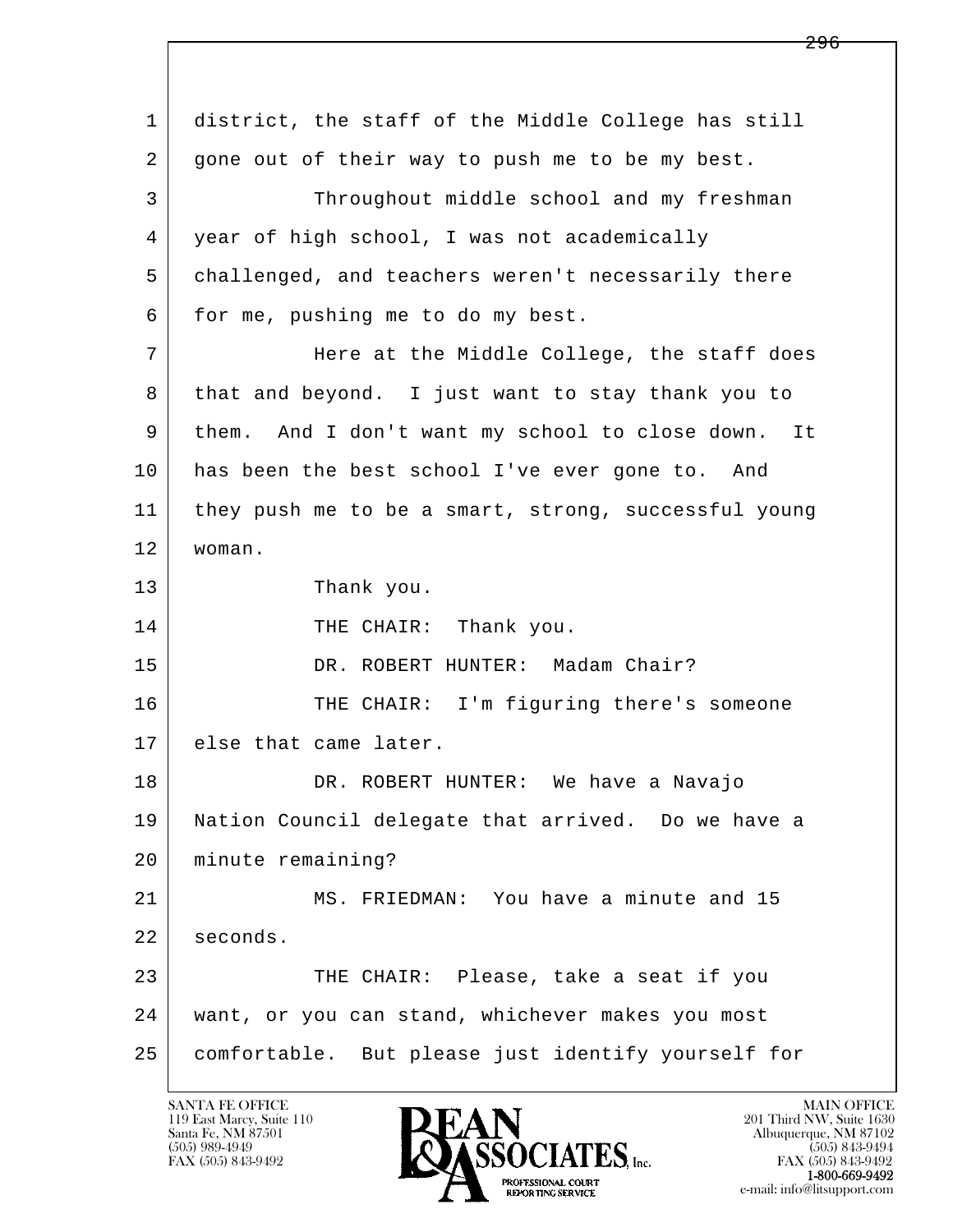district, the staff of the Middle College has still gone out of their way to push me to be my best.

Throughout middle school and my freshman year of high school, I was not academically challenged, and teachers weren't necessarily there for me, pushing me to do my best.

Here at the Middle College, the staff does that and beyond. I just want to stay thank you to them. And I don't want my school to close down. It has been the best school I've ever gone to. And they push me to be a smart, strong, successful young woman.

Thank you.

THE CHAIR: Thank you.

DR. ROBERT HUNTER: Madam Chair?

THE CHAIR: I'm figuring there's someone else that came later.

DR. ROBERT HUNTER: We have a Navajo Nation Council delegate that arrived. Do we have a minute remaining?

MS. FRIEDMAN: You have a minute and 15 seconds.

THE CHAIR: Please, take a seat if you want, or you can stand, whichever makes you most comfortable. But please just identify yourself for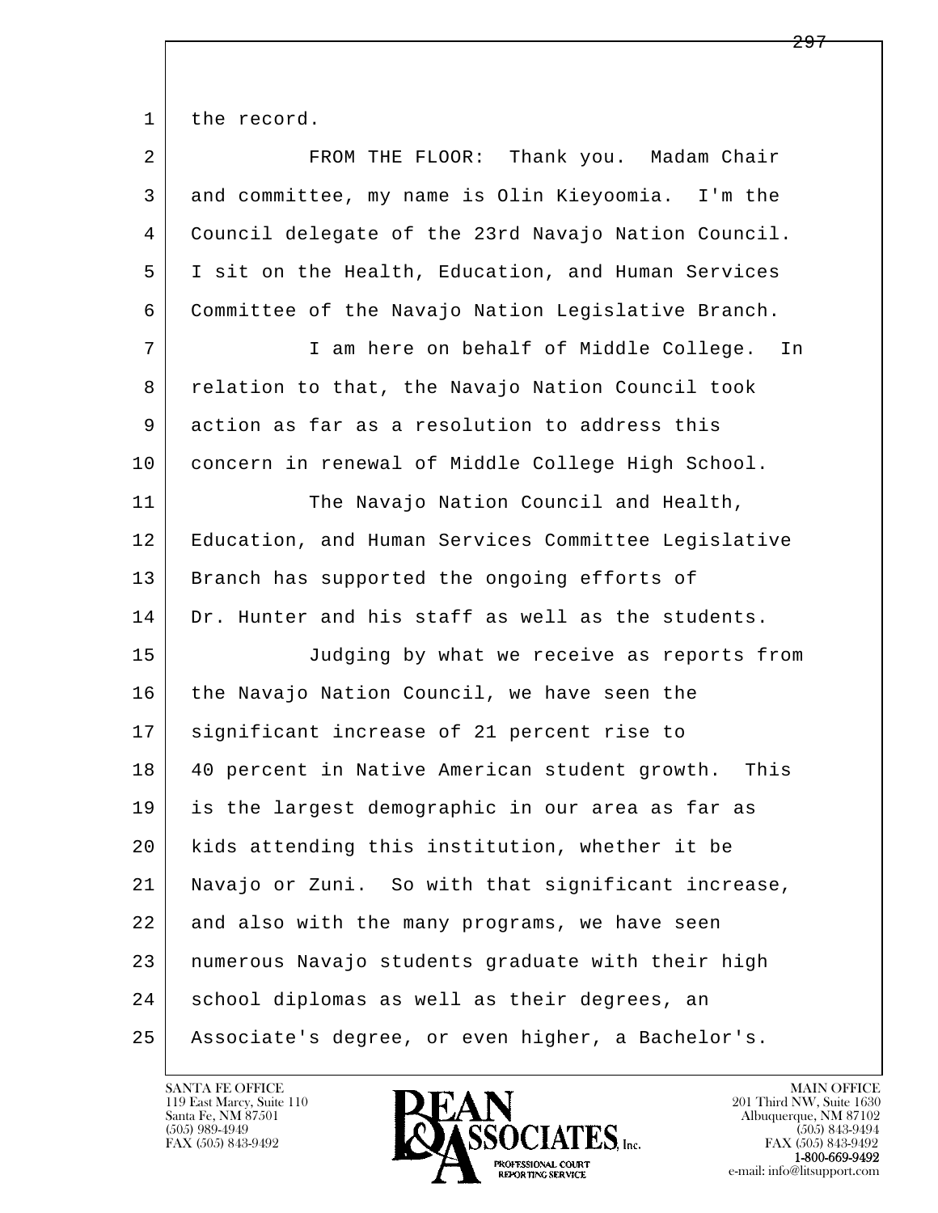1 the record.

2 FROM THE FLOOR: Thank you. Madam Chair

3 and committee, my name is Olin Kieyoomia. I'm the

4 Council delegate of the 23rd Navajo Nation Council.

5 I sit on the Health, Education, and Human Services

6 Committee of the Navajo Nation Legislative Branch.

7 I am here on behalf of Middle College. In

8 relation to that, the Navajo Nation Council took

9 action as far as a resolution to address this

10 concern in renewal of Middle College High School.

11 The Navajo Nation Council and Health,

12 Education, and Human Services Committee Legislative

13 Branch has supported the ongoing efforts of

14 Dr. Hunter and his staff as well as the students.

15 Judging by what we receive as reports from

16 the Navajo Nation Council, we have seen the

17 significant increase of 21 percent rise to

18 40 percent in Native American student growth. This

19 is the largest demographic in our area as far as

20 kids attending this institution, whether it be

21 Navajo or Zuni. So with that significant increase,

22 and also with the many programs, we have seen

23 numerous Navajo students graduate with their high

24 school diplomas as well as their degrees, an

25 Associate's degree, or even higher, a Bachelor's.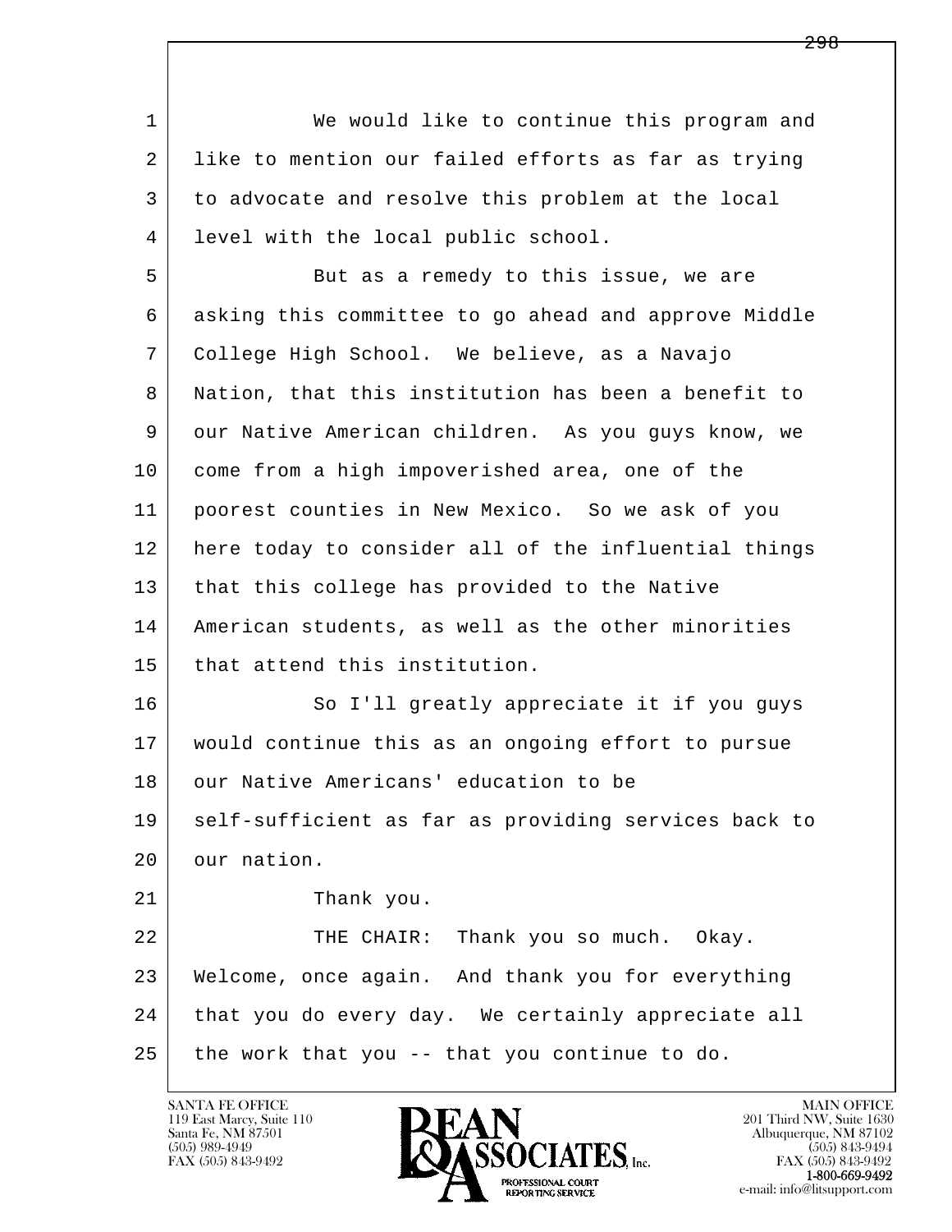We would like to continue this program and like to mention our failed efforts as far as trying to advocate and resolve this problem at the local level with the local public school.

But as a remedy to this issue, we are asking this committee to go ahead and approve Middle College High School. We believe, as a Navajo Nation, that this institution has been a benefit to our Native American children. As you guys know, we come from a high impoverished area, one of the poorest counties in New Mexico. So we ask of you here today to consider all of the influential things that this college has provided to the Native American students, as well as the other minorities that attend this institution.

So I'll greatly appreciate it if you guys would continue this as an ongoing effort to pursue our Native Americans' education to be self-sufficient as far as providing services back to our nation.

Thank you.

THE CHAIR: Thank you so much. Okay. Welcome, once again. And thank you for everything that you do every day. We certainly appreciate all the work that you -- that you continue to do.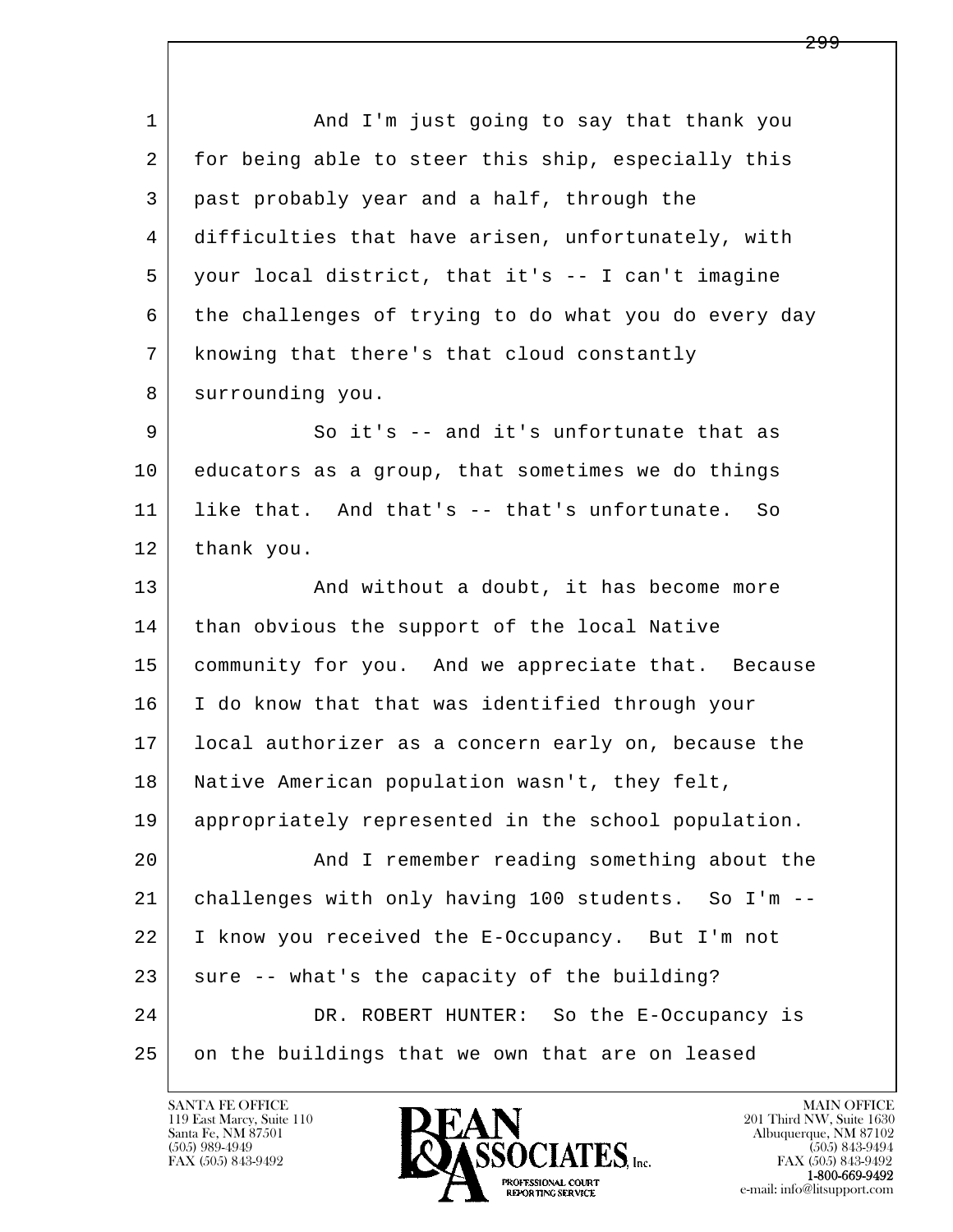1 And I'm just going to say that thank you
2 for being able to steer this ship, especially this
3 past probably year and a half, through the
4 difficulties that have arisen, unfortunately, with
5 your local district, that it's -- I can't imagine
6 the challenges of trying to do what you do every day
7 knowing that there's that cloud constantly
8 surrounding you.
9 So it's -- and it's unfortunate that as
10 educators as a group, that sometimes we do things
11 like that. And that's -- that's unfortunate. So
12 thank you.
13 And without a doubt, it has become more
14 than obvious the support of the local Native
15 community for you. And we appreciate that. Because
16 I do know that that was identified through your
17 local authorizer as a concern early on, because the
18 Native American population wasn't, they felt,
19 appropriately represented in the school population.
20 And I remember reading something about the
21 challenges with only having 100 students. So I'm --
22 I know you received the E-Occupancy. But I'm not
23 sure -- what's the capacity of the building?
24 DR. ROBERT HUNTER: So the E-Occupancy is
25 on the buildings that we own that are on leased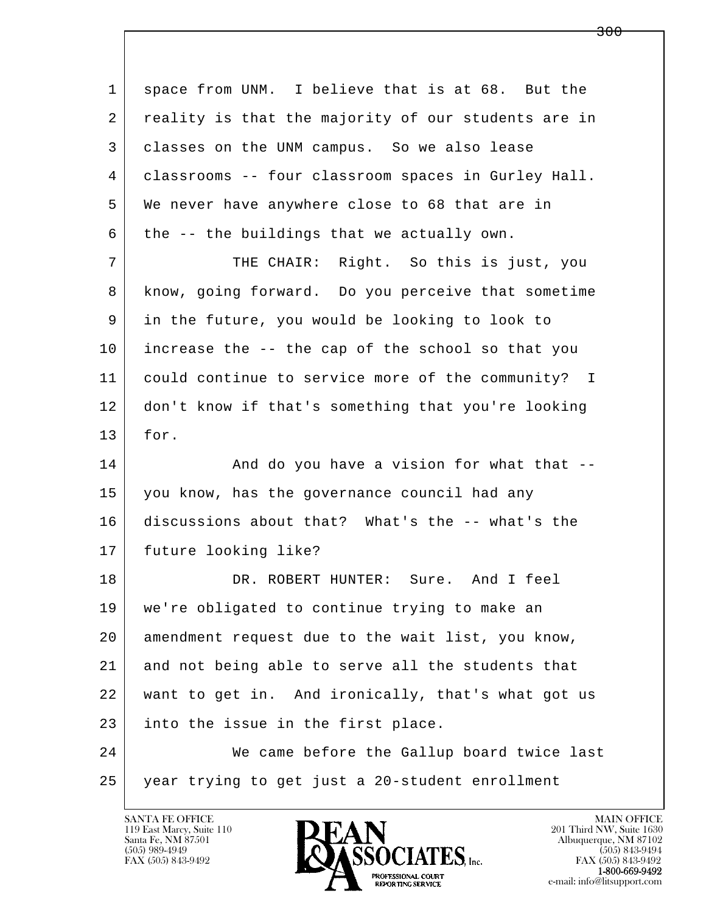space from UNM. I believe that is at 68. But the reality is that the majority of our students are in classes on the UNM campus. So we also lease classrooms -- four classroom spaces in Gurley Hall. We never have anywhere close to 68 that are in the -- the buildings that we actually own.

THE CHAIR: Right. So this is just, you know, going forward. Do you perceive that sometime in the future, you would be looking to look to increase the -- the cap of the school so that you could continue to service more of the community? I don't know if that's something that you're looking for.

And do you have a vision for what that -- you know, has the governance council had any discussions about that? What's the -- what's the future looking like?

DR. ROBERT HUNTER: Sure. And I feel we're obligated to continue trying to make an amendment request due to the wait list, you know, and not being able to serve all the students that want to get in. And ironically, that's what got us into the issue in the first place.

We came before the Gallup board twice last year trying to get just a 20-student enrollment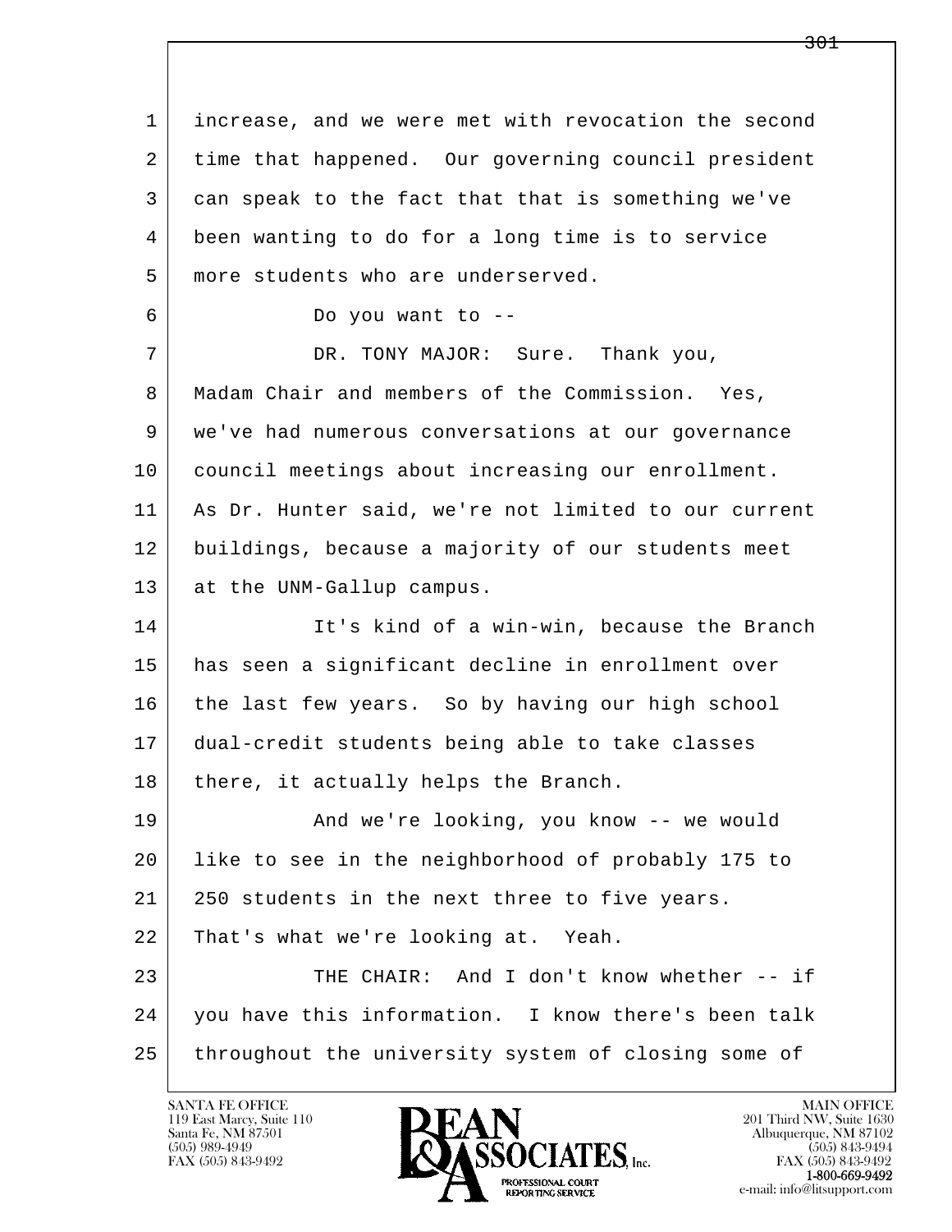increase, and we were met with revocation the second time that happened. Our governing council president can speak to the fact that that is something we've been wanting to do for a long time is to service more students who are underserved.

Do you want to --

DR. TONY MAJOR: Sure. Thank you, Madam Chair and members of the Commission. Yes, we've had numerous conversations at our governance council meetings about increasing our enrollment. As Dr. Hunter said, we're not limited to our current buildings, because a majority of our students meet at the UNM-Gallup campus.

It's kind of a win-win, because the Branch has seen a significant decline in enrollment over the last few years. So by having our high school dual-credit students being able to take classes there, it actually helps the Branch.

And we're looking, you know -- we would like to see in the neighborhood of probably 175 to 250 students in the next three to five years. That's what we're looking at. Yeah.

THE CHAIR: And I don't know whether -- if you have this information. I know there's been talk throughout the university system of closing some of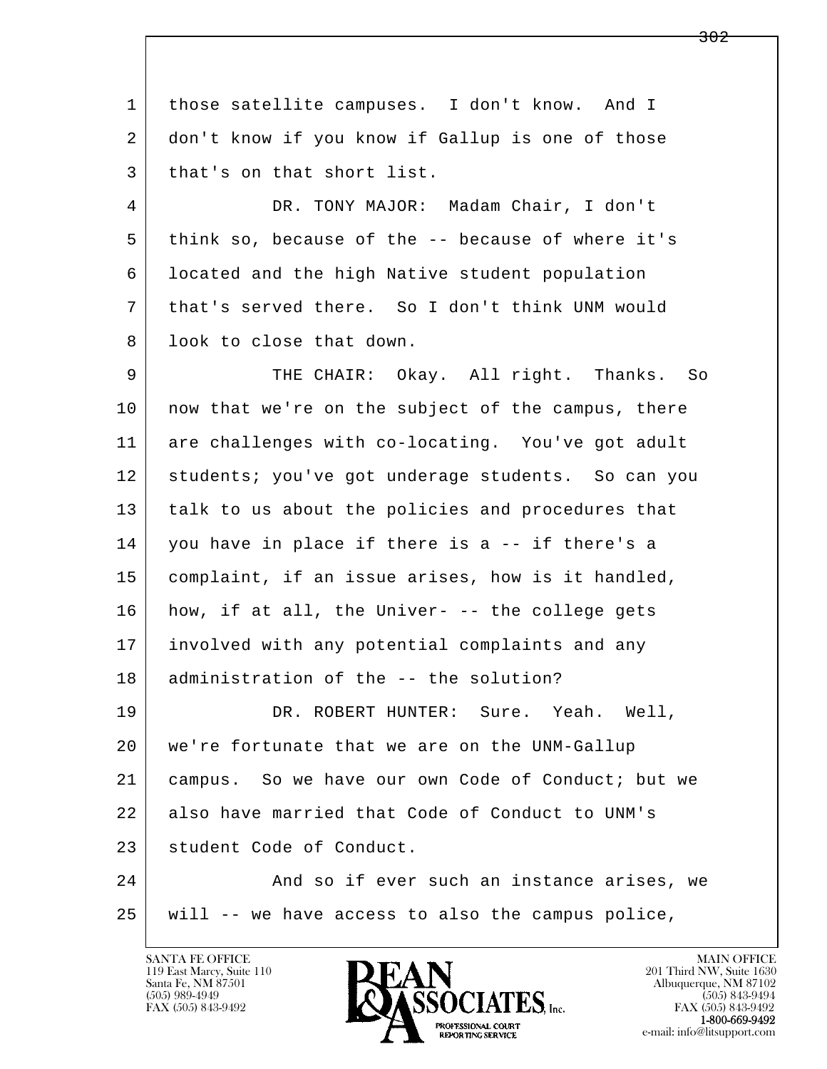1 those satellite campuses. I don't know. And I
2 don't know if you know if Gallup is one of those
3 that's on that short list.

4 DR. TONY MAJOR: Madam Chair, I don't
5 think so, because of the -- because of where it's
6 located and the high Native student population
7 that's served there. So I don't think UNM would
8 look to close that down.

9 THE CHAIR: Okay. All right. Thanks. So
10 now that we're on the subject of the campus, there
11 are challenges with co-locating. You've got adult
12 students; you've got underage students. So can you
13 talk to us about the policies and procedures that
14 you have in place if there is a -- if there's a
15 complaint, if an issue arises, how is it handled,
16 how, if at all, the Univer- -- the college gets
17 involved with any potential complaints and any
18 administration of the -- the solution?

19 DR. ROBERT HUNTER: Sure. Yeah. Well,
20 we're fortunate that we are on the UNM-Gallup
21 campus. So we have our own Code of Conduct; but we
22 also have married that Code of Conduct to UNM's
23 student Code of Conduct.

24 And so if ever such an instance arises, we
25 will -- we have access to also the campus police,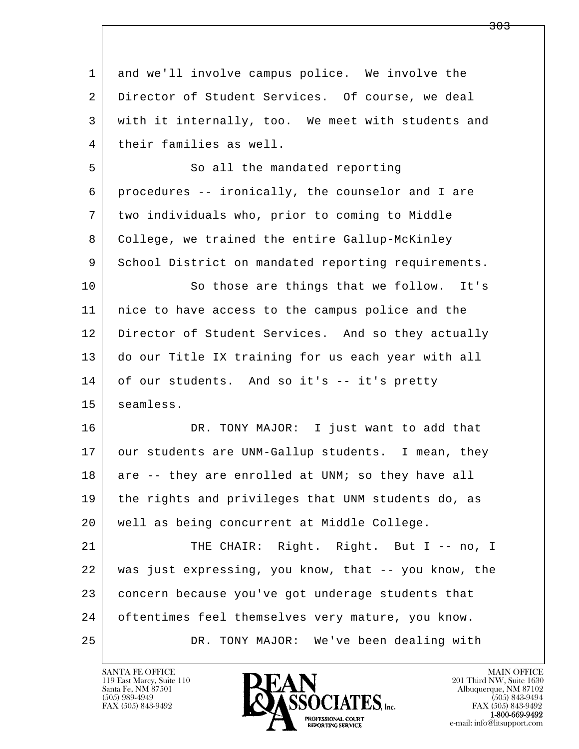and we'll involve campus police. We involve the Director of Student Services. Of course, we deal with it internally, too. We meet with students and their families as well.

So all the mandated reporting procedures -- ironically, the counselor and I are two individuals who, prior to coming to Middle College, we trained the entire Gallup-McKinley School District on mandated reporting requirements.

So those are things that we follow. It's nice to have access to the campus police and the Director of Student Services. And so they actually do our Title IX training for us each year with all of our students. And so it's -- it's pretty seamless.

DR. TONY MAJOR: I just want to add that our students are UNM-Gallup students. I mean, they are -- they are enrolled at UNM; so they have all the rights and privileges that UNM students do, as well as being concurrent at Middle College.

THE CHAIR: Right. Right. But I -- no, I was just expressing, you know, that -- you know, the concern because you've got underage students that oftentimes feel themselves very mature, you know.

DR. TONY MAJOR: We've been dealing with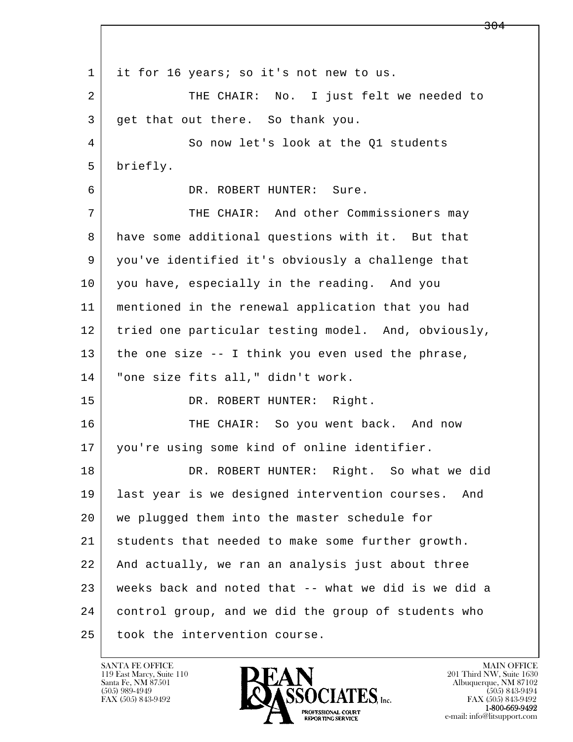it for 16 years; so it's not new to us.

THE CHAIR: No. I just felt we needed to get that out there. So thank you.

So now let's look at the Q1 students briefly.

DR. ROBERT HUNTER: Sure.

THE CHAIR: And other Commissioners may have some additional questions with it. But that you've identified it's obviously a challenge that you have, especially in the reading. And you mentioned in the renewal application that you had tried one particular testing model. And, obviously, the one size -- I think you even used the phrase, "one size fits all," didn't work.

DR. ROBERT HUNTER: Right.

THE CHAIR: So you went back. And now you're using some kind of online identifier.

DR. ROBERT HUNTER: Right. So what we did last year is we designed intervention courses. And we plugged them into the master schedule for students that needed to make some further growth. And actually, we ran an analysis just about three weeks back and noted that -- what we did is we did a control group, and we did the group of students who took the intervention course.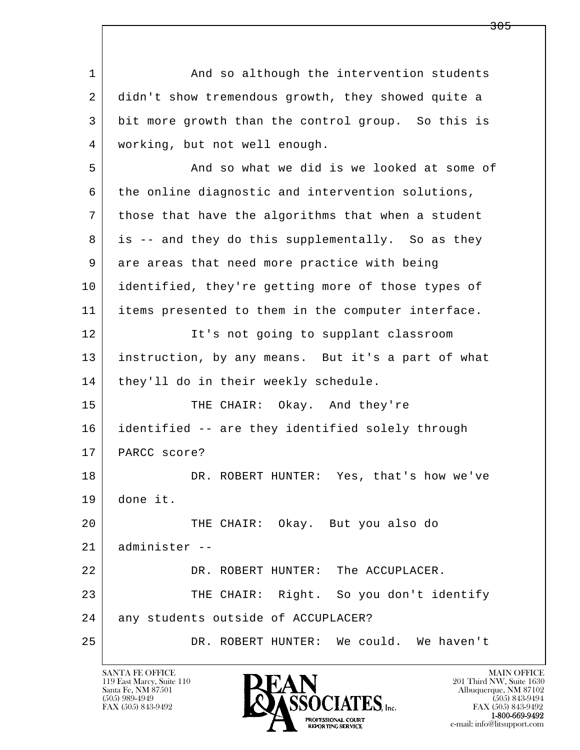1 And so although the intervention students
2 didn't show tremendous growth, they showed quite a
3 bit more growth than the control group. So this is
4 working, but not well enough.
5 And so what we did is we looked at some of
6 the online diagnostic and intervention solutions,
7 those that have the algorithms that when a student
8 is -- and they do this supplementally. So as they
9 are areas that need more practice with being
10 identified, they're getting more of those types of
11 items presented to them in the computer interface.
12 It's not going to supplant classroom
13 instruction, by any means. But it's a part of what
14 they'll do in their weekly schedule.
15 THE CHAIR: Okay. And they're
16 identified -- are they identified solely through
17 PARCC score?
18 DR. ROBERT HUNTER: Yes, that's how we've
19 done it.
20 THE CHAIR: Okay. But you also do
21 administer --
22 DR. ROBERT HUNTER: The ACCUPLACER.
23 THE CHAIR: Right. So you don't identify
24 any students outside of ACCUPLACER?
25 DR. ROBERT HUNTER: We could. We haven't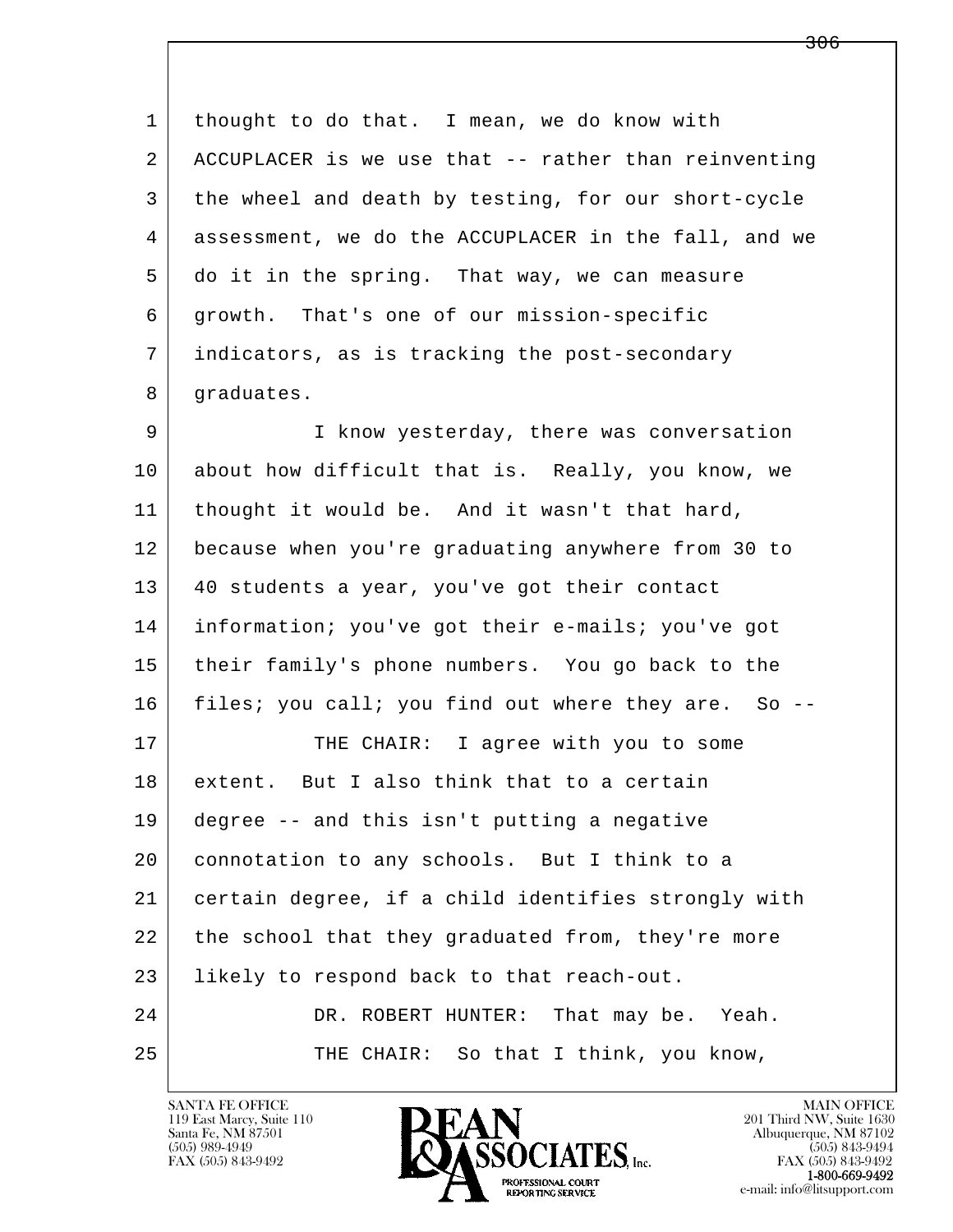thought to do that. I mean, we do know with ACCUPLACER is we use that -- rather than reinventing the wheel and death by testing, for our short-cycle assessment, we do the ACCUPLACER in the fall, and we do it in the spring. That way, we can measure growth. That's one of our mission-specific indicators, as is tracking the post-secondary graduates.

I know yesterday, there was conversation about how difficult that is. Really, you know, we thought it would be. And it wasn't that hard, because when you're graduating anywhere from 30 to 40 students a year, you've got their contact information; you've got their e-mails; you've got their family's phone numbers. You go back to the files; you call; you find out where they are. So --

THE CHAIR: I agree with you to some extent. But I also think that to a certain degree -- and this isn't putting a negative connotation to any schools. But I think to a certain degree, if a child identifies strongly with the school that they graduated from, they're more likely to respond back to that reach-out.

DR. ROBERT HUNTER: That may be. Yeah.

THE CHAIR: So that I think, you know,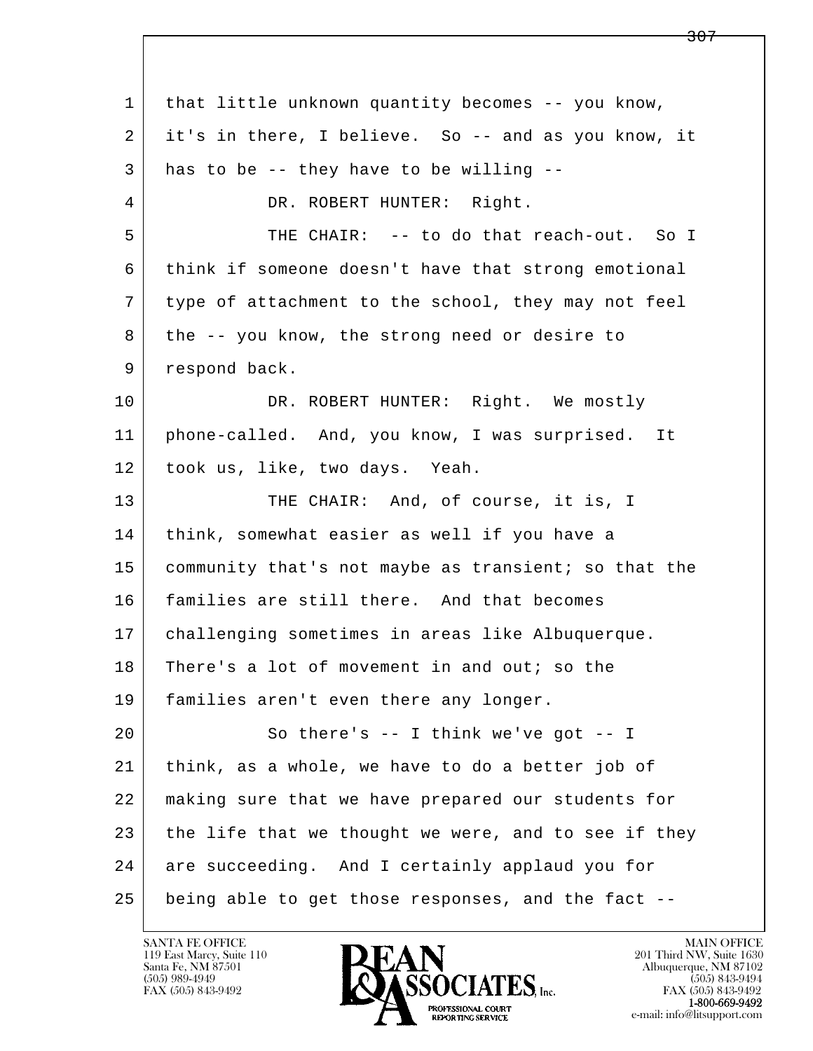that little unknown quantity becomes -- you know, it's in there, I believe. So -- and as you know, it has to be -- they have to be willing --

DR. ROBERT HUNTER: Right.

THE CHAIR: -- to do that reach-out. So I think if someone doesn't have that strong emotional type of attachment to the school, they may not feel the -- you know, the strong need or desire to respond back.

DR. ROBERT HUNTER: Right. We mostly phone-called. And, you know, I was surprised. It took us, like, two days. Yeah.

THE CHAIR: And, of course, it is, I think, somewhat easier as well if you have a community that's not maybe as transient; so that the families are still there. And that becomes challenging sometimes in areas like Albuquerque. There's a lot of movement in and out; so the families aren't even there any longer.

So there's -- I think we've got -- I think, as a whole, we have to do a better job of making sure that we have prepared our students for the life that we thought we were, and to see if they are succeeding. And I certainly applaud you for being able to get those responses, and the fact --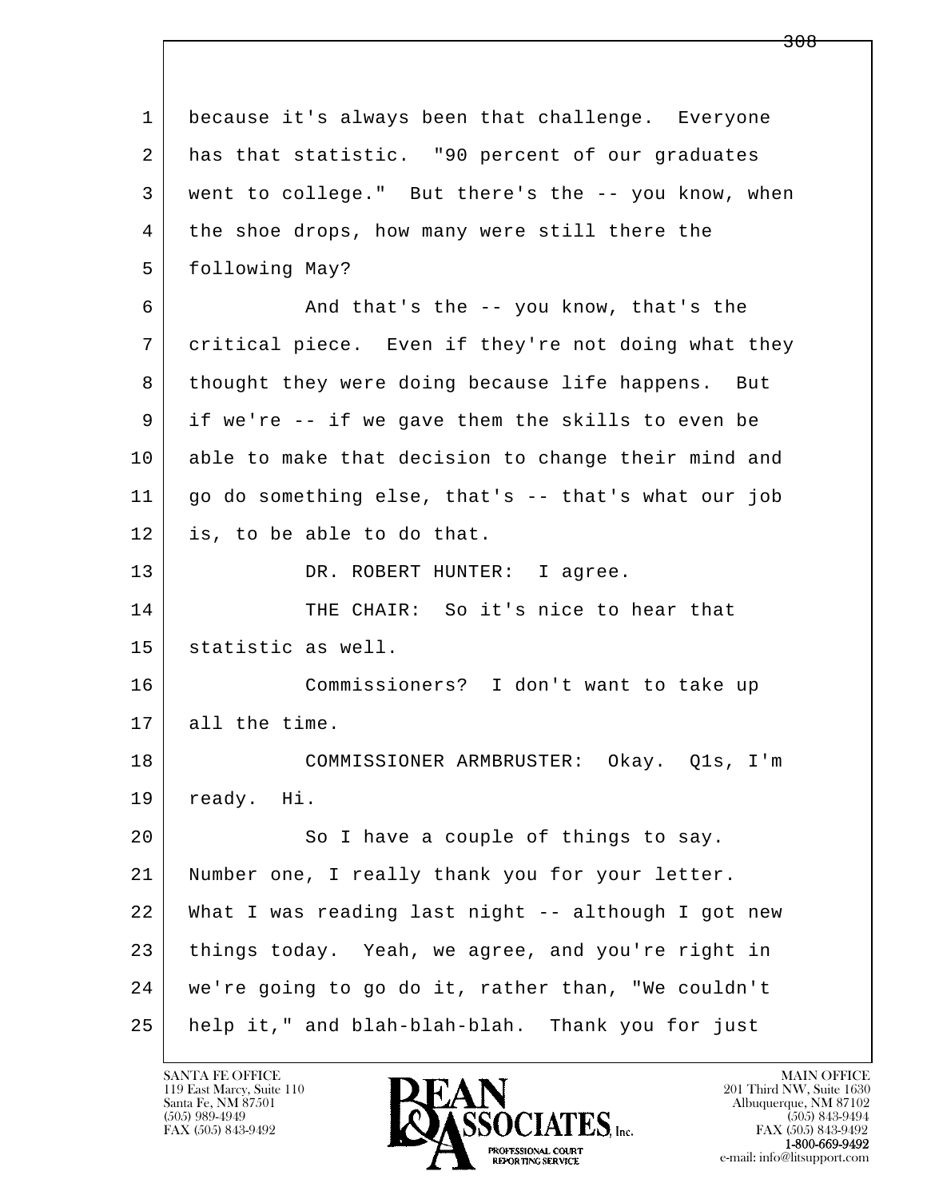1 because it's always been that challenge. Everyone
2 has that statistic. "90 percent of our graduates
3 went to college." But there's the -- you know, when
4 the shoe drops, how many were still there the
5 following May?

6 And that's the -- you know, that's the
7 critical piece. Even if they're not doing what they
8 thought they were doing because life happens. But
9 if we're -- if we gave them the skills to even be
10 able to make that decision to change their mind and
11 go do something else, that's -- that's what our job
12 is, to be able to do that.

13 DR. ROBERT HUNTER: I agree.

14 THE CHAIR: So it's nice to hear that
15 statistic as well.

16 Commissioners? I don't want to take up
17 all the time.

18 COMMISSIONER ARMBRUSTER: Okay. Q1s, I'm
19 ready. Hi.

20 So I have a couple of things to say.
21 Number one, I really thank you for your letter.
22 What I was reading last night -- although I got new
23 things today. Yeah, we agree, and you're right in
24 we're going to go do it, rather than, "We couldn't
25 help it," and blah-blah-blah. Thank you for just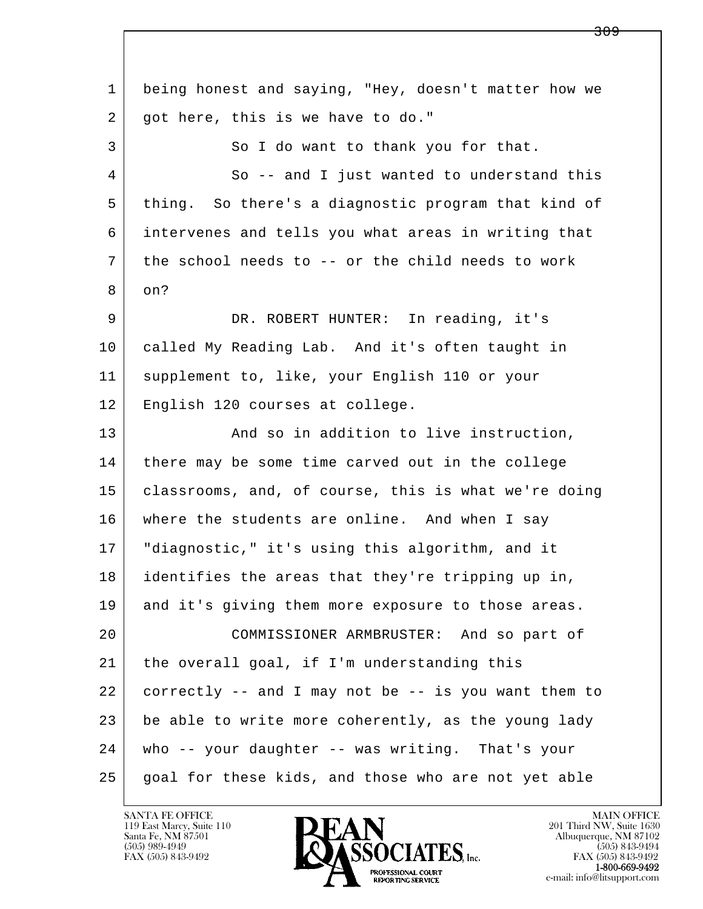1 being honest and saying, "Hey, doesn't matter how we
2 got here, this is we have to do."

3 So I do want to thank you for that.

4 So -- and I just wanted to understand this
5 thing. So there's a diagnostic program that kind of
6 intervenes and tells you what areas in writing that
7 the school needs to -- or the child needs to work
8 on?

9 DR. ROBERT HUNTER: In reading, it's
10 called My Reading Lab. And it's often taught in
11 supplement to, like, your English 110 or your
12 English 120 courses at college.

13 And so in addition to live instruction,
14 there may be some time carved out in the college
15 classrooms, and, of course, this is what we're doing
16 where the students are online. And when I say
17 "diagnostic," it's using this algorithm, and it
18 identifies the areas that they're tripping up in,
19 and it's giving them more exposure to those areas.

20 COMMISSIONER ARMBRUSTER: And so part of
21 the overall goal, if I'm understanding this
22 correctly -- and I may not be -- is you want them to
23 be able to write more coherently, as the young lady
24 who -- your daughter -- was writing. That's your
25 goal for these kids, and those who are not yet able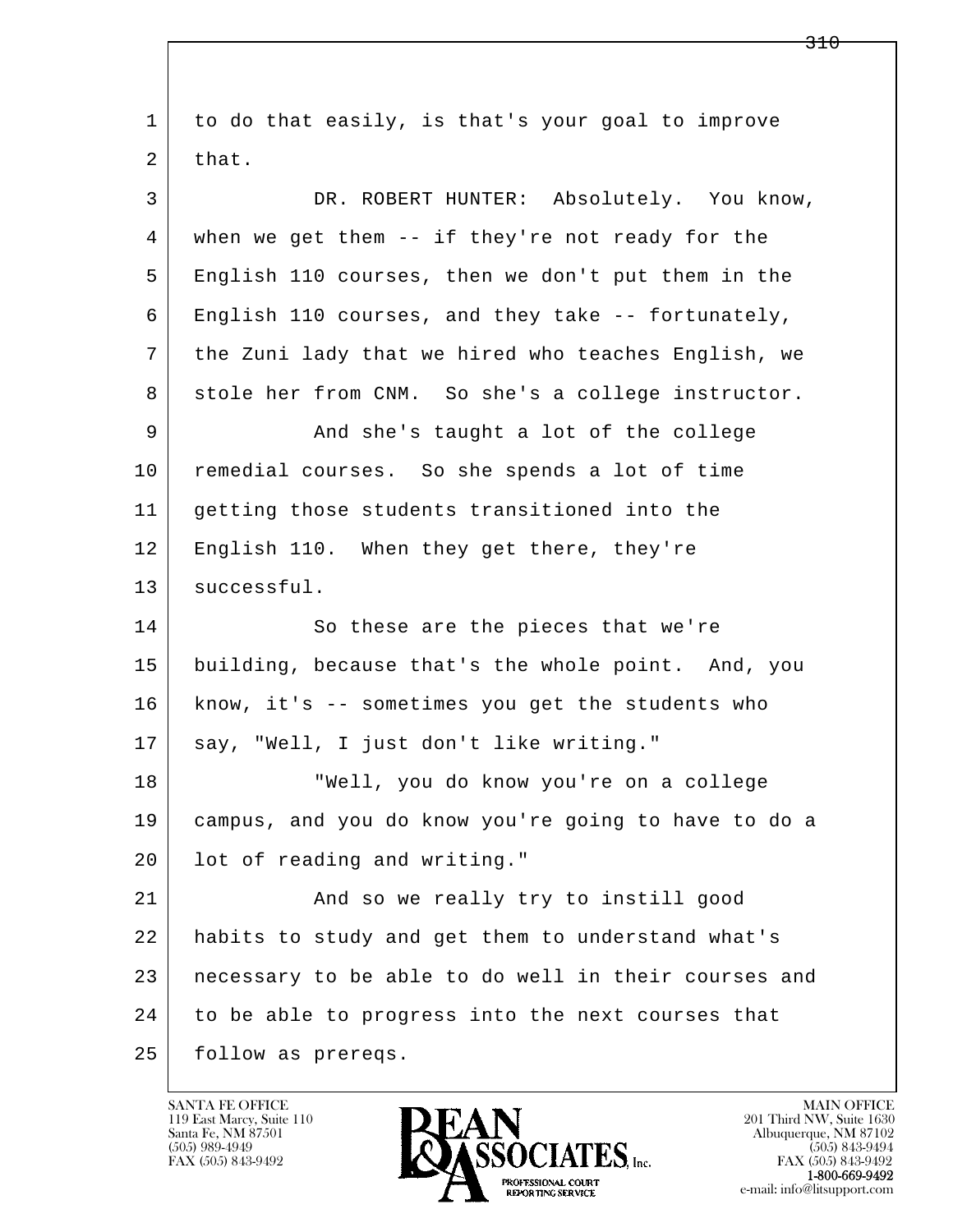to do that easily, is that's your goal to improve that.

DR. ROBERT HUNTER: Absolutely. You know, when we get them -- if they're not ready for the English 110 courses, then we don't put them in the English 110 courses, and they take -- fortunately, the Zuni lady that we hired who teaches English, we stole her from CNM. So she's a college instructor.

And she's taught a lot of the college remedial courses. So she spends a lot of time getting those students transitioned into the English 110. When they get there, they're successful.

So these are the pieces that we're building, because that's the whole point. And, you know, it's -- sometimes you get the students who say, "Well, I just don't like writing."

"Well, you do know you're on a college campus, and you do know you're going to have to do a lot of reading and writing."

And so we really try to instill good habits to study and get them to understand what's necessary to be able to do well in their courses and to be able to progress into the next courses that follow as prereqs.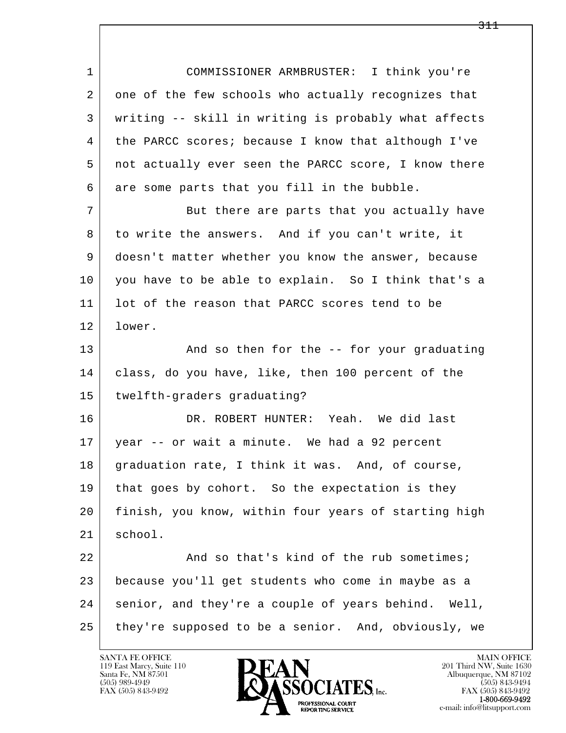1 COMMISSIONER ARMBRUSTER: I think you're
2 one of the few schools who actually recognizes that
3 writing -- skill in writing is probably what affects
4 the PARCC scores; because I know that although I've
5 not actually ever seen the PARCC score, I know there
6 are some parts that you fill in the bubble.

7 But there are parts that you actually have
8 to write the answers. And if you can't write, it
9 doesn't matter whether you know the answer, because
10 you have to be able to explain. So I think that's a
11 lot of the reason that PARCC scores tend to be
12 lower.

13 And so then for the -- for your graduating
14 class, do you have, like, then 100 percent of the
15 twelfth-graders graduating?

16 DR. ROBERT HUNTER: Yeah. We did last
17 year -- or wait a minute. We had a 92 percent
18 graduation rate, I think it was. And, of course,
19 that goes by cohort. So the expectation is they
20 finish, you know, within four years of starting high
21 school.

22 And so that's kind of the rub sometimes;
23 because you'll get students who come in maybe as a
24 senior, and they're a couple of years behind. Well,
25 they're supposed to be a senior. And, obviously, we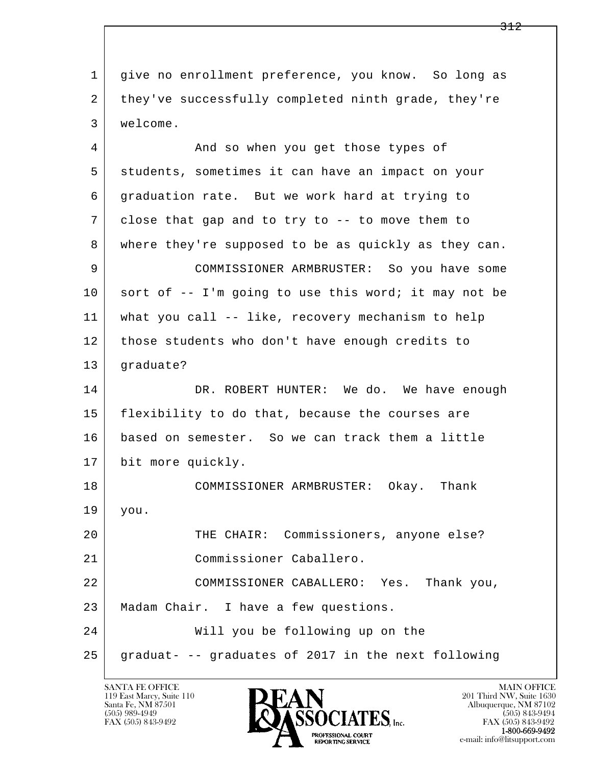give no enrollment preference, you know. So long as they've successfully completed ninth grade, they're welcome.

And so when you get those types of students, sometimes it can have an impact on your graduation rate. But we work hard at trying to close that gap and to try to -- to move them to where they're supposed to be as quickly as they can.

COMMISSIONER ARMBRUSTER: So you have some sort of -- I'm going to use this word; it may not be what you call -- like, recovery mechanism to help those students who don't have enough credits to graduate?

DR. ROBERT HUNTER: We do. We have enough flexibility to do that, because the courses are based on semester. So we can track them a little bit more quickly.

COMMISSIONER ARMBRUSTER: Okay. Thank you.

THE CHAIR: Commissioners, anyone else?

Commissioner Caballero.

COMMISSIONER CABALLERO: Yes. Thank you, Madam Chair. I have a few questions.

Will you be following up on the graduat- -- graduates of 2017 in the next following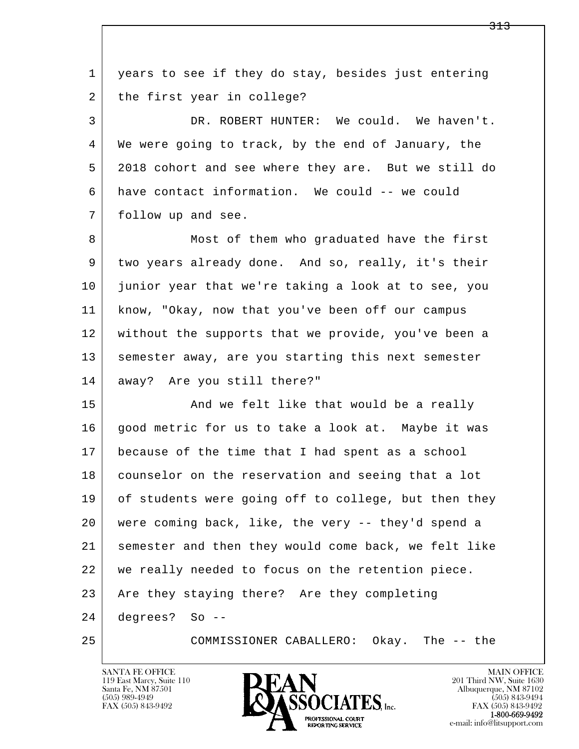years to see if they do stay, besides just entering the first year in college?

DR. ROBERT HUNTER: We could. We haven't. We were going to track, by the end of January, the 2018 cohort and see where they are. But we still do have contact information. We could -- we could follow up and see.

Most of them who graduated have the first two years already done. And so, really, it's their junior year that we're taking a look at to see, you know, "Okay, now that you've been off our campus without the supports that we provide, you've been a semester away, are you starting this next semester away? Are you still there?"

And we felt like that would be a really good metric for us to take a look at. Maybe it was because of the time that I had spent as a school counselor on the reservation and seeing that a lot of students were going off to college, but then they were coming back, like, the very -- they'd spend a semester and then they would come back, we felt like we really needed to focus on the retention piece. Are they staying there? Are they completing degrees? So --

COMMISSIONER CABALLERO: Okay. The -- the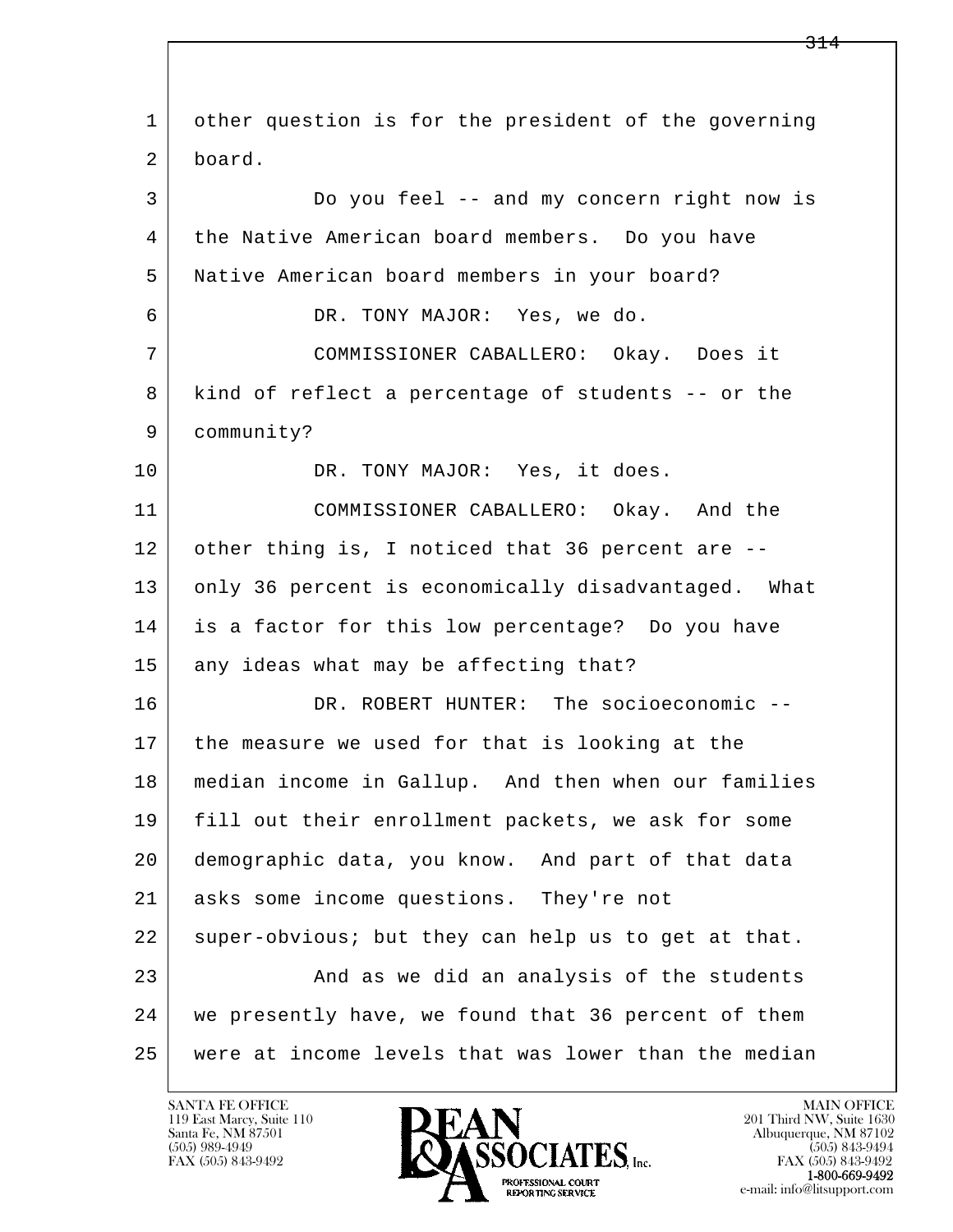other question is for the president of the governing board.

Do you feel -- and my concern right now is the Native American board members. Do you have Native American board members in your board?

DR. TONY MAJOR: Yes, we do.

COMMISSIONER CABALLERO: Okay. Does it kind of reflect a percentage of students -- or the community?

DR. TONY MAJOR: Yes, it does.

COMMISSIONER CABALLERO: Okay. And the other thing is, I noticed that 36 percent are -- only 36 percent is economically disadvantaged. What is a factor for this low percentage? Do you have any ideas what may be affecting that?

DR. ROBERT HUNTER: The socioeconomic -- the measure we used for that is looking at the median income in Gallup. And then when our families fill out their enrollment packets, we ask for some demographic data, you know. And part of that data asks some income questions. They're not super-obvious; but they can help us to get at that.

And as we did an analysis of the students we presently have, we found that 36 percent of them were at income levels that was lower than the median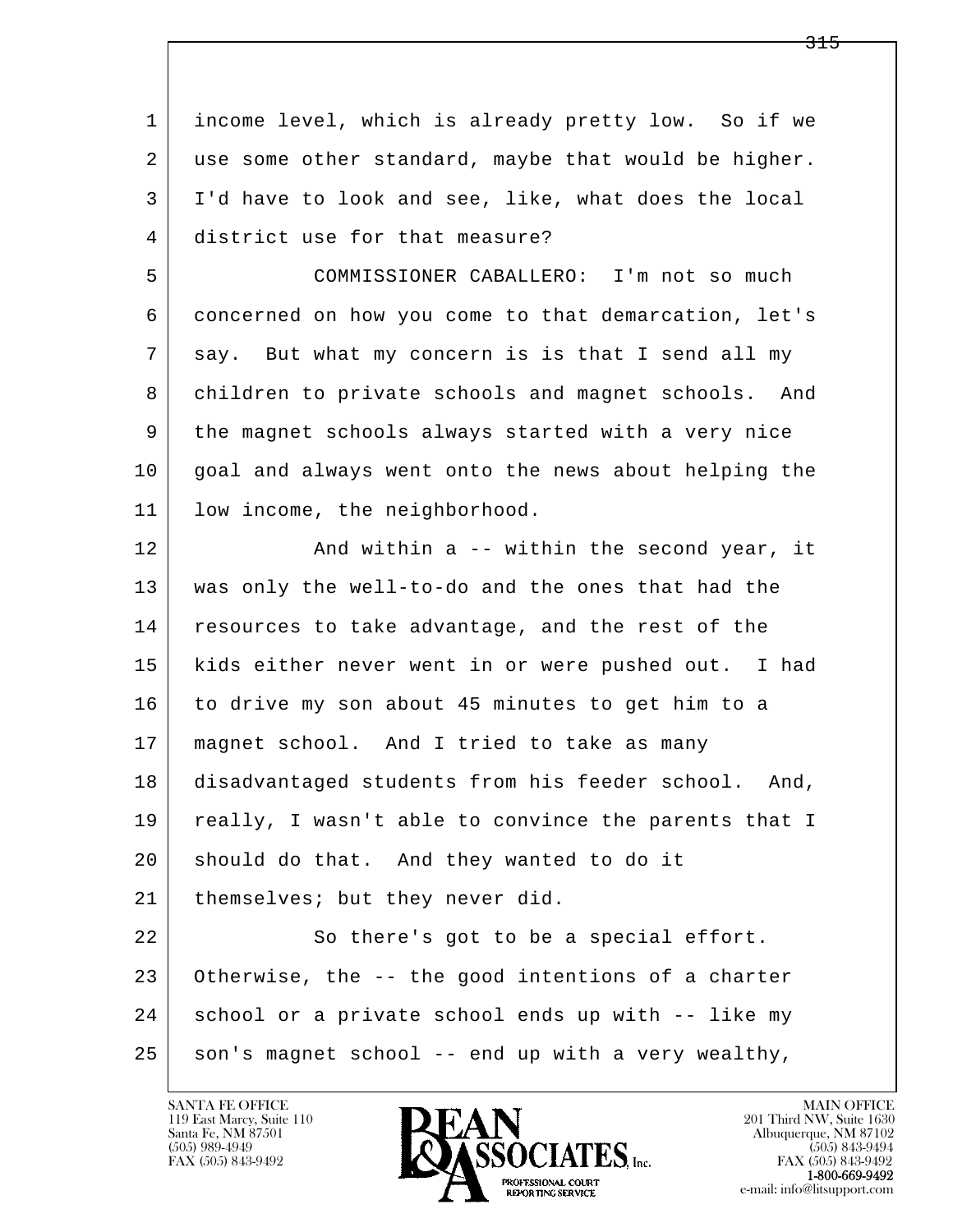income level, which is already pretty low. So if we use some other standard, maybe that would be higher. I'd have to look and see, like, what does the local district use for that measure?

COMMISSIONER CABALLERO: I'm not so much concerned on how you come to that demarcation, let's say. But what my concern is is that I send all my children to private schools and magnet schools. And the magnet schools always started with a very nice goal and always went onto the news about helping the low income, the neighborhood.

And within a -- within the second year, it was only the well-to-do and the ones that had the resources to take advantage, and the rest of the kids either never went in or were pushed out. I had to drive my son about 45 minutes to get him to a magnet school. And I tried to take as many disadvantaged students from his feeder school. And, really, I wasn't able to convince the parents that I should do that. And they wanted to do it themselves; but they never did.

So there's got to be a special effort. Otherwise, the -- the good intentions of a charter school or a private school ends up with -- like my son's magnet school -- end up with a very wealthy,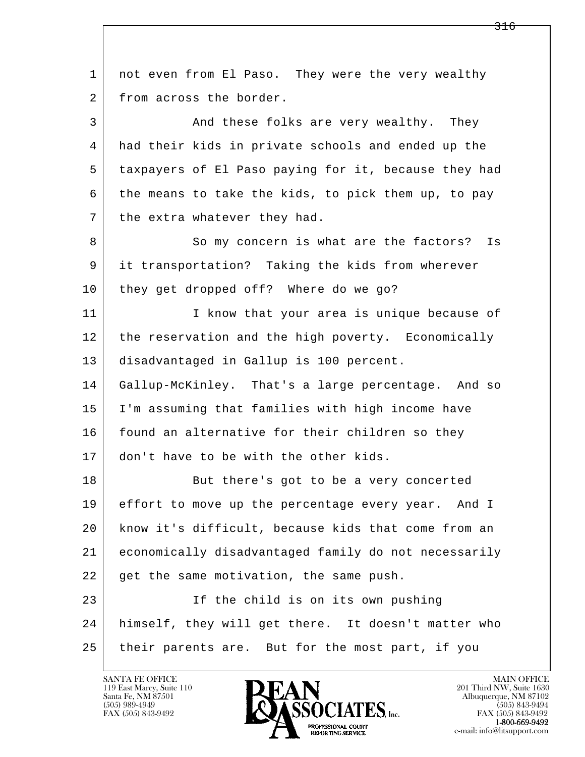not even from El Paso. They were the very wealthy from across the border.

And these folks are very wealthy. They had their kids in private schools and ended up the taxpayers of El Paso paying for it, because they had the means to take the kids, to pick them up, to pay the extra whatever they had.

So my concern is what are the factors? Is it transportation? Taking the kids from wherever they get dropped off? Where do we go?

I know that your area is unique because of the reservation and the high poverty. Economically disadvantaged in Gallup is 100 percent. Gallup-McKinley. That's a large percentage. And so I'm assuming that families with high income have found an alternative for their children so they don't have to be with the other kids.

But there's got to be a very concerted effort to move up the percentage every year. And I know it's difficult, because kids that come from an economically disadvantaged family do not necessarily get the same motivation, the same push.

If the child is on its own pushing himself, they will get there. It doesn't matter who their parents are. But for the most part, if you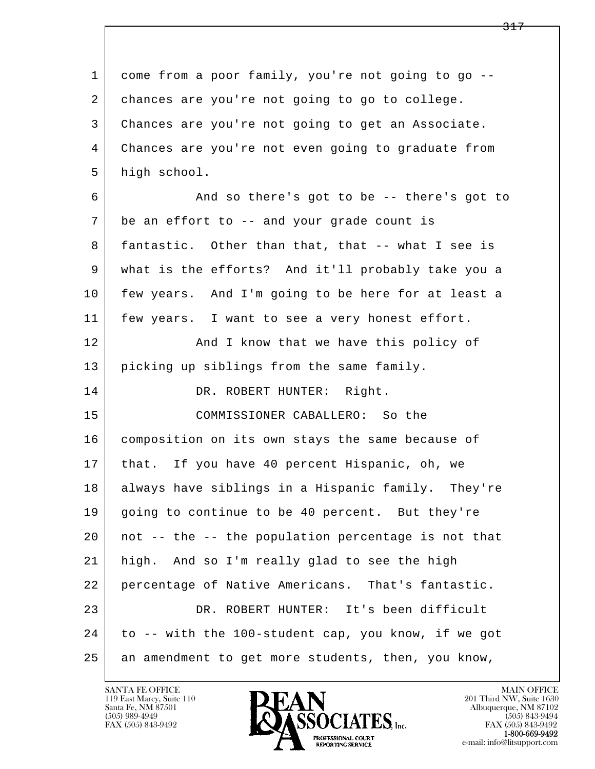1 come from a poor family, you're not going to go --
2 chances are you're not going to go to college.
3 Chances are you're not going to get an Associate.
4 Chances are you're not even going to graduate from
5 high school.

6 And so there's got to be -- there's got to
7 be an effort to -- and your grade count is
8 fantastic. Other than that, that -- what I see is
9 what is the efforts? And it'll probably take you a
10 few years. And I'm going to be here for at least a
11 few years. I want to see a very honest effort.

12 And I know that we have this policy of
13 picking up siblings from the same family.

14 DR. ROBERT HUNTER: Right.

15 COMMISSIONER CABALLERO: So the
16 composition on its own stays the same because of
17 that. If you have 40 percent Hispanic, oh, we
18 always have siblings in a Hispanic family. They're
19 going to continue to be 40 percent. But they're
20 not -- the -- the population percentage is not that
21 high. And so I'm really glad to see the high
22 percentage of Native Americans. That's fantastic.

23 DR. ROBERT HUNTER: It's been difficult
24 to -- with the 100-student cap, you know, if we got
25 an amendment to get more students, then, you know,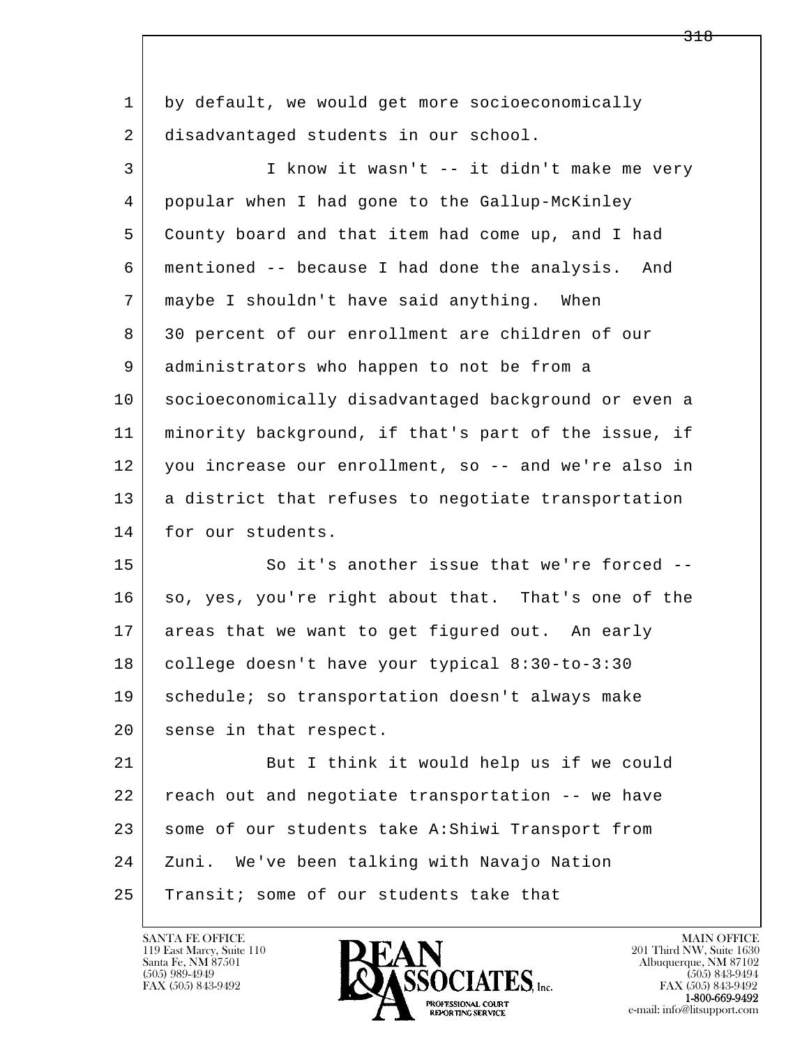by default, we would get more socioeconomically disadvantaged students in our school.

I know it wasn't -- it didn't make me very popular when I had gone to the Gallup-McKinley County board and that item had come up, and I had mentioned -- because I had done the analysis. And maybe I shouldn't have said anything. When 30 percent of our enrollment are children of our administrators who happen to not be from a socioeconomically disadvantaged background or even a minority background, if that's part of the issue, if you increase our enrollment, so -- and we're also in a district that refuses to negotiate transportation for our students.

So it's another issue that we're forced -- so, yes, you're right about that. That's one of the areas that we want to get figured out. An early college doesn't have your typical 8:30-to-3:30 schedule; so transportation doesn't always make sense in that respect.

But I think it would help us if we could reach out and negotiate transportation -- we have some of our students take A:Shiwi Transport from Zuni. We've been talking with Navajo Nation Transit; some of our students take that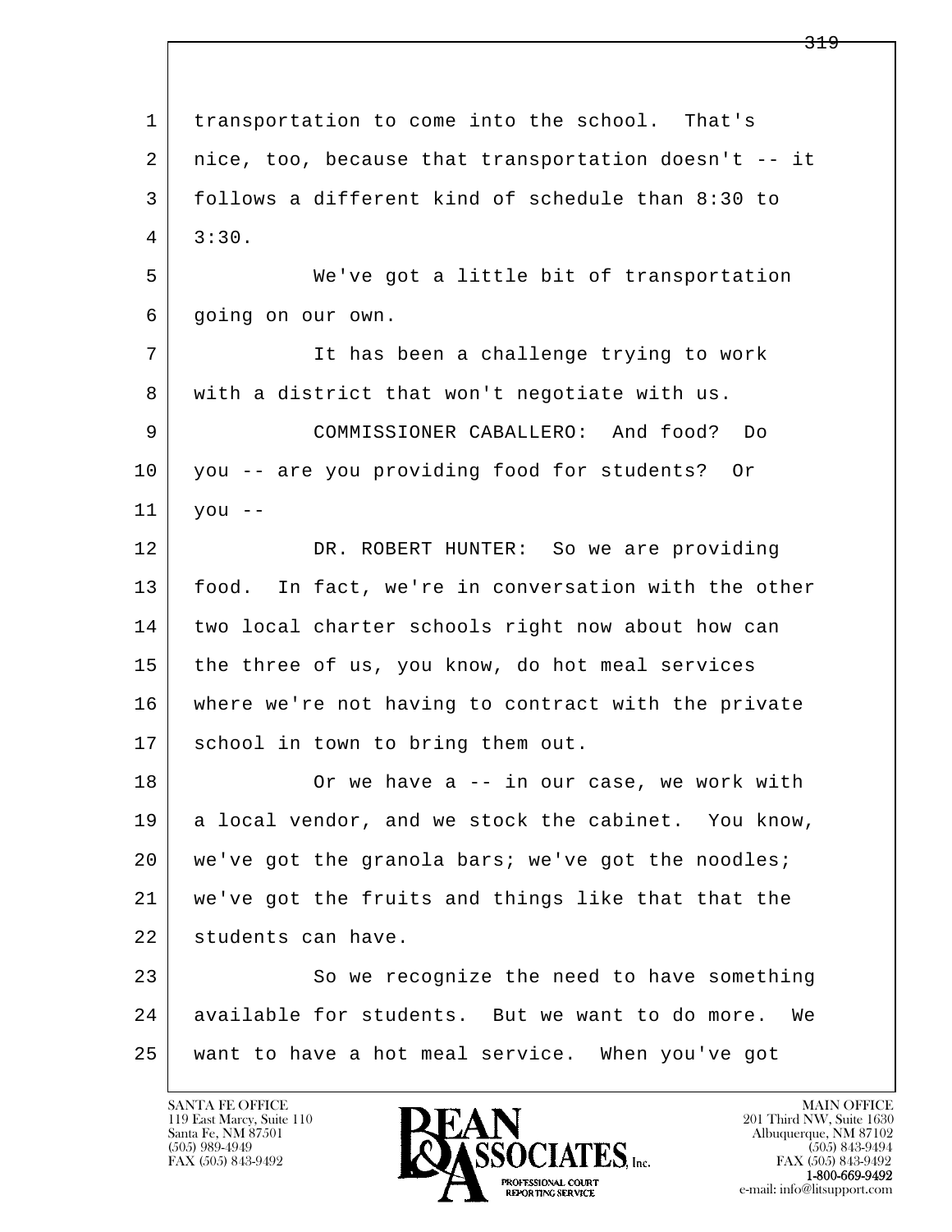transportation to come into the school. That's nice, too, because that transportation doesn't -- it follows a different kind of schedule than 8:30 to 3:30.

We've got a little bit of transportation going on our own.

It has been a challenge trying to work with a district that won't negotiate with us.

COMMISSIONER CABALLERO: And food? Do you -- are you providing food for students? Or you --

DR. ROBERT HUNTER: So we are providing food. In fact, we're in conversation with the other two local charter schools right now about how can the three of us, you know, do hot meal services where we're not having to contract with the private school in town to bring them out.

Or we have a -- in our case, we work with a local vendor, and we stock the cabinet. You know, we've got the granola bars; we've got the noodles; we've got the fruits and things like that that the students can have.

So we recognize the need to have something available for students. But we want to do more. We want to have a hot meal service. When you've got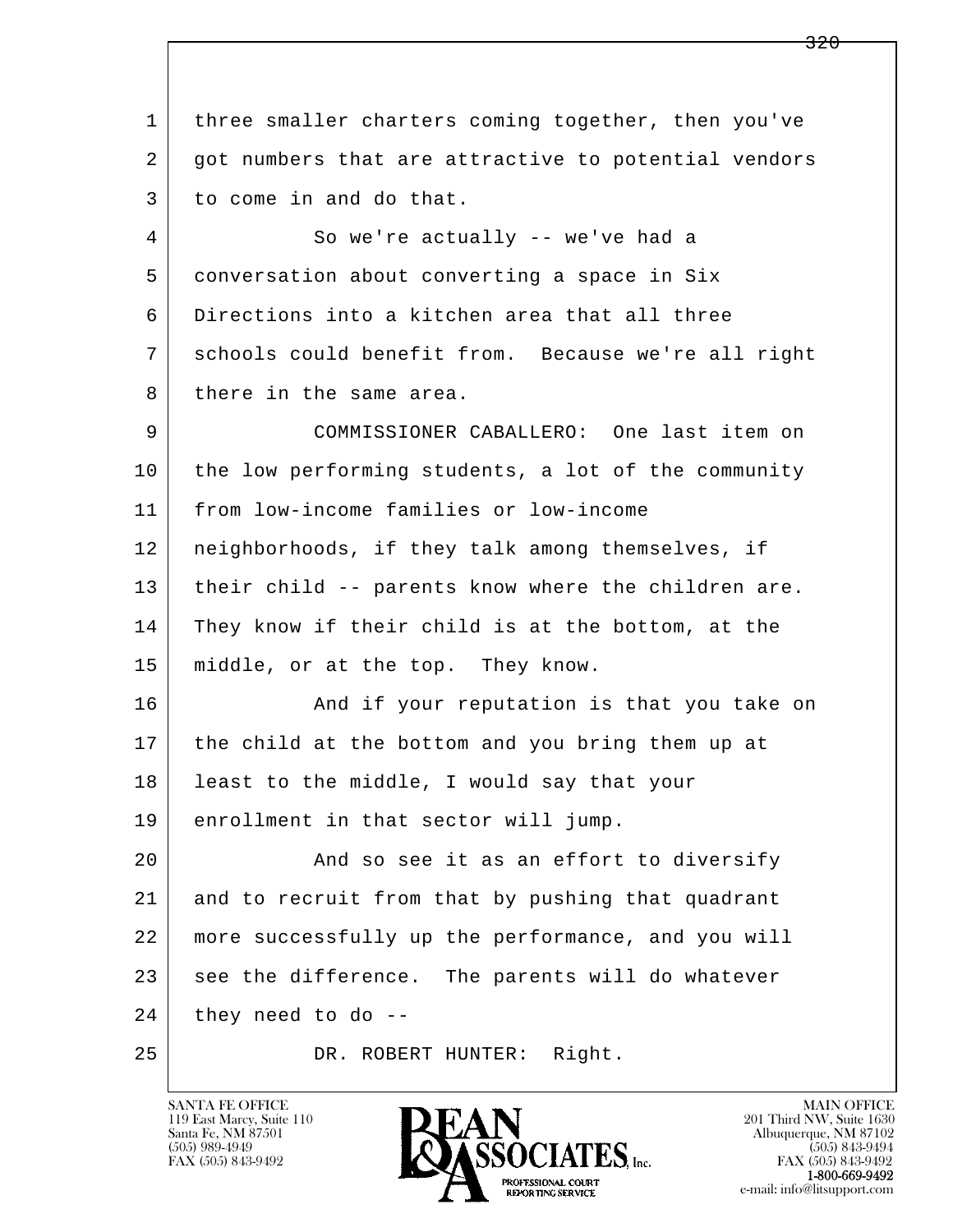three smaller charters coming together, then you've got numbers that are attractive to potential vendors to come in and do that.

So we're actually -- we've had a conversation about converting a space in Six Directions into a kitchen area that all three schools could benefit from. Because we're all right there in the same area.

COMMISSIONER CABALLERO: One last item on the low performing students, a lot of the community from low-income families or low-income neighborhoods, if they talk among themselves, if their child -- parents know where the children are. They know if their child is at the bottom, at the middle, or at the top. They know.

And if your reputation is that you take on the child at the bottom and you bring them up at least to the middle, I would say that your enrollment in that sector will jump.

And so see it as an effort to diversify and to recruit from that by pushing that quadrant more successfully up the performance, and you will see the difference. The parents will do whatever they need to do --

DR. ROBERT HUNTER: Right.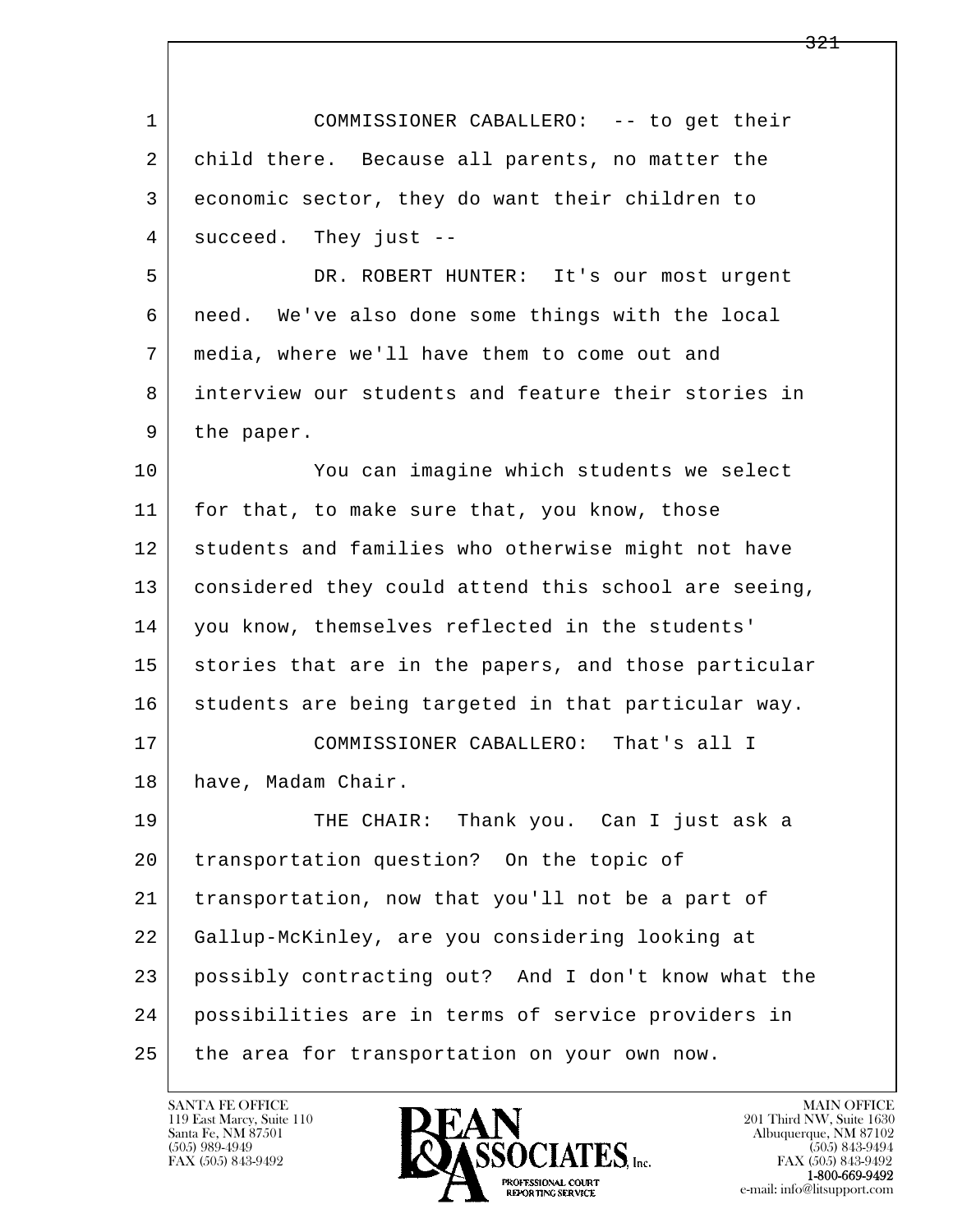COMMISSIONER CABALLERO: -- to get their child there. Because all parents, no matter the economic sector, they do want their children to succeed. They just --

DR. ROBERT HUNTER: It's our most urgent need. We've also done some things with the local media, where we'll have them to come out and interview our students and feature their stories in the paper.

You can imagine which students we select for that, to make sure that, you know, those students and families who otherwise might not have considered they could attend this school are seeing, you know, themselves reflected in the students' stories that are in the papers, and those particular students are being targeted in that particular way.

COMMISSIONER CABALLERO: That's all I have, Madam Chair.

THE CHAIR: Thank you. Can I just ask a transportation question? On the topic of transportation, now that you'll not be a part of Gallup-McKinley, are you considering looking at possibly contracting out? And I don't know what the possibilities are in terms of service providers in the area for transportation on your own now.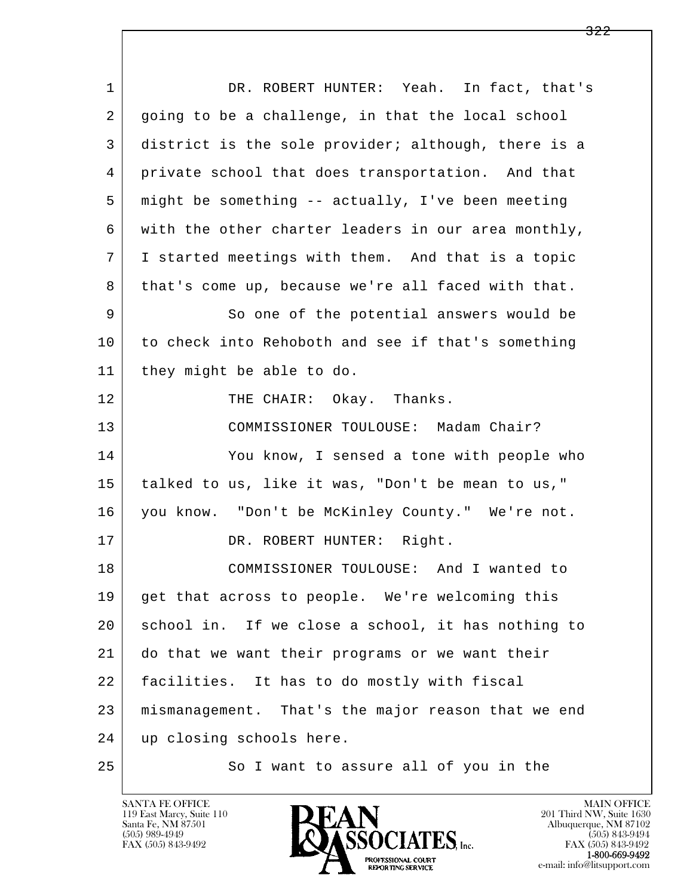DR. ROBERT HUNTER: Yeah. In fact, that's going to be a challenge, in that the local school district is the sole provider; although, there is a private school that does transportation. And that might be something -- actually, I've been meeting with the other charter leaders in our area monthly, I started meetings with them. And that is a topic that's come up, because we're all faced with that.

So one of the potential answers would be to check into Rehoboth and see if that's something they might be able to do.

THE CHAIR: Okay. Thanks.

COMMISSIONER TOULOUSE: Madam Chair?

You know, I sensed a tone with people who talked to us, like it was, "Don't be mean to us," you know. "Don't be McKinley County." We're not.

DR. ROBERT HUNTER: Right.

COMMISSIONER TOULOUSE: And I wanted to get that across to people. We're welcoming this school in. If we close a school, it has nothing to do that we want their programs or we want their facilities. It has to do mostly with fiscal mismanagement. That's the major reason that we end up closing schools here.

So I want to assure all of you in the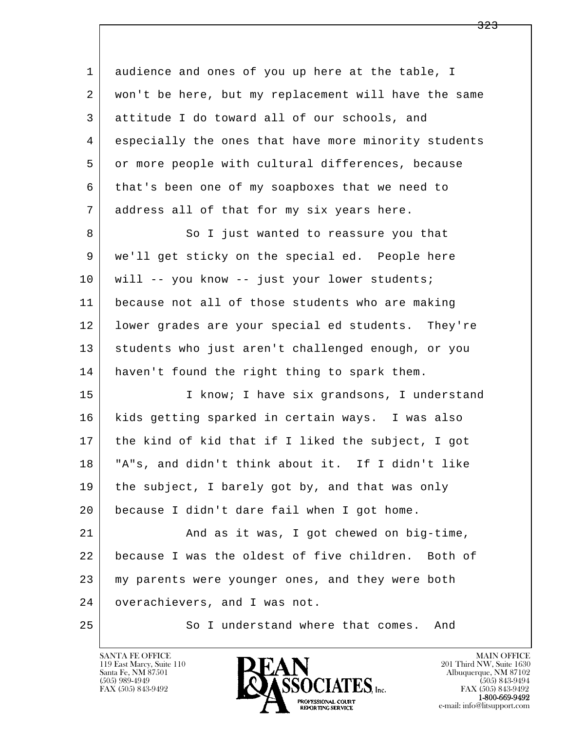audience and ones of you up here at the table, I won't be here, but my replacement will have the same attitude I do toward all of our schools, and especially the ones that have more minority students or more people with cultural differences, because that's been one of my soapboxes that we need to address all of that for my six years here.

So I just wanted to reassure you that we'll get sticky on the special ed. People here will -- you know -- just your lower students; because not all of those students who are making lower grades are your special ed students. They're students who just aren't challenged enough, or you haven't found the right thing to spark them.

I know; I have six grandsons, I understand kids getting sparked in certain ways. I was also the kind of kid that if I liked the subject, I got "A"s, and didn't think about it. If I didn't like the subject, I barely got by, and that was only because I didn't dare fail when I got home.

And as it was, I got chewed on big-time, because I was the oldest of five children. Both of my parents were younger ones, and they were both overachievers, and I was not.

So I understand where that comes. And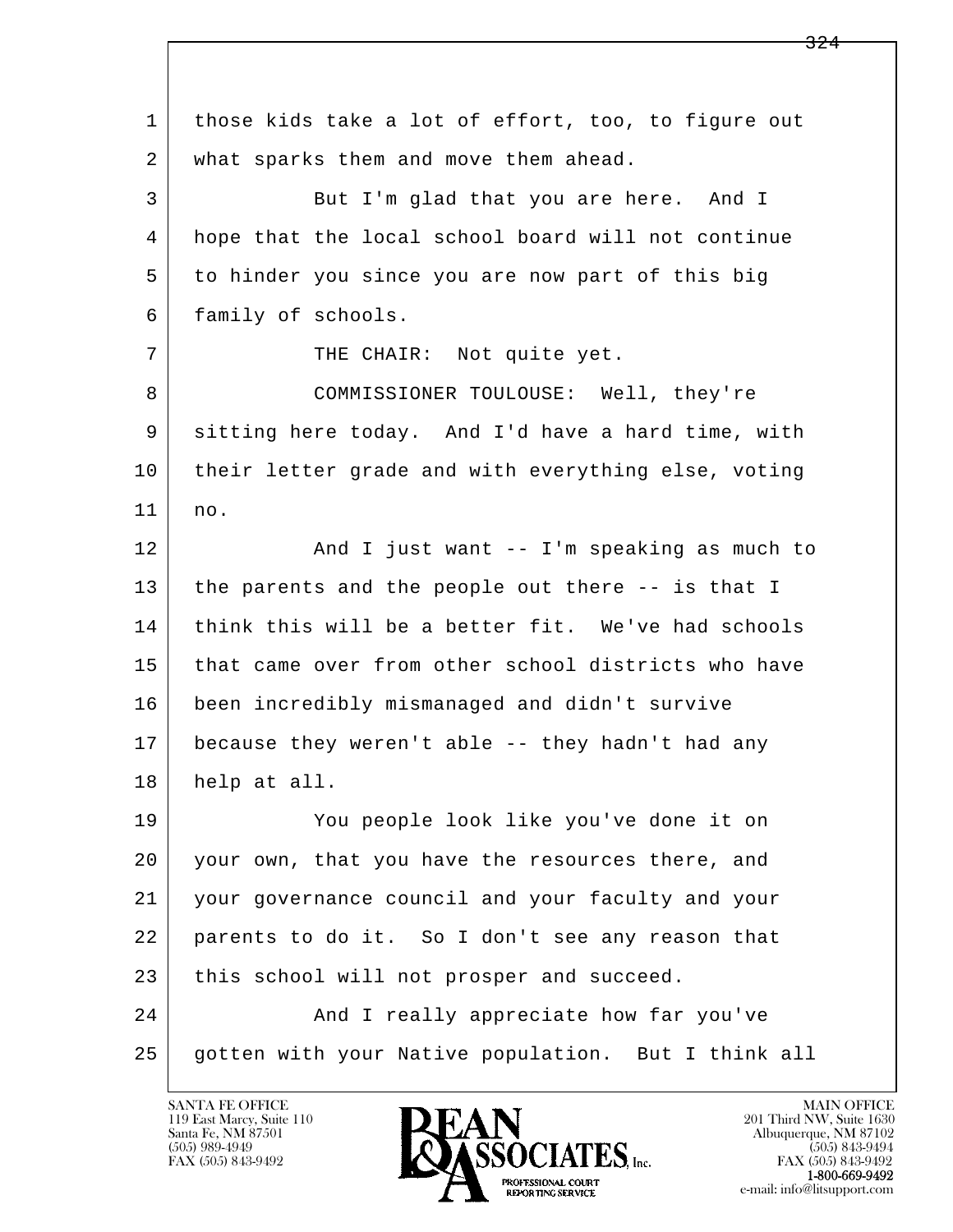1 those kids take a lot of effort, too, to figure out
2 what sparks them and move them ahead.

3 But I'm glad that you are here. And I
4 hope that the local school board will not continue
5 to hinder you since you are now part of this big
6 family of schools.

7 THE CHAIR: Not quite yet.

8 COMMISSIONER TOULOUSE: Well, they're
9 sitting here today. And I'd have a hard time, with
10 their letter grade and with everything else, voting
11 no.

12 And I just want -- I'm speaking as much to
13 the parents and the people out there -- is that I
14 think this will be a better fit. We've had schools
15 that came over from other school districts who have
16 been incredibly mismanaged and didn't survive
17 because they weren't able -- they hadn't had any
18 help at all.

19 You people look like you've done it on
20 your own, that you have the resources there, and
21 your governance council and your faculty and your
22 parents to do it. So I don't see any reason that
23 this school will not prosper and succeed.

24 And I really appreciate how far you've
25 gotten with your Native population. But I think all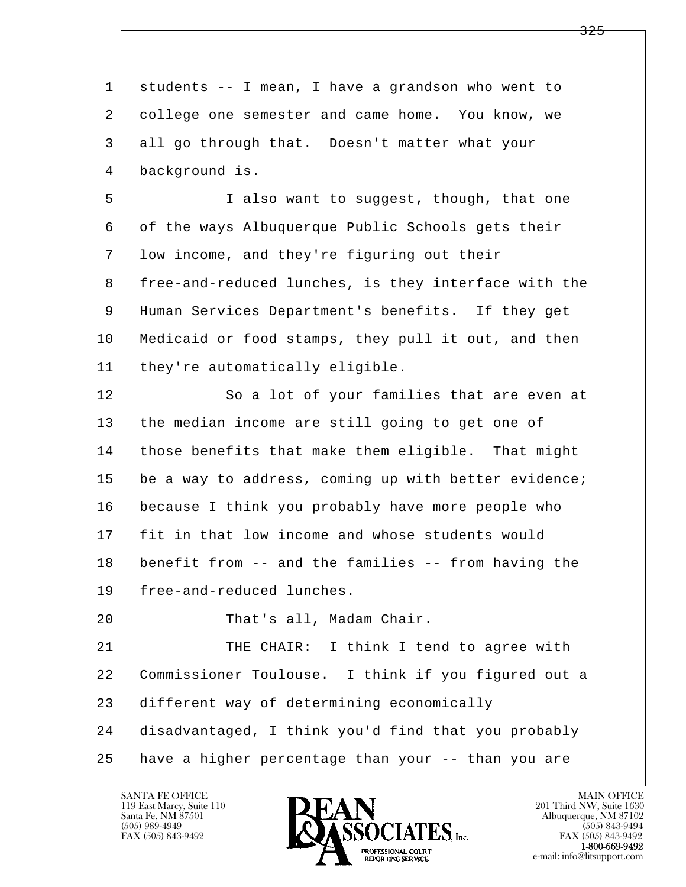students -- I mean, I have a grandson who went to college one semester and came home. You know, we all go through that. Doesn't matter what your background is.

I also want to suggest, though, that one of the ways Albuquerque Public Schools gets their low income, and they're figuring out their free-and-reduced lunches, is they interface with the Human Services Department's benefits. If they get Medicaid or food stamps, they pull it out, and then they're automatically eligible.

So a lot of your families that are even at the median income are still going to get one of those benefits that make them eligible. That might be a way to address, coming up with better evidence; because I think you probably have more people who fit in that low income and whose students would benefit from -- and the families -- from having the free-and-reduced lunches.

That's all, Madam Chair.

THE CHAIR: I think I tend to agree with Commissioner Toulouse. I think if you figured out a different way of determining economically disadvantaged, I think you'd find that you probably have a higher percentage than your -- than you are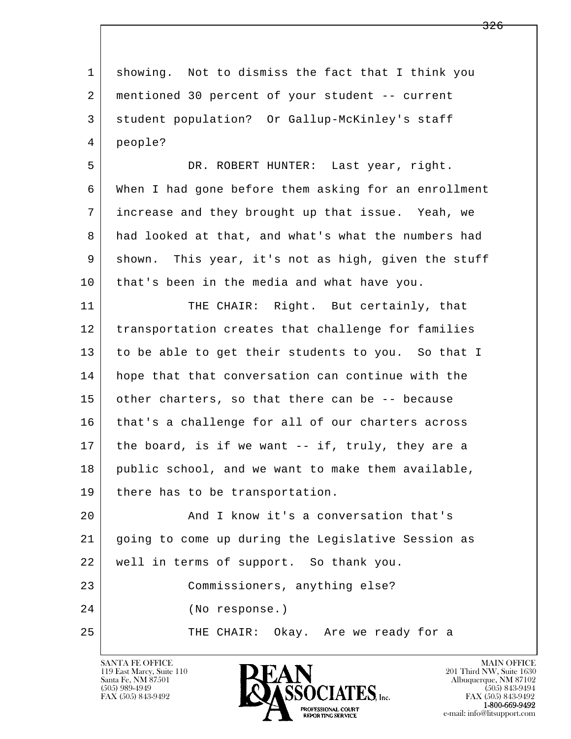1 showing. Not to dismiss the fact that I think you
2 mentioned 30 percent of your student -- current
3 student population? Or Gallup-McKinley's staff
4 people?

5 DR. ROBERT HUNTER: Last year, right.
6 When I had gone before them asking for an enrollment
7 increase and they brought up that issue. Yeah, we
8 had looked at that, and what's what the numbers had
9 shown. This year, it's not as high, given the stuff
10 that's been in the media and what have you.

11 THE CHAIR: Right. But certainly, that
12 transportation creates that challenge for families
13 to be able to get their students to you. So that I
14 hope that that conversation can continue with the
15 other charters, so that there can be -- because
16 that's a challenge for all of our charters across
17 the board, is if we want -- if, truly, they are a
18 public school, and we want to make them available,
19 there has to be transportation.

20 And I know it's a conversation that's
21 going to come up during the Legislative Session as
22 well in terms of support. So thank you.

23 Commissioners, anything else?

24 (No response.)

25 THE CHAIR: Okay. Are we ready for a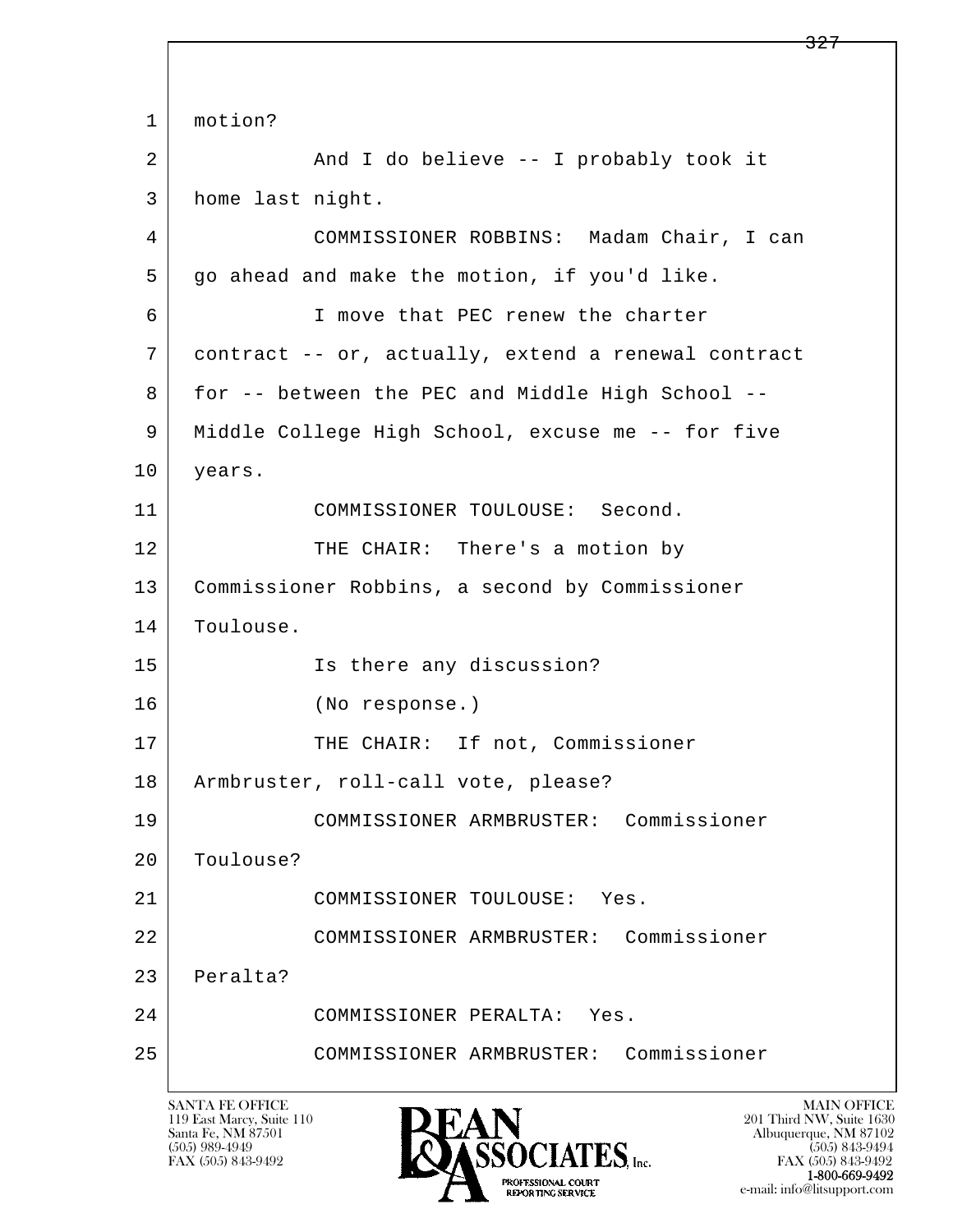motion?

And I do believe -- I probably took it home last night.

COMMISSIONER ROBBINS: Madam Chair, I can go ahead and make the motion, if you'd like.

I move that PEC renew the charter contract -- or, actually, extend a renewal contract for -- between the PEC and Middle High School -- Middle College High School, excuse me -- for five years.

COMMISSIONER TOULOUSE: Second.

THE CHAIR: There's a motion by Commissioner Robbins, a second by Commissioner Toulouse.

Is there any discussion?

(No response.)

THE CHAIR: If not, Commissioner Armbruster, roll-call vote, please?

COMMISSIONER ARMBRUSTER: Commissioner Toulouse?

COMMISSIONER TOULOUSE: Yes.

COMMISSIONER ARMBRUSTER: Commissioner Peralta?

COMMISSIONER PERALTA: Yes.

COMMISSIONER ARMBRUSTER: Commissioner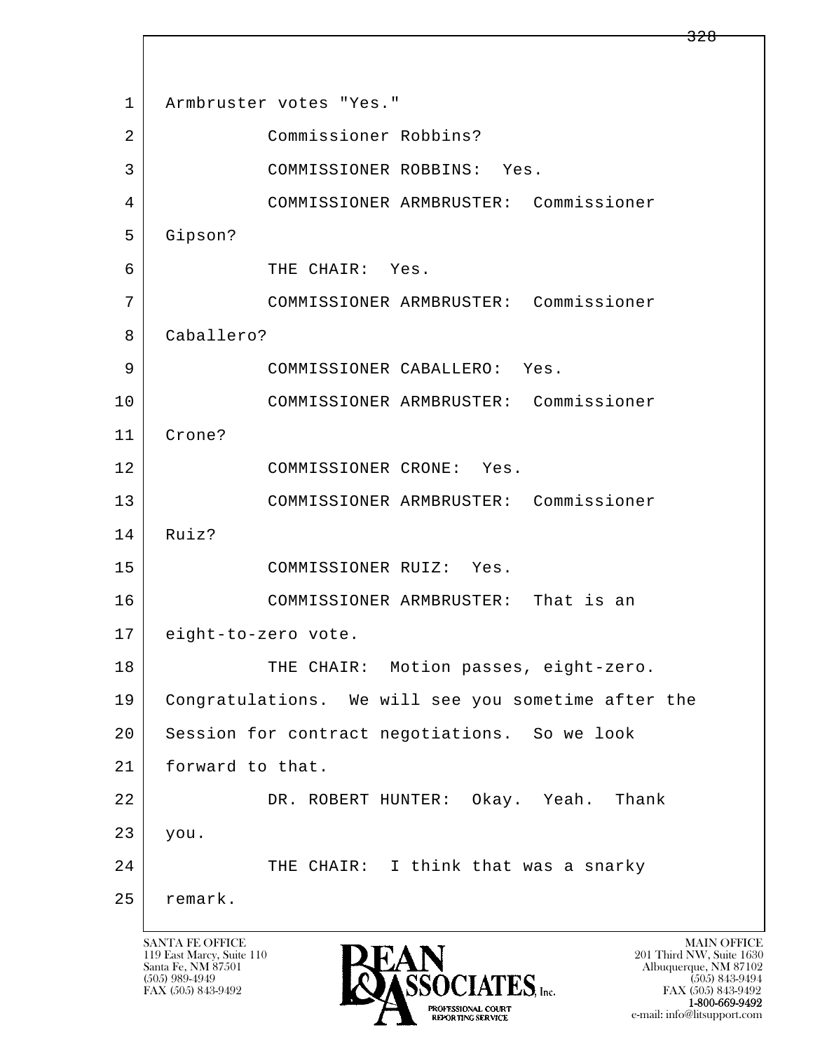1 Armbruster votes "Yes."

2 Commissioner Robbins?

3 COMMISSIONER ROBBINS: Yes.

4 COMMISSIONER ARMBRUSTER: Commissioner

5 Gipson?

6 THE CHAIR: Yes.

7 COMMISSIONER ARMBRUSTER: Commissioner

8 Caballero?

9 COMMISSIONER CABALLERO: Yes.

10 COMMISSIONER ARMBRUSTER: Commissioner

11 Crone?

12 COMMISSIONER CRONE: Yes.

13 COMMISSIONER ARMBRUSTER: Commissioner

14 Ruiz?

15 COMMISSIONER RUIZ: Yes.

16 COMMISSIONER ARMBRUSTER: That is an

17 eight-to-zero vote.

18 THE CHAIR: Motion passes, eight-zero.

19 Congratulations. We will see you sometime after the

20 Session for contract negotiations. So we look

21 forward to that.

22 DR. ROBERT HUNTER: Okay. Yeah. Thank

23 you.

24 THE CHAIR: I think that was a snarky

25 remark.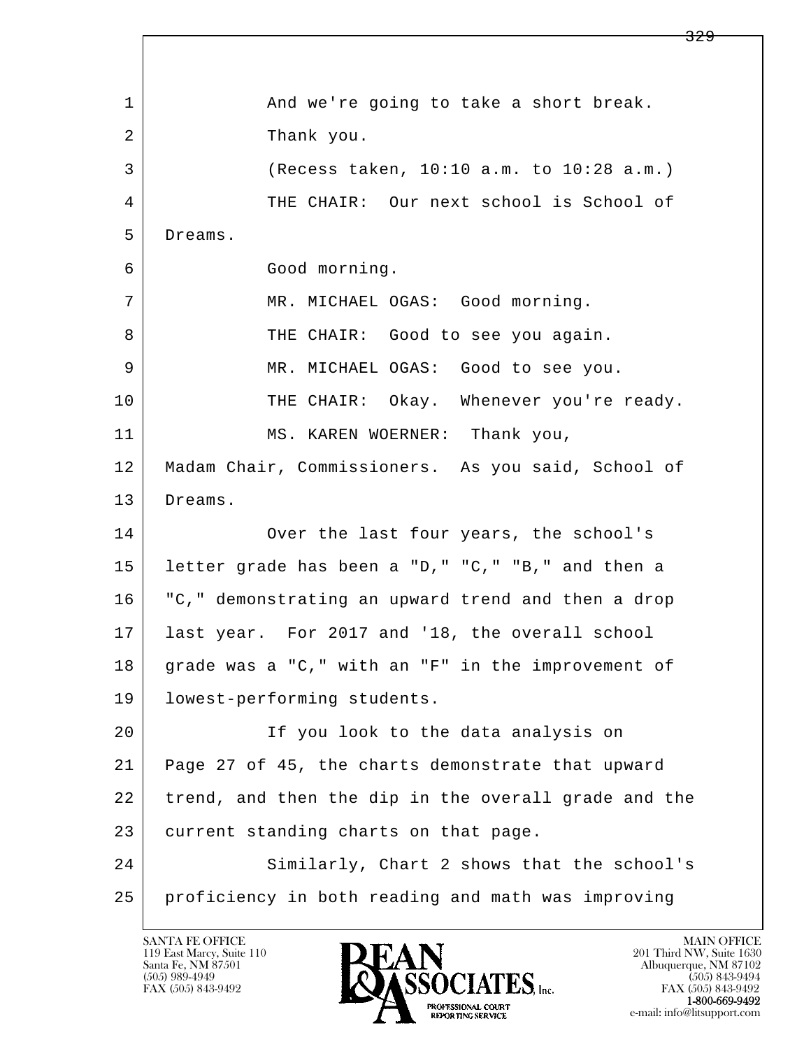And we're going to take a short break.

Thank you.

(Recess taken, 10:10 a.m. to 10:28 a.m.)

THE CHAIR: Our next school is School of Dreams.

Good morning.

MR. MICHAEL OGAS: Good morning.

THE CHAIR: Good to see you again.

MR. MICHAEL OGAS: Good to see you.

THE CHAIR: Okay. Whenever you're ready.

MS. KAREN WOERNER: Thank you, Madam Chair, Commissioners. As you said, School of Dreams.

Over the last four years, the school's letter grade has been a "D," "C," "B," and then a "C," demonstrating an upward trend and then a drop last year. For 2017 and '18, the overall school grade was a "C," with an "F" in the improvement of lowest-performing students.

If you look to the data analysis on Page 27 of 45, the charts demonstrate that upward trend, and then the dip in the overall grade and the current standing charts on that page.

Similarly, Chart 2 shows that the school's proficiency in both reading and math was improving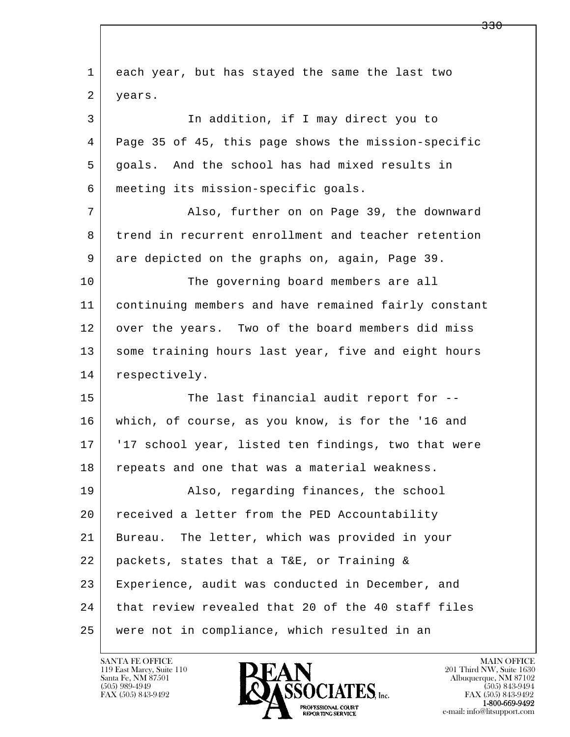each year, but has stayed the same the last two years.

In addition, if I may direct you to Page 35 of 45, this page shows the mission-specific goals. And the school has had mixed results in meeting its mission-specific goals.

Also, further on on Page 39, the downward trend in recurrent enrollment and teacher retention are depicted on the graphs on, again, Page 39.

The governing board members are all continuing members and have remained fairly constant over the years. Two of the board members did miss some training hours last year, five and eight hours respectively.

The last financial audit report for -- which, of course, as you know, is for the '16 and '17 school year, listed ten findings, two that were repeats and one that was a material weakness.

Also, regarding finances, the school received a letter from the PED Accountability Bureau. The letter, which was provided in your packets, states that a T&E, or Training & Experience, audit was conducted in December, and that review revealed that 20 of the 40 staff files were not in compliance, which resulted in an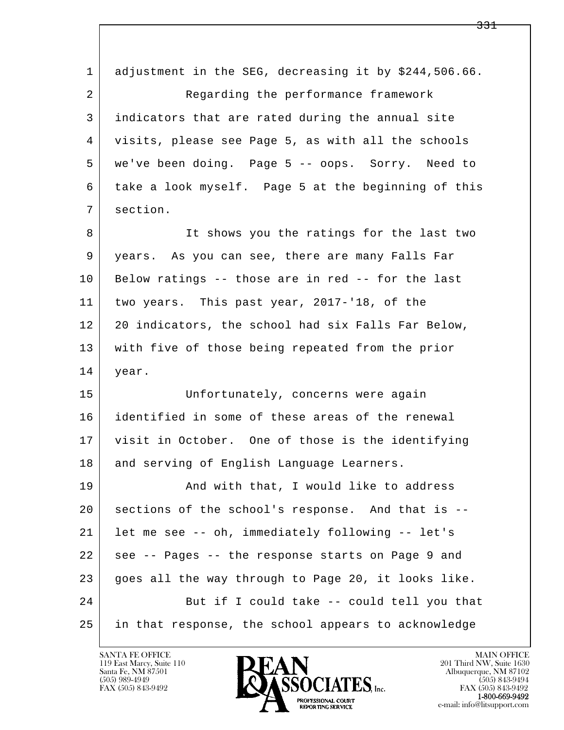1 adjustment in the SEG, decreasing it by $244,506.66.

2 Regarding the performance framework

3 indicators that are rated during the annual site

4 visits, please see Page 5, as with all the schools

5 we've been doing. Page 5 -- oops. Sorry. Need to

6 take a look myself. Page 5 at the beginning of this

7 section.

8 It shows you the ratings for the last two

9 years. As you can see, there are many Falls Far

10 Below ratings -- those are in red -- for the last

11 two years. This past year, 2017-'18, of the

12 20 indicators, the school had six Falls Far Below,

13 with five of those being repeated from the prior

14 year.

15 Unfortunately, concerns were again

16 identified in some of these areas of the renewal

17 visit in October. One of those is the identifying

18 and serving of English Language Learners.

19 And with that, I would like to address

20 sections of the school's response. And that is --

21 let me see -- oh, immediately following -- let's

22 see -- Pages -- the response starts on Page 9 and

23 goes all the way through to Page 20, it looks like.

24 But if I could take -- could tell you that

25 in that response, the school appears to acknowledge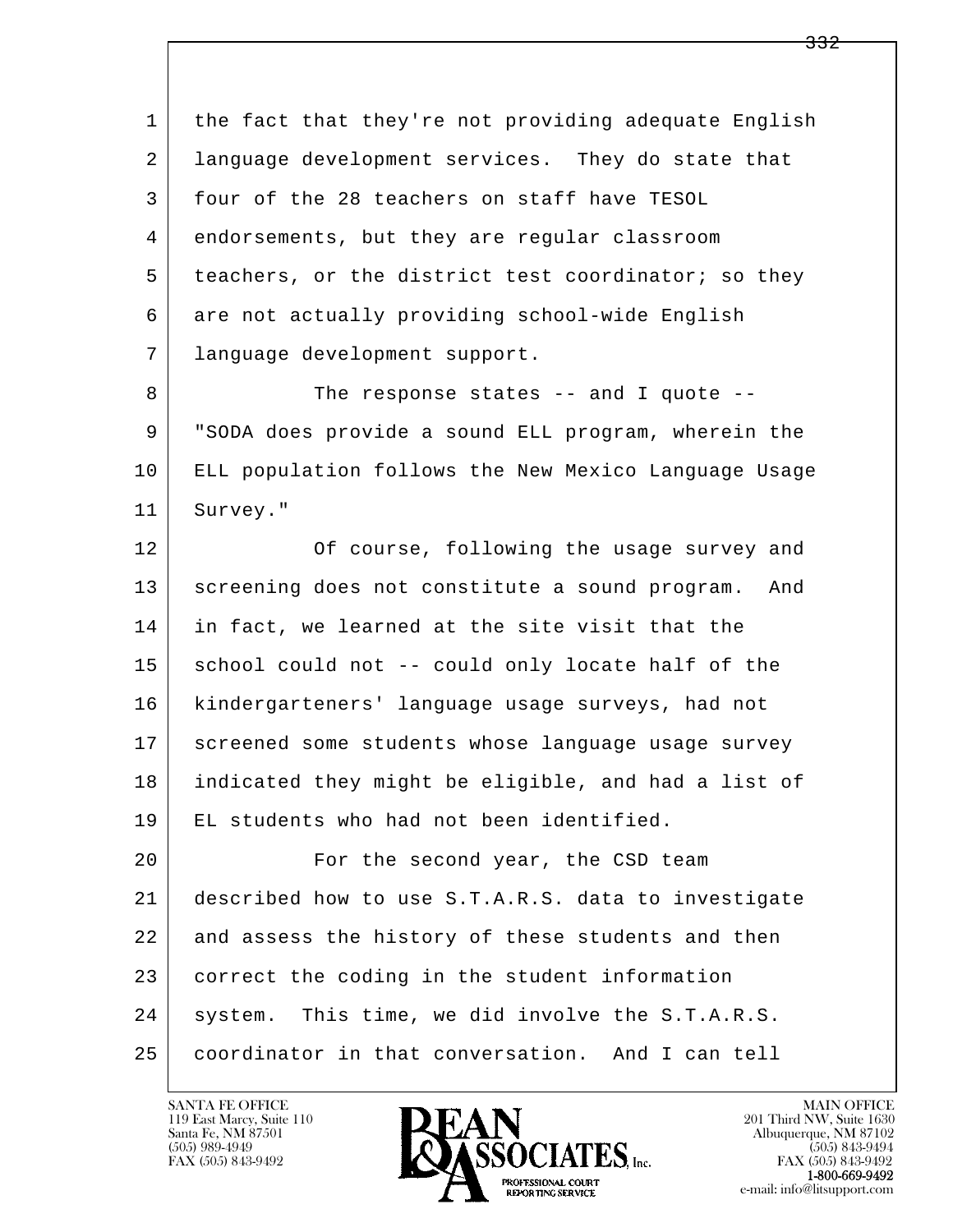the fact that they're not providing adequate English language development services. They do state that four of the 28 teachers on staff have TESOL endorsements, but they are regular classroom teachers, or the district test coordinator; so they are not actually providing school-wide English language development support.

The response states -- and I quote -- "SODA does provide a sound ELL program, wherein the ELL population follows the New Mexico Language Usage Survey."

Of course, following the usage survey and screening does not constitute a sound program. And in fact, we learned at the site visit that the school could not -- could only locate half of the kindergarteners' language usage surveys, had not screened some students whose language usage survey indicated they might be eligible, and had a list of EL students who had not been identified.

For the second year, the CSD team described how to use S.T.A.R.S. data to investigate and assess the history of these students and then correct the coding in the student information system. This time, we did involve the S.T.A.R.S. coordinator in that conversation. And I can tell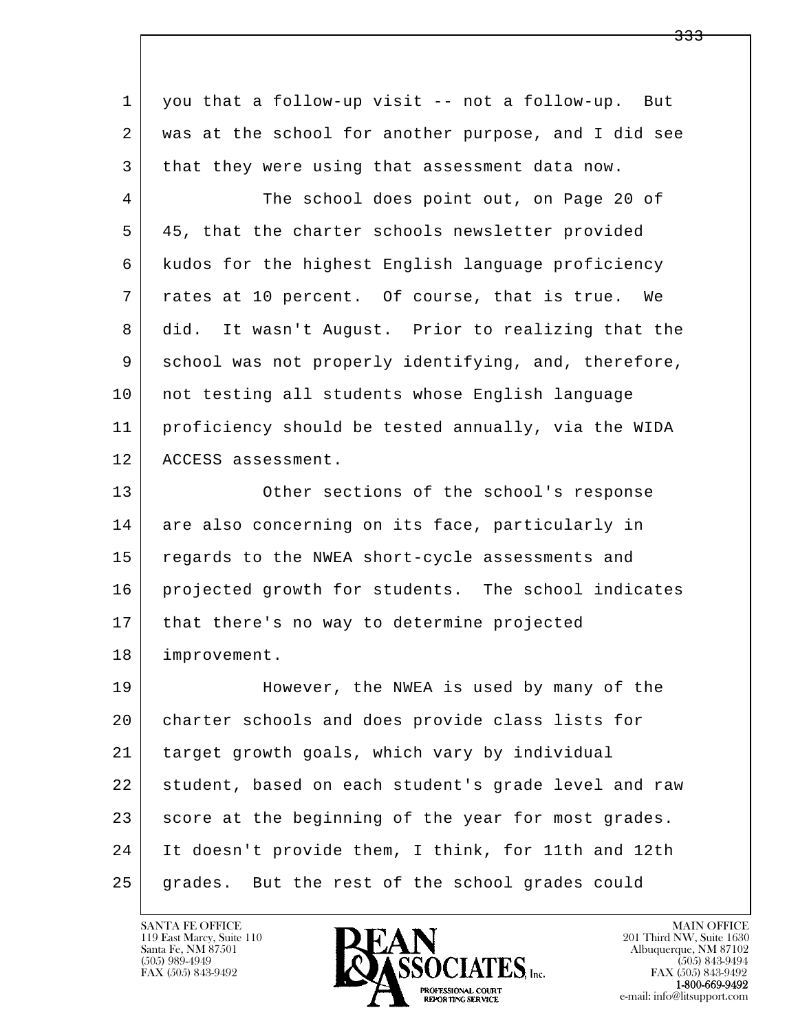you that a follow-up visit -- not a follow-up. But was at the school for another purpose, and I did see that they were using that assessment data now.

The school does point out, on Page 20 of 45, that the charter schools newsletter provided kudos for the highest English language proficiency rates at 10 percent. Of course, that is true. We did. It wasn't August. Prior to realizing that the school was not properly identifying, and, therefore, not testing all students whose English language proficiency should be tested annually, via the WIDA ACCESS assessment.

Other sections of the school's response are also concerning on its face, particularly in regards to the NWEA short-cycle assessments and projected growth for students. The school indicates that there's no way to determine projected improvement.

However, the NWEA is used by many of the charter schools and does provide class lists for target growth goals, which vary by individual student, based on each student's grade level and raw score at the beginning of the year for most grades. It doesn't provide them, I think, for 11th and 12th grades. But the rest of the school grades could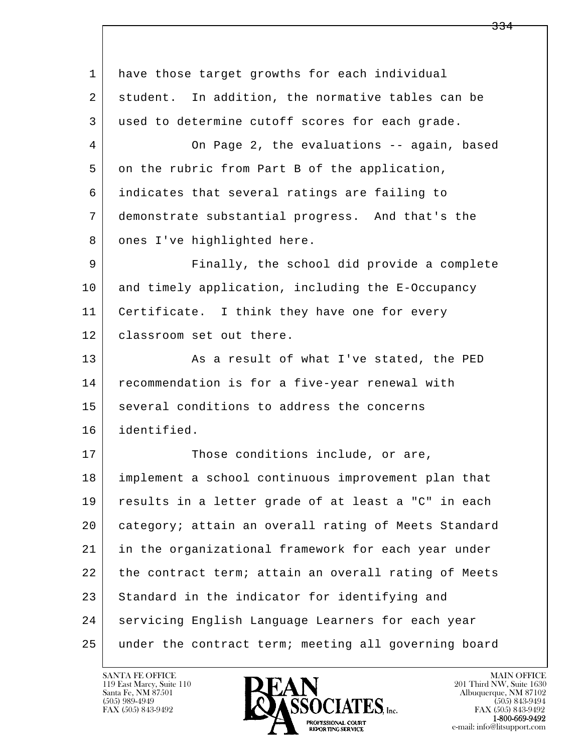1 have those target growths for each individual
2 student. In addition, the normative tables can be
3 used to determine cutoff scores for each grade.
4 On Page 2, the evaluations -- again, based
5 on the rubric from Part B of the application,
6 indicates that several ratings are failing to
7 demonstrate substantial progress. And that's the
8 ones I've highlighted here.
9 Finally, the school did provide a complete
10 and timely application, including the E-Occupancy
11 Certificate. I think they have one for every
12 classroom set out there.
13 As a result of what I've stated, the PED
14 recommendation is for a five-year renewal with
15 several conditions to address the concerns
16 identified.
17 Those conditions include, or are,
18 implement a school continuous improvement plan that
19 results in a letter grade of at least a "C" in each
20 category; attain an overall rating of Meets Standard
21 in the organizational framework for each year under
22 the contract term; attain an overall rating of Meets
23 Standard in the indicator for identifying and
24 servicing English Language Learners for each year
25 under the contract term; meeting all governing board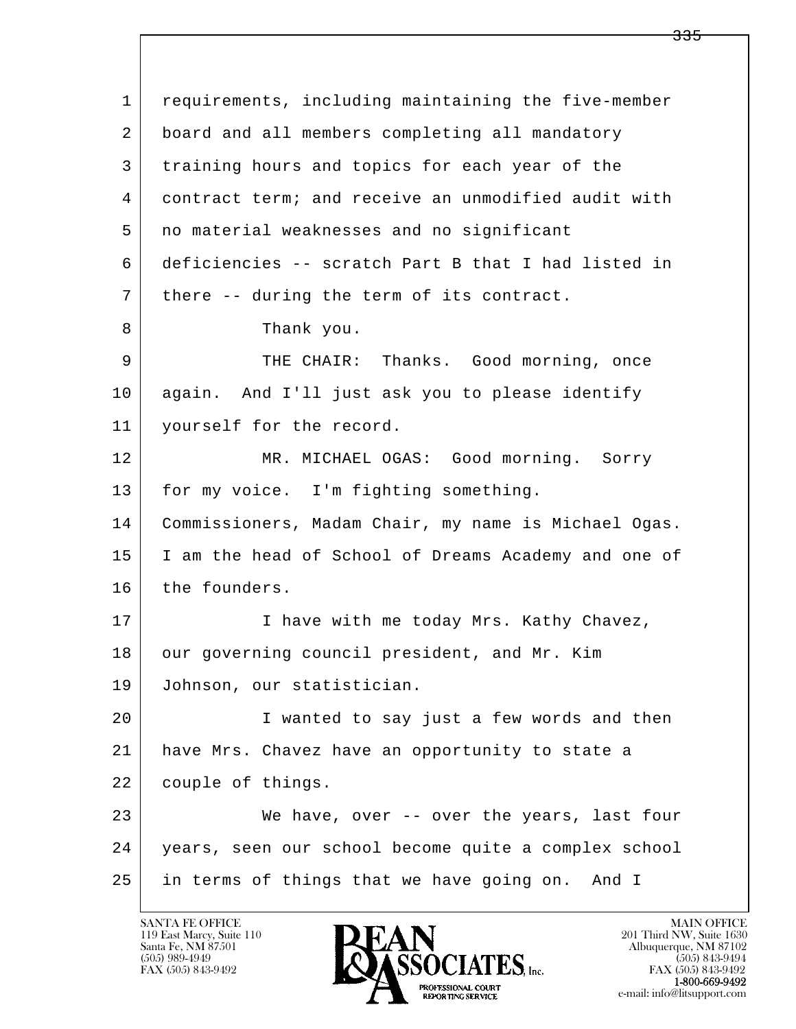1 requirements, including maintaining the five-member
2 board and all members completing all mandatory
3 training hours and topics for each year of the
4 contract term; and receive an unmodified audit with
5 no material weaknesses and no significant
6 deficiencies -- scratch Part B that I had listed in
7 there -- during the term of its contract.
8 Thank you.
9 THE CHAIR: Thanks. Good morning, once
10 again. And I'll just ask you to please identify
11 yourself for the record.
12 MR. MICHAEL OGAS: Good morning. Sorry
13 for my voice. I'm fighting something.
14 Commissioners, Madam Chair, my name is Michael Ogas.
15 I am the head of School of Dreams Academy and one of
16 the founders.
17 I have with me today Mrs. Kathy Chavez,
18 our governing council president, and Mr. Kim
19 Johnson, our statistician.
20 I wanted to say just a few words and then
21 have Mrs. Chavez have an opportunity to state a
22 couple of things.
23 We have, over -- over the years, last four
24 years, seen our school become quite a complex school
25 in terms of things that we have going on. And I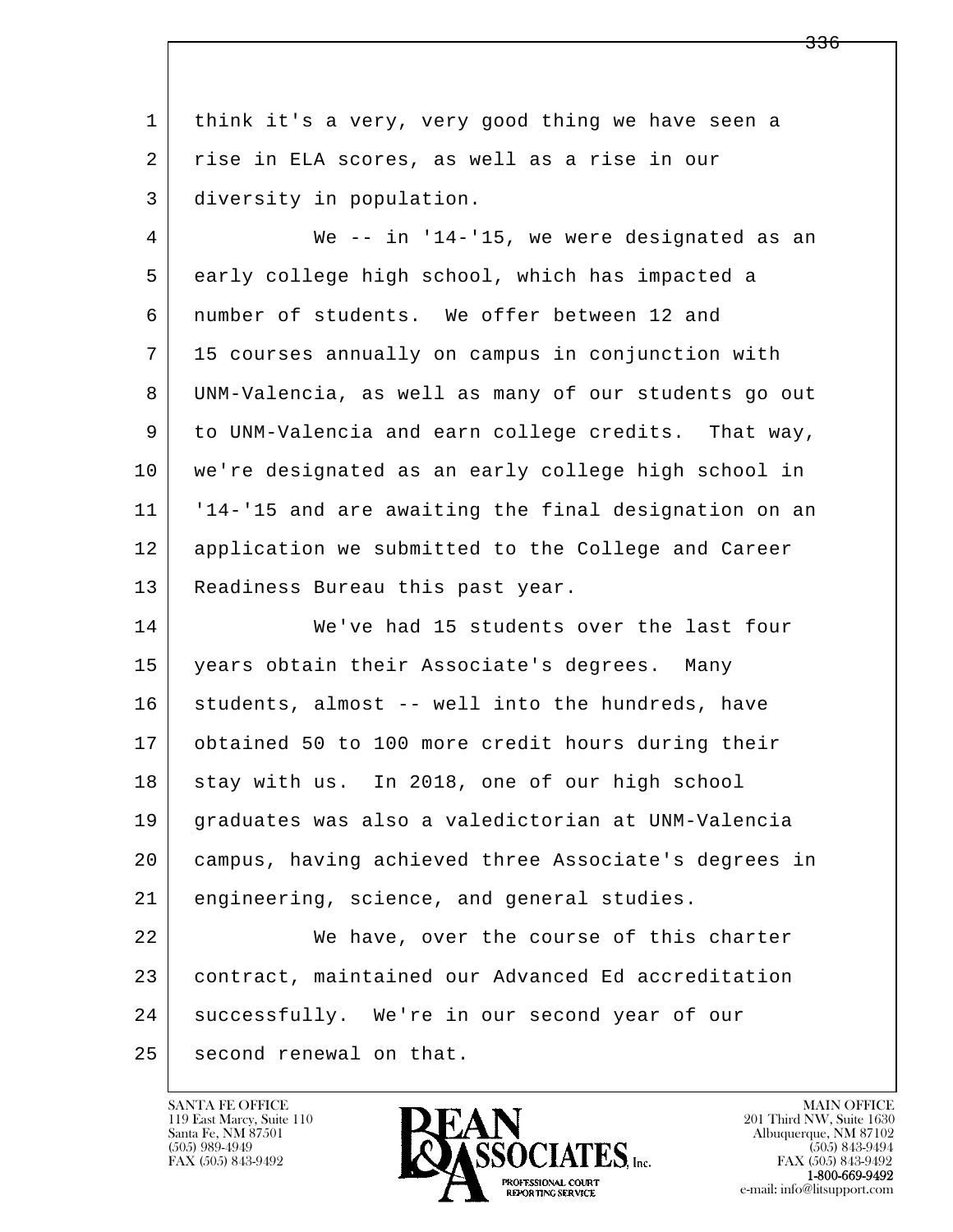think it's a very, very good thing we have seen a rise in ELA scores, as well as a rise in our diversity in population.

We -- in '14-'15, we were designated as an early college high school, which has impacted a number of students. We offer between 12 and 15 courses annually on campus in conjunction with UNM-Valencia, as well as many of our students go out to UNM-Valencia and earn college credits. That way, we're designated as an early college high school in '14-'15 and are awaiting the final designation on an application we submitted to the College and Career Readiness Bureau this past year.

We've had 15 students over the last four years obtain their Associate's degrees. Many students, almost -- well into the hundreds, have obtained 50 to 100 more credit hours during their stay with us. In 2018, one of our high school graduates was also a valedictorian at UNM-Valencia campus, having achieved three Associate's degrees in engineering, science, and general studies.

We have, over the course of this charter contract, maintained our Advanced Ed accreditation successfully. We're in our second year of our second renewal on that.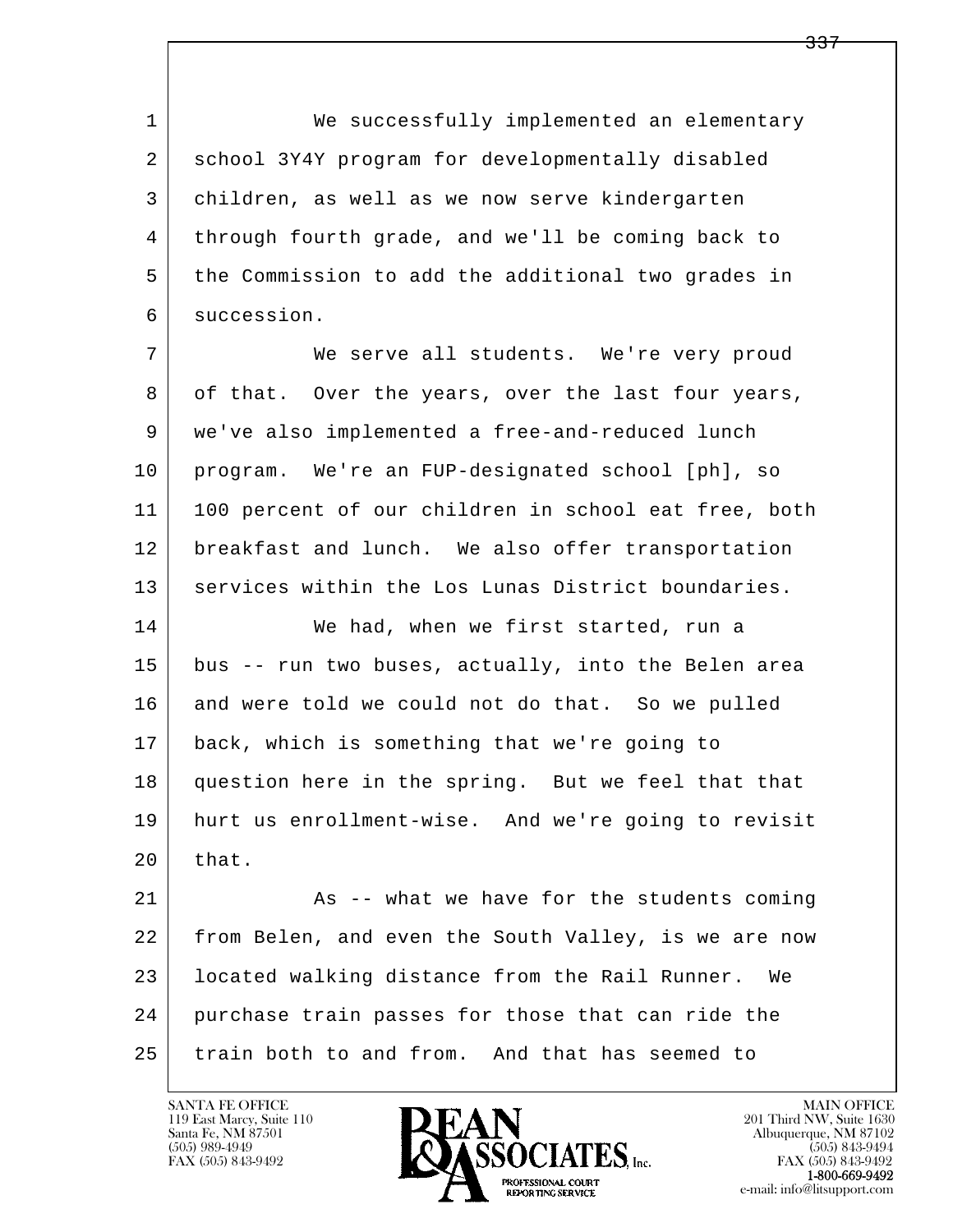We successfully implemented an elementary school 3Y4Y program for developmentally disabled children, as well as we now serve kindergarten through fourth grade, and we'll be coming back to the Commission to add the additional two grades in succession.

We serve all students. We're very proud of that. Over the years, over the last four years, we've also implemented a free-and-reduced lunch program. We're an FUP-designated school [ph], so 100 percent of our children in school eat free, both breakfast and lunch. We also offer transportation services within the Los Lunas District boundaries.

We had, when we first started, run a bus -- run two buses, actually, into the Belen area and were told we could not do that. So we pulled back, which is something that we're going to question here in the spring. But we feel that that hurt us enrollment-wise. And we're going to revisit that.

As -- what we have for the students coming from Belen, and even the South Valley, is we are now located walking distance from the Rail Runner. We purchase train passes for those that can ride the train both to and from. And that has seemed to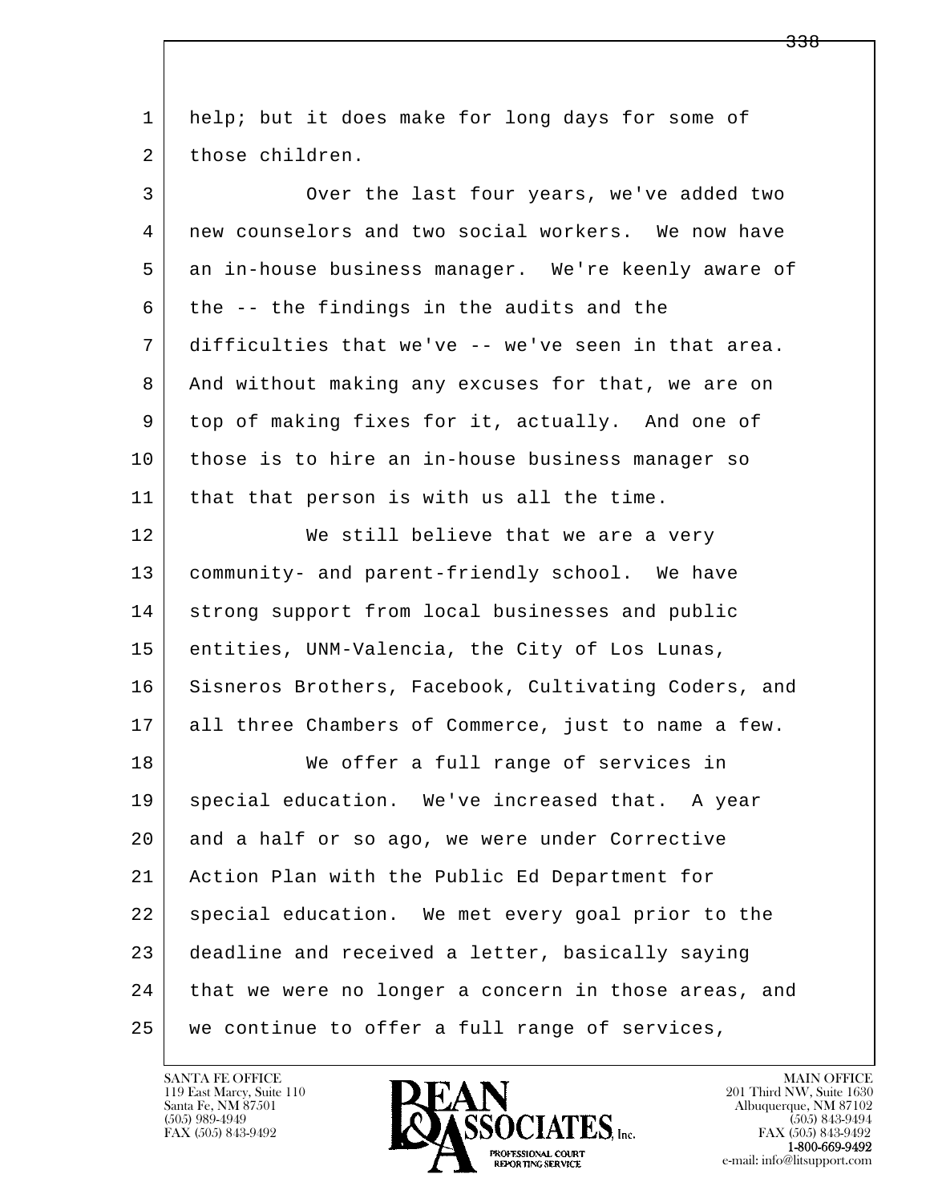help; but it does make for long days for some of those children.

Over the last four years, we've added two new counselors and two social workers. We now have an in-house business manager. We're keenly aware of the -- the findings in the audits and the difficulties that we've -- we've seen in that area. And without making any excuses for that, we are on top of making fixes for it, actually. And one of those is to hire an in-house business manager so that that person is with us all the time.

We still believe that we are a very community- and parent-friendly school. We have strong support from local businesses and public entities, UNM-Valencia, the City of Los Lunas, Sisneros Brothers, Facebook, Cultivating Coders, and all three Chambers of Commerce, just to name a few.

We offer a full range of services in special education. We've increased that. A year and a half or so ago, we were under Corrective Action Plan with the Public Ed Department for special education. We met every goal prior to the deadline and received a letter, basically saying that we were no longer a concern in those areas, and we continue to offer a full range of services,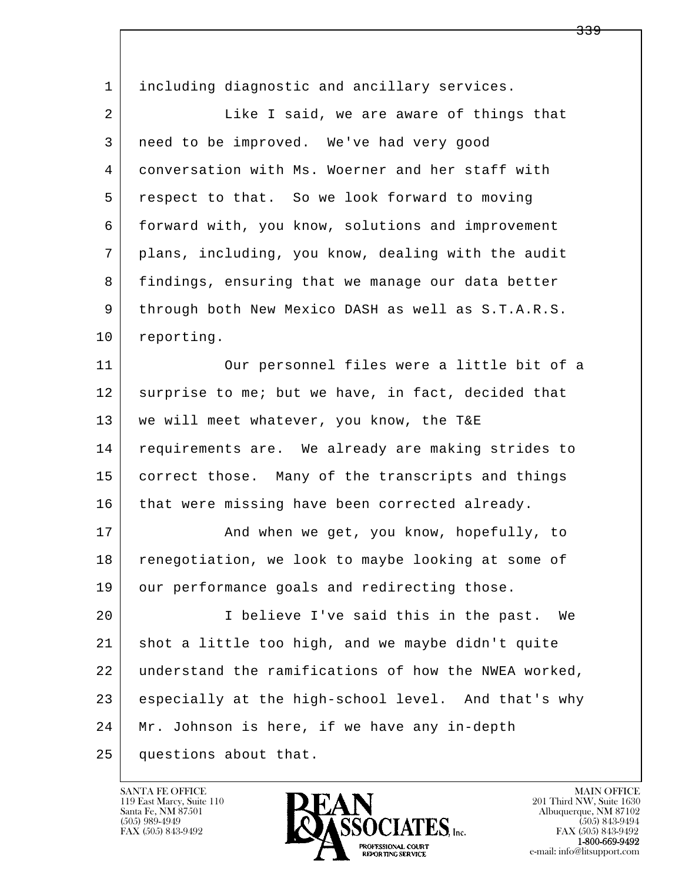including diagnostic and ancillary services.

Like I said, we are aware of things that need to be improved. We've had very good conversation with Ms. Woerner and her staff with respect to that. So we look forward to moving forward with, you know, solutions and improvement plans, including, you know, dealing with the audit findings, ensuring that we manage our data better through both New Mexico DASH as well as S.T.A.R.S. reporting.

Our personnel files were a little bit of a surprise to me; but we have, in fact, decided that we will meet whatever, you know, the T&E requirements are. We already are making strides to correct those. Many of the transcripts and things that were missing have been corrected already.

And when we get, you know, hopefully, to renegotiation, we look to maybe looking at some of our performance goals and redirecting those.

I believe I've said this in the past. We shot a little too high, and we maybe didn't quite understand the ramifications of how the NWEA worked, especially at the high-school level. And that's why Mr. Johnson is here, if we have any in-depth questions about that.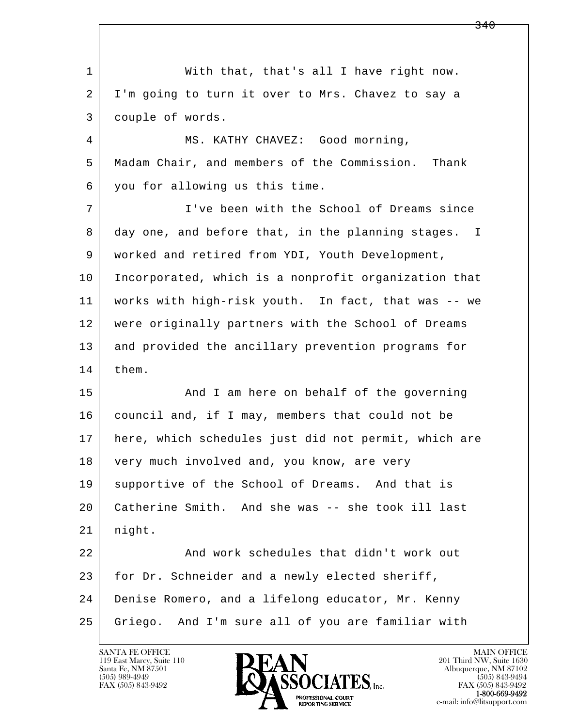1 With that, that's all I have right now.
2 I'm going to turn it over to Mrs. Chavez to say a
3 couple of words.
4 MS. KATHY CHAVEZ: Good morning,
5 Madam Chair, and members of the Commission. Thank
6 you for allowing us this time.
7 I've been with the School of Dreams since
8 day one, and before that, in the planning stages. I
9 worked and retired from YDI, Youth Development,
10 Incorporated, which is a nonprofit organization that
11 works with high-risk youth. In fact, that was -- we
12 were originally partners with the School of Dreams
13 and provided the ancillary prevention programs for
14 them.
15 And I am here on behalf of the governing
16 council and, if I may, members that could not be
17 here, which schedules just did not permit, which are
18 very much involved and, you know, are very
19 supportive of the School of Dreams. And that is
20 Catherine Smith. And she was -- she took ill last
21 night.
22 And work schedules that didn't work out
23 for Dr. Schneider and a newly elected sheriff,
24 Denise Romero, and a lifelong educator, Mr. Kenny
25 Griego. And I'm sure all of you are familiar with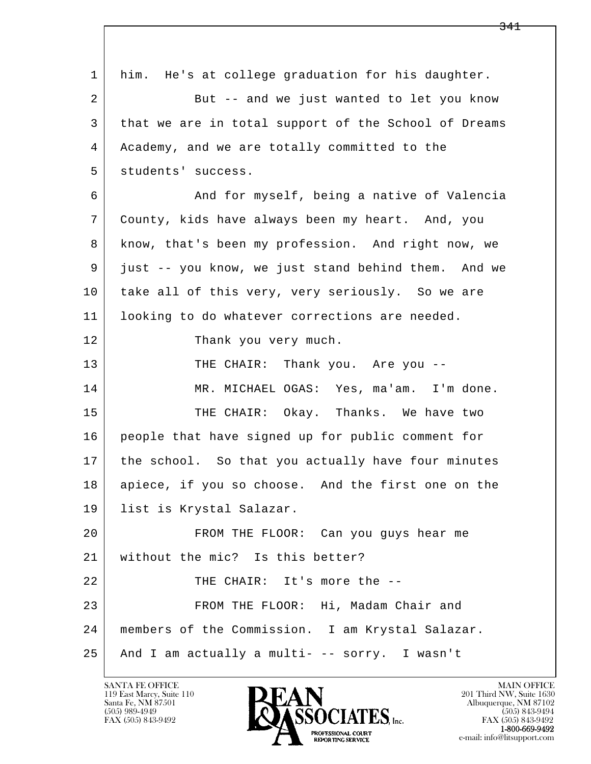1 him. He's at college graduation for his daughter.

2 But -- and we just wanted to let you know

3 that we are in total support of the School of Dreams

4 Academy, and we are totally committed to the

5 students' success.

6 And for myself, being a native of Valencia

7 County, kids have always been my heart. And, you

8 know, that's been my profession. And right now, we

9 just -- you know, we just stand behind them. And we

10 take all of this very, very seriously. So we are

11 looking to do whatever corrections are needed.

12 Thank you very much.

13 THE CHAIR: Thank you. Are you --

14 MR. MICHAEL OGAS: Yes, ma'am. I'm done.

15 THE CHAIR: Okay. Thanks. We have two

16 people that have signed up for public comment for

17 the school. So that you actually have four minutes

18 apiece, if you so choose. And the first one on the

19 list is Krystal Salazar.

20 FROM THE FLOOR: Can you guys hear me

21 without the mic? Is this better?

22 THE CHAIR: It's more the --

23 FROM THE FLOOR: Hi, Madam Chair and

24 members of the Commission. I am Krystal Salazar.

25 And I am actually a multi- -- sorry. I wasn't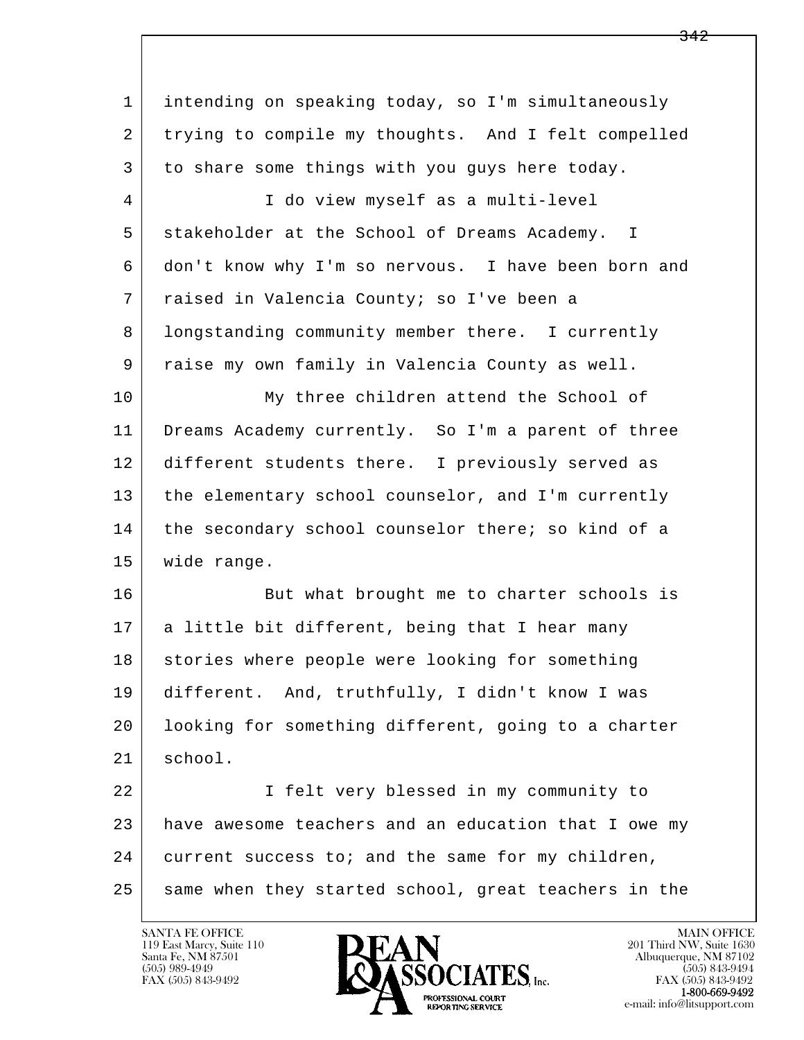1 intending on speaking today, so I'm simultaneously
2 trying to compile my thoughts. And I felt compelled
3 to share some things with you guys here today.
4 I do view myself as a multi-level
5 stakeholder at the School of Dreams Academy. I
6 don't know why I'm so nervous. I have been born and
7 raised in Valencia County; so I've been a
8 longstanding community member there. I currently
9 raise my own family in Valencia County as well.
10 My three children attend the School of
11 Dreams Academy currently. So I'm a parent of three
12 different students there. I previously served as
13 the elementary school counselor, and I'm currently
14 the secondary school counselor there; so kind of a
15 wide range.
16 But what brought me to charter schools is
17 a little bit different, being that I hear many
18 stories where people were looking for something
19 different. And, truthfully, I didn't know I was
20 looking for something different, going to a charter
21 school.
22 I felt very blessed in my community to
23 have awesome teachers and an education that I owe my
24 current success to; and the same for my children,
25 same when they started school, great teachers in the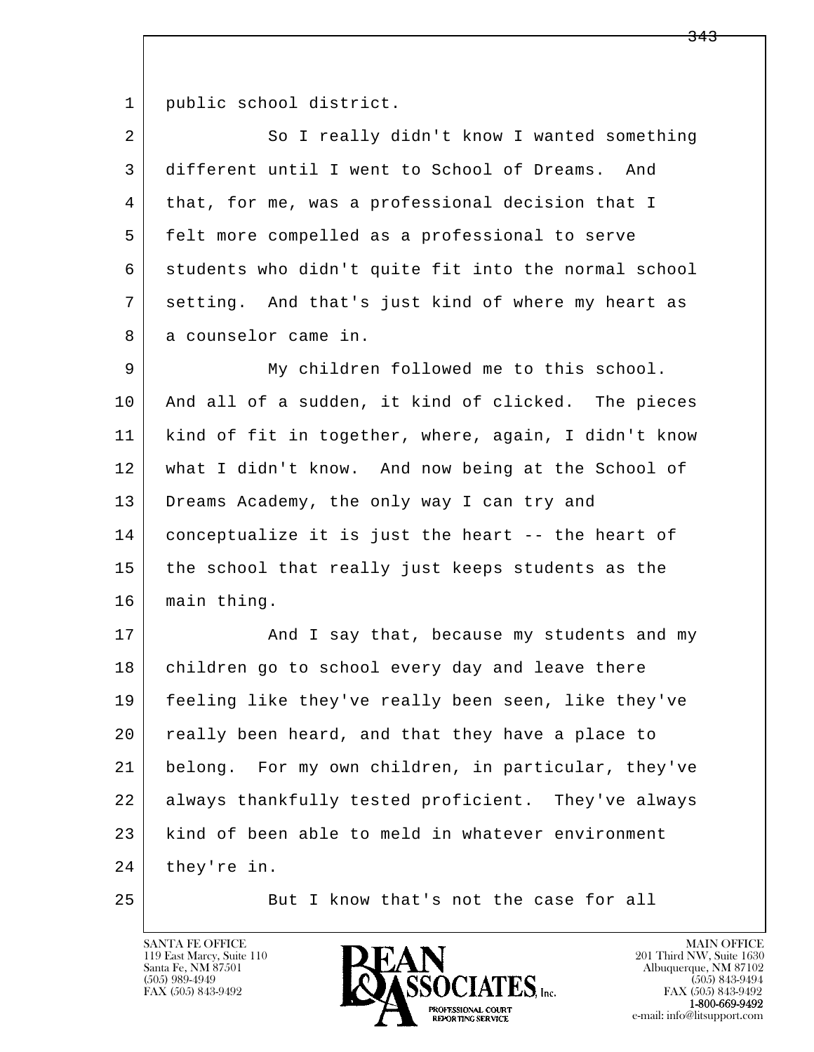public school district.

So I really didn't know I wanted something different until I went to School of Dreams. And that, for me, was a professional decision that I felt more compelled as a professional to serve students who didn't quite fit into the normal school setting. And that's just kind of where my heart as a counselor came in.

My children followed me to this school. And all of a sudden, it kind of clicked. The pieces kind of fit in together, where, again, I didn't know what I didn't know. And now being at the School of Dreams Academy, the only way I can try and conceptualize it is just the heart -- the heart of the school that really just keeps students as the main thing.

And I say that, because my students and my children go to school every day and leave there feeling like they've really been seen, like they've really been heard, and that they have a place to belong. For my own children, in particular, they've always thankfully tested proficient. They've always kind of been able to meld in whatever environment they're in.

But I know that's not the case for all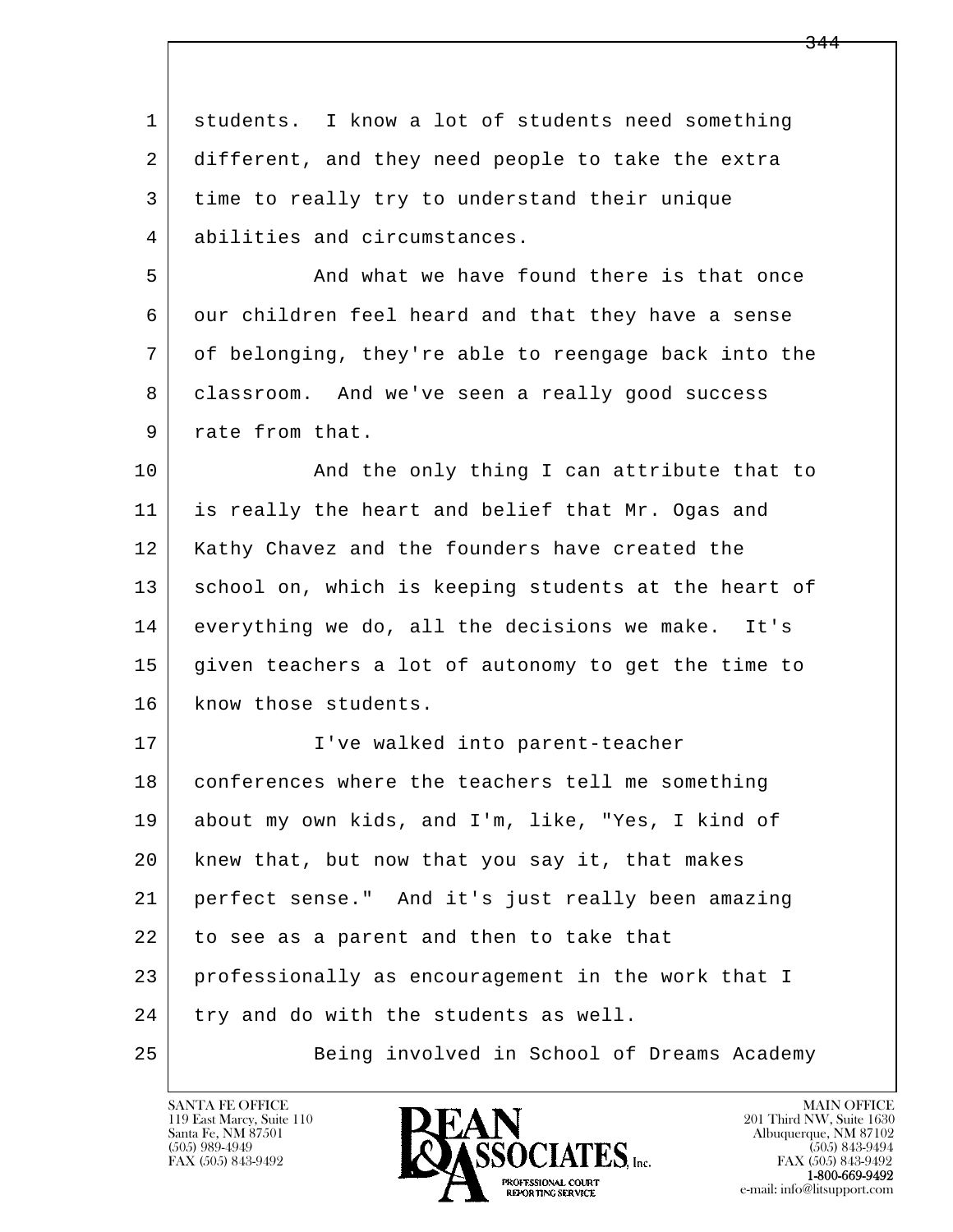students. I know a lot of students need something different, and they need people to take the extra time to really try to understand their unique abilities and circumstances.

And what we have found there is that once our children feel heard and that they have a sense of belonging, they're able to reengage back into the classroom. And we've seen a really good success rate from that.

And the only thing I can attribute that to is really the heart and belief that Mr. Ogas and Kathy Chavez and the founders have created the school on, which is keeping students at the heart of everything we do, all the decisions we make. It's given teachers a lot of autonomy to get the time to know those students.

I've walked into parent-teacher conferences where the teachers tell me something about my own kids, and I'm, like, "Yes, I kind of knew that, but now that you say it, that makes perfect sense." And it's just really been amazing to see as a parent and then to take that professionally as encouragement in the work that I try and do with the students as well.

Being involved in School of Dreams Academy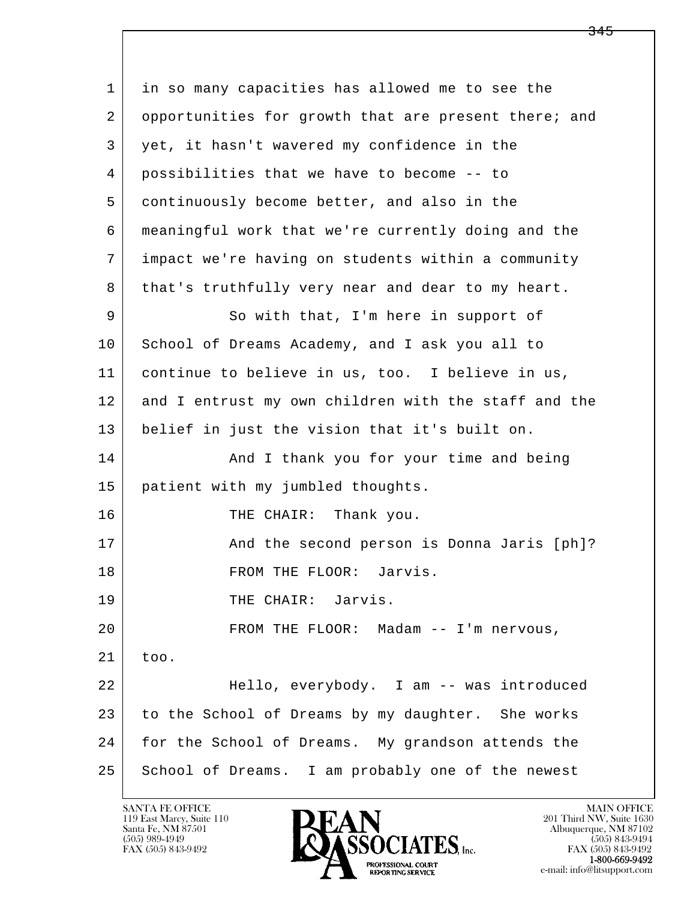1 in so many capacities has allowed me to see the
2 opportunities for growth that are present there; and
3 yet, it hasn't wavered my confidence in the
4 possibilities that we have to become -- to
5 continuously become better, and also in the
6 meaningful work that we're currently doing and the
7 impact we're having on students within a community
8 that's truthfully very near and dear to my heart.
9 So with that, I'm here in support of
10 School of Dreams Academy, and I ask you all to
11 continue to believe in us, too. I believe in us,
12 and I entrust my own children with the staff and the
13 belief in just the vision that it's built on.
14 And I thank you for your time and being
15 patient with my jumbled thoughts.
16 THE CHAIR: Thank you.
17 And the second person is Donna Jaris [ph]?
18 FROM THE FLOOR: Jarvis.
19 THE CHAIR: Jarvis.
20 FROM THE FLOOR: Madam -- I'm nervous,
21 too.
22 Hello, everybody. I am -- was introduced
23 to the School of Dreams by my daughter. She works
24 for the School of Dreams. My grandson attends the
25 School of Dreams. I am probably one of the newest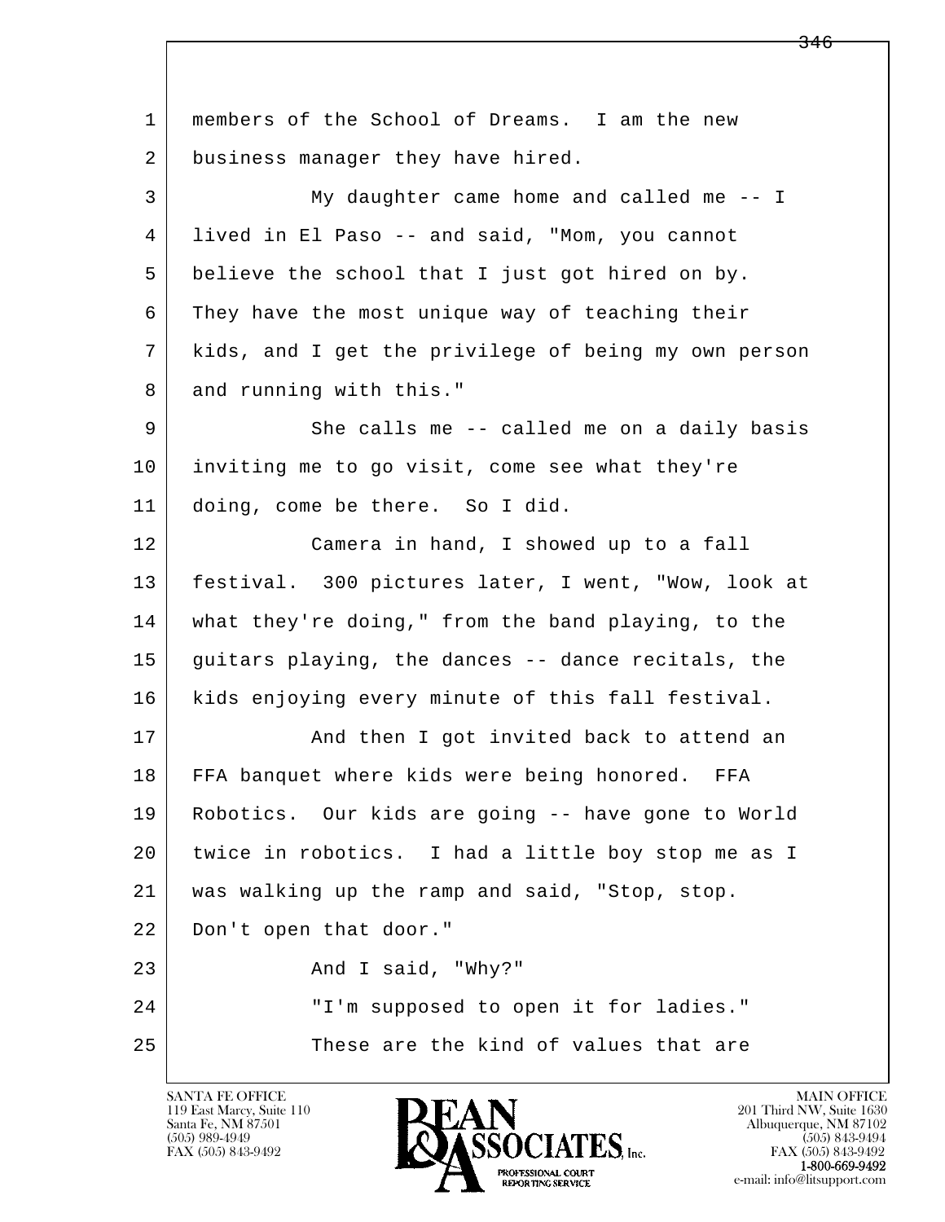members of the School of Dreams. I am the new business manager they have hired.

My daughter came home and called me -- I lived in El Paso -- and said, "Mom, you cannot believe the school that I just got hired on by. They have the most unique way of teaching their kids, and I get the privilege of being my own person and running with this."

She calls me -- called me on a daily basis inviting me to go visit, come see what they're doing, come be there. So I did.

Camera in hand, I showed up to a fall festival. 300 pictures later, I went, "Wow, look at what they're doing," from the band playing, to the guitars playing, the dances -- dance recitals, the kids enjoying every minute of this fall festival.

And then I got invited back to attend an FFA banquet where kids were being honored. FFA Robotics. Our kids are going -- have gone to World twice in robotics. I had a little boy stop me as I was walking up the ramp and said, "Stop, stop. Don't open that door."

And I said, "Why?"

"I'm supposed to open it for ladies."

These are the kind of values that are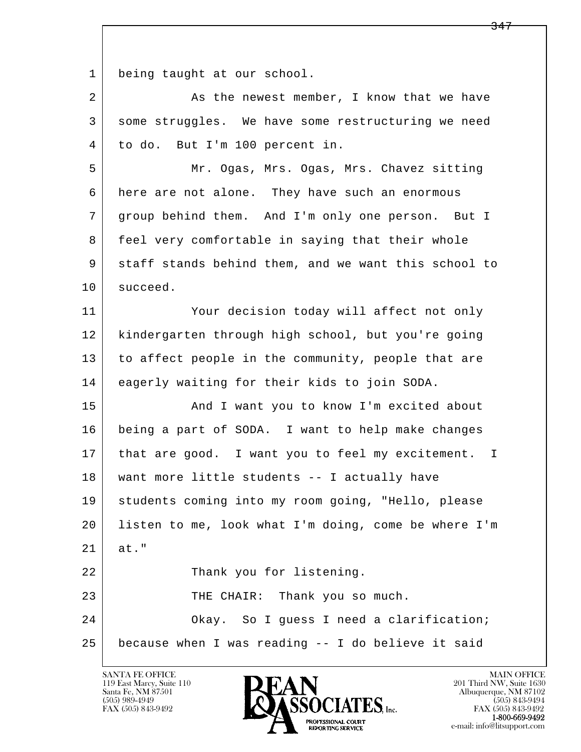being taught at our school.

As the newest member, I know that we have some struggles. We have some restructuring we need to do. But I'm 100 percent in.

Mr. Ogas, Mrs. Ogas, Mrs. Chavez sitting here are not alone. They have such an enormous group behind them. And I'm only one person. But I feel very comfortable in saying that their whole staff stands behind them, and we want this school to succeed.

Your decision today will affect not only kindergarten through high school, but you're going to affect people in the community, people that are eagerly waiting for their kids to join SODA.

And I want you to know I'm excited about being a part of SODA. I want to help make changes that are good. I want you to feel my excitement. I want more little students -- I actually have students coming into my room going, "Hello, please listen to me, look what I'm doing, come be where I'm at."

Thank you for listening.

THE CHAIR: Thank you so much.

Okay. So I guess I need a clarification; because when I was reading -- I do believe it said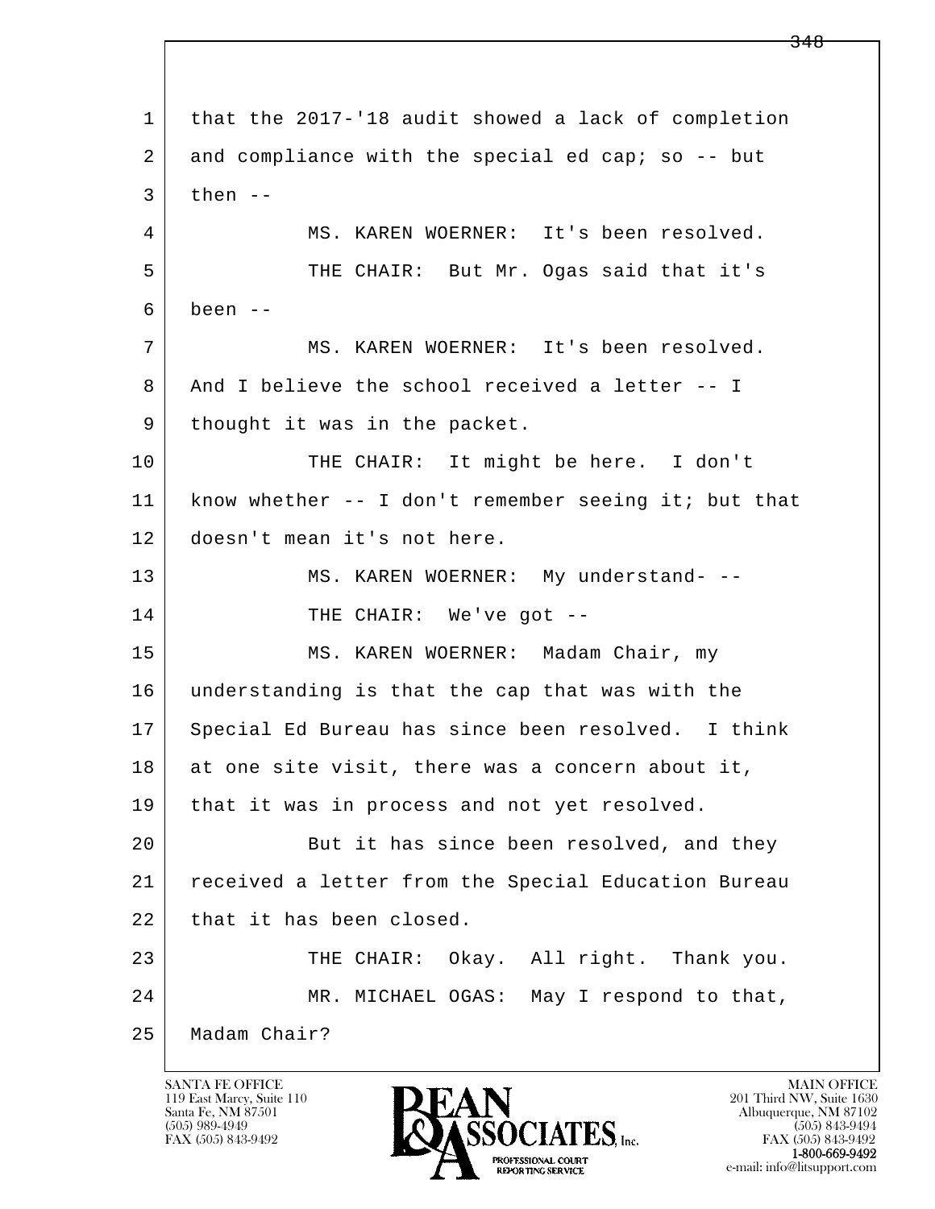that the 2017-'18 audit showed a lack of completion and compliance with the special ed cap; so -- but then --

MS. KAREN WOERNER: It's been resolved.

THE CHAIR: But Mr. Ogas said that it's been --

MS. KAREN WOERNER: It's been resolved. And I believe the school received a letter -- I thought it was in the packet.

THE CHAIR: It might be here. I don't know whether -- I don't remember seeing it; but that doesn't mean it's not here.

MS. KAREN WOERNER: My understand- --

THE CHAIR: We've got --

MS. KAREN WOERNER: Madam Chair, my understanding is that the cap that was with the Special Ed Bureau has since been resolved. I think at one site visit, there was a concern about it, that it was in process and not yet resolved.

But it has since been resolved, and they received a letter from the Special Education Bureau that it has been closed.

THE CHAIR: Okay. All right. Thank you.

MR. MICHAEL OGAS: May I respond to that, Madam Chair?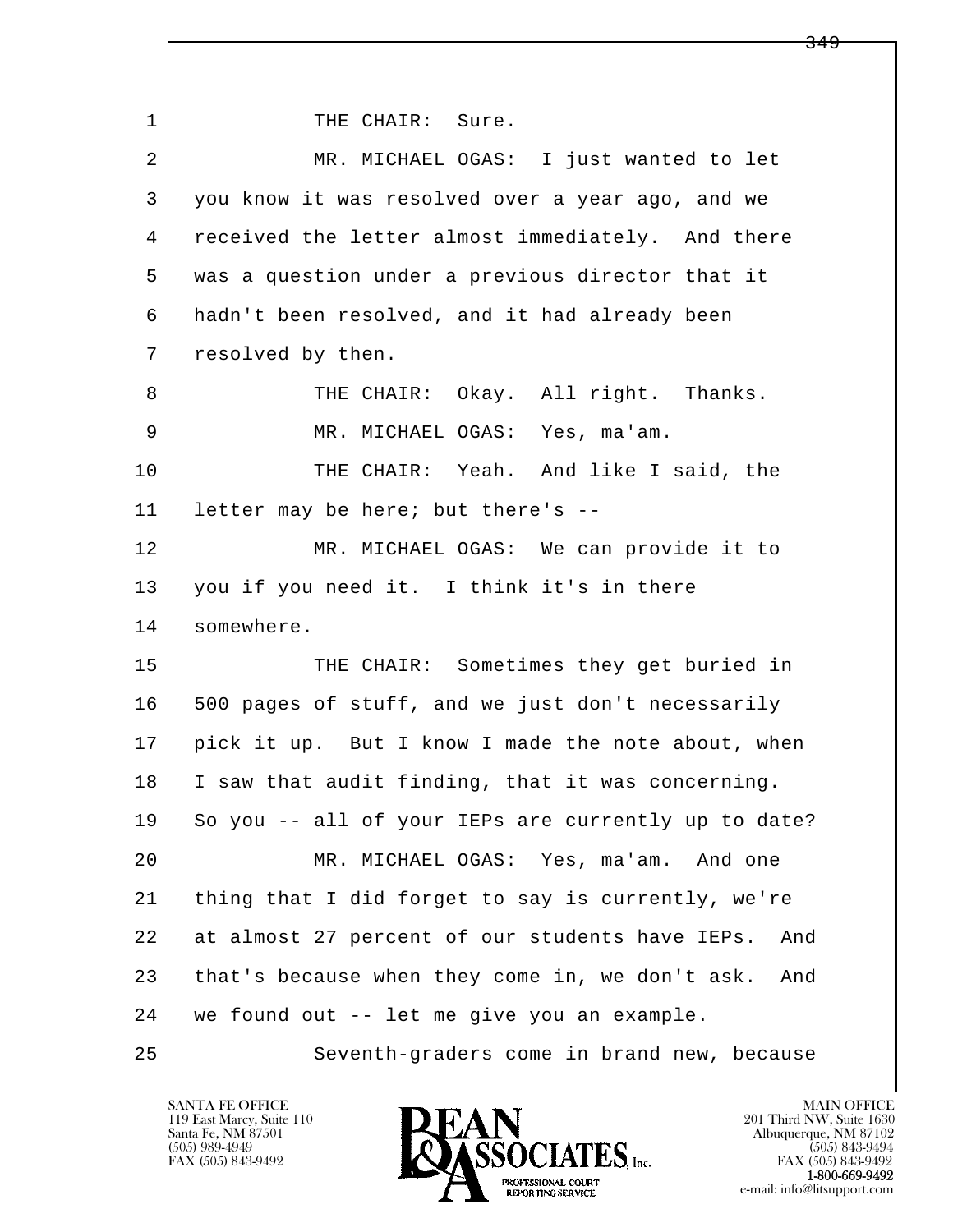THE CHAIR: Sure.

MR. MICHAEL OGAS: I just wanted to let you know it was resolved over a year ago, and we received the letter almost immediately. And there was a question under a previous director that it hadn't been resolved, and it had already been resolved by then.

THE CHAIR: Okay. All right. Thanks.

MR. MICHAEL OGAS: Yes, ma'am.

THE CHAIR: Yeah. And like I said, the letter may be here; but there's --

MR. MICHAEL OGAS: We can provide it to you if you need it. I think it's in there somewhere.

THE CHAIR: Sometimes they get buried in 500 pages of stuff, and we just don't necessarily pick it up. But I know I made the note about, when I saw that audit finding, that it was concerning. So you -- all of your IEPs are currently up to date?

MR. MICHAEL OGAS: Yes, ma'am. And one thing that I did forget to say is currently, we're at almost 27 percent of our students have IEPs. And that's because when they come in, we don't ask. And we found out -- let me give you an example.

Seventh-graders come in brand new, because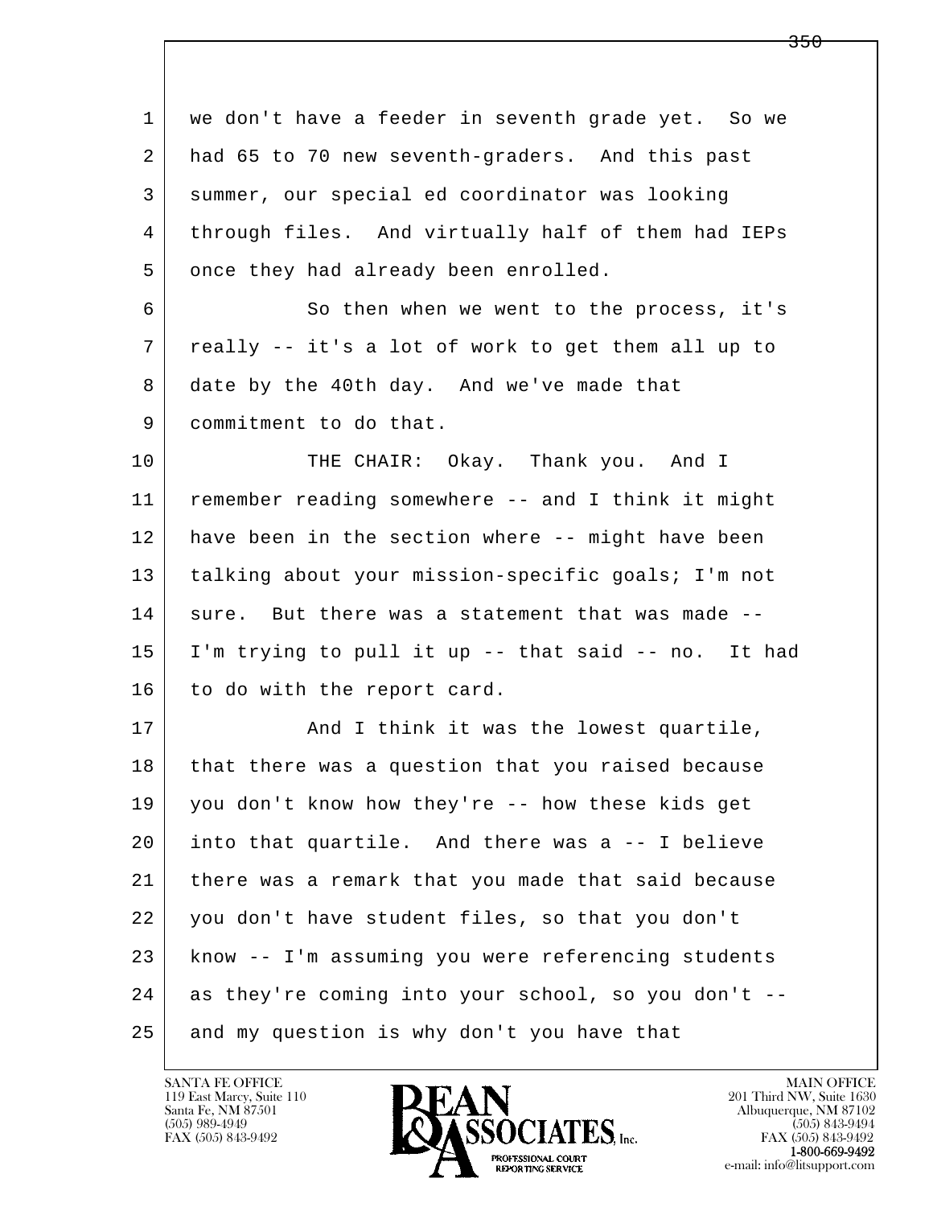we don't have a feeder in seventh grade yet. So we had 65 to 70 new seventh-graders. And this past summer, our special ed coordinator was looking through files. And virtually half of them had IEPs once they had already been enrolled.

So then when we went to the process, it's really -- it's a lot of work to get them all up to date by the 40th day. And we've made that commitment to do that.

THE CHAIR: Okay. Thank you. And I remember reading somewhere -- and I think it might have been in the section where -- might have been talking about your mission-specific goals; I'm not sure. But there was a statement that was made -- I'm trying to pull it up -- that said -- no. It had to do with the report card.

And I think it was the lowest quartile, that there was a question that you raised because you don't know how they're -- how these kids get into that quartile. And there was a -- I believe there was a remark that you made that said because you don't have student files, so that you don't know -- I'm assuming you were referencing students as they're coming into your school, so you don't -- and my question is why don't you have that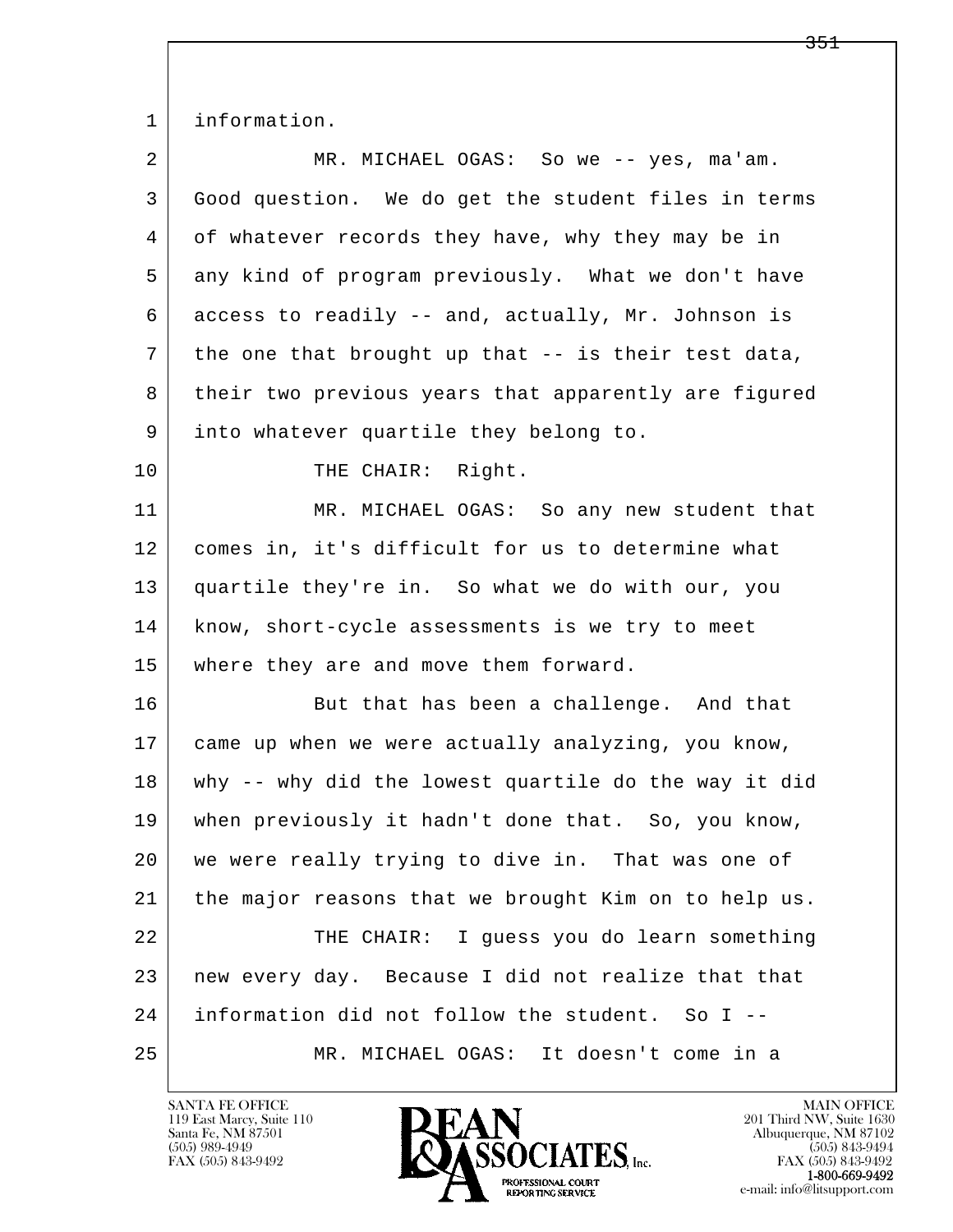information.

MR. MICHAEL OGAS: So we -- yes, ma'am. Good question. We do get the student files in terms of whatever records they have, why they may be in any kind of program previously. What we don't have access to readily -- and, actually, Mr. Johnson is the one that brought up that -- is their test data, their two previous years that apparently are figured into whatever quartile they belong to.

THE CHAIR: Right.

MR. MICHAEL OGAS: So any new student that comes in, it's difficult for us to determine what quartile they're in. So what we do with our, you know, short-cycle assessments is we try to meet where they are and move them forward.

But that has been a challenge. And that came up when we were actually analyzing, you know, why -- why did the lowest quartile do the way it did when previously it hadn't done that. So, you know, we were really trying to dive in. That was one of the major reasons that we brought Kim on to help us.

THE CHAIR: I guess you do learn something new every day. Because I did not realize that that information did not follow the student. So I --

MR. MICHAEL OGAS: It doesn't come in a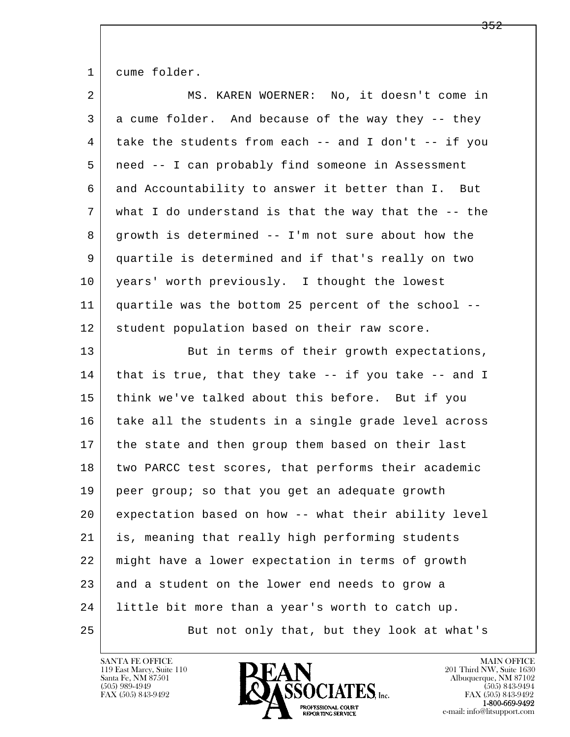cume folder.

MS. KAREN WOERNER: No, it doesn't come in a cume folder. And because of the way they -- they take the students from each -- and I don't -- if you need -- I can probably find someone in Assessment and Accountability to answer it better than I. But what I do understand is that the way that the -- the growth is determined -- I'm not sure about how the quartile is determined and if that's really on two years' worth previously. I thought the lowest quartile was the bottom 25 percent of the school -- student population based on their raw score.

But in terms of their growth expectations, that is true, that they take -- if you take -- and I think we've talked about this before. But if you take all the students in a single grade level across the state and then group them based on their last two PARCC test scores, that performs their academic peer group; so that you get an adequate growth expectation based on how -- what their ability level is, meaning that really high performing students might have a lower expectation in terms of growth and a student on the lower end needs to grow a little bit more than a year's worth to catch up.

But not only that, but they look at what's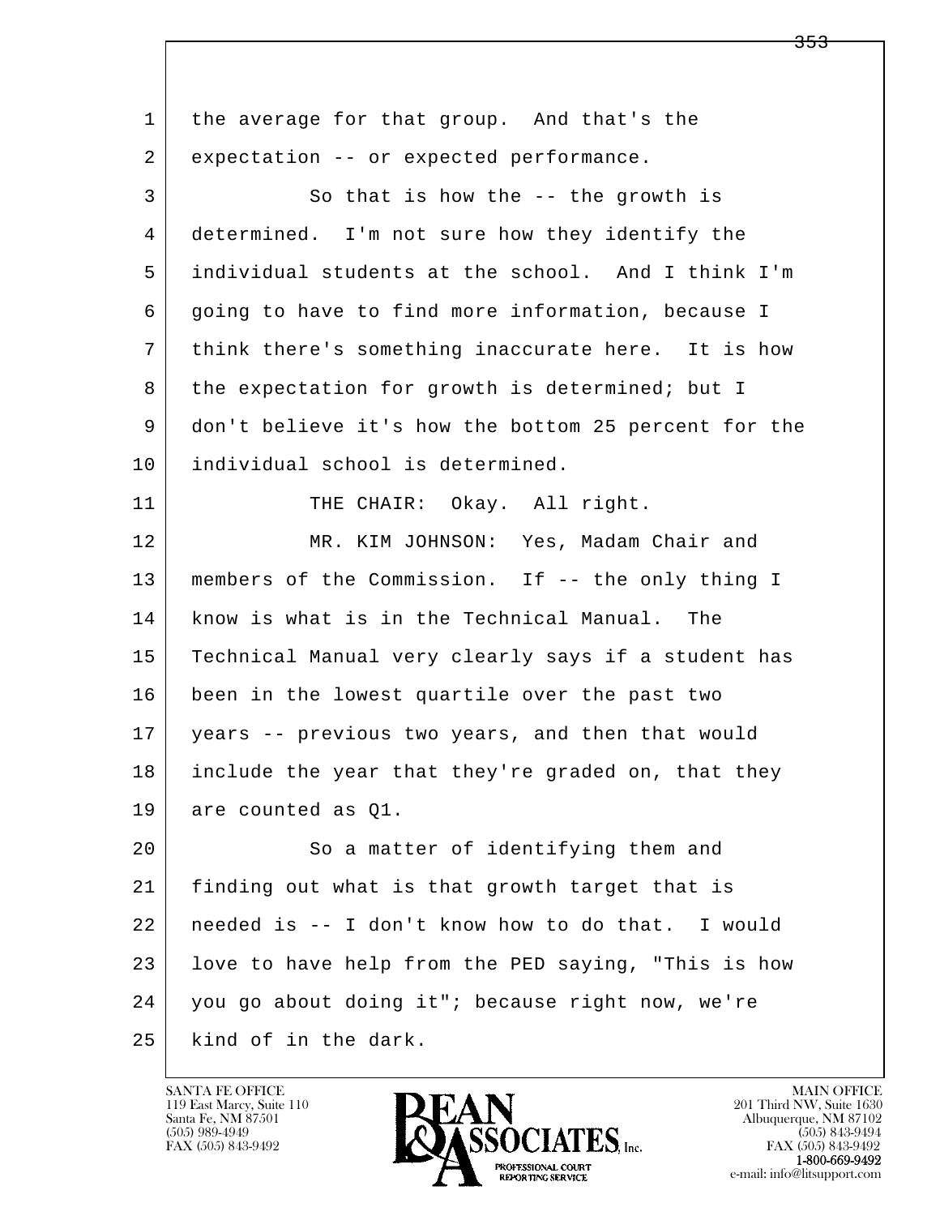the average for that group. And that's the expectation -- or expected performance.

So that is how the -- the growth is determined. I'm not sure how they identify the individual students at the school. And I think I'm going to have to find more information, because I think there's something inaccurate here. It is how the expectation for growth is determined; but I don't believe it's how the bottom 25 percent for the individual school is determined.

THE CHAIR: Okay. All right.

MR. KIM JOHNSON: Yes, Madam Chair and members of the Commission. If -- the only thing I know is what is in the Technical Manual. The Technical Manual very clearly says if a student has been in the lowest quartile over the past two years -- previous two years, and then that would include the year that they're graded on, that they are counted as Q1.

So a matter of identifying them and finding out what is that growth target that is needed is -- I don't know how to do that. I would love to have help from the PED saying, "This is how you go about doing it"; because right now, we're kind of in the dark.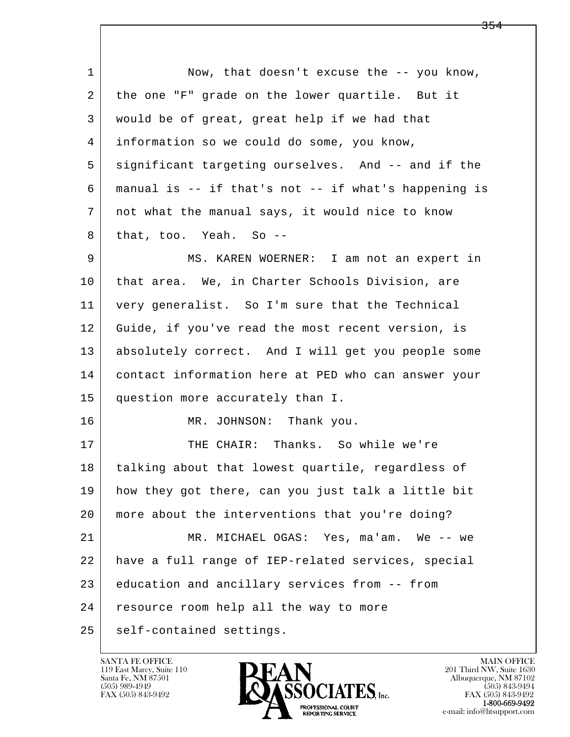1 Now, that doesn't excuse the -- you know,
2 the one "F" grade on the lower quartile. But it
3 would be of great, great help if we had that
4 information so we could do some, you know,
5 significant targeting ourselves. And -- and if the
6 manual is -- if that's not -- if what's happening is
7 not what the manual says, it would nice to know
8 that, too. Yeah. So --

9 MS. KAREN WOERNER: I am not an expert in
10 that area. We, in Charter Schools Division, are
11 very generalist. So I'm sure that the Technical
12 Guide, if you've read the most recent version, is
13 absolutely correct. And I will get you people some
14 contact information here at PED who can answer your
15 question more accurately than I.

16 MR. JOHNSON: Thank you.

17 THE CHAIR: Thanks. So while we're
18 talking about that lowest quartile, regardless of
19 how they got there, can you just talk a little bit
20 more about the interventions that you're doing?

21 MR. MICHAEL OGAS: Yes, ma'am. We -- we
22 have a full range of IEP-related services, special
23 education and ancillary services from -- from
24 resource room help all the way to more
25 self-contained settings.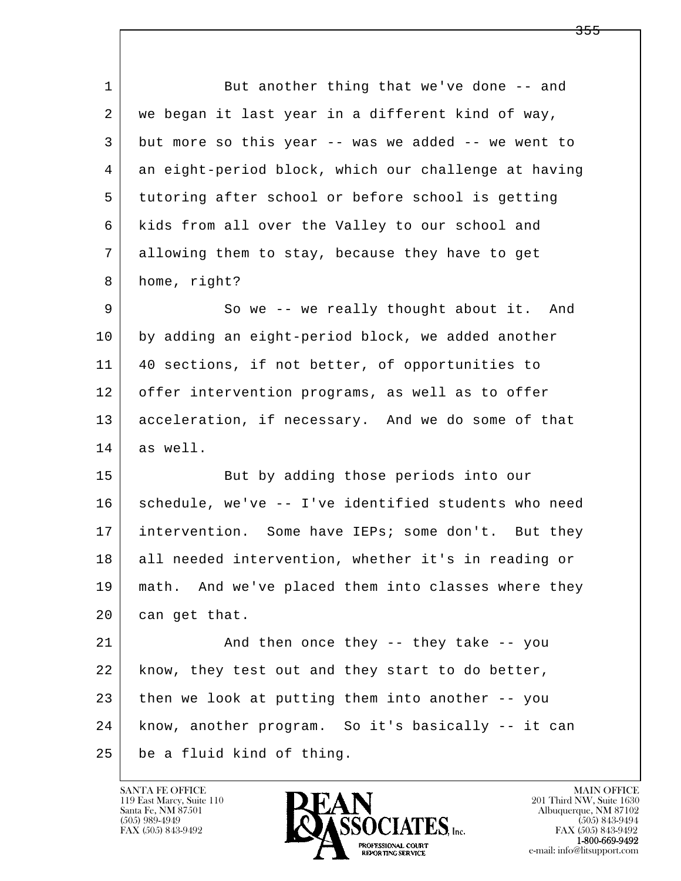But another thing that we've done -- and we began it last year in a different kind of way, but more so this year -- was we added -- we went to an eight-period block, which our challenge at having tutoring after school or before school is getting kids from all over the Valley to our school and allowing them to stay, because they have to get home, right?

So we -- we really thought about it. And by adding an eight-period block, we added another 40 sections, if not better, of opportunities to offer intervention programs, as well as to offer acceleration, if necessary. And we do some of that as well.

But by adding those periods into our schedule, we've -- I've identified students who need intervention. Some have IEPs; some don't. But they all needed intervention, whether it's in reading or math. And we've placed them into classes where they can get that.

And then once they -- they take -- you know, they test out and they start to do better, then we look at putting them into another -- you know, another program. So it's basically -- it can be a fluid kind of thing.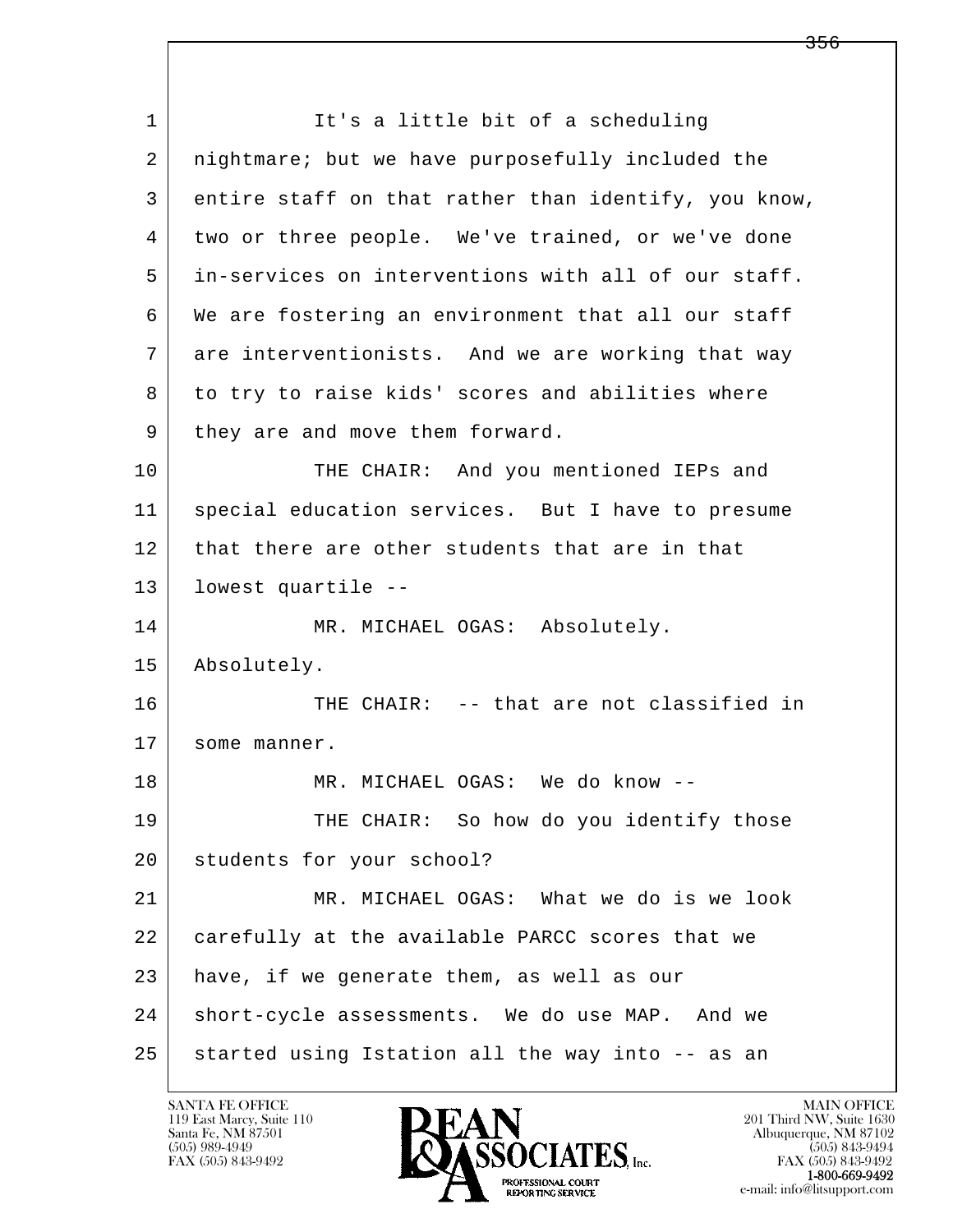It's a little bit of a scheduling nightmare; but we have purposefully included the entire staff on that rather than identify, you know, two or three people. We've trained, or we've done in-services on interventions with all of our staff. We are fostering an environment that all our staff are interventionists. And we are working that way to try to raise kids' scores and abilities where they are and move them forward.

THE CHAIR: And you mentioned IEPs and special education services. But I have to presume that there are other students that are in that lowest quartile --

MR. MICHAEL OGAS: Absolutely. Absolutely.

THE CHAIR: -- that are not classified in some manner.

MR. MICHAEL OGAS: We do know --

THE CHAIR: So how do you identify those students for your school?

MR. MICHAEL OGAS: What we do is we look carefully at the available PARCC scores that we have, if we generate them, as well as our short-cycle assessments. We do use MAP. And we started using Istation all the way into -- as an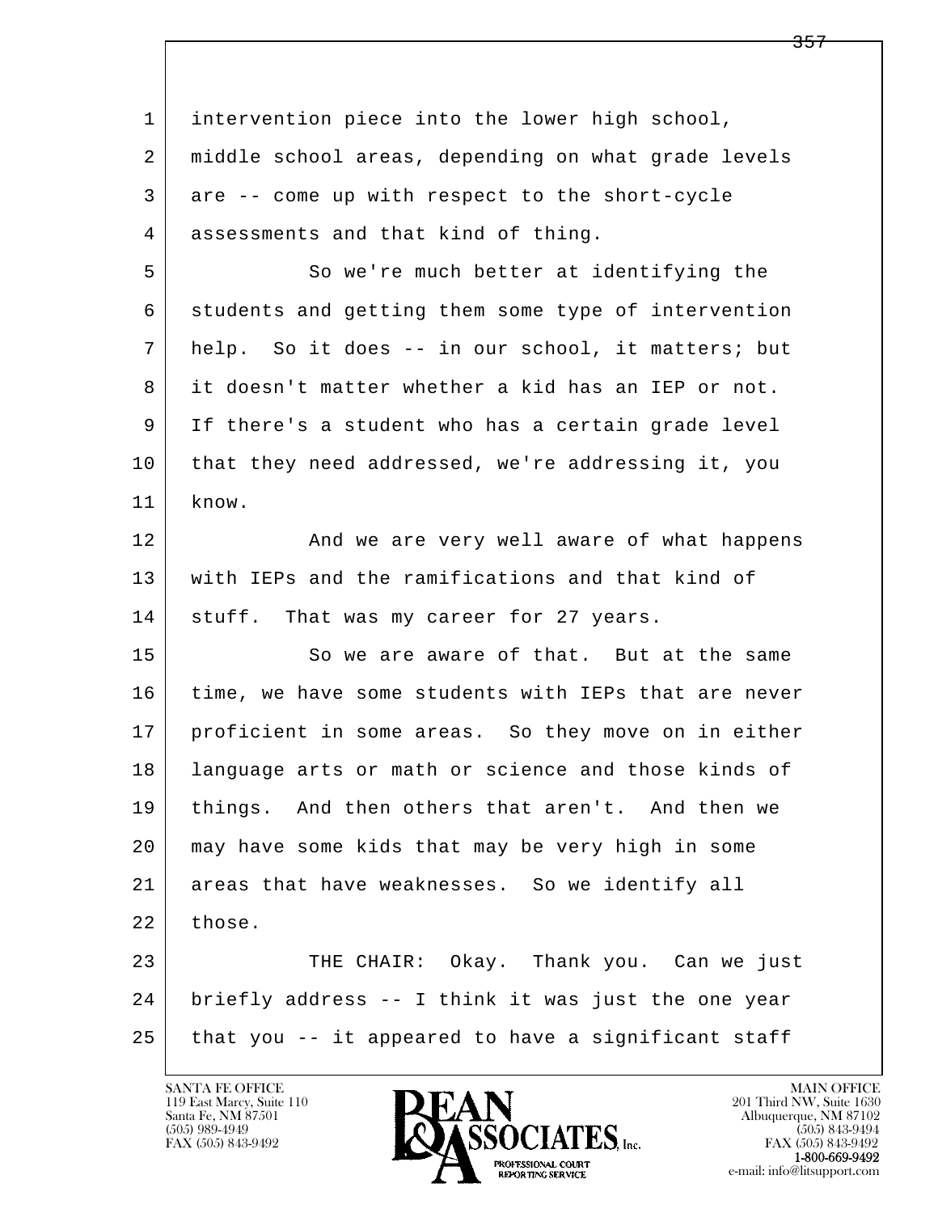intervention piece into the lower high school, middle school areas, depending on what grade levels are -- come up with respect to the short-cycle assessments and that kind of thing.

So we're much better at identifying the students and getting them some type of intervention help. So it does -- in our school, it matters; but it doesn't matter whether a kid has an IEP or not. If there's a student who has a certain grade level that they need addressed, we're addressing it, you know.

And we are very well aware of what happens with IEPs and the ramifications and that kind of stuff. That was my career for 27 years.

So we are aware of that. But at the same time, we have some students with IEPs that are never proficient in some areas. So they move on in either language arts or math or science and those kinds of things. And then others that aren't. And then we may have some kids that may be very high in some areas that have weaknesses. So we identify all those.

THE CHAIR: Okay. Thank you. Can we just briefly address -- I think it was just the one year that you -- it appeared to have a significant staff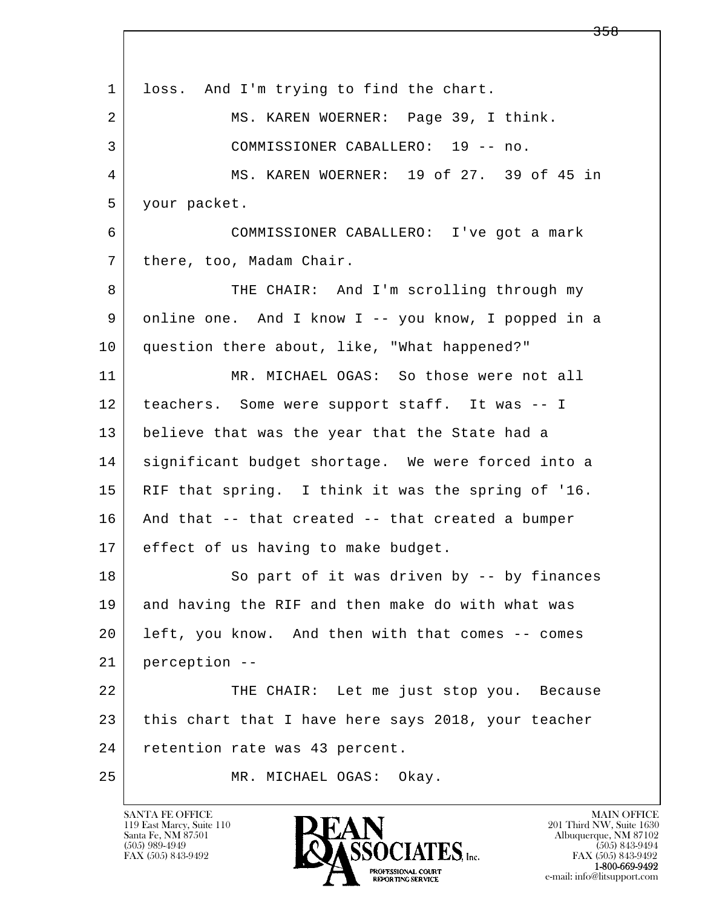loss. And I'm trying to find the chart.

MS. KAREN WOERNER: Page 39, I think.

COMMISSIONER CABALLERO: 19 -- no.

MS. KAREN WOERNER: 19 of 27. 39 of 45 in your packet.

COMMISSIONER CABALLERO: I've got a mark there, too, Madam Chair.

THE CHAIR: And I'm scrolling through my online one. And I know I -- you know, I popped in a question there about, like, "What happened?"

MR. MICHAEL OGAS: So those were not all teachers. Some were support staff. It was -- I believe that was the year that the State had a significant budget shortage. We were forced into a RIF that spring. I think it was the spring of '16. And that -- that created -- that created a bumper effect of us having to make budget.

So part of it was driven by -- by finances and having the RIF and then make do with what was left, you know. And then with that comes -- comes perception --

THE CHAIR: Let me just stop you. Because this chart that I have here says 2018, your teacher retention rate was 43 percent.

MR. MICHAEL OGAS: Okay.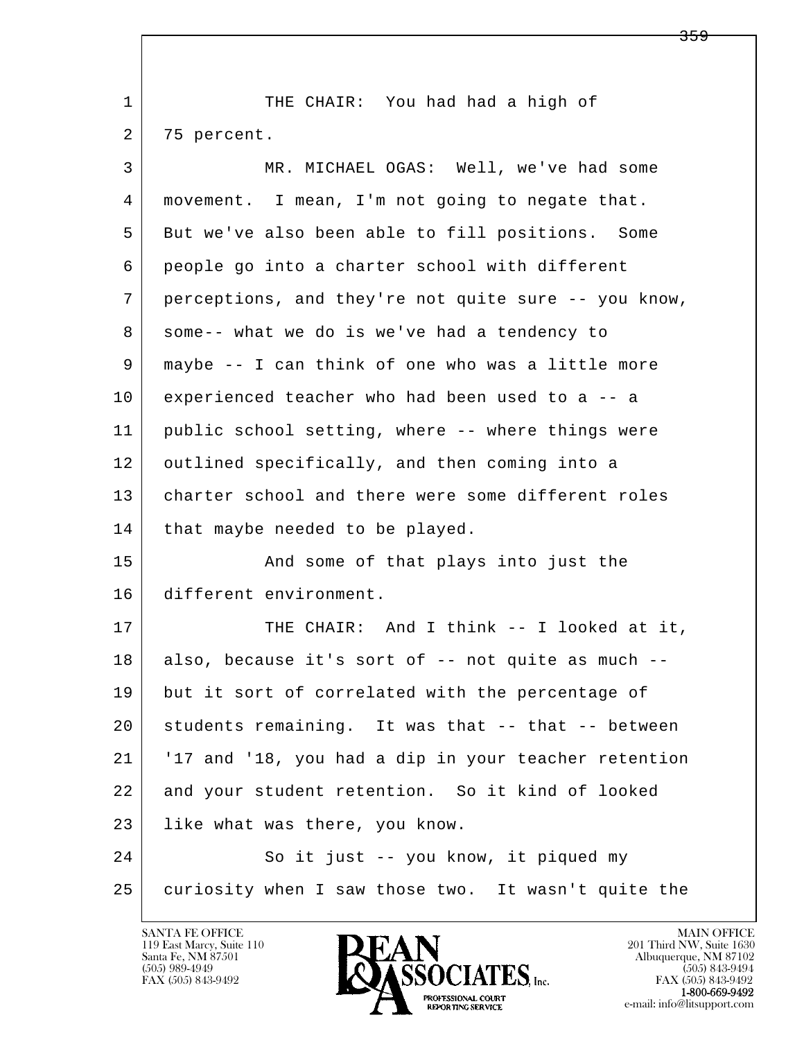THE CHAIR: You had had a high of 75 percent.

MR. MICHAEL OGAS: Well, we've had some movement. I mean, I'm not going to negate that. But we've also been able to fill positions. Some people go into a charter school with different perceptions, and they're not quite sure -- you know, some-- what we do is we've had a tendency to maybe -- I can think of one who was a little more experienced teacher who had been used to a -- a public school setting, where -- where things were outlined specifically, and then coming into a charter school and there were some different roles that maybe needed to be played.

And some of that plays into just the different environment.

THE CHAIR: And I think -- I looked at it, also, because it's sort of -- not quite as much -- but it sort of correlated with the percentage of students remaining. It was that -- that -- between '17 and '18, you had a dip in your teacher retention and your student retention. So it kind of looked like what was there, you know.

So it just -- you know, it piqued my curiosity when I saw those two. It wasn't quite the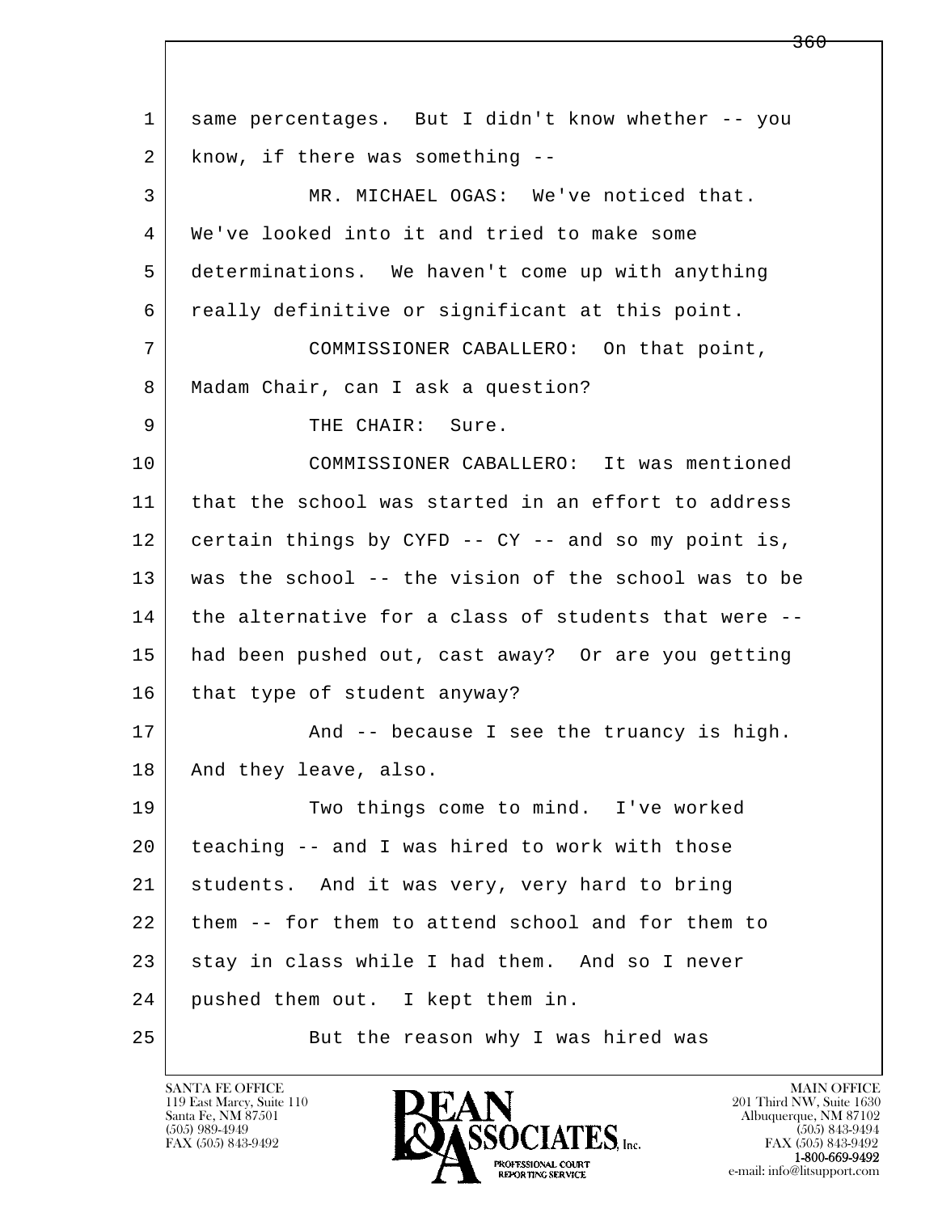1 same percentages. But I didn't know whether -- you
2 know, if there was something --
3 MR. MICHAEL OGAS: We've noticed that.
4 We've looked into it and tried to make some
5 determinations. We haven't come up with anything
6 really definitive or significant at this point.
7 COMMISSIONER CABALLERO: On that point,
8 Madam Chair, can I ask a question?
9 THE CHAIR: Sure.
10 COMMISSIONER CABALLERO: It was mentioned
11 that the school was started in an effort to address
12 certain things by CYFD -- CY -- and so my point is,
13 was the school -- the vision of the school was to be
14 the alternative for a class of students that were --
15 had been pushed out, cast away? Or are you getting
16 that type of student anyway?
17 And -- because I see the truancy is high.
18 And they leave, also.
19 Two things come to mind. I've worked
20 teaching -- and I was hired to work with those
21 students. And it was very, very hard to bring
22 them -- for them to attend school and for them to
23 stay in class while I had them. And so I never
24 pushed them out. I kept them in.
25 But the reason why I was hired was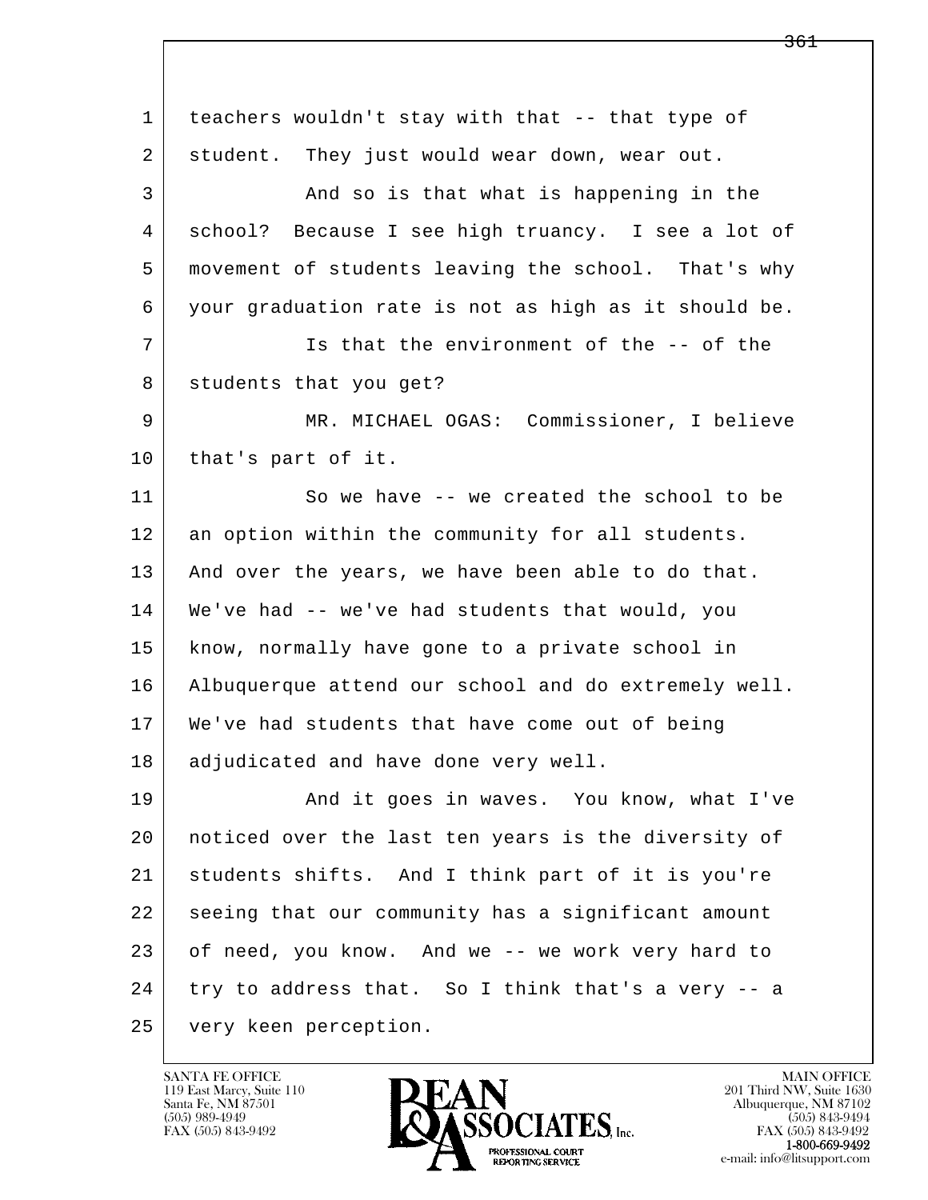teachers wouldn't stay with that -- that type of student. They just would wear down, wear out.

And so is that what is happening in the school? Because I see high truancy. I see a lot of movement of students leaving the school. That's why your graduation rate is not as high as it should be.

Is that the environment of the -- of the students that you get?

MR. MICHAEL OGAS: Commissioner, I believe that's part of it.

So we have -- we created the school to be an option within the community for all students. And over the years, we have been able to do that. We've had -- we've had students that would, you know, normally have gone to a private school in Albuquerque attend our school and do extremely well. We've had students that have come out of being adjudicated and have done very well.

And it goes in waves. You know, what I've noticed over the last ten years is the diversity of students shifts. And I think part of it is you're seeing that our community has a significant amount of need, you know. And we -- we work very hard to try to address that. So I think that's a very -- a very keen perception.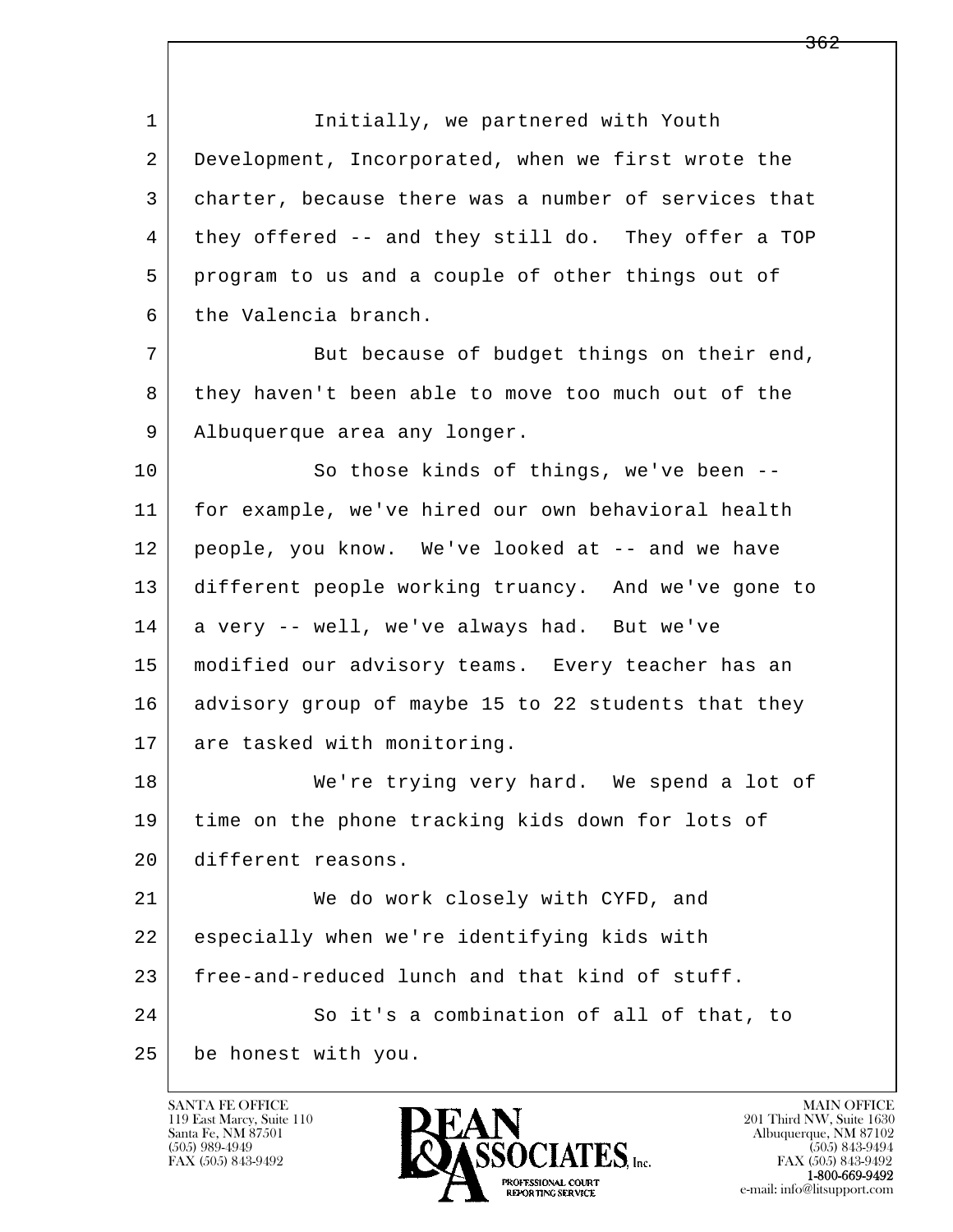1 Initially, we partnered with Youth
2 Development, Incorporated, when we first wrote the
3 charter, because there was a number of services that
4 they offered -- and they still do. They offer a TOP
5 program to us and a couple of other things out of
6 the Valencia branch.
7 But because of budget things on their end,
8 they haven't been able to move too much out of the
9 Albuquerque area any longer.
10 So those kinds of things, we've been --
11 for example, we've hired our own behavioral health
12 people, you know. We've looked at -- and we have
13 different people working truancy. And we've gone to
14 a very -- well, we've always had. But we've
15 modified our advisory teams. Every teacher has an
16 advisory group of maybe 15 to 22 students that they
17 are tasked with monitoring.
18 We're trying very hard. We spend a lot of
19 time on the phone tracking kids down for lots of
20 different reasons.
21 We do work closely with CYFD, and
22 especially when we're identifying kids with
23 free-and-reduced lunch and that kind of stuff.
24 So it's a combination of all of that, to
25 be honest with you.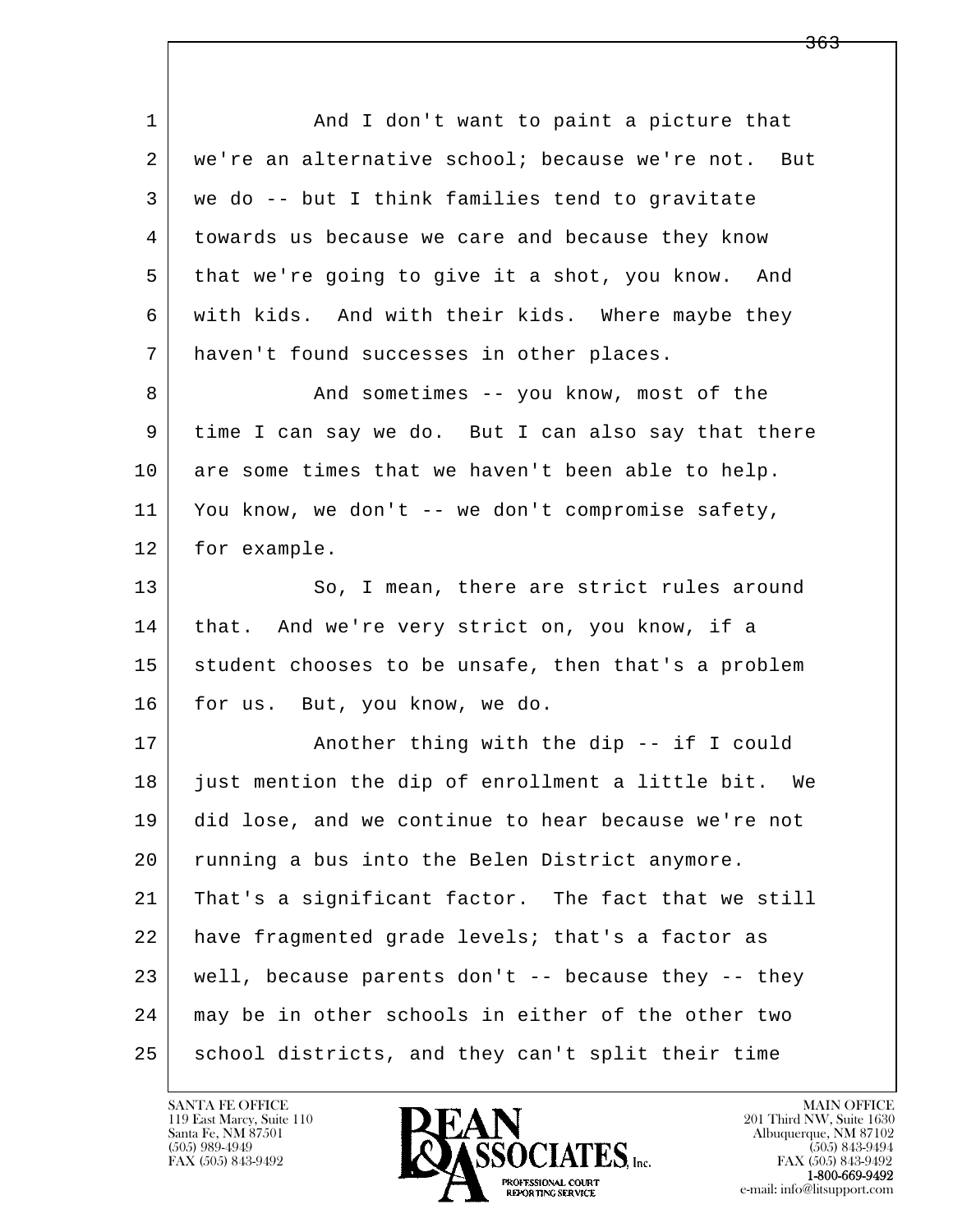And I don't want to paint a picture that we're an alternative school; because we're not. But we do -- but I think families tend to gravitate towards us because we care and because they know that we're going to give it a shot, you know. And with kids. And with their kids. Where maybe they haven't found successes in other places.

And sometimes -- you know, most of the time I can say we do. But I can also say that there are some times that we haven't been able to help. You know, we don't -- we don't compromise safety, for example.

So, I mean, there are strict rules around that. And we're very strict on, you know, if a student chooses to be unsafe, then that's a problem for us. But, you know, we do.

Another thing with the dip -- if I could just mention the dip of enrollment a little bit. We did lose, and we continue to hear because we're not running a bus into the Belen District anymore. That's a significant factor. The fact that we still have fragmented grade levels; that's a factor as well, because parents don't -- because they -- they may be in other schools in either of the other two school districts, and they can't split their time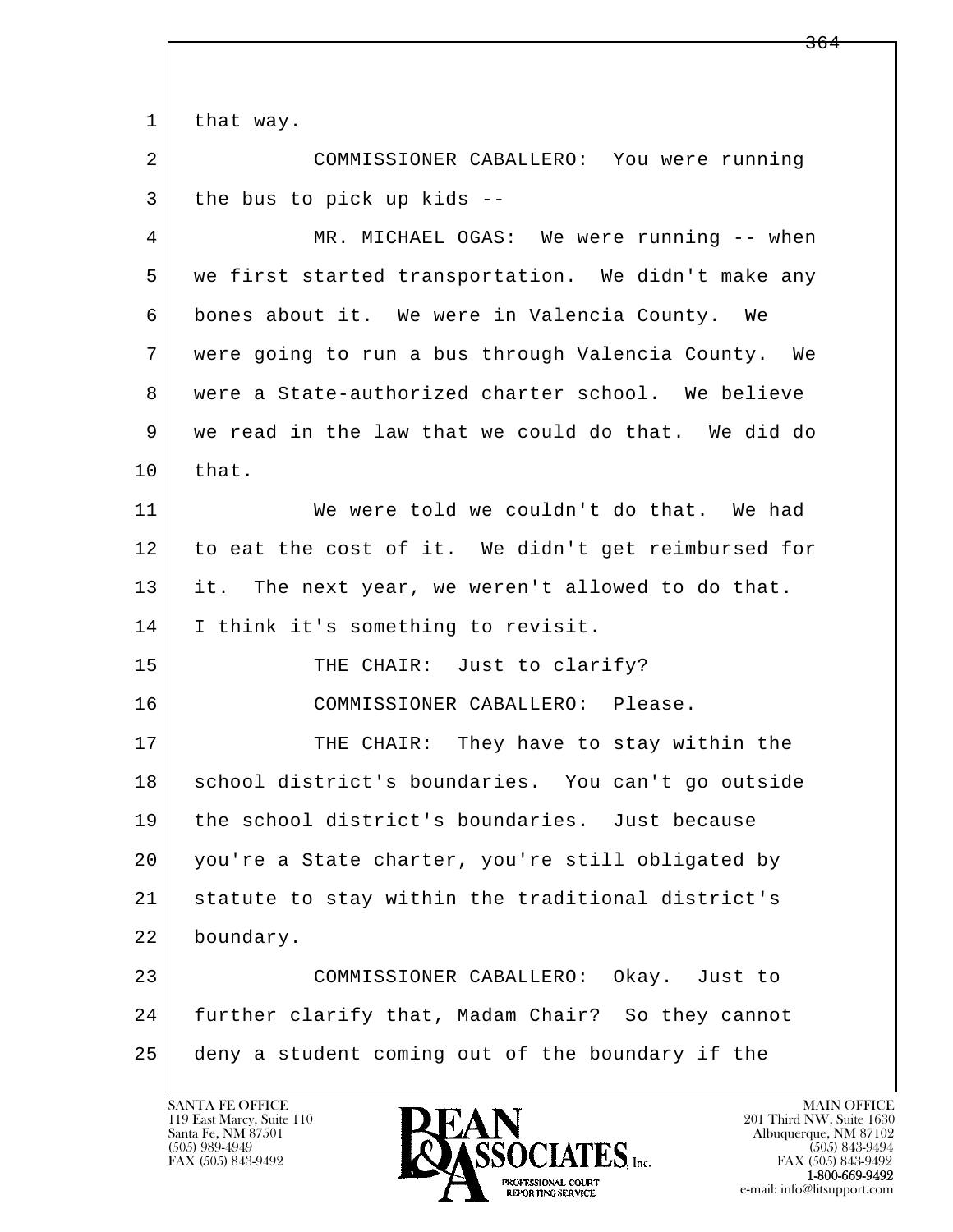1 that way.

2 COMMISSIONER CABALLERO: You were running
3 the bus to pick up kids --

4 MR. MICHAEL OGAS: We were running -- when
5 we first started transportation. We didn't make any
6 bones about it. We were in Valencia County. We
7 were going to run a bus through Valencia County. We
8 were a State-authorized charter school. We believe
9 we read in the law that we could do that. We did do
10 that.

11 We were told we couldn't do that. We had
12 to eat the cost of it. We didn't get reimbursed for
13 it. The next year, we weren't allowed to do that.
14 I think it's something to revisit.

15 THE CHAIR: Just to clarify?

16 COMMISSIONER CABALLERO: Please.

17 THE CHAIR: They have to stay within the
18 school district's boundaries. You can't go outside
19 the school district's boundaries. Just because
20 you're a State charter, you're still obligated by
21 statute to stay within the traditional district's
22 boundary.

23 COMMISSIONER CABALLERO: Okay. Just to
24 further clarify that, Madam Chair? So they cannot
25 deny a student coming out of the boundary if the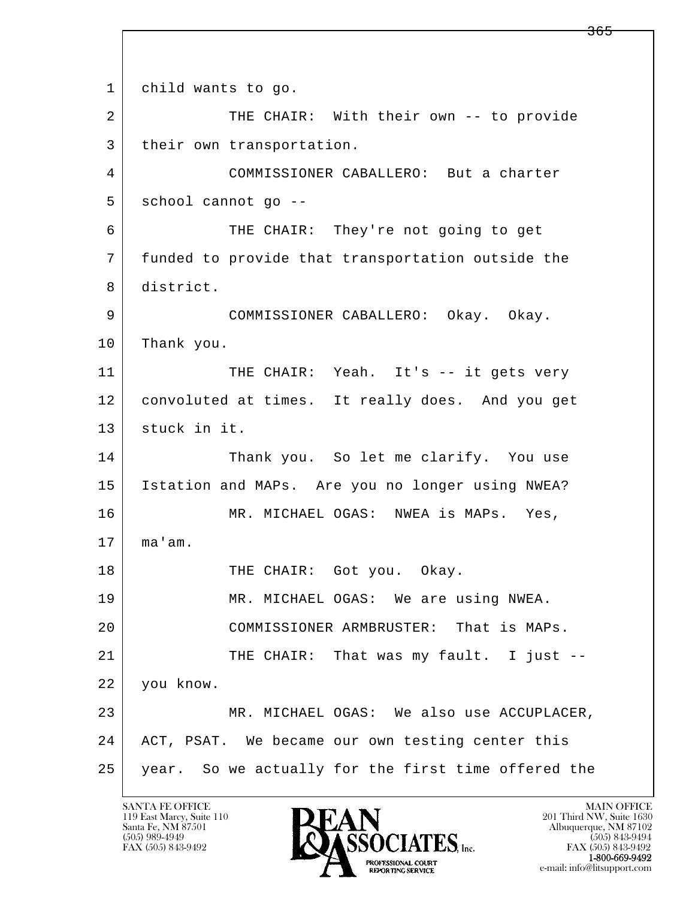1 child wants to go.

2 THE CHAIR: With their own -- to provide

3 their own transportation.

4 COMMISSIONER CABALLERO: But a charter

5 school cannot go --

6 THE CHAIR: They're not going to get

7 funded to provide that transportation outside the

8 district.

9 COMMISSIONER CABALLERO: Okay. Okay.

10 Thank you.

11 THE CHAIR: Yeah. It's -- it gets very

12 convoluted at times. It really does. And you get

13 stuck in it.

14 Thank you. So let me clarify. You use

15 Istation and MAPs. Are you no longer using NWEA?

16 MR. MICHAEL OGAS: NWEA is MAPs. Yes,

17 ma'am.

18 THE CHAIR: Got you. Okay.

19 MR. MICHAEL OGAS: We are using NWEA.

20 COMMISSIONER ARMBRUSTER: That is MAPs.

21 THE CHAIR: That was my fault. I just --

22 you know.

23 MR. MICHAEL OGAS: We also use ACCUPLACER,

24 ACT, PSAT. We became our own testing center this

25 year. So we actually for the first time offered the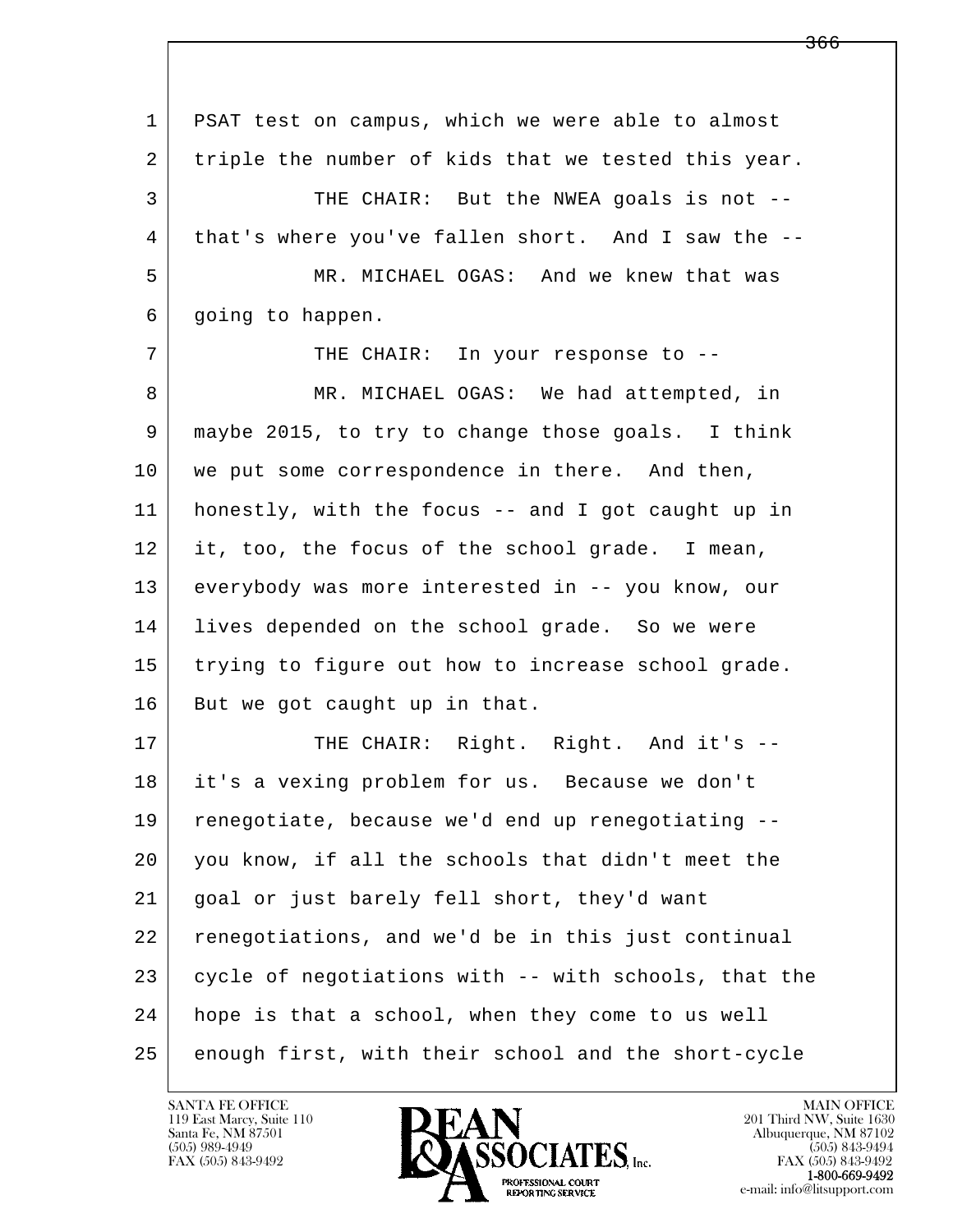PSAT test on campus, which we were able to almost triple the number of kids that we tested this year.

THE CHAIR: But the NWEA goals is not -- that's where you've fallen short. And I saw the --

MR. MICHAEL OGAS: And we knew that was going to happen.

THE CHAIR: In your response to --

MR. MICHAEL OGAS: We had attempted, in maybe 2015, to try to change those goals. I think we put some correspondence in there. And then, honestly, with the focus -- and I got caught up in it, too, the focus of the school grade. I mean, everybody was more interested in -- you know, our lives depended on the school grade. So we were trying to figure out how to increase school grade. But we got caught up in that.

THE CHAIR: Right. Right. And it's -- it's a vexing problem for us. Because we don't renegotiate, because we'd end up renegotiating -- you know, if all the schools that didn't meet the goal or just barely fell short, they'd want renegotiations, and we'd be in this just continual cycle of negotiations with -- with schools, that the hope is that a school, when they come to us well enough first, with their school and the short-cycle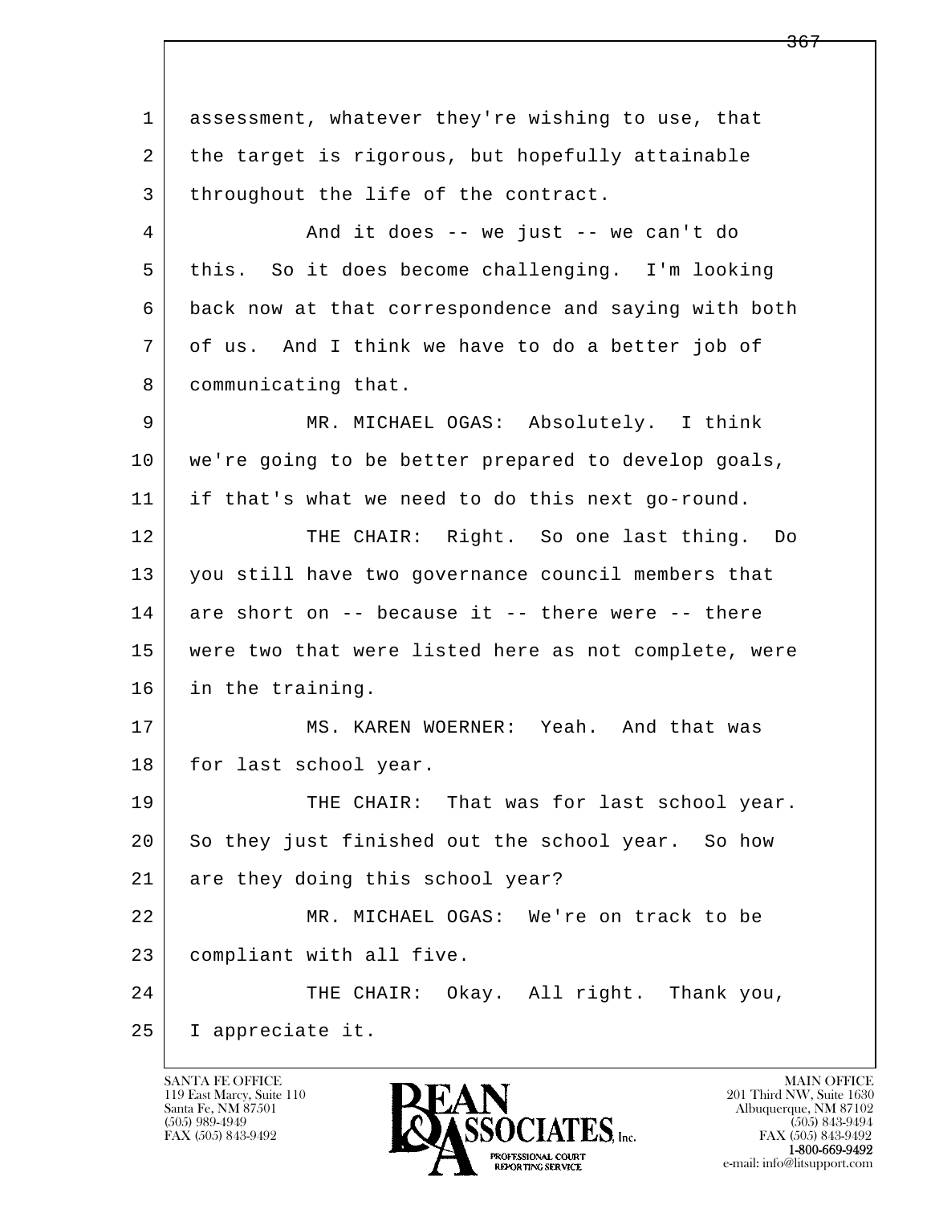1 assessment, whatever they're wishing to use, that
2 the target is rigorous, but hopefully attainable
3 throughout the life of the contract.

4 And it does -- we just -- we can't do
5 this. So it does become challenging. I'm looking
6 back now at that correspondence and saying with both
7 of us. And I think we have to do a better job of
8 communicating that.

9 MR. MICHAEL OGAS: Absolutely. I think
10 we're going to be better prepared to develop goals,
11 if that's what we need to do this next go-round.

12 THE CHAIR: Right. So one last thing. Do
13 you still have two governance council members that
14 are short on -- because it -- there were -- there
15 were two that were listed here as not complete, were
16 in the training.

17 MS. KAREN WOERNER: Yeah. And that was
18 for last school year.

19 THE CHAIR: That was for last school year.
20 So they just finished out the school year. So how
21 are they doing this school year?

22 MR. MICHAEL OGAS: We're on track to be
23 compliant with all five.

24 THE CHAIR: Okay. All right. Thank you,
25 I appreciate it.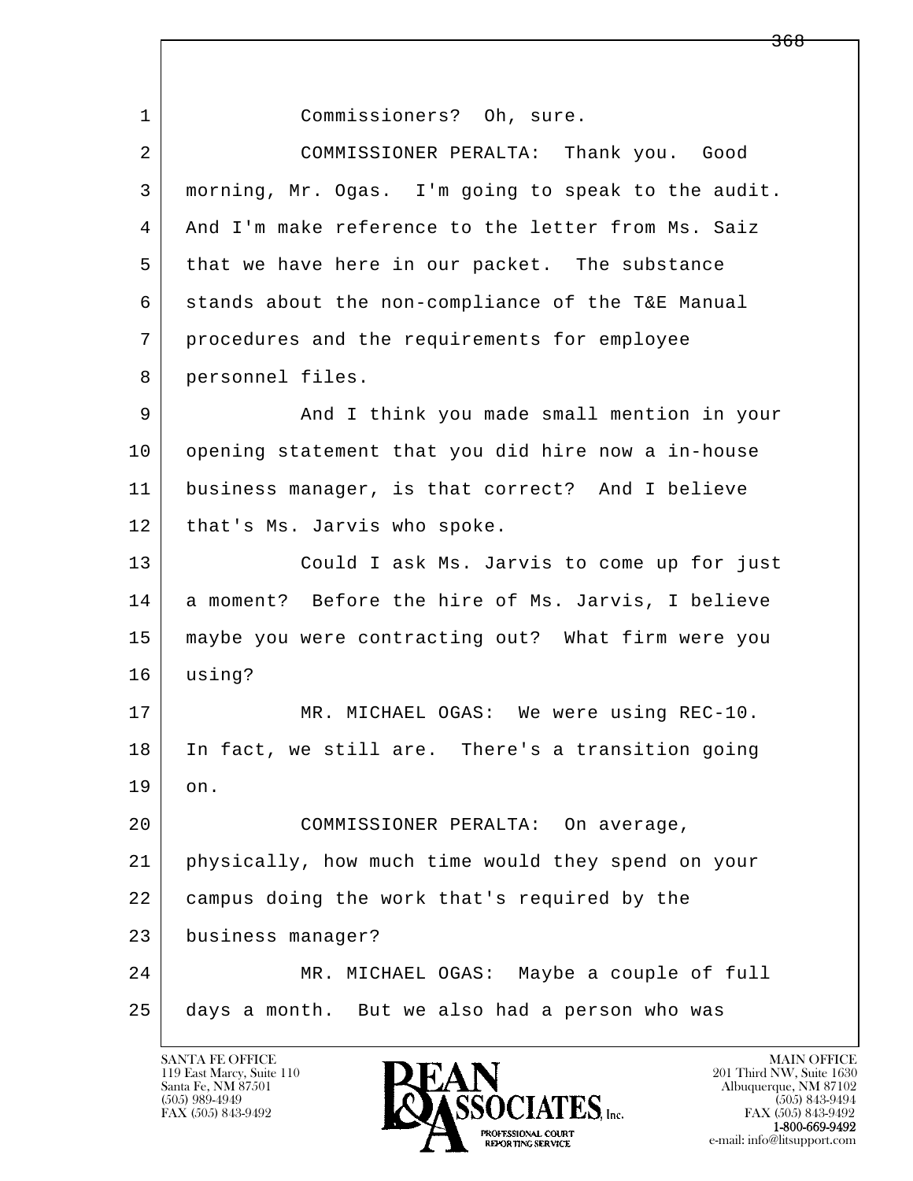1 Commissioners? Oh, sure.

2 COMMISSIONER PERALTA: Thank you. Good
3 morning, Mr. Ogas. I'm going to speak to the audit.
4 And I'm make reference to the letter from Ms. Saiz
5 that we have here in our packet. The substance
6 stands about the non-compliance of the T&E Manual
7 procedures and the requirements for employee
8 personnel files.

9 And I think you made small mention in your
10 opening statement that you did hire now a in-house
11 business manager, is that correct? And I believe
12 that's Ms. Jarvis who spoke.

13 Could I ask Ms. Jarvis to come up for just
14 a moment? Before the hire of Ms. Jarvis, I believe
15 maybe you were contracting out? What firm were you
16 using?

17 MR. MICHAEL OGAS: We were using REC-10.
18 In fact, we still are. There's a transition going
19 on.

20 COMMISSIONER PERALTA: On average,
21 physically, how much time would they spend on your
22 campus doing the work that's required by the
23 business manager?

24 MR. MICHAEL OGAS: Maybe a couple of full
25 days a month. But we also had a person who was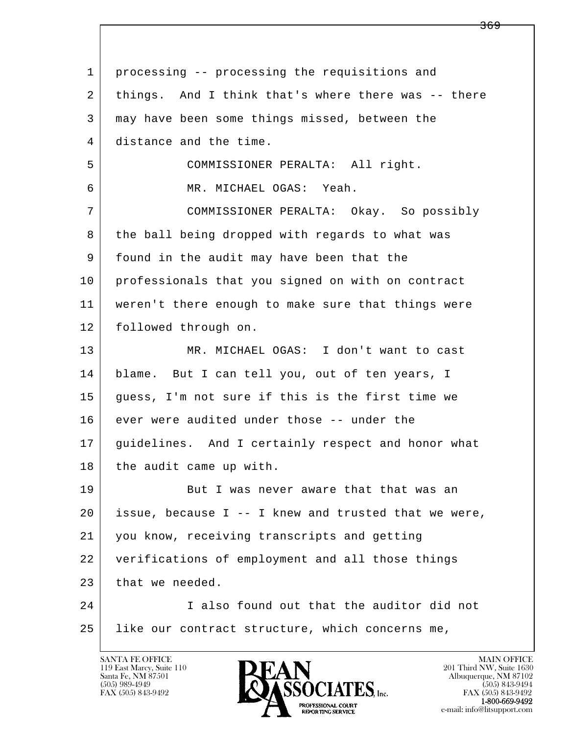processing -- processing the requisitions and things. And I think that's where there was -- there may have been some things missed, between the distance and the time.

COMMISSIONER PERALTA: All right.

MR. MICHAEL OGAS: Yeah.

COMMISSIONER PERALTA: Okay. So possibly the ball being dropped with regards to what was found in the audit may have been that the professionals that you signed on with on contract weren't there enough to make sure that things were followed through on.

MR. MICHAEL OGAS: I don't want to cast blame. But I can tell you, out of ten years, I guess, I'm not sure if this is the first time we ever were audited under those -- under the guidelines. And I certainly respect and honor what the audit came up with.

But I was never aware that that was an issue, because I -- I knew and trusted that we were, you know, receiving transcripts and getting verifications of employment and all those things that we needed.

I also found out that the auditor did not like our contract structure, which concerns me,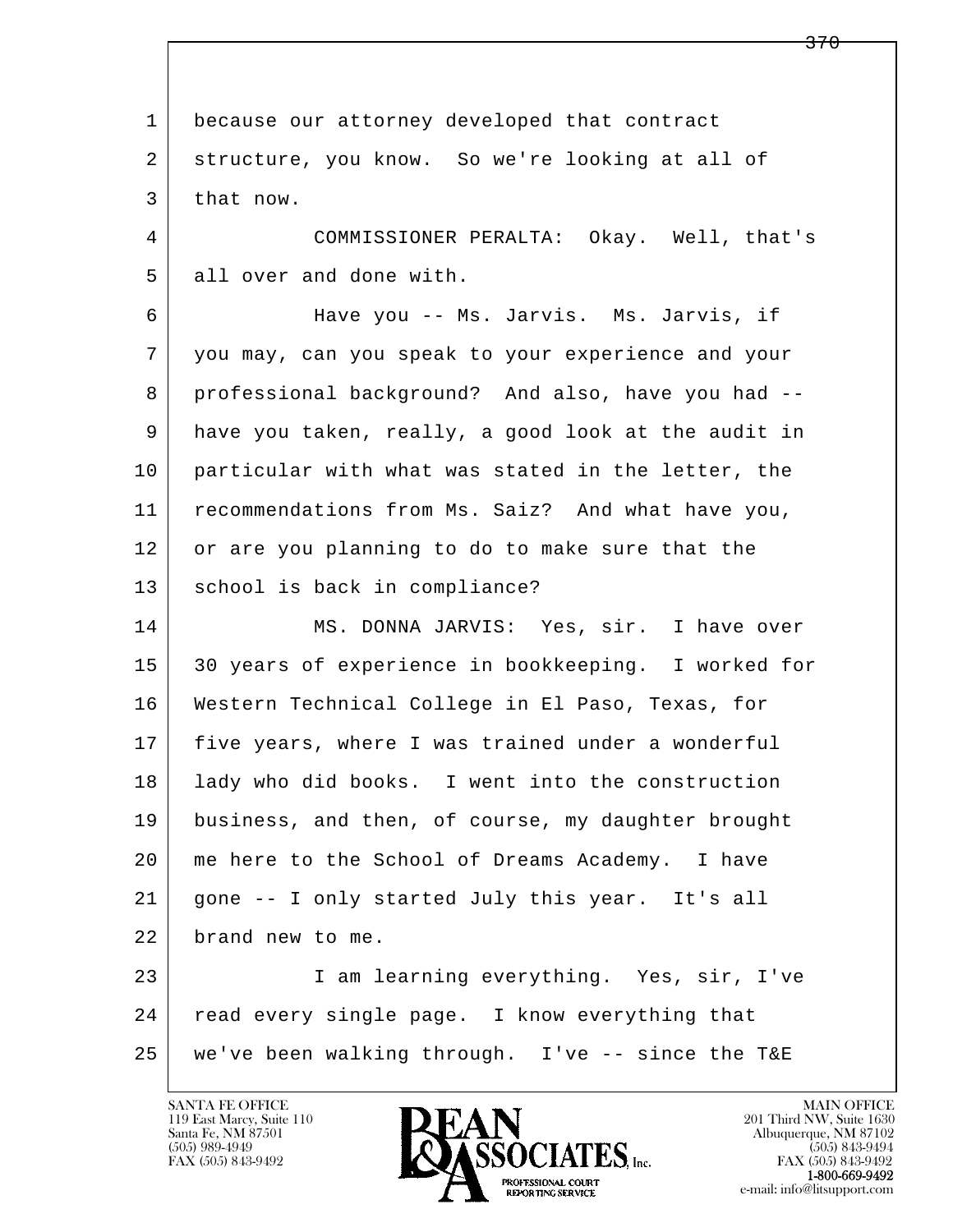because our attorney developed that contract structure, you know. So we're looking at all of that now.

COMMISSIONER PERALTA: Okay. Well, that's all over and done with.

Have you -- Ms. Jarvis. Ms. Jarvis, if you may, can you speak to your experience and your professional background? And also, have you had -- have you taken, really, a good look at the audit in particular with what was stated in the letter, the recommendations from Ms. Saiz? And what have you, or are you planning to do to make sure that the school is back in compliance?

MS. DONNA JARVIS: Yes, sir. I have over 30 years of experience in bookkeeping. I worked for Western Technical College in El Paso, Texas, for five years, where I was trained under a wonderful lady who did books. I went into the construction business, and then, of course, my daughter brought me here to the School of Dreams Academy. I have gone -- I only started July this year. It's all brand new to me.

I am learning everything. Yes, sir, I've read every single page. I know everything that we've been walking through. I've -- since the T&E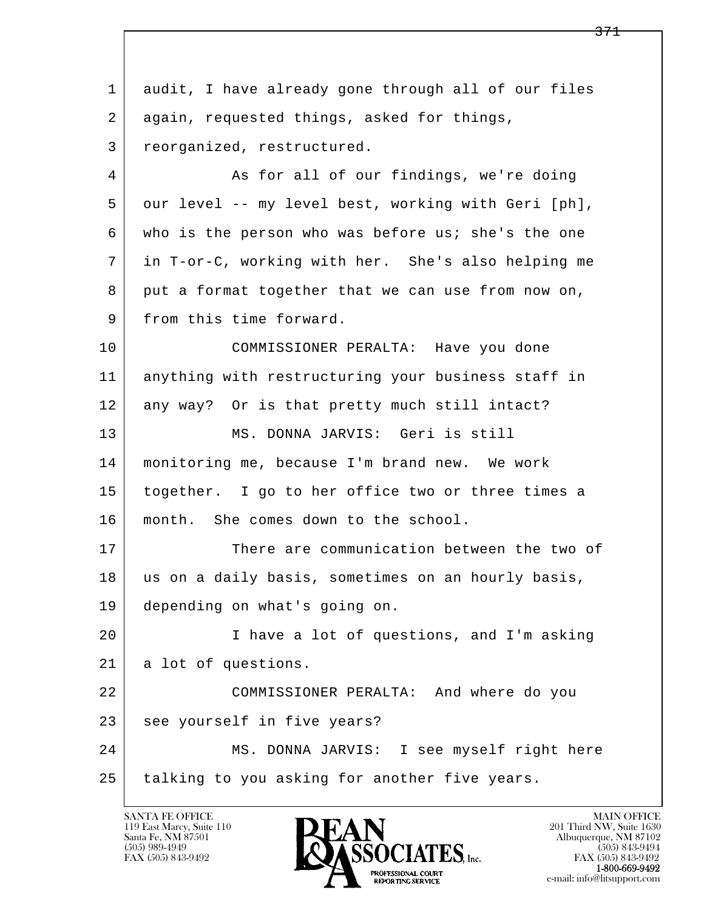audit, I have already gone through all of our files again, requested things, asked for things, reorganized, restructured.

As for all of our findings, we're doing our level -- my level best, working with Geri [ph], who is the person who was before us; she's the one in T-or-C, working with her. She's also helping me put a format together that we can use from now on, from this time forward.

COMMISSIONER PERALTA: Have you done anything with restructuring your business staff in any way? Or is that pretty much still intact?

MS. DONNA JARVIS: Geri is still monitoring me, because I'm brand new. We work together. I go to her office two or three times a month. She comes down to the school.

There are communication between the two of us on a daily basis, sometimes on an hourly basis, depending on what's going on.

I have a lot of questions, and I'm asking a lot of questions.

COMMISSIONER PERALTA: And where do you see yourself in five years?

MS. DONNA JARVIS: I see myself right here talking to you asking for another five years.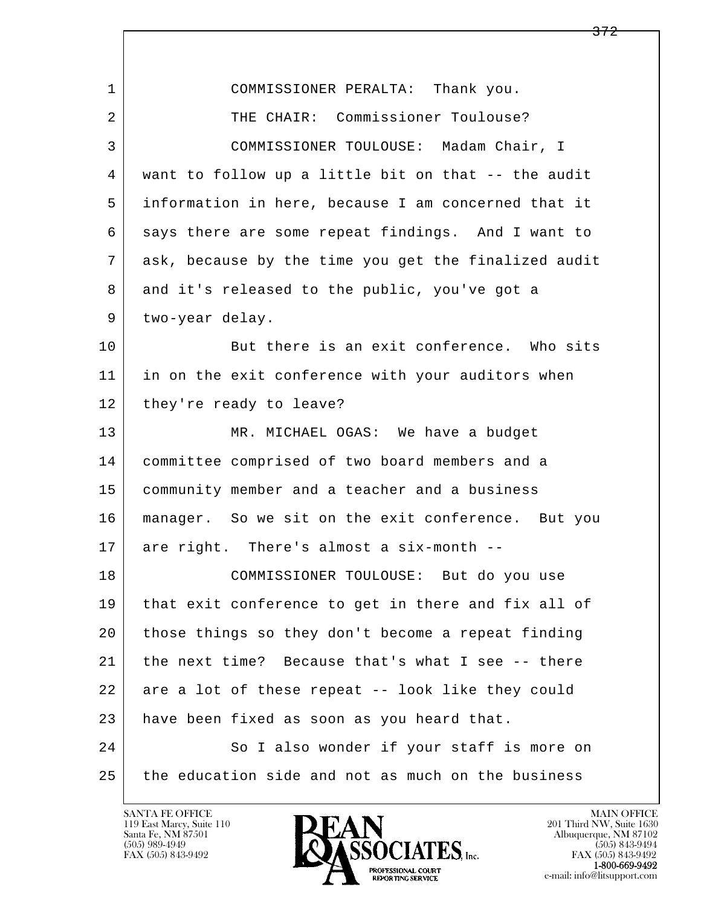COMMISSIONER PERALTA: Thank you.

THE CHAIR: Commissioner Toulouse?

COMMISSIONER TOULOUSE: Madam Chair, I want to follow up a little bit on that -- the audit information in here, because I am concerned that it says there are some repeat findings. And I want to ask, because by the time you get the finalized audit and it's released to the public, you've got a two-year delay.

But there is an exit conference. Who sits in on the exit conference with your auditors when they're ready to leave?

MR. MICHAEL OGAS: We have a budget committee comprised of two board members and a community member and a teacher and a business manager. So we sit on the exit conference. But you are right. There's almost a six-month --

COMMISSIONER TOULOUSE: But do you use that exit conference to get in there and fix all of those things so they don't become a repeat finding the next time? Because that's what I see -- there are a lot of these repeat -- look like they could have been fixed as soon as you heard that.

So I also wonder if your staff is more on the education side and not as much on the business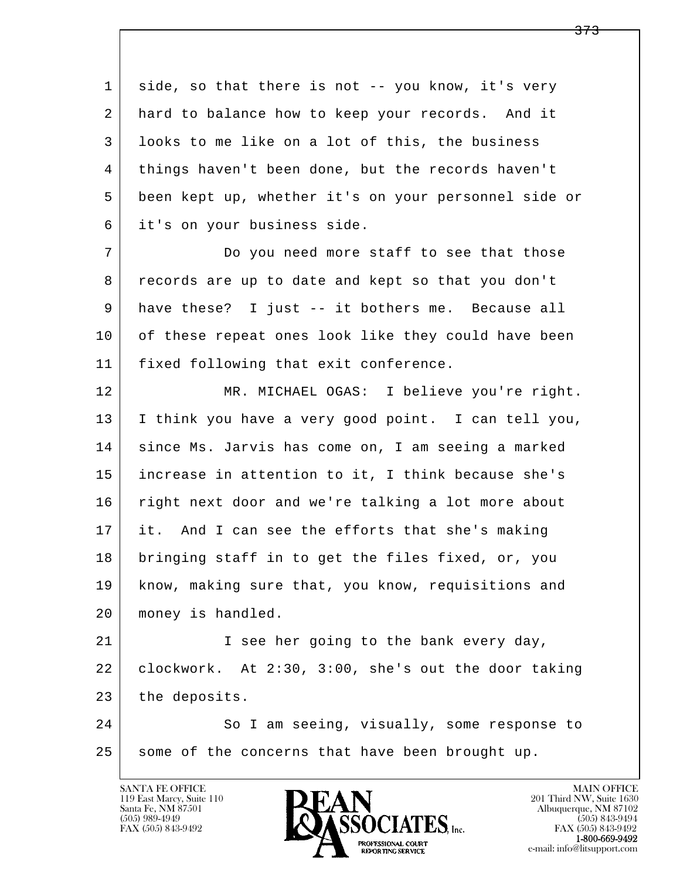side, so that there is not -- you know, it's very hard to balance how to keep your records. And it looks to me like on a lot of this, the business things haven't been done, but the records haven't been kept up, whether it's on your personnel side or it's on your business side.

Do you need more staff to see that those records are up to date and kept so that you don't have these? I just -- it bothers me. Because all of these repeat ones look like they could have been fixed following that exit conference.

MR. MICHAEL OGAS: I believe you're right. I think you have a very good point. I can tell you, since Ms. Jarvis has come on, I am seeing a marked increase in attention to it, I think because she's right next door and we're talking a lot more about it. And I can see the efforts that she's making bringing staff in to get the files fixed, or, you know, making sure that, you know, requisitions and money is handled.

I see her going to the bank every day, clockwork. At 2:30, 3:00, she's out the door taking the deposits.

So I am seeing, visually, some response to some of the concerns that have been brought up.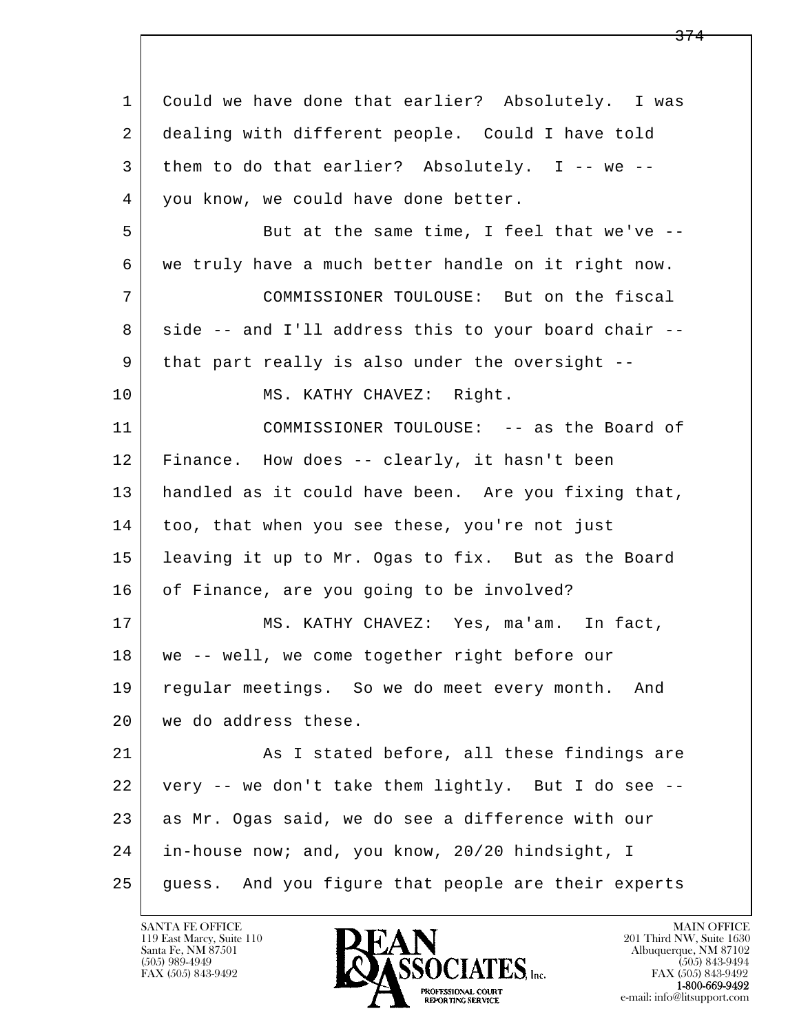1 Could we have done that earlier? Absolutely. I was
2 dealing with different people. Could I have told
3 them to do that earlier? Absolutely. I -- we --
4 you know, we could have done better.
5 But at the same time, I feel that we've --
6 we truly have a much better handle on it right now.
7 COMMISSIONER TOULOUSE: But on the fiscal
8 side -- and I'll address this to your board chair --
9 that part really is also under the oversight --
10 MS. KATHY CHAVEZ: Right.
11 COMMISSIONER TOULOUSE: -- as the Board of
12 Finance. How does -- clearly, it hasn't been
13 handled as it could have been. Are you fixing that,
14 too, that when you see these, you're not just
15 leaving it up to Mr. Ogas to fix. But as the Board
16 of Finance, are you going to be involved?
17 MS. KATHY CHAVEZ: Yes, ma'am. In fact,
18 we -- well, we come together right before our
19 regular meetings. So we do meet every month. And
20 we do address these.
21 As I stated before, all these findings are
22 very -- we don't take them lightly. But I do see --
23 as Mr. Ogas said, we do see a difference with our
24 in-house now; and, you know, 20/20 hindsight, I
25 guess. And you figure that people are their experts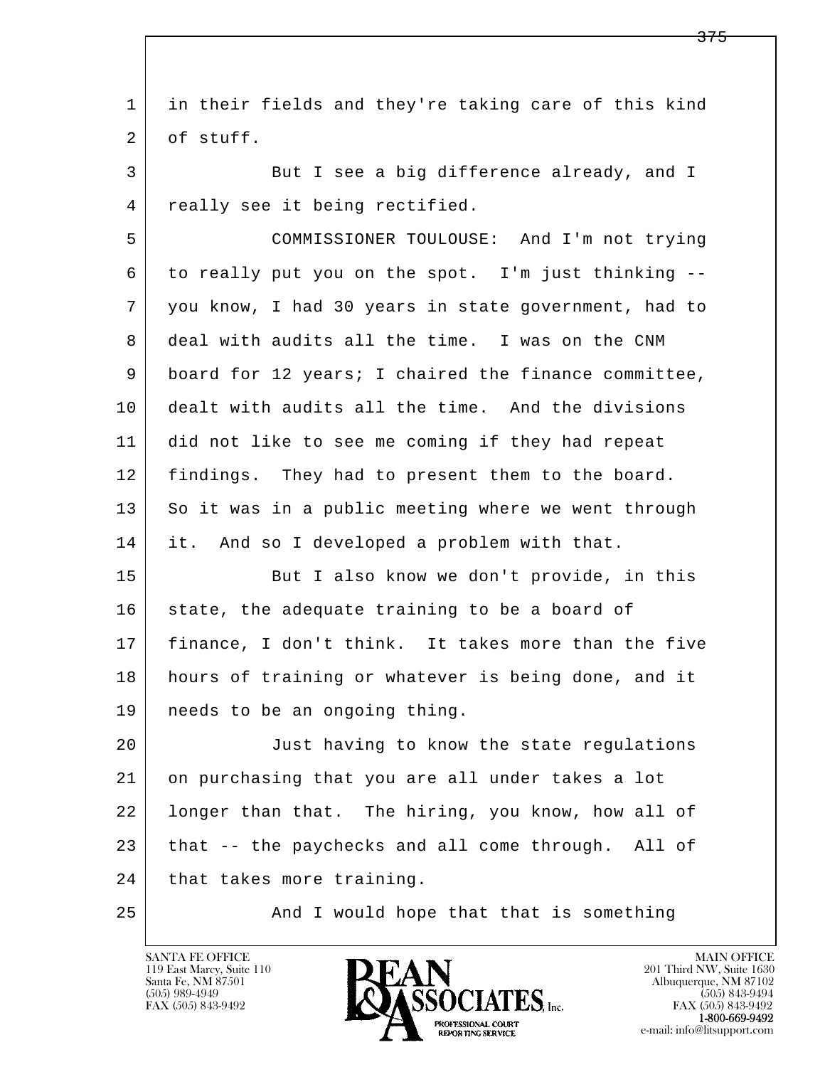in their fields and they're taking care of this kind of stuff.

But I see a big difference already, and I really see it being rectified.

COMMISSIONER TOULOUSE: And I'm not trying to really put you on the spot. I'm just thinking -- you know, I had 30 years in state government, had to deal with audits all the time. I was on the CNM board for 12 years; I chaired the finance committee, dealt with audits all the time. And the divisions did not like to see me coming if they had repeat findings. They had to present them to the board. So it was in a public meeting where we went through it. And so I developed a problem with that.

But I also know we don't provide, in this state, the adequate training to be a board of finance, I don't think. It takes more than the five hours of training or whatever is being done, and it needs to be an ongoing thing.

Just having to know the state regulations on purchasing that you are all under takes a lot longer than that. The hiring, you know, how all of that -- the paychecks and all come through. All of that takes more training.

And I would hope that that is something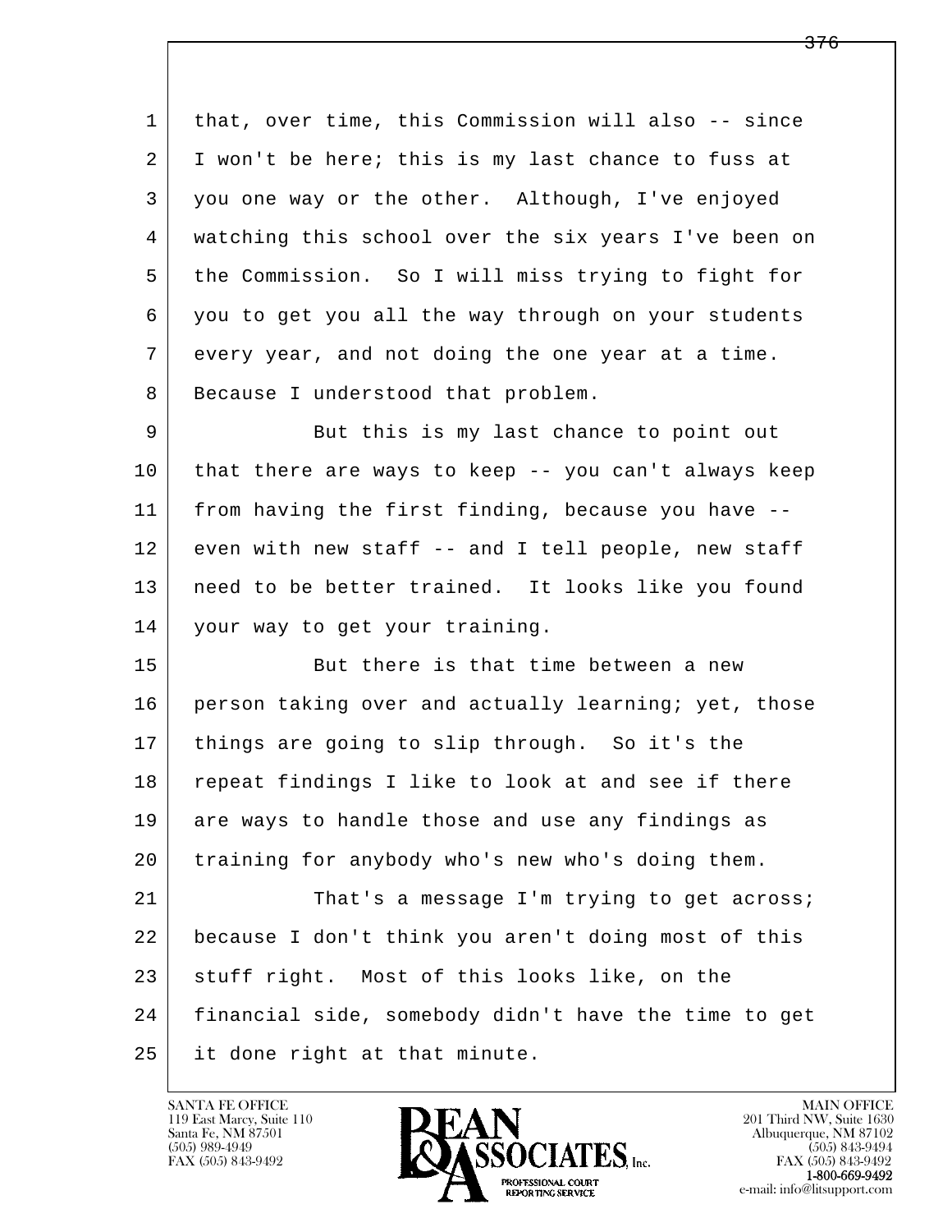1 that, over time, this Commission will also -- since
2 I won't be here; this is my last chance to fuss at
3 you one way or the other. Although, I've enjoyed
4 watching this school over the six years I've been on
5 the Commission. So I will miss trying to fight for
6 you to get you all the way through on your students
7 every year, and not doing the one year at a time.
8 Because I understood that problem.

9 But this is my last chance to point out
10 that there are ways to keep -- you can't always keep
11 from having the first finding, because you have --
12 even with new staff -- and I tell people, new staff
13 need to be better trained. It looks like you found
14 your way to get your training.

15 But there is that time between a new
16 person taking over and actually learning; yet, those
17 things are going to slip through. So it's the
18 repeat findings I like to look at and see if there
19 are ways to handle those and use any findings as
20 training for anybody who's new who's doing them.

21 That's a message I'm trying to get across;
22 because I don't think you aren't doing most of this
23 stuff right. Most of this looks like, on the
24 financial side, somebody didn't have the time to get
25 it done right at that minute.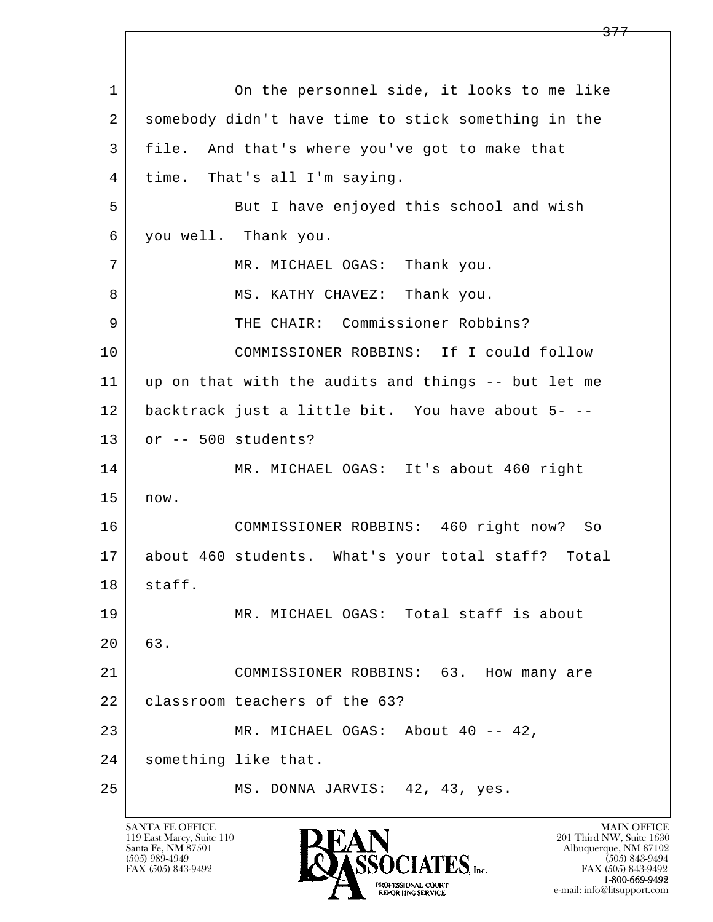1 On the personnel side, it looks to me like
2 somebody didn't have time to stick something in the
3 file. And that's where you've got to make that
4 time. That's all I'm saying.
5 But I have enjoyed this school and wish
6 you well. Thank you.
7 MR. MICHAEL OGAS: Thank you.
8 MS. KATHY CHAVEZ: Thank you.
9 THE CHAIR: Commissioner Robbins?
10 COMMISSIONER ROBBINS: If I could follow
11 up on that with the audits and things -- but let me
12 backtrack just a little bit. You have about 5- --
13 or -- 500 students?
14 MR. MICHAEL OGAS: It's about 460 right
15 now.
16 COMMISSIONER ROBBINS: 460 right now? So
17 about 460 students. What's your total staff? Total
18 staff.
19 MR. MICHAEL OGAS: Total staff is about
20 63.
21 COMMISSIONER ROBBINS: 63. How many are
22 classroom teachers of the 63?
23 MR. MICHAEL OGAS: About 40 -- 42,
24 something like that.
25 MS. DONNA JARVIS: 42, 43, yes.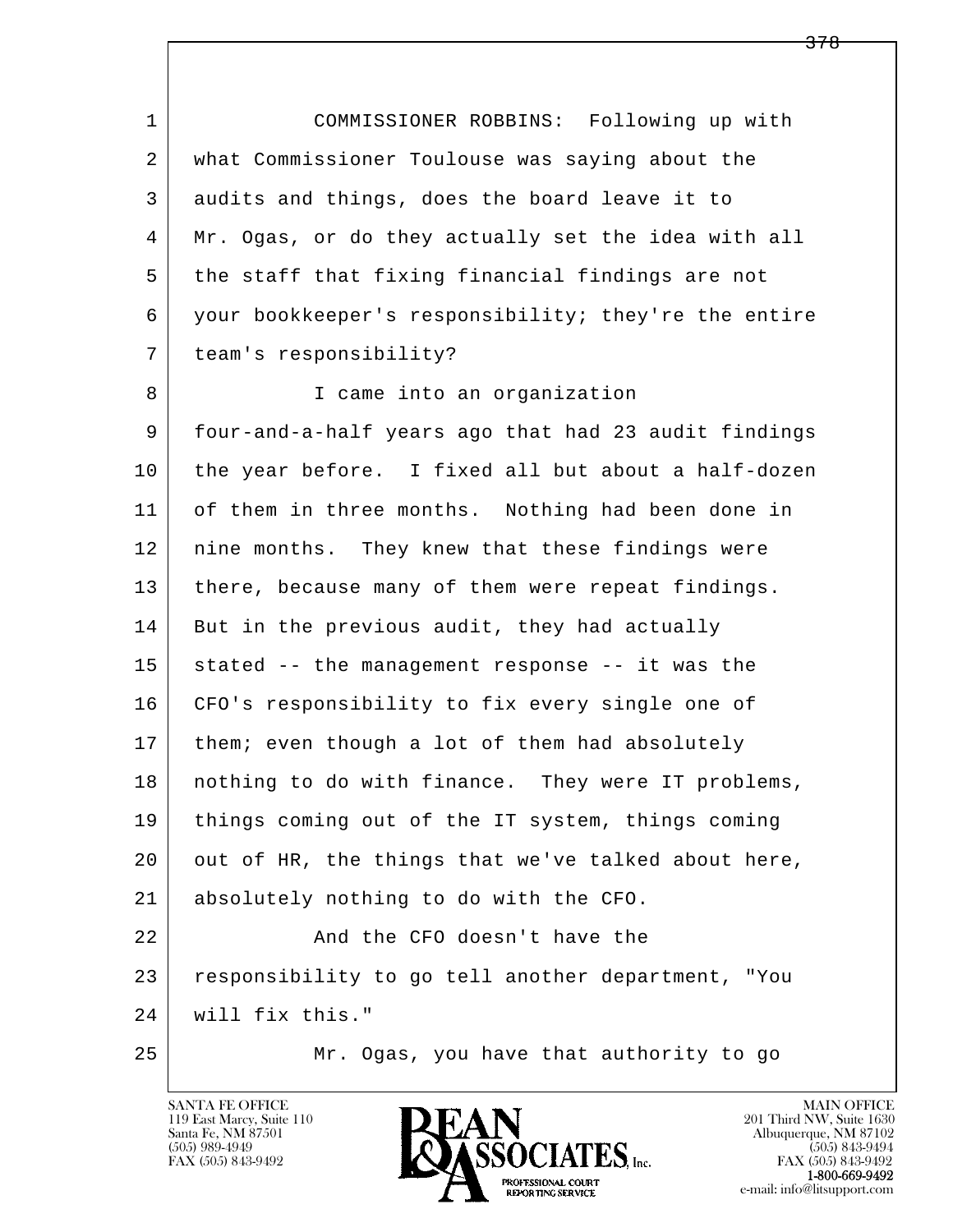COMMISSIONER ROBBINS: Following up with what Commissioner Toulouse was saying about the audits and things, does the board leave it to Mr. Ogas, or do they actually set the idea with all the staff that fixing financial findings are not your bookkeeper's responsibility; they're the entire team's responsibility?

I came into an organization four-and-a-half years ago that had 23 audit findings the year before. I fixed all but about a half-dozen of them in three months. Nothing had been done in nine months. They knew that these findings were there, because many of them were repeat findings. But in the previous audit, they had actually stated -- the management response -- it was the CFO's responsibility to fix every single one of them; even though a lot of them had absolutely nothing to do with finance. They were IT problems, things coming out of the IT system, things coming out of HR, the things that we've talked about here, absolutely nothing to do with the CFO.

And the CFO doesn't have the responsibility to go tell another department, "You will fix this."

Mr. Ogas, you have that authority to go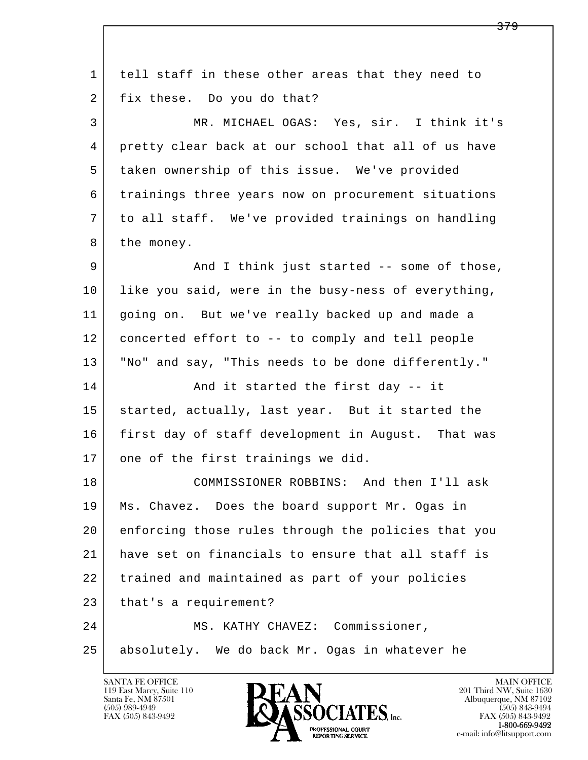1 tell staff in these other areas that they need to
2 fix these. Do you do that?

3 MR. MICHAEL OGAS: Yes, sir. I think it's
4 pretty clear back at our school that all of us have
5 taken ownership of this issue. We've provided
6 trainings three years now on procurement situations
7 to all staff. We've provided trainings on handling
8 the money.

9 And I think just started -- some of those,
10 like you said, were in the busy-ness of everything,
11 going on. But we've really backed up and made a
12 concerted effort to -- to comply and tell people
13 "No" and say, "This needs to be done differently."

14 And it started the first day -- it
15 started, actually, last year. But it started the
16 first day of staff development in August. That was
17 one of the first trainings we did.

18 COMMISSIONER ROBBINS: And then I'll ask
19 Ms. Chavez. Does the board support Mr. Ogas in
20 enforcing those rules through the policies that you
21 have set on financials to ensure that all staff is
22 trained and maintained as part of your policies
23 that's a requirement?

24 MS. KATHY CHAVEZ: Commissioner,
25 absolutely. We do back Mr. Ogas in whatever he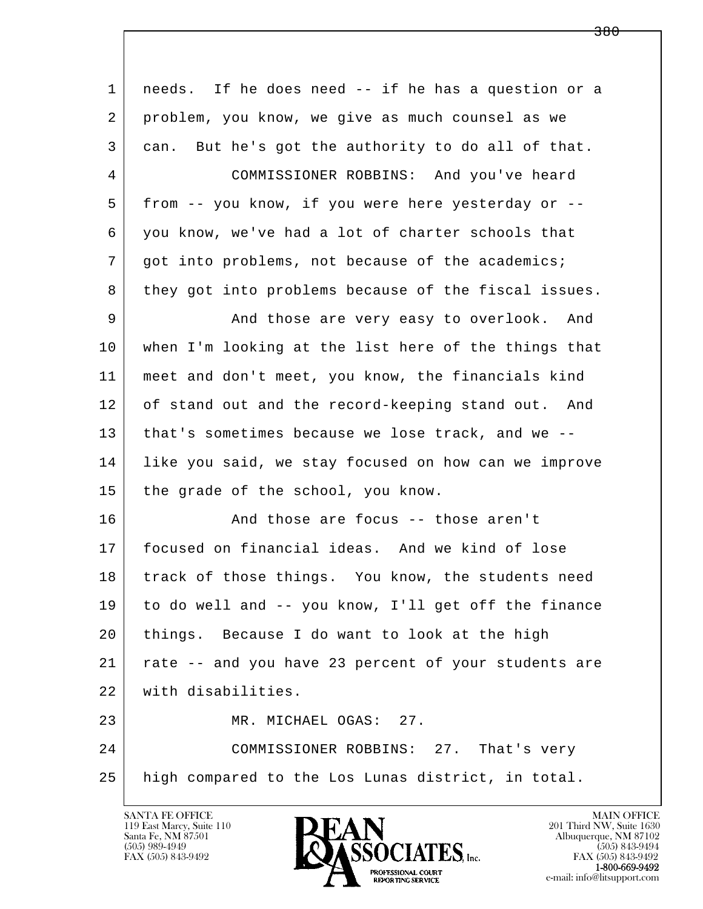needs. If he does need -- if he has a question or a problem, you know, we give as much counsel as we can. But he's got the authority to do all of that.

COMMISSIONER ROBBINS: And you've heard from -- you know, if you were here yesterday or -- you know, we've had a lot of charter schools that got into problems, not because of the academics; they got into problems because of the fiscal issues.

And those are very easy to overlook. And when I'm looking at the list here of the things that meet and don't meet, you know, the financials kind of stand out and the record-keeping stand out. And that's sometimes because we lose track, and we -- like you said, we stay focused on how can we improve the grade of the school, you know.

And those are focus -- those aren't focused on financial ideas. And we kind of lose track of those things. You know, the students need to do well and -- you know, I'll get off the finance things. Because I do want to look at the high rate -- and you have 23 percent of your students are with disabilities.

MR. MICHAEL OGAS: 27.

COMMISSIONER ROBBINS: 27. That's very high compared to the Los Lunas district, in total.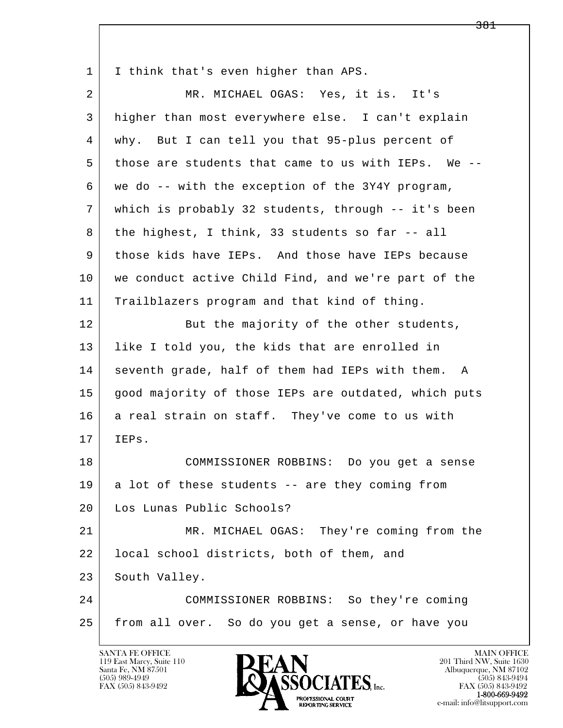I think that's even higher than APS.

MR. MICHAEL OGAS: Yes, it is. It's higher than most everywhere else. I can't explain why. But I can tell you that 95-plus percent of those are students that came to us with IEPs. We -- we do -- with the exception of the 3Y4Y program, which is probably 32 students, through -- it's been the highest, I think, 33 students so far -- all those kids have IEPs. And those have IEPs because we conduct active Child Find, and we're part of the Trailblazers program and that kind of thing.

But the majority of the other students, like I told you, the kids that are enrolled in seventh grade, half of them had IEPs with them. A good majority of those IEPs are outdated, which puts a real strain on staff. They've come to us with IEPs.

COMMISSIONER ROBBINS: Do you get a sense a lot of these students -- are they coming from Los Lunas Public Schools?

MR. MICHAEL OGAS: They're coming from the local school districts, both of them, and South Valley.

COMMISSIONER ROBBINS: So they're coming from all over. So do you get a sense, or have you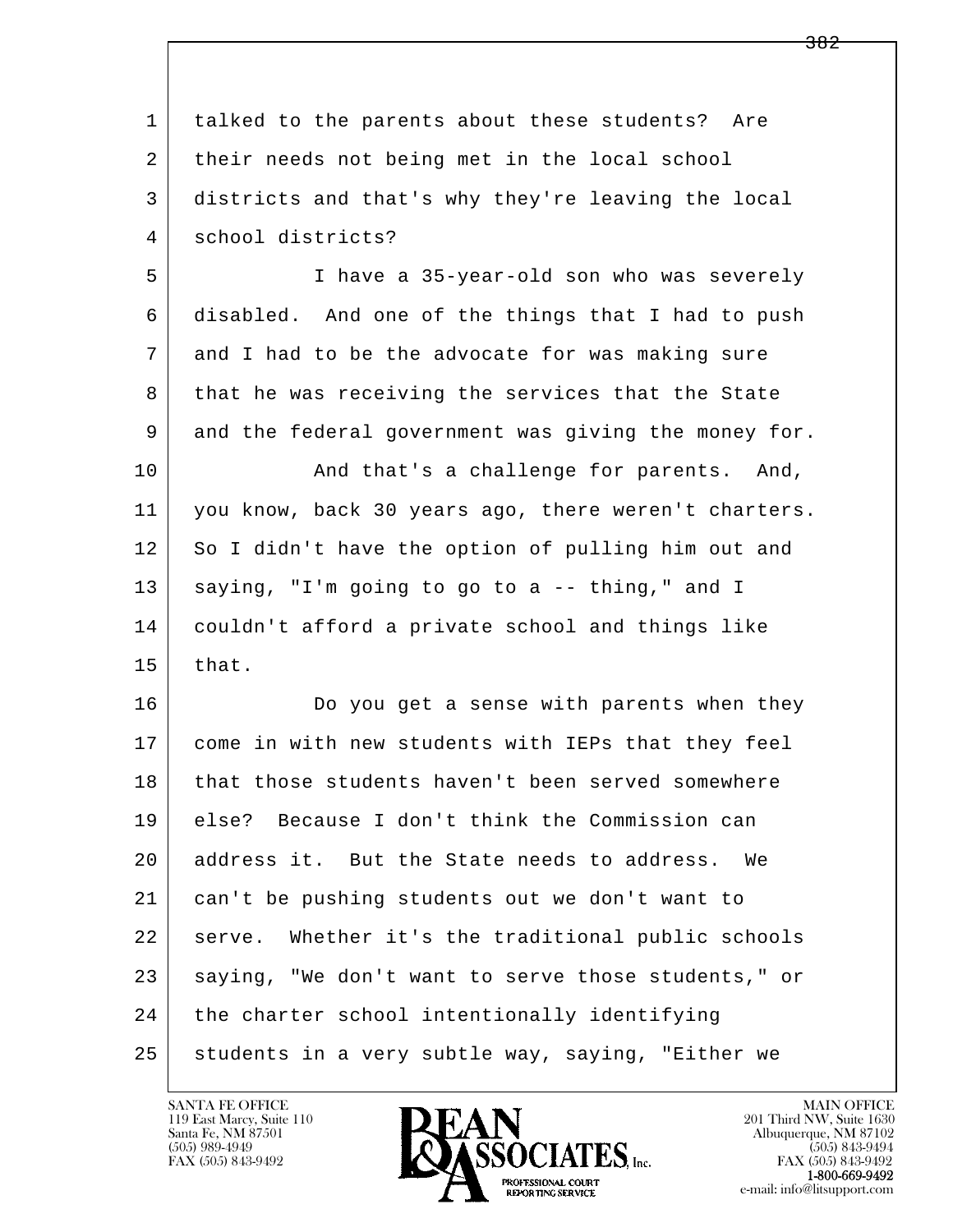talked to the parents about these students? Are their needs not being met in the local school districts and that's why they're leaving the local school districts?

I have a 35-year-old son who was severely disabled. And one of the things that I had to push and I had to be the advocate for was making sure that he was receiving the services that the State and the federal government was giving the money for.

And that's a challenge for parents. And, you know, back 30 years ago, there weren't charters. So I didn't have the option of pulling him out and saying, "I'm going to go to a -- thing," and I couldn't afford a private school and things like that.

Do you get a sense with parents when they come in with new students with IEPs that they feel that those students haven't been served somewhere else? Because I don't think the Commission can address it. But the State needs to address. We can't be pushing students out we don't want to serve. Whether it's the traditional public schools saying, "We don't want to serve those students," or the charter school intentionally identifying students in a very subtle way, saying, "Either we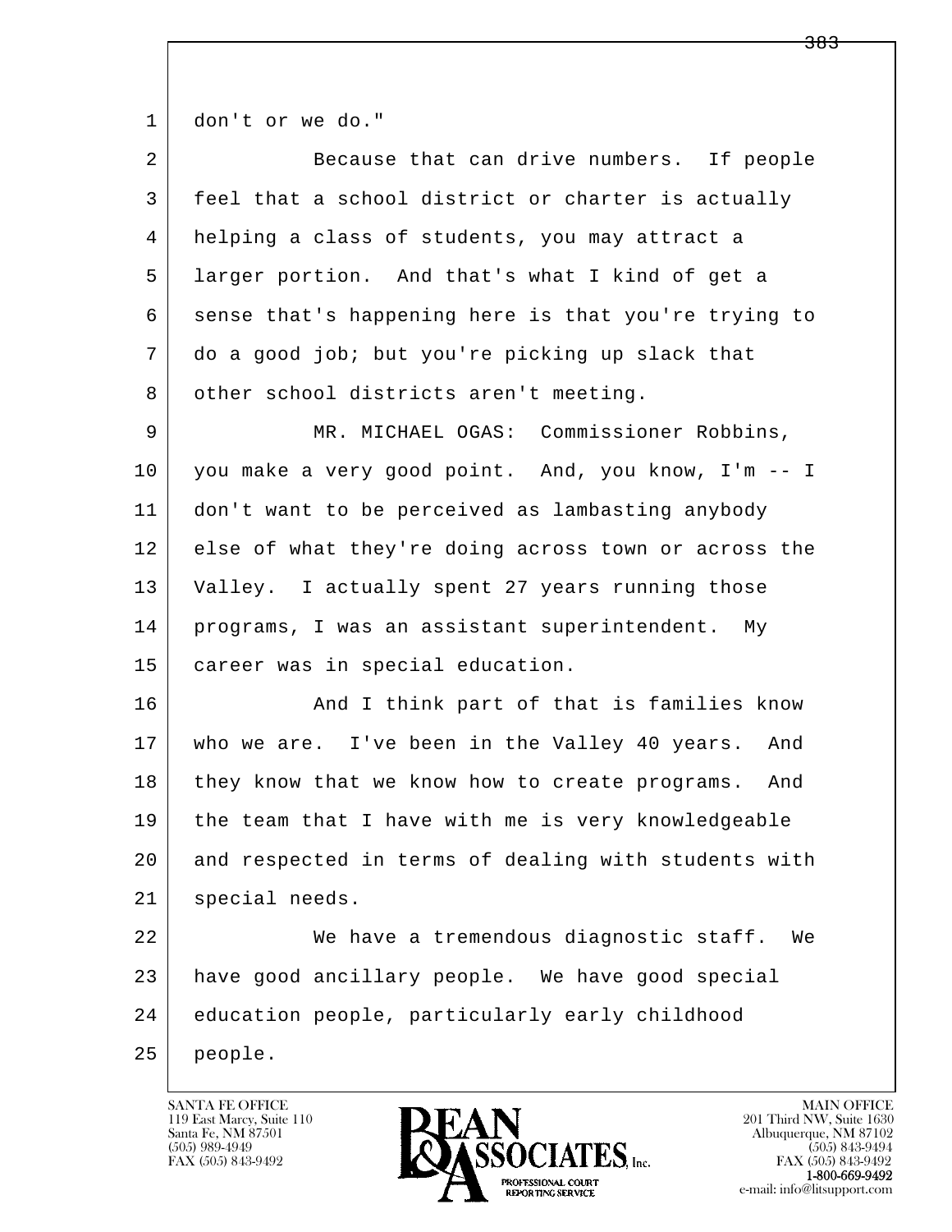don't or we do."

Because that can drive numbers. If people feel that a school district or charter is actually helping a class of students, you may attract a larger portion. And that's what I kind of get a sense that's happening here is that you're trying to do a good job; but you're picking up slack that other school districts aren't meeting.

MR. MICHAEL OGAS: Commissioner Robbins, you make a very good point. And, you know, I'm -- I don't want to be perceived as lambasting anybody else of what they're doing across town or across the Valley. I actually spent 27 years running those programs, I was an assistant superintendent. My career was in special education.

And I think part of that is families know who we are. I've been in the Valley 40 years. And they know that we know how to create programs. And the team that I have with me is very knowledgeable and respected in terms of dealing with students with special needs.

We have a tremendous diagnostic staff. We have good ancillary people. We have good special education people, particularly early childhood people.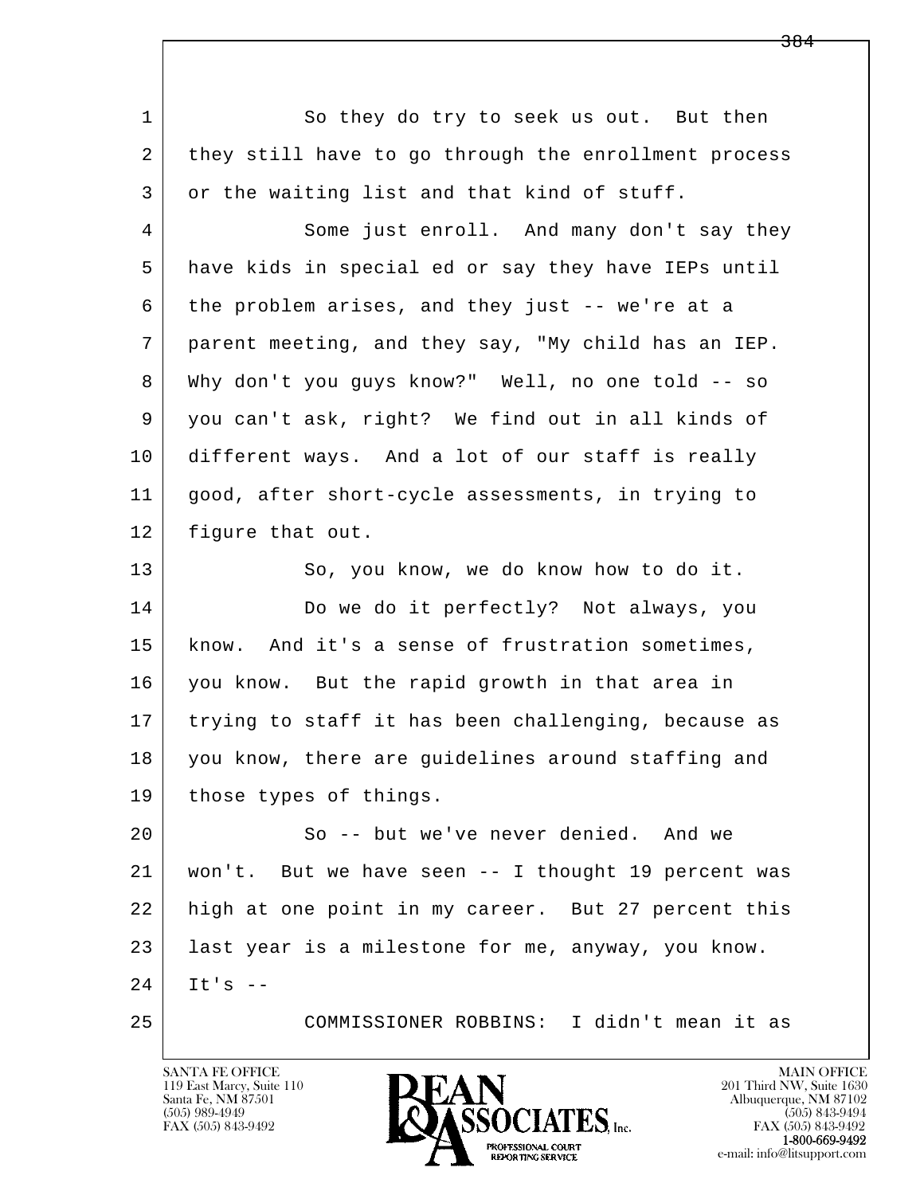So they do try to seek us out. But then they still have to go through the enrollment process or the waiting list and that kind of stuff.

Some just enroll. And many don't say they have kids in special ed or say they have IEPs until the problem arises, and they just -- we're at a parent meeting, and they say, "My child has an IEP. Why don't you guys know?" Well, no one told -- so you can't ask, right? We find out in all kinds of different ways. And a lot of our staff is really good, after short-cycle assessments, in trying to figure that out.

So, you know, we do know how to do it.

Do we do it perfectly? Not always, you know. And it's a sense of frustration sometimes, you know. But the rapid growth in that area in trying to staff it has been challenging, because as you know, there are guidelines around staffing and those types of things.

So -- but we've never denied. And we won't. But we have seen -- I thought 19 percent was high at one point in my career. But 27 percent this last year is a milestone for me, anyway, you know. It's --

COMMISSIONER ROBBINS: I didn't mean it as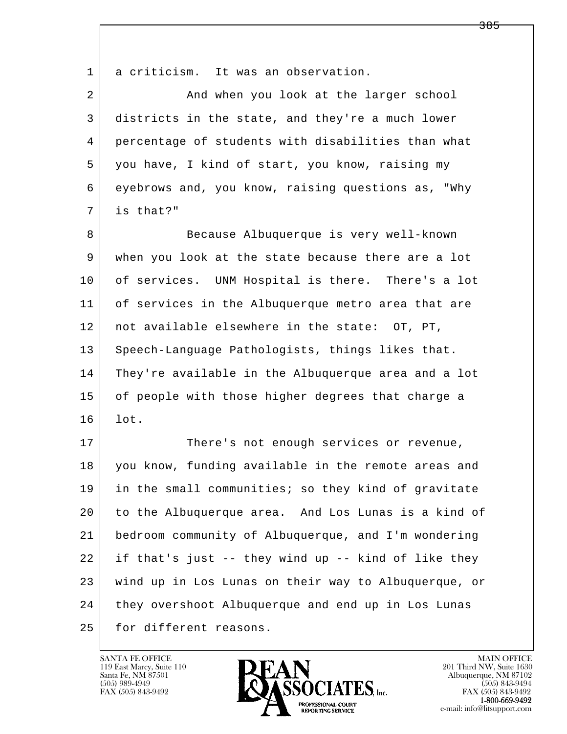a criticism. It was an observation.

And when you look at the larger school districts in the state, and they're a much lower percentage of students with disabilities than what you have, I kind of start, you know, raising my eyebrows and, you know, raising questions as, "Why is that?"

Because Albuquerque is very well-known when you look at the state because there are a lot of services. UNM Hospital is there. There's a lot of services in the Albuquerque metro area that are not available elsewhere in the state: OT, PT, Speech-Language Pathologists, things likes that. They're available in the Albuquerque area and a lot of people with those higher degrees that charge a lot.

There's not enough services or revenue, you know, funding available in the remote areas and in the small communities; so they kind of gravitate to the Albuquerque area. And Los Lunas is a kind of bedroom community of Albuquerque, and I'm wondering if that's just -- they wind up -- kind of like they wind up in Los Lunas on their way to Albuquerque, or they overshoot Albuquerque and end up in Los Lunas for different reasons.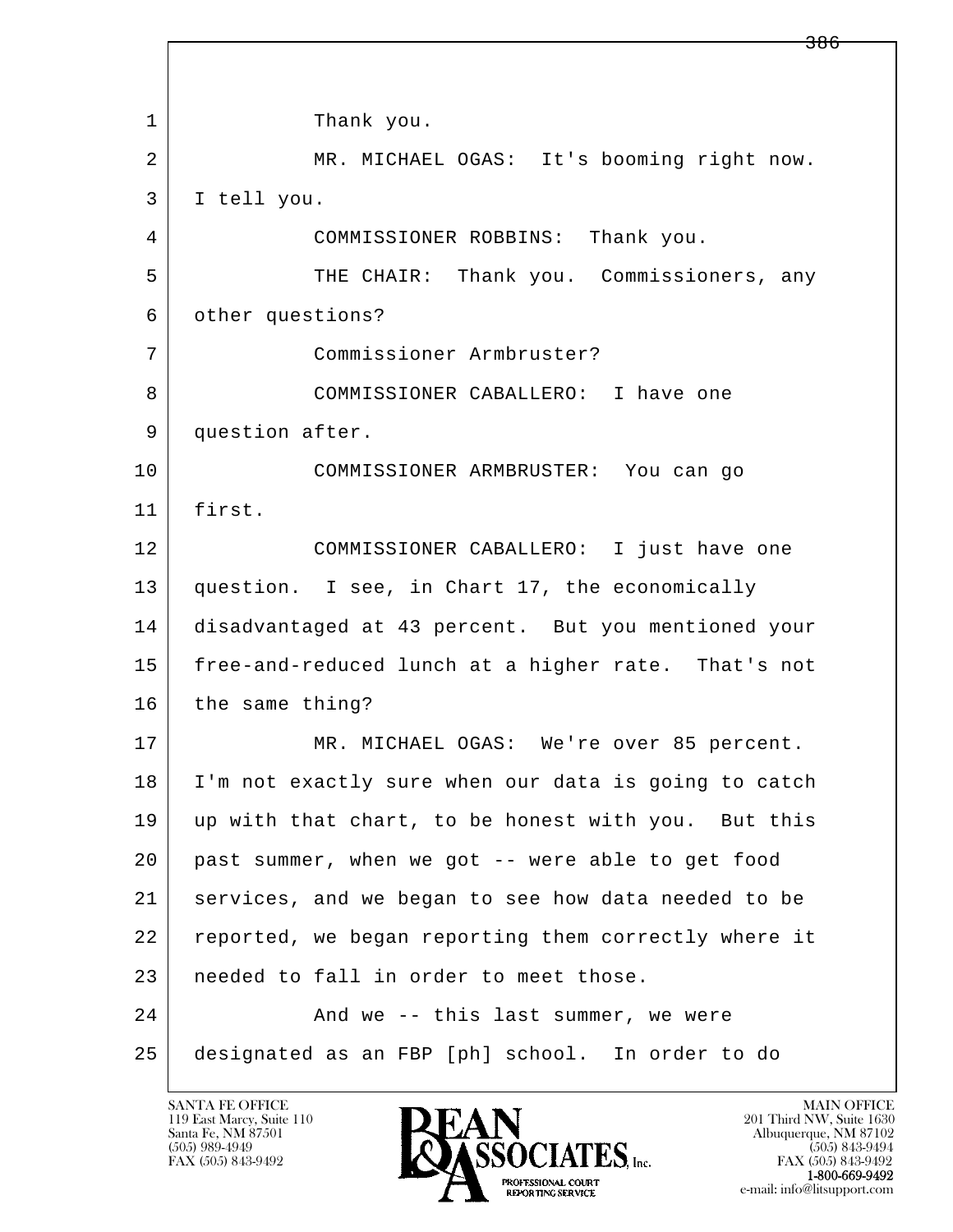1 Thank you.

2 MR. MICHAEL OGAS: It's booming right now.

3 I tell you.

4 COMMISSIONER ROBBINS: Thank you.

5 THE CHAIR: Thank you. Commissioners, any

6 other questions?

7 Commissioner Armbruster?

8 COMMISSIONER CABALLERO: I have one

9 question after.

10 COMMISSIONER ARMBRUSTER: You can go

11 first.

12 COMMISSIONER CABALLERO: I just have one

13 question. I see, in Chart 17, the economically

14 disadvantaged at 43 percent. But you mentioned your

15 free-and-reduced lunch at a higher rate. That's not

16 the same thing?

17 MR. MICHAEL OGAS: We're over 85 percent.

18 I'm not exactly sure when our data is going to catch

19 up with that chart, to be honest with you. But this

20 past summer, when we got -- were able to get food

21 services, and we began to see how data needed to be

22 reported, we began reporting them correctly where it

23 needed to fall in order to meet those.

24 And we -- this last summer, we were

25 designated as an FBP [ph] school. In order to do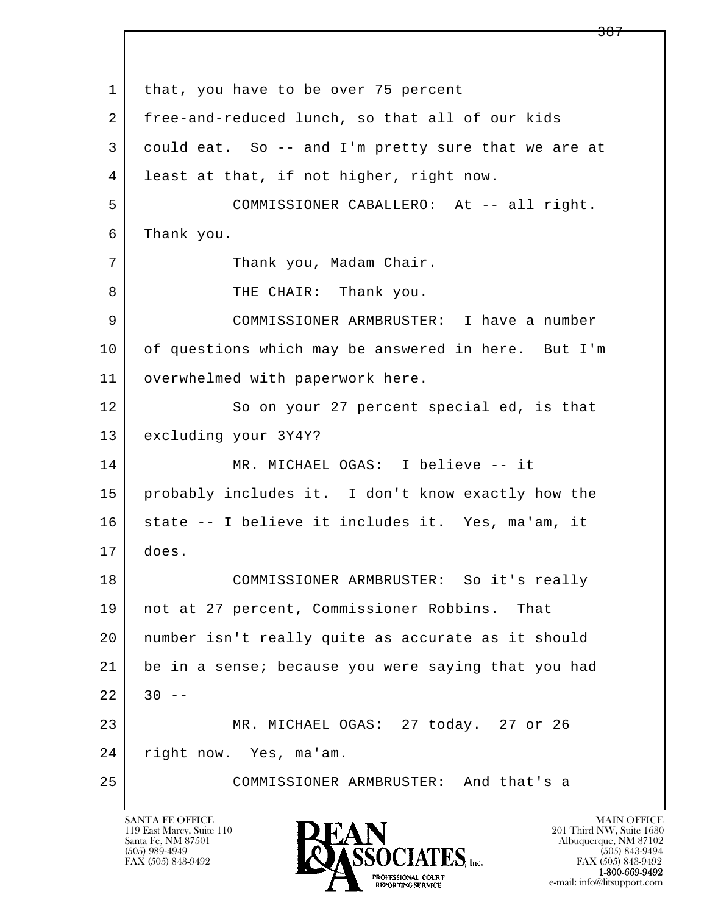1 that, you have to be over 75 percent
2 free-and-reduced lunch, so that all of our kids
3 could eat. So -- and I'm pretty sure that we are at
4 least at that, if not higher, right now.
5 COMMISSIONER CABALLERO: At -- all right.
6 Thank you.
7 Thank you, Madam Chair.
8 THE CHAIR: Thank you.
9 COMMISSIONER ARMBRUSTER: I have a number
10 of questions which may be answered in here. But I'm
11 overwhelmed with paperwork here.
12 So on your 27 percent special ed, is that
13 excluding your 3Y4Y?
14 MR. MICHAEL OGAS: I believe -- it
15 probably includes it. I don't know exactly how the
16 state -- I believe it includes it. Yes, ma'am, it
17 does.
18 COMMISSIONER ARMBRUSTER: So it's really
19 not at 27 percent, Commissioner Robbins. That
20 number isn't really quite as accurate as it should
21 be in a sense; because you were saying that you had
22 30 --
23 MR. MICHAEL OGAS: 27 today. 27 or 26
24 right now. Yes, ma'am.
25 COMMISSIONER ARMBRUSTER: And that's a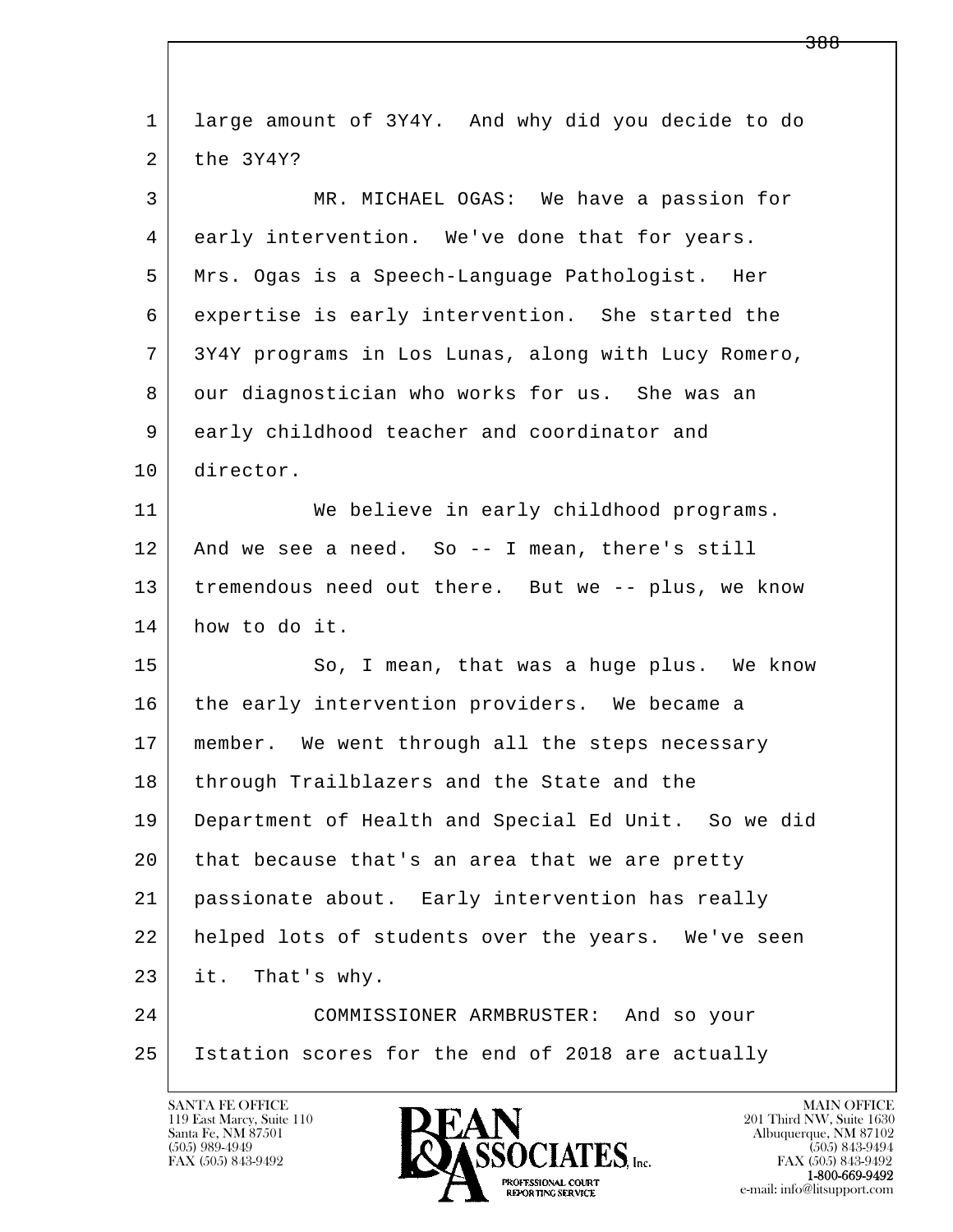large amount of 3Y4Y. And why did you decide to do the 3Y4Y?

MR. MICHAEL OGAS: We have a passion for early intervention. We've done that for years. Mrs. Ogas is a Speech-Language Pathologist. Her expertise is early intervention. She started the 3Y4Y programs in Los Lunas, along with Lucy Romero, our diagnostician who works for us. She was an early childhood teacher and coordinator and director.

We believe in early childhood programs. And we see a need. So -- I mean, there's still tremendous need out there. But we -- plus, we know how to do it.

So, I mean, that was a huge plus. We know the early intervention providers. We became a member. We went through all the steps necessary through Trailblazers and the State and the Department of Health and Special Ed Unit. So we did that because that's an area that we are pretty passionate about. Early intervention has really helped lots of students over the years. We've seen it. That's why.

COMMISSIONER ARMBRUSTER: And so your Istation scores for the end of 2018 are actually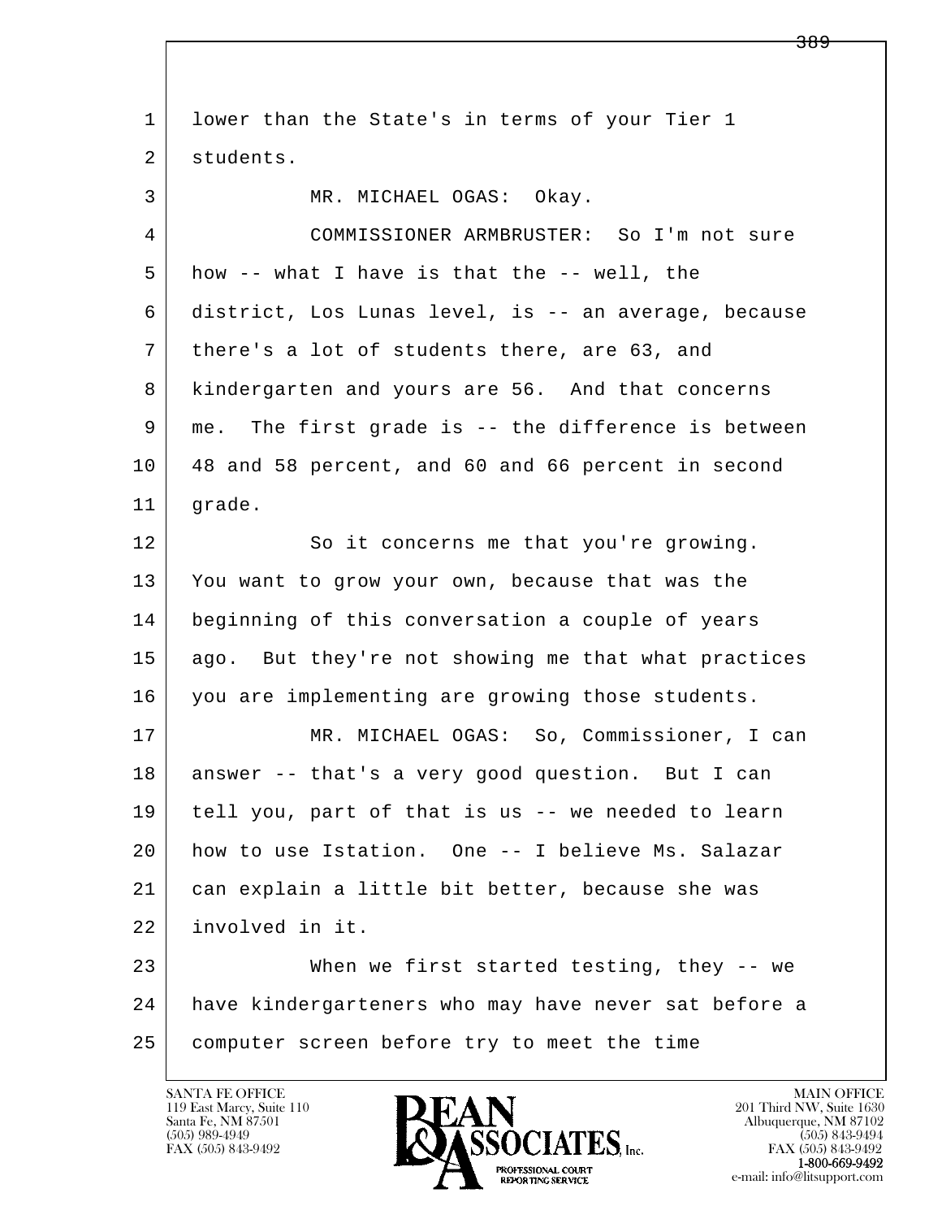lower than the State's in terms of your Tier 1 students.

MR. MICHAEL OGAS: Okay.

COMMISSIONER ARMBRUSTER: So I'm not sure how -- what I have is that the -- well, the district, Los Lunas level, is -- an average, because there's a lot of students there, are 63, and kindergarten and yours are 56. And that concerns me. The first grade is -- the difference is between 48 and 58 percent, and 60 and 66 percent in second grade.

So it concerns me that you're growing. You want to grow your own, because that was the beginning of this conversation a couple of years ago. But they're not showing me that what practices you are implementing are growing those students.

MR. MICHAEL OGAS: So, Commissioner, I can answer -- that's a very good question. But I can tell you, part of that is us -- we needed to learn how to use Istation. One -- I believe Ms. Salazar can explain a little bit better, because she was involved in it.

When we first started testing, they -- we have kindergarteners who may have never sat before a computer screen before try to meet the time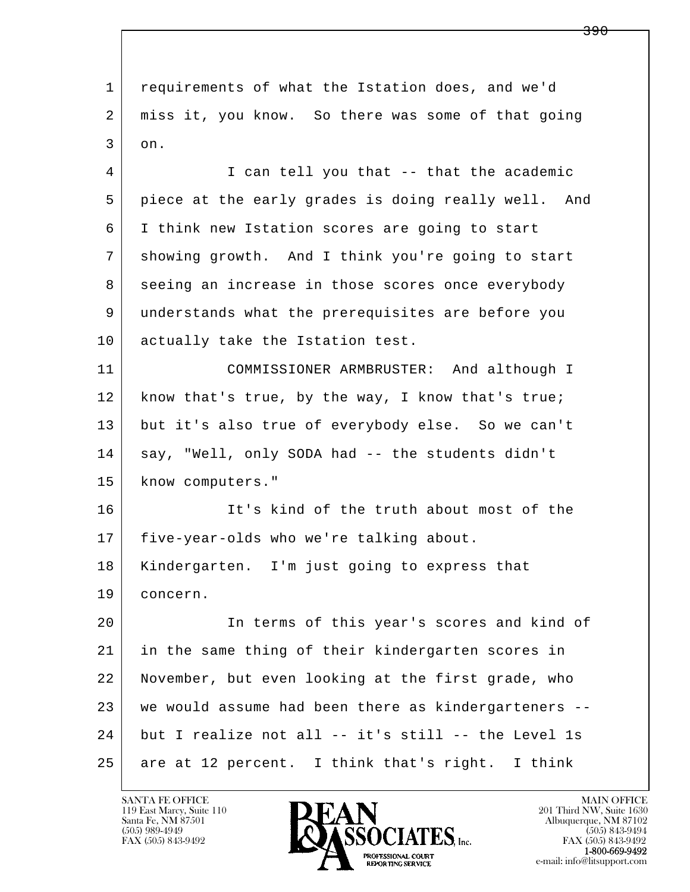requirements of what the Istation does, and we'd miss it, you know. So there was some of that going on.

I can tell you that -- that the academic piece at the early grades is doing really well. And I think new Istation scores are going to start showing growth. And I think you're going to start seeing an increase in those scores once everybody understands what the prerequisites are before you actually take the Istation test.

COMMISSIONER ARMBRUSTER: And although I know that's true, by the way, I know that's true; but it's also true of everybody else. So we can't say, "Well, only SODA had -- the students didn't know computers."

It's kind of the truth about most of the five-year-olds who we're talking about. Kindergarten. I'm just going to express that concern.

In terms of this year's scores and kind of in the same thing of their kindergarten scores in November, but even looking at the first grade, who we would assume had been there as kindergarteners -- but I realize not all -- it's still -- the Level 1s are at 12 percent. I think that's right. I think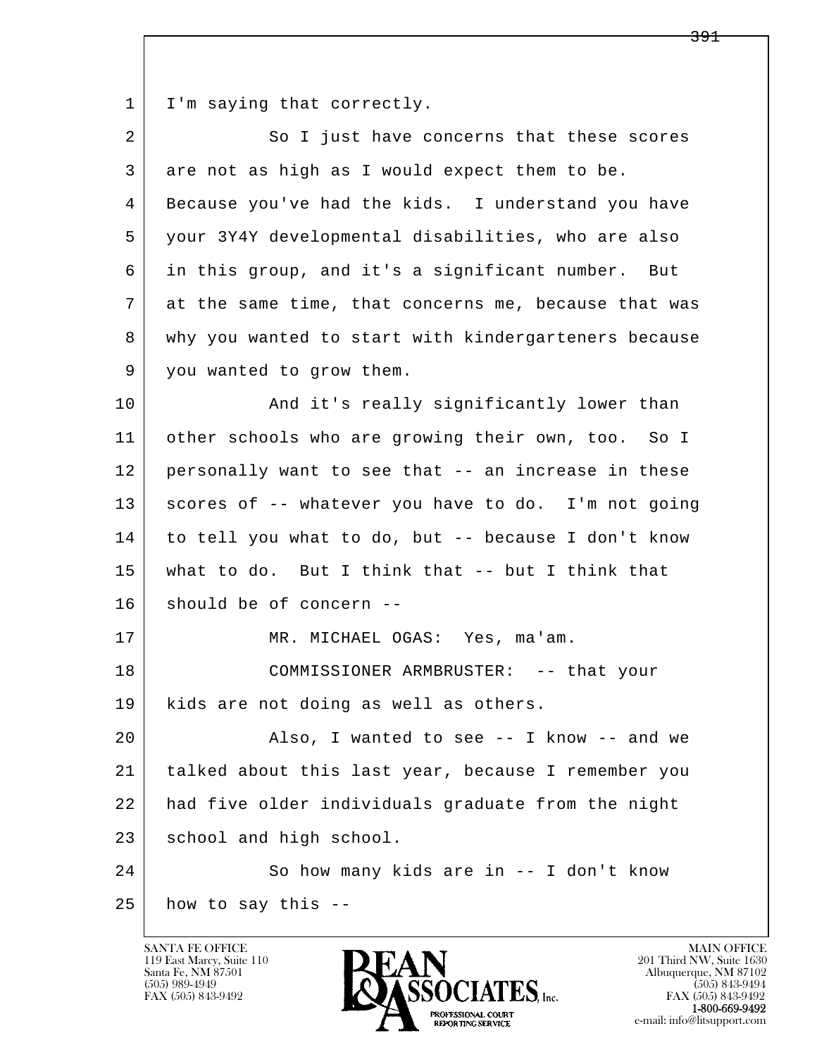1 I'm saying that correctly.

2 So I just have concerns that these scores

3 are not as high as I would expect them to be.

4 Because you've had the kids. I understand you have

5 your 3Y4Y developmental disabilities, who are also

6 in this group, and it's a significant number. But

7 at the same time, that concerns me, because that was

8 why you wanted to start with kindergarteners because

9 you wanted to grow them.

10 And it's really significantly lower than

11 other schools who are growing their own, too. So I

12 personally want to see that -- an increase in these

13 scores of -- whatever you have to do. I'm not going

14 to tell you what to do, but -- because I don't know

15 what to do. But I think that -- but I think that

16 should be of concern --

17 MR. MICHAEL OGAS: Yes, ma'am.

18 COMMISSIONER ARMBRUSTER: -- that your

19 kids are not doing as well as others.

20 Also, I wanted to see -- I know -- and we

21 talked about this last year, because I remember you

22 had five older individuals graduate from the night

23 school and high school.

24 So how many kids are in -- I don't know

25 how to say this --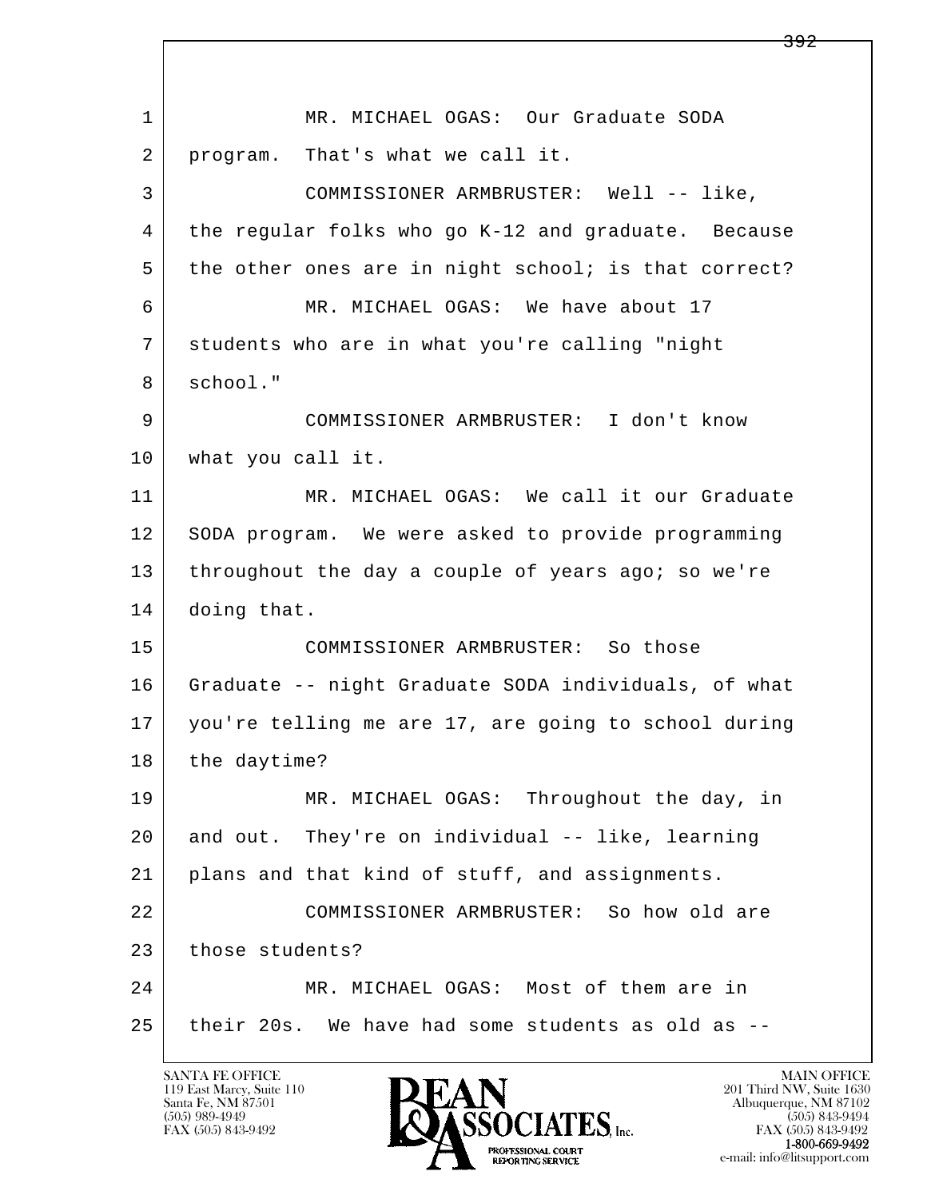1 MR. MICHAEL OGAS: Our Graduate SODA
2 program. That's what we call it.
3 COMMISSIONER ARMBRUSTER: Well -- like,
4 the regular folks who go K-12 and graduate. Because
5 the other ones are in night school; is that correct?
6 MR. MICHAEL OGAS: We have about 17
7 students who are in what you're calling "night
8 school."
9 COMMISSIONER ARMBRUSTER: I don't know
10 what you call it.
11 MR. MICHAEL OGAS: We call it our Graduate
12 SODA program. We were asked to provide programming
13 throughout the day a couple of years ago; so we're
14 doing that.
15 COMMISSIONER ARMBRUSTER: So those
16 Graduate -- night Graduate SODA individuals, of what
17 you're telling me are 17, are going to school during
18 the daytime?
19 MR. MICHAEL OGAS: Throughout the day, in
20 and out. They're on individual -- like, learning
21 plans and that kind of stuff, and assignments.
22 COMMISSIONER ARMBRUSTER: So how old are
23 those students?
24 MR. MICHAEL OGAS: Most of them are in
25 their 20s. We have had some students as old as --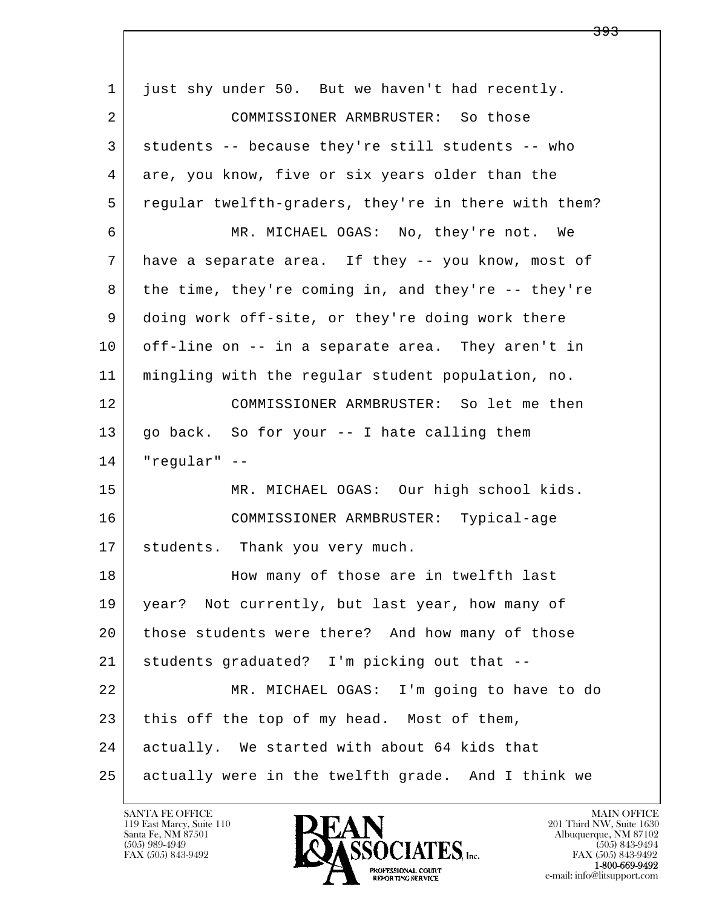1 just shy under 50. But we haven't had recently.

2 COMMISSIONER ARMBRUSTER: So those

3 students -- because they're still students -- who

4 are, you know, five or six years older than the

5 regular twelfth-graders, they're in there with them?

6 MR. MICHAEL OGAS: No, they're not. We

7 have a separate area. If they -- you know, most of

8 the time, they're coming in, and they're -- they're

9 doing work off-site, or they're doing work there

10 off-line on -- in a separate area. They aren't in

11 mingling with the regular student population, no.

12 COMMISSIONER ARMBRUSTER: So let me then

13 go back. So for your -- I hate calling them

14 "regular" --

15 MR. MICHAEL OGAS: Our high school kids.

16 COMMISSIONER ARMBRUSTER: Typical-age

17 students. Thank you very much.

18 How many of those are in twelfth last

19 year? Not currently, but last year, how many of

20 those students were there? And how many of those

21 students graduated? I'm picking out that --

22 MR. MICHAEL OGAS: I'm going to have to do

23 this off the top of my head. Most of them,

24 actually. We started with about 64 kids that

25 actually were in the twelfth grade. And I think we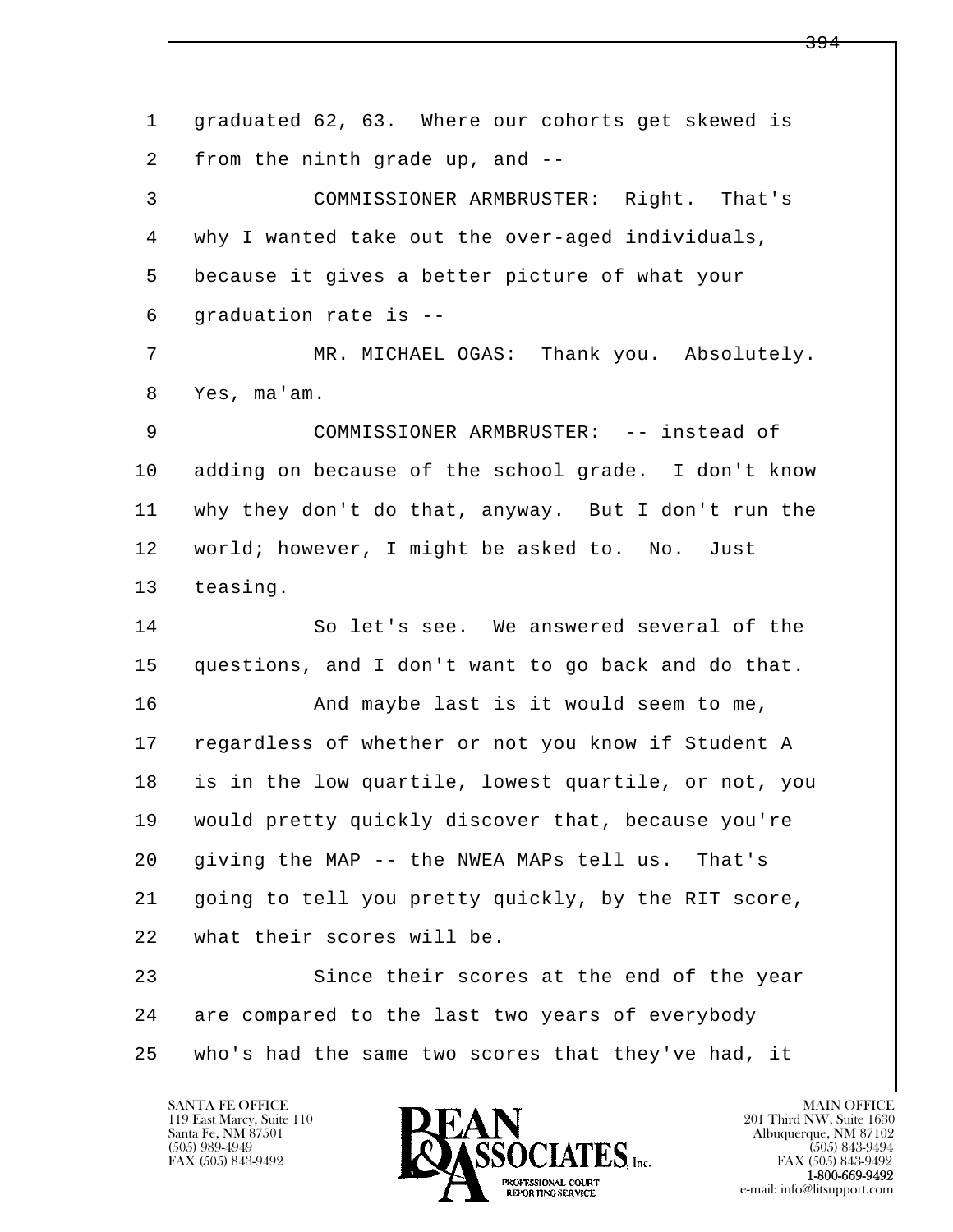1 graduated 62, 63. Where our cohorts get skewed is
2 from the ninth grade up, and --
3 COMMISSIONER ARMBRUSTER: Right. That's
4 why I wanted take out the over-aged individuals,
5 because it gives a better picture of what your
6 graduation rate is --
7 MR. MICHAEL OGAS: Thank you. Absolutely.
8 Yes, ma'am.
9 COMMISSIONER ARMBRUSTER: -- instead of
10 adding on because of the school grade. I don't know
11 why they don't do that, anyway. But I don't run the
12 world; however, I might be asked to. No. Just
13 teasing.
14 So let's see. We answered several of the
15 questions, and I don't want to go back and do that.
16 And maybe last is it would seem to me,
17 regardless of whether or not you know if Student A
18 is in the low quartile, lowest quartile, or not, you
19 would pretty quickly discover that, because you're
20 giving the MAP -- the NWEA MAPs tell us. That's
21 going to tell you pretty quickly, by the RIT score,
22 what their scores will be.
23 Since their scores at the end of the year
24 are compared to the last two years of everybody
25 who's had the same two scores that they've had, it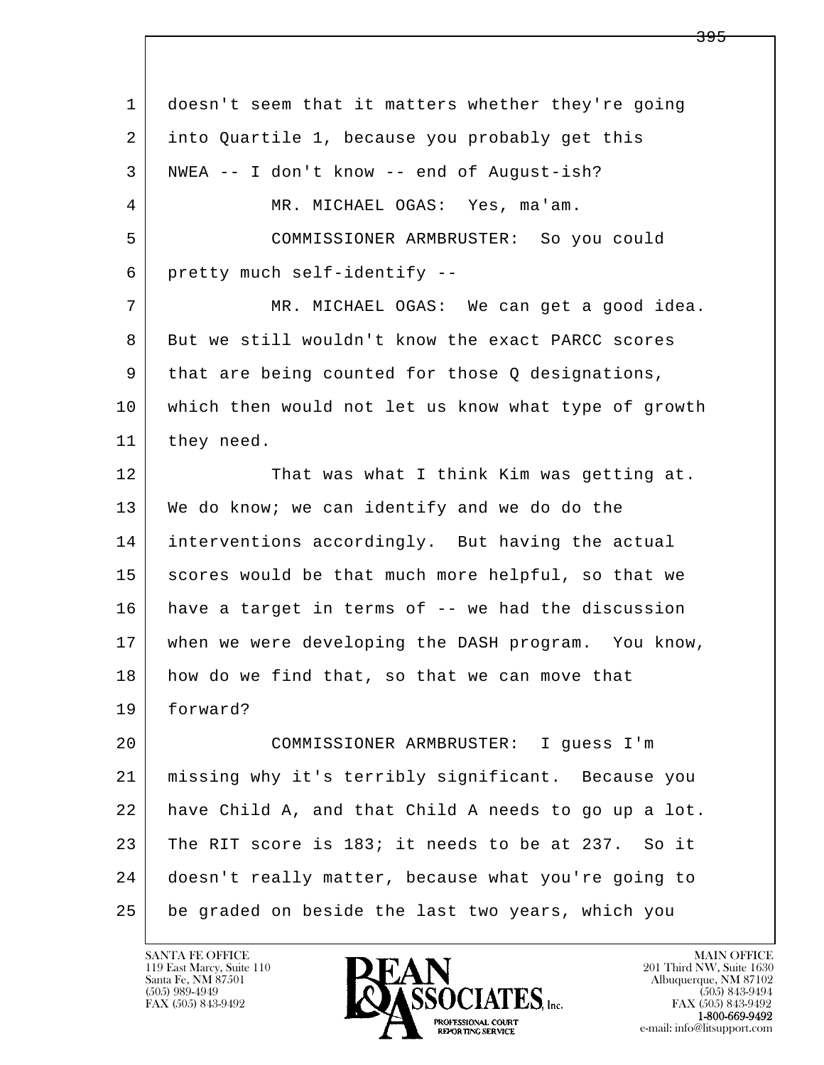doesn't seem that it matters whether they're going into Quartile 1, because you probably get this NWEA -- I don't know -- end of August-ish?

MR. MICHAEL OGAS: Yes, ma'am.

COMMISSIONER ARMBRUSTER: So you could pretty much self-identify --

MR. MICHAEL OGAS: We can get a good idea. But we still wouldn't know the exact PARCC scores that are being counted for those Q designations, which then would not let us know what type of growth they need.

That was what I think Kim was getting at. We do know; we can identify and we do do the interventions accordingly. But having the actual scores would be that much more helpful, so that we have a target in terms of -- we had the discussion when we were developing the DASH program. You know, how do we find that, so that we can move that forward?

COMMISSIONER ARMBRUSTER: I guess I'm missing why it's terribly significant. Because you have Child A, and that Child A needs to go up a lot. The RIT score is 183; it needs to be at 237. So it doesn't really matter, because what you're going to be graded on beside the last two years, which you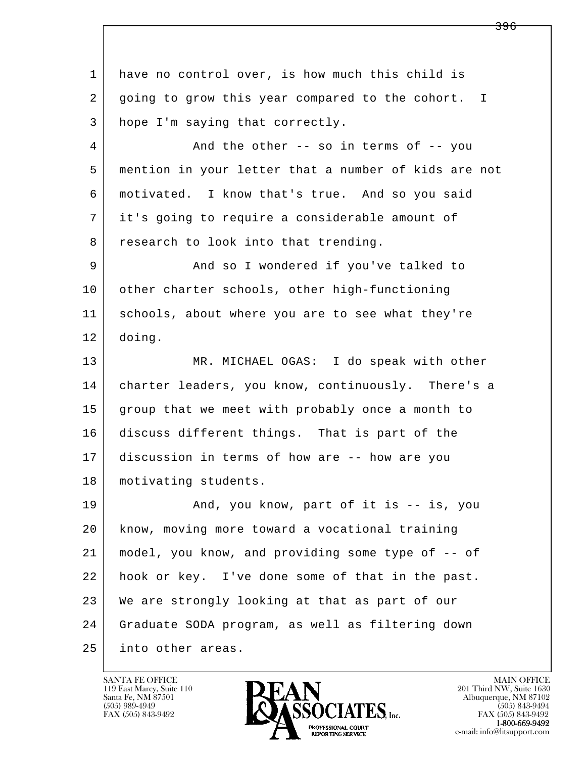1 have no control over, is how much this child is
2 going to grow this year compared to the cohort. I
3 hope I'm saying that correctly.

4 And the other -- so in terms of -- you
5 mention in your letter that a number of kids are not
6 motivated. I know that's true. And so you said
7 it's going to require a considerable amount of
8 research to look into that trending.

9 And so I wondered if you've talked to
10 other charter schools, other high-functioning
11 schools, about where you are to see what they're
12 doing.

13 MR. MICHAEL OGAS: I do speak with other
14 charter leaders, you know, continuously. There's a
15 group that we meet with probably once a month to
16 discuss different things. That is part of the
17 discussion in terms of how are -- how are you
18 motivating students.

19 And, you know, part of it is -- is, you
20 know, moving more toward a vocational training
21 model, you know, and providing some type of -- of
22 hook or key. I've done some of that in the past.
23 We are strongly looking at that as part of our
24 Graduate SODA program, as well as filtering down
25 into other areas.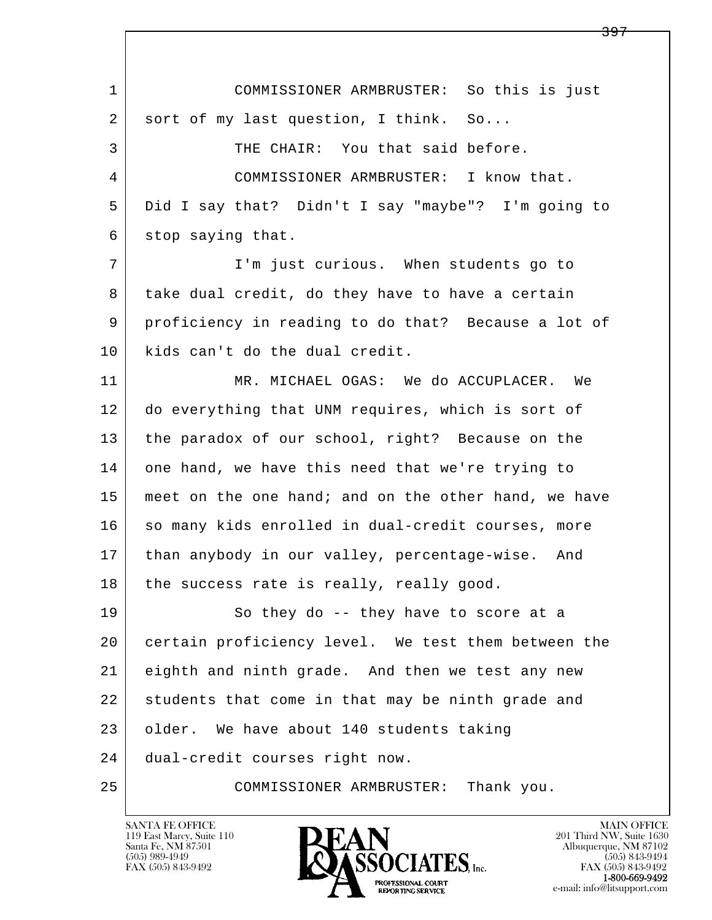COMMISSIONER ARMBRUSTER: So this is just sort of my last question, I think. So...

THE CHAIR: You that said before.

COMMISSIONER ARMBRUSTER: I know that. Did I say that? Didn't I say "maybe"? I'm going to stop saying that.

I'm just curious. When students go to take dual credit, do they have to have a certain proficiency in reading to do that? Because a lot of kids can't do the dual credit.

MR. MICHAEL OGAS: We do ACCUPLACER. We do everything that UNM requires, which is sort of the paradox of our school, right? Because on the one hand, we have this need that we're trying to meet on the one hand; and on the other hand, we have so many kids enrolled in dual-credit courses, more than anybody in our valley, percentage-wise. And the success rate is really, really good.

So they do -- they have to score at a certain proficiency level. We test them between the eighth and ninth grade. And then we test any new students that come in that may be ninth grade and older. We have about 140 students taking dual-credit courses right now.

COMMISSIONER ARMBRUSTER: Thank you.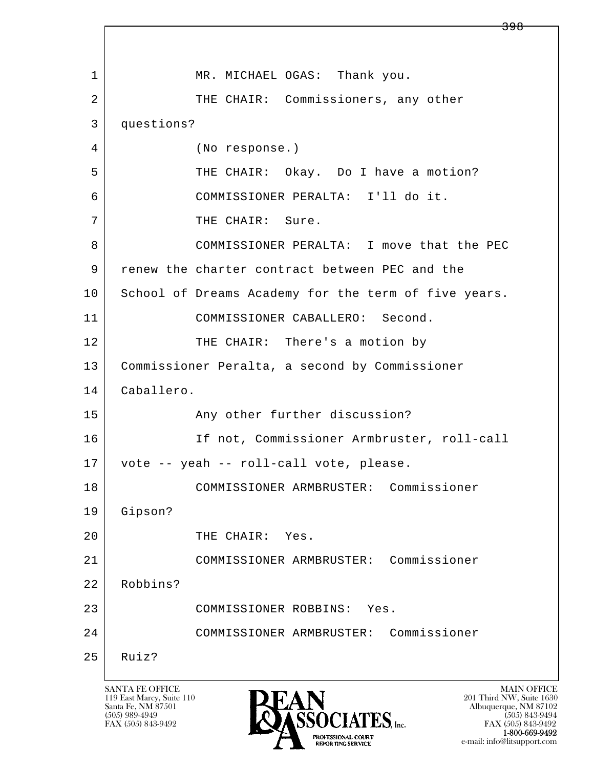MR. MICHAEL OGAS: Thank you.

THE CHAIR: Commissioners, any other questions?

(No response.)

THE CHAIR: Okay. Do I have a motion?

COMMISSIONER PERALTA: I'll do it.

THE CHAIR: Sure.

COMMISSIONER PERALTA: I move that the PEC renew the charter contract between PEC and the School of Dreams Academy for the term of five years.

COMMISSIONER CABALLERO: Second.

THE CHAIR: There's a motion by Commissioner Peralta, a second by Commissioner Caballero.

Any other further discussion?

If not, Commissioner Armbruster, roll-call vote -- yeah -- roll-call vote, please.

COMMISSIONER ARMBRUSTER: Commissioner Gipson?

THE CHAIR: Yes.

COMMISSIONER ARMBRUSTER: Commissioner Robbins?

COMMISSIONER ROBBINS: Yes.

COMMISSIONER ARMBRUSTER: Commissioner Ruiz?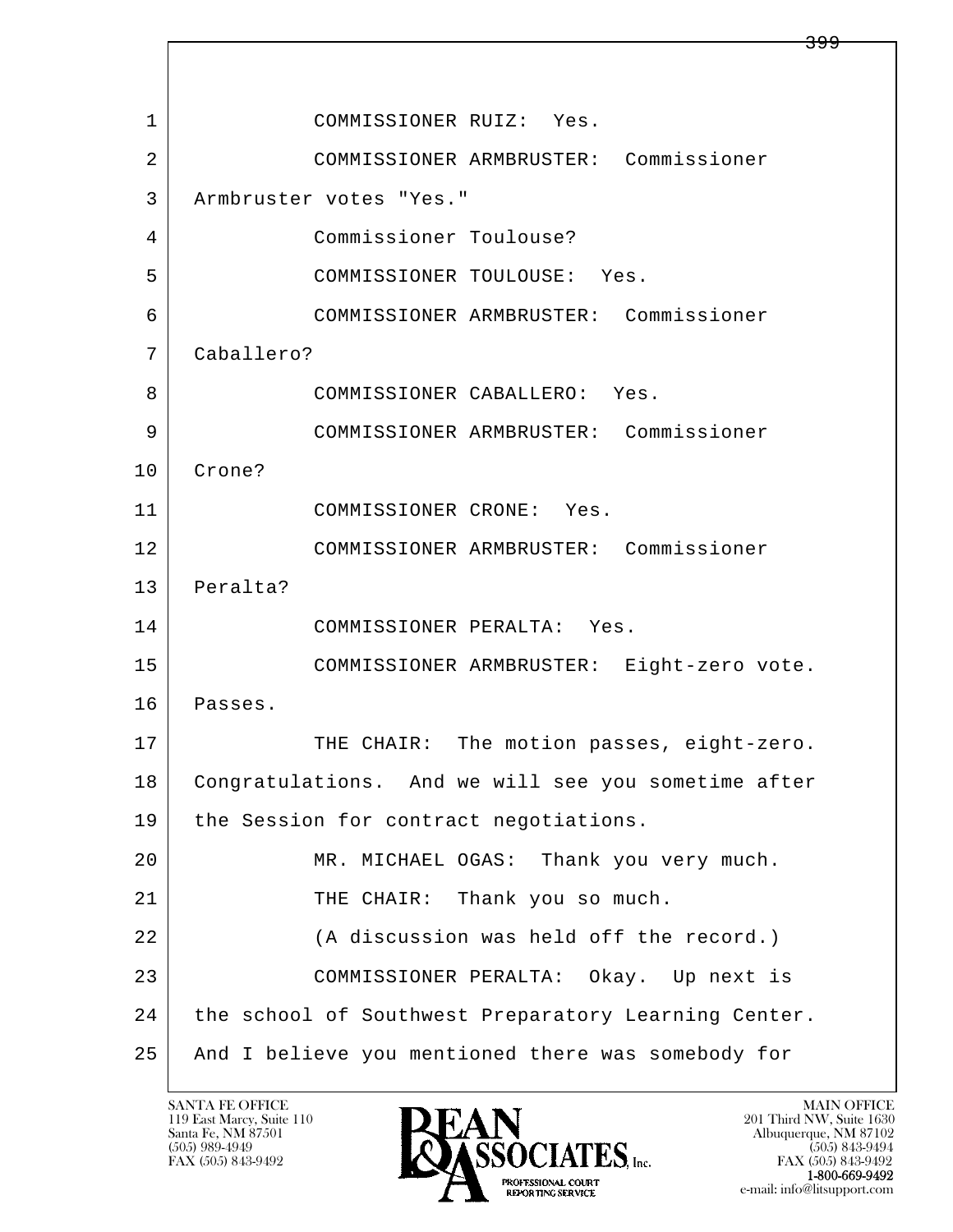1 COMMISSIONER RUIZ: Yes.

2 COMMISSIONER ARMBRUSTER: Commissioner

3 Armbruster votes "Yes."

4 Commissioner Toulouse?

5 COMMISSIONER TOULOUSE: Yes.

6 COMMISSIONER ARMBRUSTER: Commissioner

7 Caballero?

8 COMMISSIONER CABALLERO: Yes.

9 COMMISSIONER ARMBRUSTER: Commissioner

10 Crone?

11 COMMISSIONER CRONE: Yes.

12 COMMISSIONER ARMBRUSTER: Commissioner

13 Peralta?

14 COMMISSIONER PERALTA: Yes.

15 COMMISSIONER ARMBRUSTER: Eight-zero vote.

16 Passes.

17 THE CHAIR: The motion passes, eight-zero.

18 Congratulations. And we will see you sometime after

19 the Session for contract negotiations.

20 MR. MICHAEL OGAS: Thank you very much.

21 THE CHAIR: Thank you so much.

22 (A discussion was held off the record.)

23 COMMISSIONER PERALTA: Okay. Up next is

24 the school of Southwest Preparatory Learning Center.

25 And I believe you mentioned there was somebody for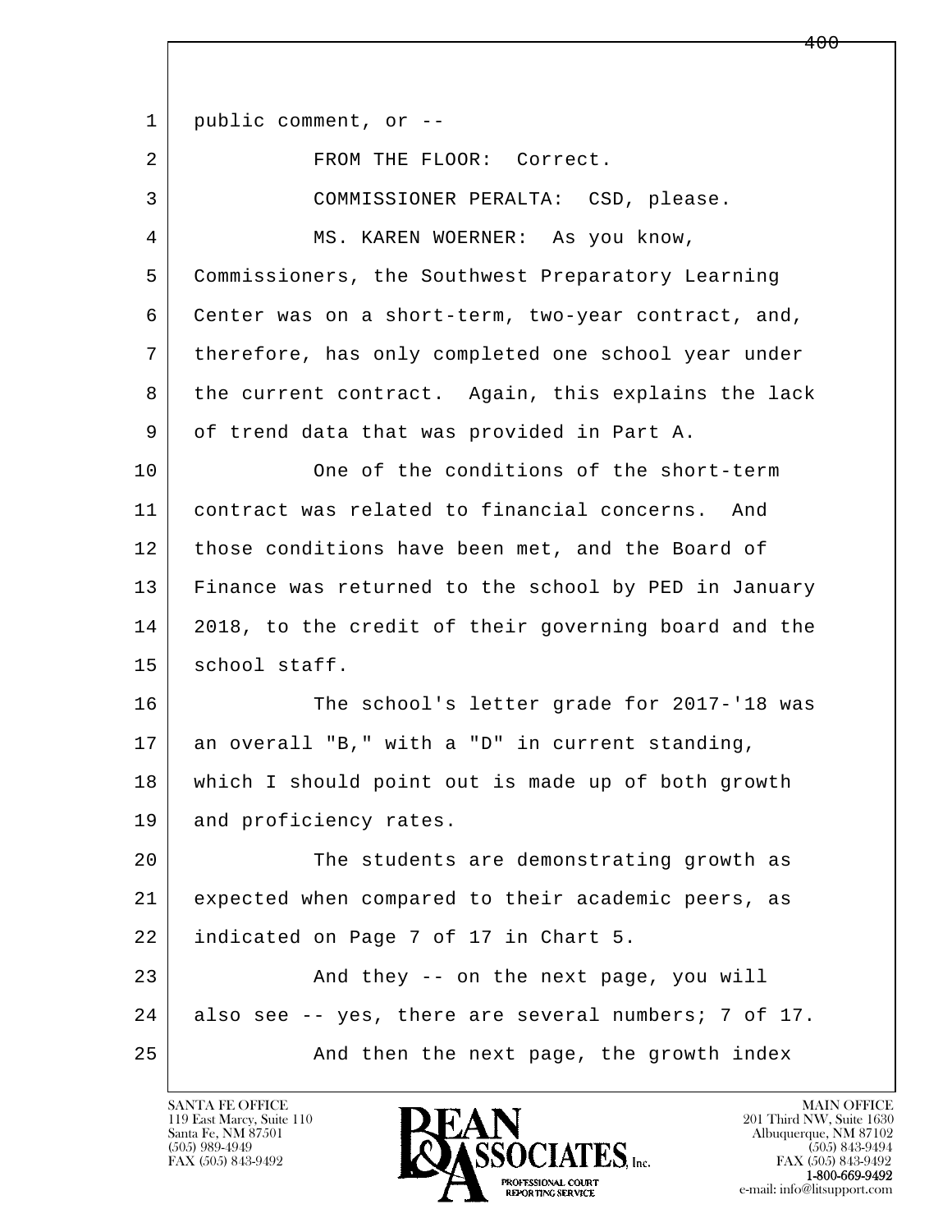public comment, or --

FROM THE FLOOR: Correct.

COMMISSIONER PERALTA: CSD, please.

MS. KAREN WOERNER: As you know, Commissioners, the Southwest Preparatory Learning Center was on a short-term, two-year contract, and, therefore, has only completed one school year under the current contract. Again, this explains the lack of trend data that was provided in Part A.

One of the conditions of the short-term contract was related to financial concerns. And those conditions have been met, and the Board of Finance was returned to the school by PED in January 2018, to the credit of their governing board and the school staff.

The school's letter grade for 2017-'18 was an overall "B," with a "D" in current standing, which I should point out is made up of both growth and proficiency rates.

The students are demonstrating growth as expected when compared to their academic peers, as indicated on Page 7 of 17 in Chart 5.

And they -- on the next page, you will also see -- yes, there are several numbers; 7 of 17.

And then the next page, the growth index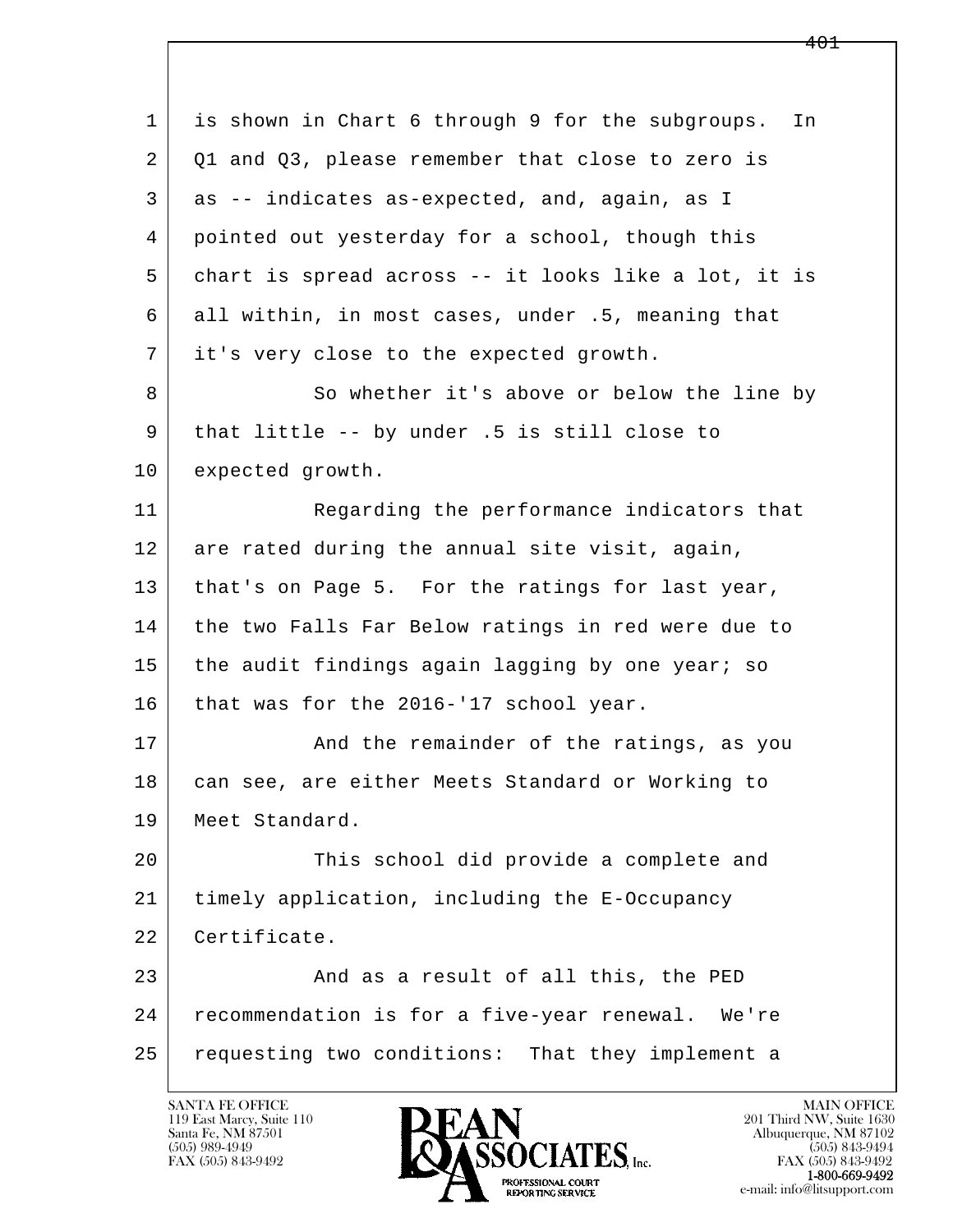is shown in Chart 6 through 9 for the subgroups. In Q1 and Q3, please remember that close to zero is as -- indicates as-expected, and, again, as I pointed out yesterday for a school, though this chart is spread across -- it looks like a lot, it is all within, in most cases, under .5, meaning that it's very close to the expected growth.

So whether it's above or below the line by that little -- by under .5 is still close to expected growth.

Regarding the performance indicators that are rated during the annual site visit, again, that's on Page 5. For the ratings for last year, the two Falls Far Below ratings in red were due to the audit findings again lagging by one year; so that was for the 2016-'17 school year.

And the remainder of the ratings, as you can see, are either Meets Standard or Working to Meet Standard.

This school did provide a complete and timely application, including the E-Occupancy Certificate.

And as a result of all this, the PED recommendation is for a five-year renewal. We're requesting two conditions: That they implement a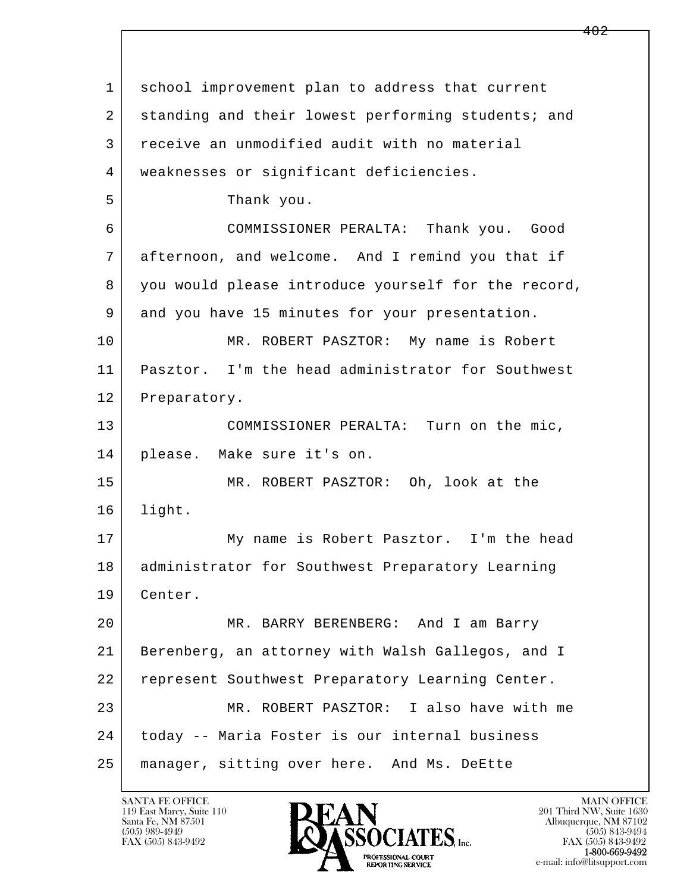school improvement plan to address that current standing and their lowest performing students; and receive an unmodified audit with no material weaknesses or significant deficiencies.

Thank you.

COMMISSIONER PERALTA: Thank you. Good afternoon, and welcome. And I remind you that if you would please introduce yourself for the record, and you have 15 minutes for your presentation.

MR. ROBERT PASZTOR: My name is Robert Pasztor. I'm the head administrator for Southwest Preparatory.

COMMISSIONER PERALTA: Turn on the mic, please. Make sure it's on.

MR. ROBERT PASZTOR: Oh, look at the light.

My name is Robert Pasztor. I'm the head administrator for Southwest Preparatory Learning Center.

MR. BARRY BERENBERG: And I am Barry Berenberg, an attorney with Walsh Gallegos, and I represent Southwest Preparatory Learning Center.

MR. ROBERT PASZTOR: I also have with me today -- Maria Foster is our internal business manager, sitting over here. And Ms. DeEtte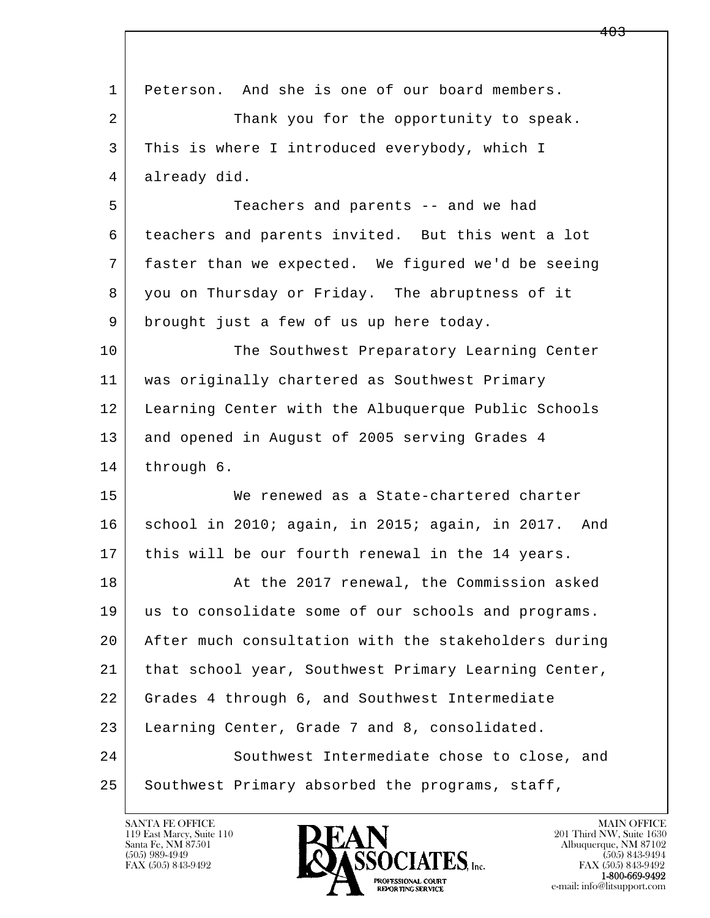Peterson. And she is one of our board members.

Thank you for the opportunity to speak. This is where I introduced everybody, which I already did.

Teachers and parents -- and we had teachers and parents invited. But this went a lot faster than we expected. We figured we'd be seeing you on Thursday or Friday. The abruptness of it brought just a few of us up here today.

The Southwest Preparatory Learning Center was originally chartered as Southwest Primary Learning Center with the Albuquerque Public Schools and opened in August of 2005 serving Grades 4 through 6.

We renewed as a State-chartered charter school in 2010; again, in 2015; again, in 2017. And this will be our fourth renewal in the 14 years.

At the 2017 renewal, the Commission asked us to consolidate some of our schools and programs. After much consultation with the stakeholders during that school year, Southwest Primary Learning Center, Grades 4 through 6, and Southwest Intermediate Learning Center, Grade 7 and 8, consolidated.

Southwest Intermediate chose to close, and Southwest Primary absorbed the programs, staff,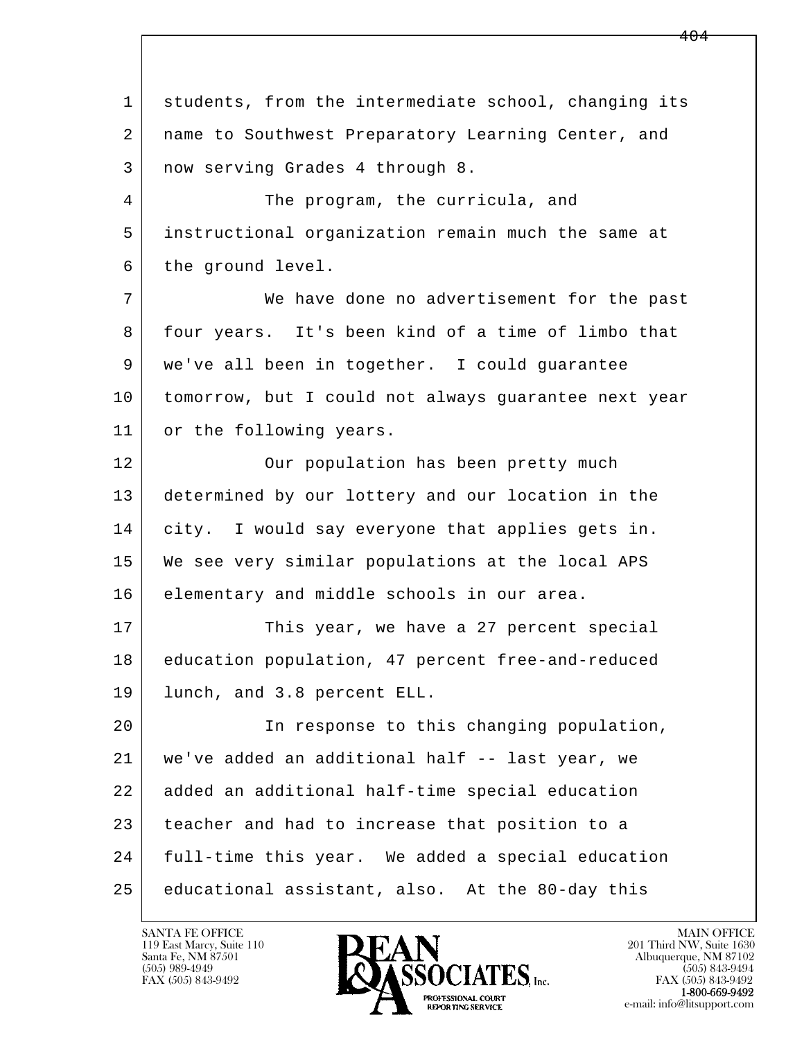students, from the intermediate school, changing its name to Southwest Preparatory Learning Center, and now serving Grades 4 through 8.

The program, the curricula, and instructional organization remain much the same at the ground level.

We have done no advertisement for the past four years. It's been kind of a time of limbo that we've all been in together. I could guarantee tomorrow, but I could not always guarantee next year or the following years.

Our population has been pretty much determined by our lottery and our location in the city. I would say everyone that applies gets in. We see very similar populations at the local APS elementary and middle schools in our area.

This year, we have a 27 percent special education population, 47 percent free-and-reduced lunch, and 3.8 percent ELL.

In response to this changing population, we've added an additional half -- last year, we added an additional half-time special education teacher and had to increase that position to a full-time this year. We added a special education educational assistant, also. At the 80-day this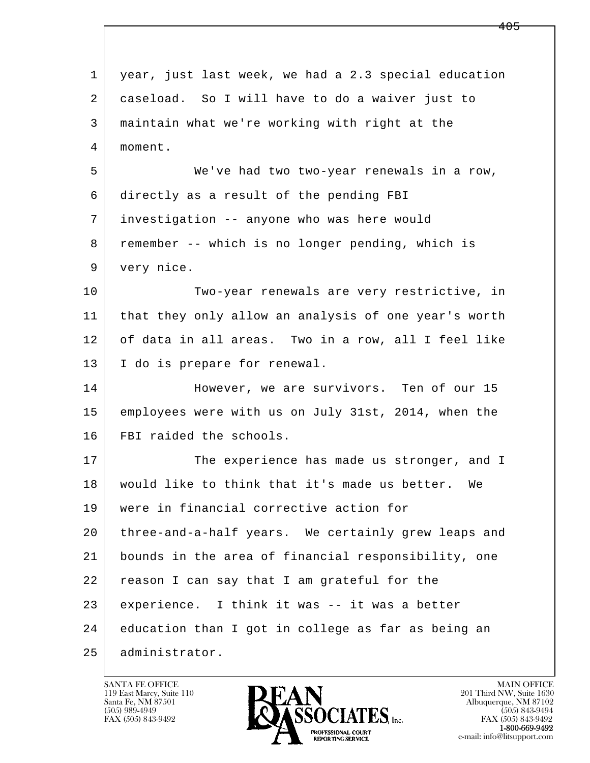year, just last week, we had a 2.3 special education caseload. So I will have to do a waiver just to maintain what we're working with right at the moment.

We've had two two-year renewals in a row, directly as a result of the pending FBI investigation -- anyone who was here would remember -- which is no longer pending, which is very nice.

Two-year renewals are very restrictive, in that they only allow an analysis of one year's worth of data in all areas. Two in a row, all I feel like I do is prepare for renewal.

However, we are survivors. Ten of our 15 employees were with us on July 31st, 2014, when the FBI raided the schools.

The experience has made us stronger, and I would like to think that it's made us better. We were in financial corrective action for three-and-a-half years. We certainly grew leaps and bounds in the area of financial responsibility, one reason I can say that I am grateful for the experience. I think it was -- it was a better education than I got in college as far as being an administrator.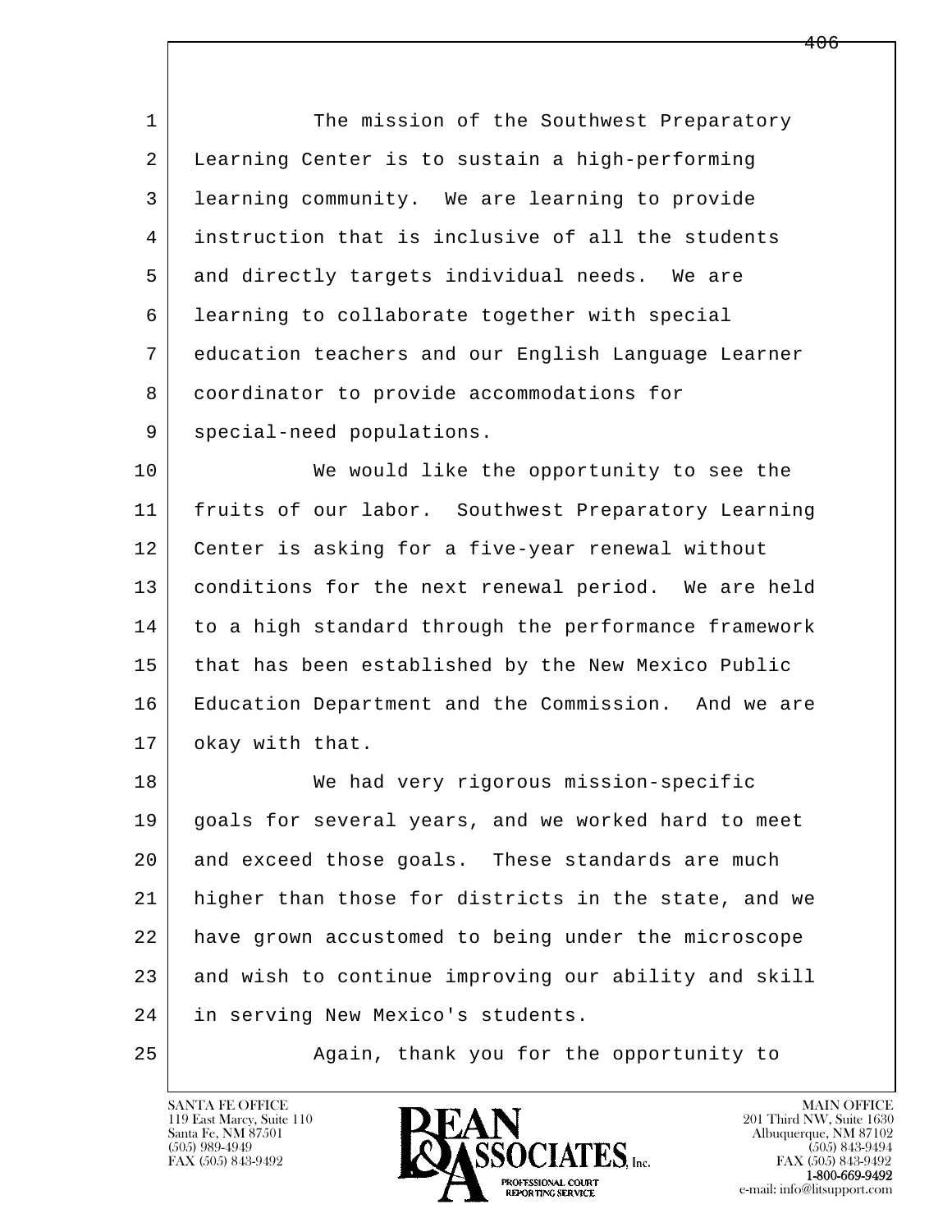The mission of the Southwest Preparatory Learning Center is to sustain a high-performing learning community. We are learning to provide instruction that is inclusive of all the students and directly targets individual needs. We are learning to collaborate together with special education teachers and our English Language Learner coordinator to provide accommodations for special-need populations.

We would like the opportunity to see the fruits of our labor. Southwest Preparatory Learning Center is asking for a five-year renewal without conditions for the next renewal period. We are held to a high standard through the performance framework that has been established by the New Mexico Public Education Department and the Commission. And we are okay with that.

We had very rigorous mission-specific goals for several years, and we worked hard to meet and exceed those goals. These standards are much higher than those for districts in the state, and we have grown accustomed to being under the microscope and wish to continue improving our ability and skill in serving New Mexico's students.

Again, thank you for the opportunity to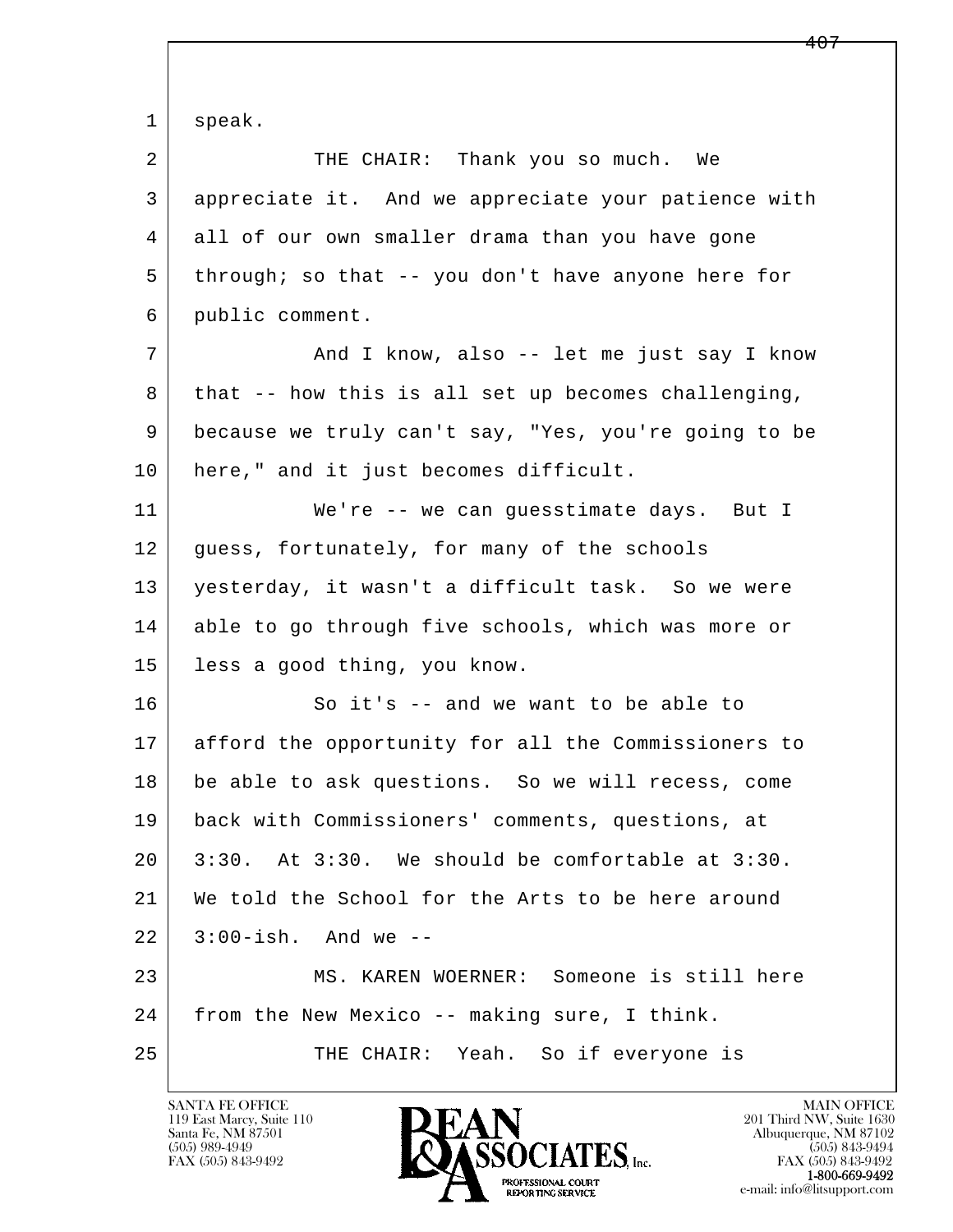1 speak.

2 THE CHAIR: Thank you so much. We

3 appreciate it. And we appreciate your patience with

4 all of our own smaller drama than you have gone

5 through; so that -- you don't have anyone here for

6 public comment.

7 And I know, also -- let me just say I know

8 that -- how this is all set up becomes challenging,

9 because we truly can't say, "Yes, you're going to be

10 here," and it just becomes difficult.

11 We're -- we can guesstimate days. But I

12 guess, fortunately, for many of the schools

13 yesterday, it wasn't a difficult task. So we were

14 able to go through five schools, which was more or

15 less a good thing, you know.

16 So it's -- and we want to be able to

17 afford the opportunity for all the Commissioners to

18 be able to ask questions. So we will recess, come

19 back with Commissioners' comments, questions, at

20 3:30. At 3:30. We should be comfortable at 3:30.

21 We told the School for the Arts to be here around

22 3:00-ish. And we --

23 MS. KAREN WOERNER: Someone is still here

24 from the New Mexico -- making sure, I think.

25 THE CHAIR: Yeah. So if everyone is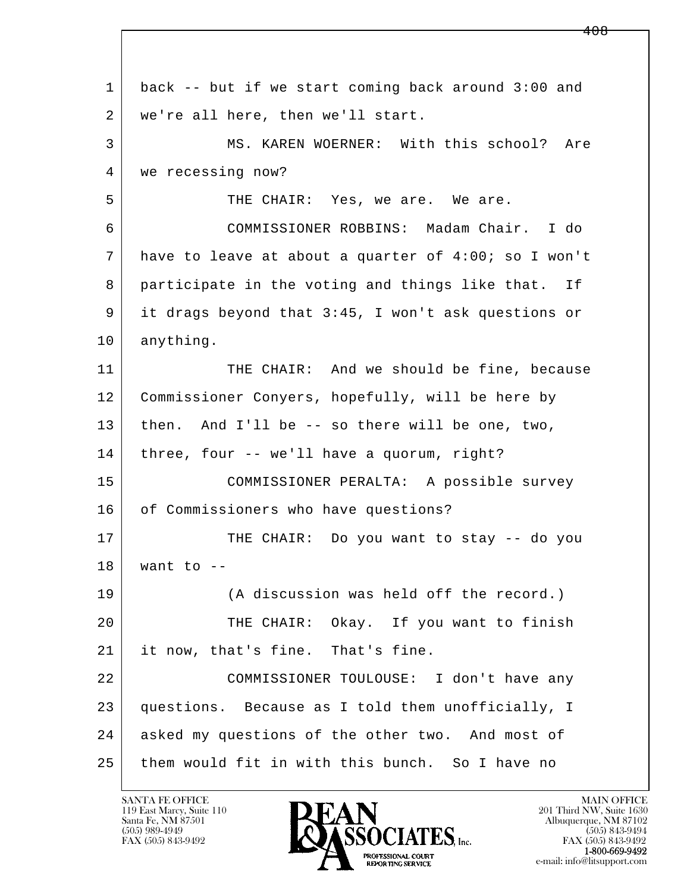back -- but if we start coming back around 3:00 and we're all here, then we'll start.

MS. KAREN WOERNER: With this school? Are we recessing now?

THE CHAIR: Yes, we are. We are.

COMMISSIONER ROBBINS: Madam Chair. I do have to leave at about a quarter of 4:00; so I won't participate in the voting and things like that. If it drags beyond that 3:45, I won't ask questions or anything.

THE CHAIR: And we should be fine, because Commissioner Conyers, hopefully, will be here by then. And I'll be -- so there will be one, two, three, four -- we'll have a quorum, right?

COMMISSIONER PERALTA: A possible survey of Commissioners who have questions?

THE CHAIR: Do you want to stay -- do you want to --

(A discussion was held off the record.)

THE CHAIR: Okay. If you want to finish it now, that's fine. That's fine.

COMMISSIONER TOULOUSE: I don't have any questions. Because as I told them unofficially, I asked my questions of the other two. And most of them would fit in with this bunch. So I have no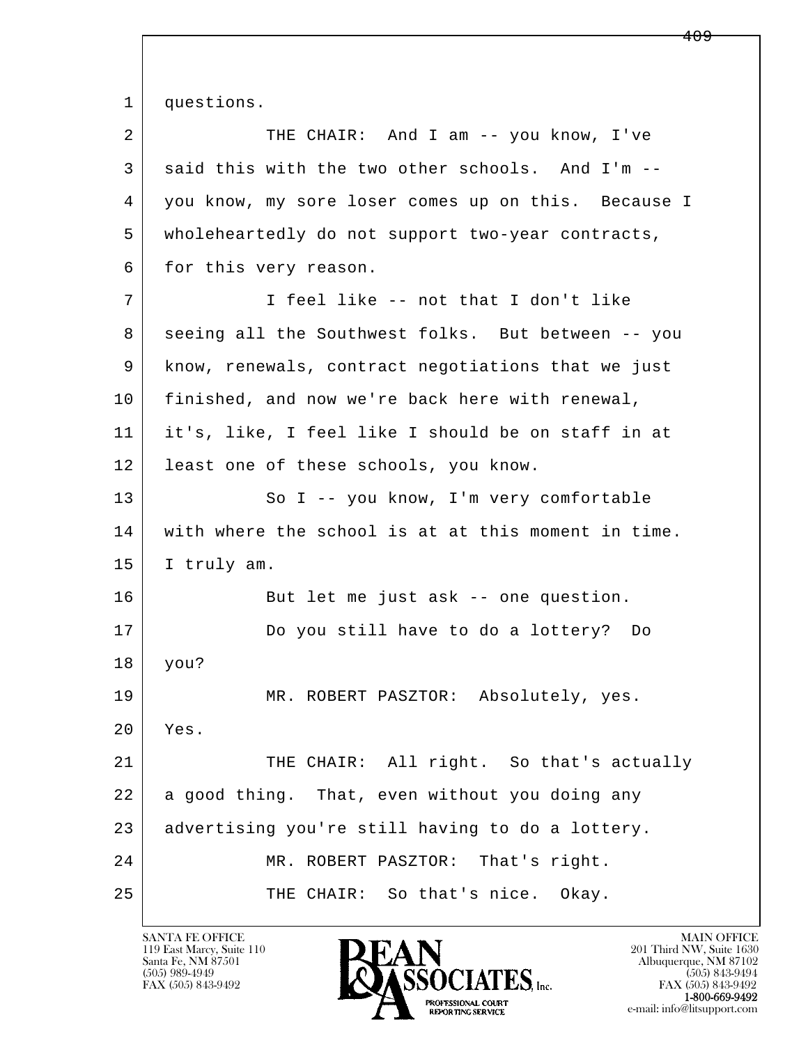1 questions.

2 THE CHAIR: And I am -- you know, I've

3 said this with the two other schools. And I'm --

4 you know, my sore loser comes up on this. Because I

5 wholeheartedly do not support two-year contracts,

6 for this very reason.

7 I feel like -- not that I don't like

8 seeing all the Southwest folks. But between -- you

9 know, renewals, contract negotiations that we just

10 finished, and now we're back here with renewal,

11 it's, like, I feel like I should be on staff in at

12 least one of these schools, you know.

13 So I -- you know, I'm very comfortable

14 with where the school is at at this moment in time.

15 I truly am.

16 But let me just ask -- one question.

17 Do you still have to do a lottery? Do

18 you?

19 MR. ROBERT PASZTOR: Absolutely, yes.

20 Yes.

21 THE CHAIR: All right. So that's actually

22 a good thing. That, even without you doing any

23 advertising you're still having to do a lottery.

24 MR. ROBERT PASZTOR: That's right.

25 THE CHAIR: So that's nice. Okay.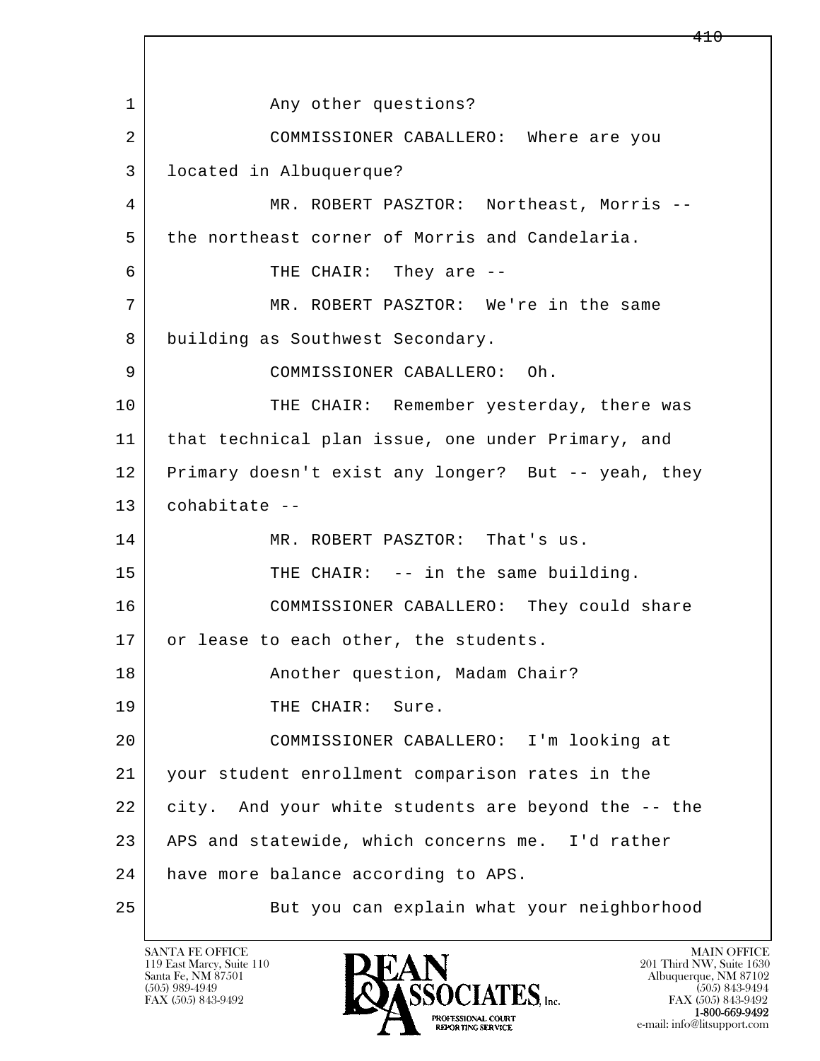Any other questions?

COMMISSIONER CABALLERO: Where are you located in Albuquerque?

MR. ROBERT PASZTOR: Northeast, Morris -- the northeast corner of Morris and Candelaria.

THE CHAIR: They are --

MR. ROBERT PASZTOR: We're in the same building as Southwest Secondary.

COMMISSIONER CABALLERO: Oh.

THE CHAIR: Remember yesterday, there was that technical plan issue, one under Primary, and Primary doesn't exist any longer? But -- yeah, they cohabitate --

MR. ROBERT PASZTOR: That's us.

THE CHAIR: -- in the same building.

COMMISSIONER CABALLERO: They could share or lease to each other, the students.

Another question, Madam Chair?

THE CHAIR: Sure.

COMMISSIONER CABALLERO: I'm looking at your student enrollment comparison rates in the city. And your white students are beyond the -- the APS and statewide, which concerns me. I'd rather have more balance according to APS.

But you can explain what your neighborhood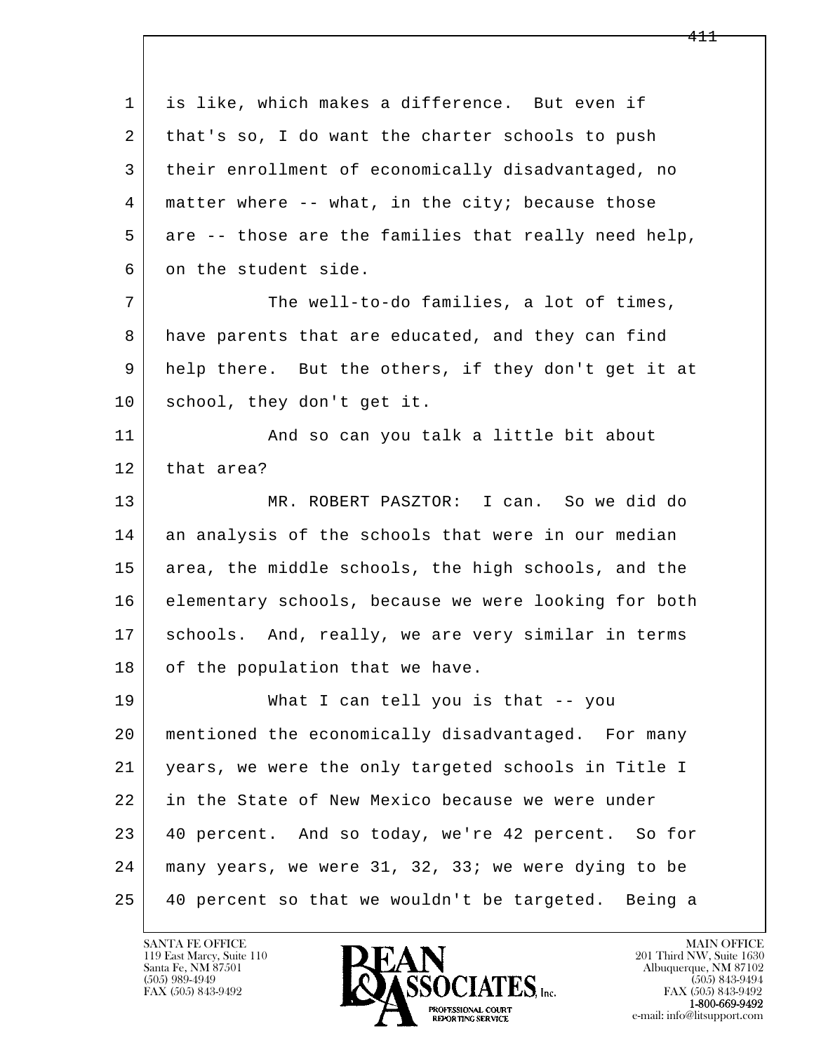is like, which makes a difference. But even if that's so, I do want the charter schools to push their enrollment of economically disadvantaged, no matter where -- what, in the city; because those are -- those are the families that really need help, on the student side.

The well-to-do families, a lot of times, have parents that are educated, and they can find help there. But the others, if they don't get it at school, they don't get it.

And so can you talk a little bit about that area?

MR. ROBERT PASZTOR: I can. So we did do an analysis of the schools that were in our median area, the middle schools, the high schools, and the elementary schools, because we were looking for both schools. And, really, we are very similar in terms of the population that we have.

What I can tell you is that -- you mentioned the economically disadvantaged. For many years, we were the only targeted schools in Title I in the State of New Mexico because we were under 40 percent. And so today, we're 42 percent. So for many years, we were 31, 32, 33; we were dying to be 40 percent so that we wouldn't be targeted. Being a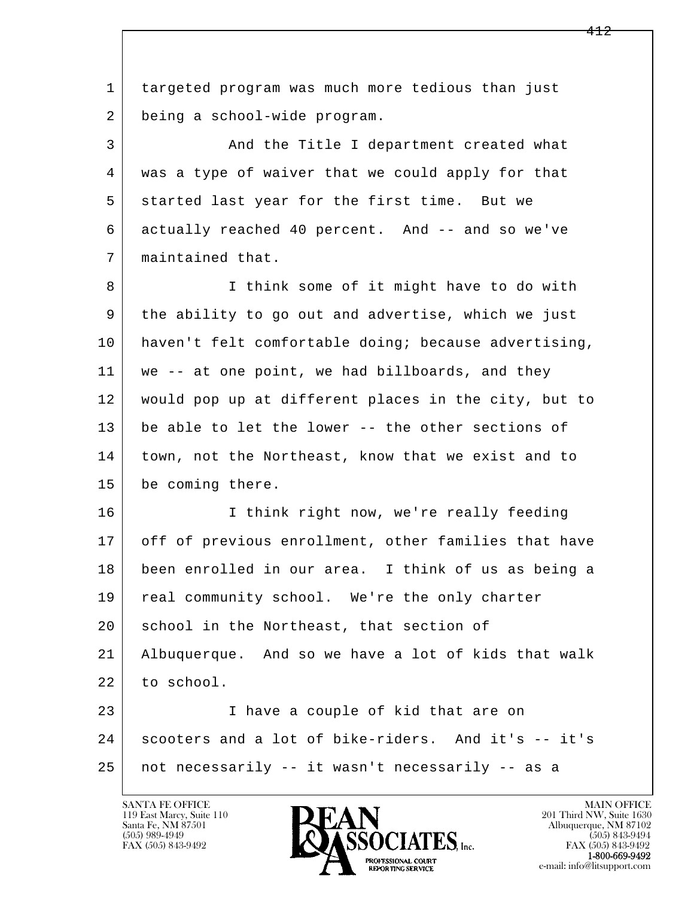targeted program was much more tedious than just being a school-wide program.

And the Title I department created what was a type of waiver that we could apply for that started last year for the first time. But we actually reached 40 percent. And -- and so we've maintained that.

I think some of it might have to do with the ability to go out and advertise, which we just haven't felt comfortable doing; because advertising, we -- at one point, we had billboards, and they would pop up at different places in the city, but to be able to let the lower -- the other sections of town, not the Northeast, know that we exist and to be coming there.

I think right now, we're really feeding off of previous enrollment, other families that have been enrolled in our area. I think of us as being a real community school. We're the only charter school in the Northeast, that section of Albuquerque. And so we have a lot of kids that walk to school.

I have a couple of kid that are on scooters and a lot of bike-riders. And it's -- it's not necessarily -- it wasn't necessarily -- as a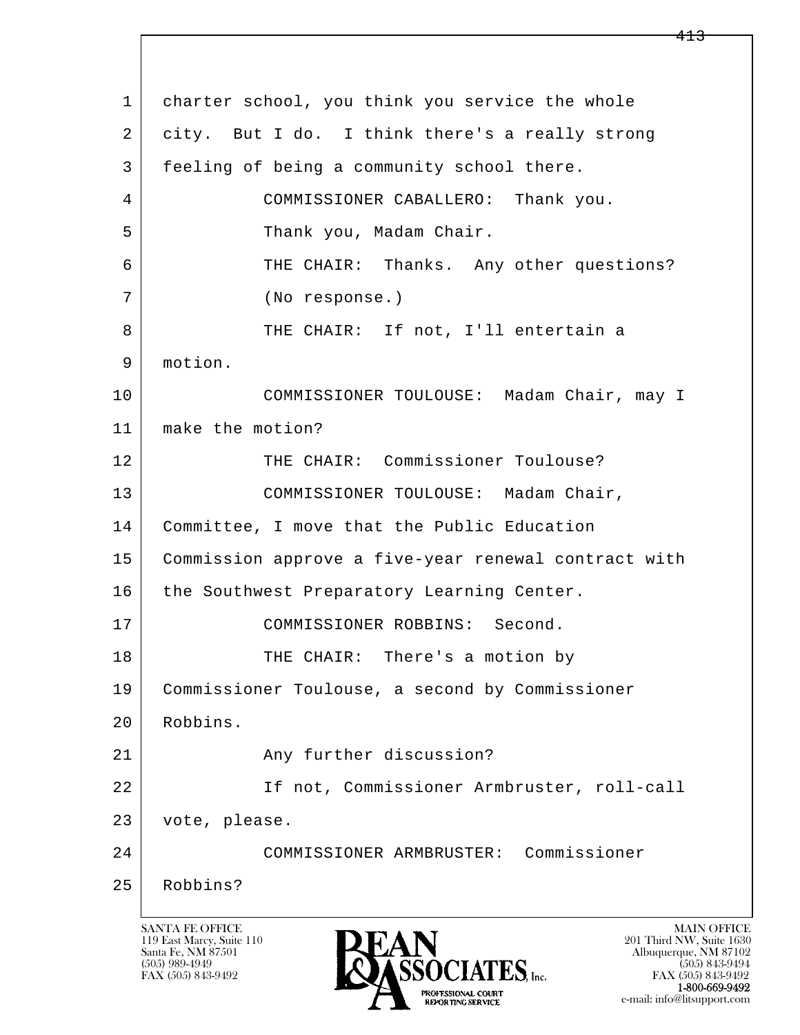1 charter school, you think you service the whole
2 city. But I do. I think there's a really strong
3 feeling of being a community school there.
4 COMMISSIONER CABALLERO: Thank you.
5 Thank you, Madam Chair.
6 THE CHAIR: Thanks. Any other questions?
7 (No response.)
8 THE CHAIR: If not, I'll entertain a
9 motion.
10 COMMISSIONER TOULOUSE: Madam Chair, may I
11 make the motion?
12 THE CHAIR: Commissioner Toulouse?
13 COMMISSIONER TOULOUSE: Madam Chair,
14 Committee, I move that the Public Education
15 Commission approve a five-year renewal contract with
16 the Southwest Preparatory Learning Center.
17 COMMISSIONER ROBBINS: Second.
18 THE CHAIR: There's a motion by
19 Commissioner Toulouse, a second by Commissioner
20 Robbins.
21 Any further discussion?
22 If not, Commissioner Armbruster, roll-call
23 vote, please.
24 COMMISSIONER ARMBRUSTER: Commissioner
25 Robbins?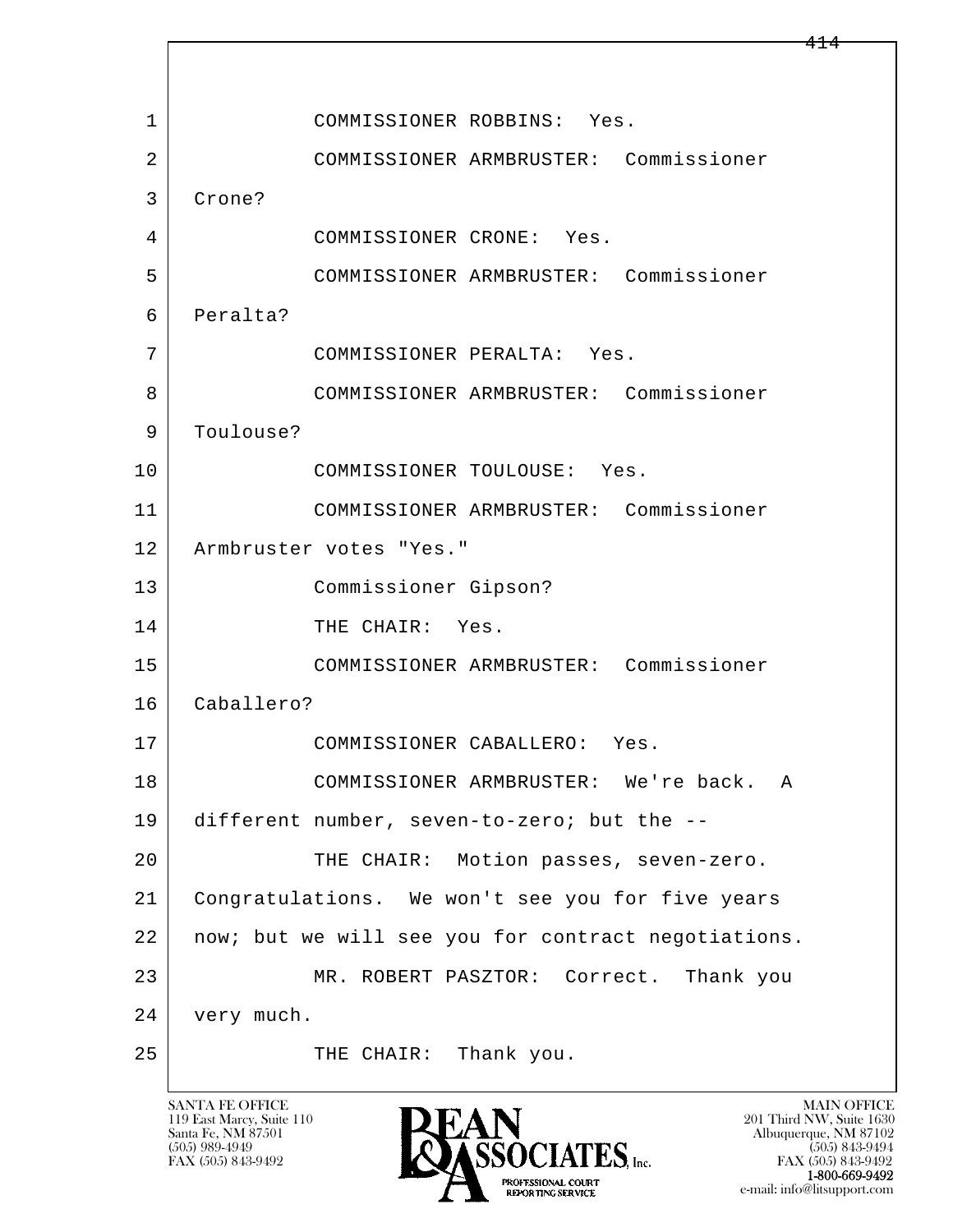1 COMMISSIONER ROBBINS: Yes.

2 COMMISSIONER ARMBRUSTER: Commissioner

3 Crone?

4 COMMISSIONER CRONE: Yes.

5 COMMISSIONER ARMBRUSTER: Commissioner

6 Peralta?

7 COMMISSIONER PERALTA: Yes.

8 COMMISSIONER ARMBRUSTER: Commissioner

9 Toulouse?

10 COMMISSIONER TOULOUSE: Yes.

11 COMMISSIONER ARMBRUSTER: Commissioner

12 Armbruster votes "Yes."

13 Commissioner Gipson?

14 THE CHAIR: Yes.

15 COMMISSIONER ARMBRUSTER: Commissioner

16 Caballero?

17 COMMISSIONER CABALLERO: Yes.

18 COMMISSIONER ARMBRUSTER: We're back. A

19 different number, seven-to-zero; but the --

20 THE CHAIR: Motion passes, seven-zero.

21 Congratulations. We won't see you for five years

22 now; but we will see you for contract negotiations.

23 MR. ROBERT PASZTOR: Correct. Thank you

24 very much.

25 THE CHAIR: Thank you.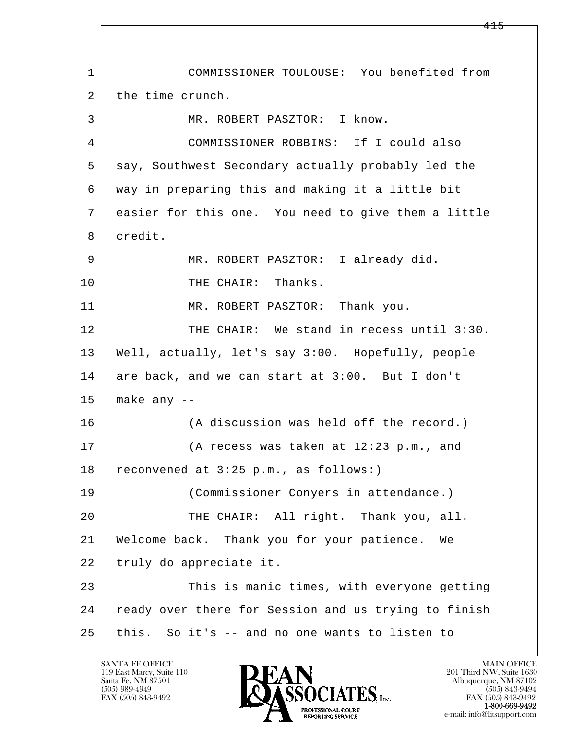1 COMMISSIONER TOULOUSE: You benefited from
2 the time crunch.
3 MR. ROBERT PASZTOR: I know.
4 COMMISSIONER ROBBINS: If I could also
5 say, Southwest Secondary actually probably led the
6 way in preparing this and making it a little bit
7 easier for this one. You need to give them a little
8 credit.
9 MR. ROBERT PASZTOR: I already did.
10 THE CHAIR: Thanks.
11 MR. ROBERT PASZTOR: Thank you.
12 THE CHAIR: We stand in recess until 3:30.
13 Well, actually, let's say 3:00. Hopefully, people
14 are back, and we can start at 3:00. But I don't
15 make any --
16 (A discussion was held off the record.)
17 (A recess was taken at 12:23 p.m., and
18 reconvened at 3:25 p.m., as follows:)
19 (Commissioner Conyers in attendance.)
20 THE CHAIR: All right. Thank you, all.
21 Welcome back. Thank you for your patience. We
22 truly do appreciate it.
23 This is manic times, with everyone getting
24 ready over there for Session and us trying to finish
25 this. So it's -- and no one wants to listen to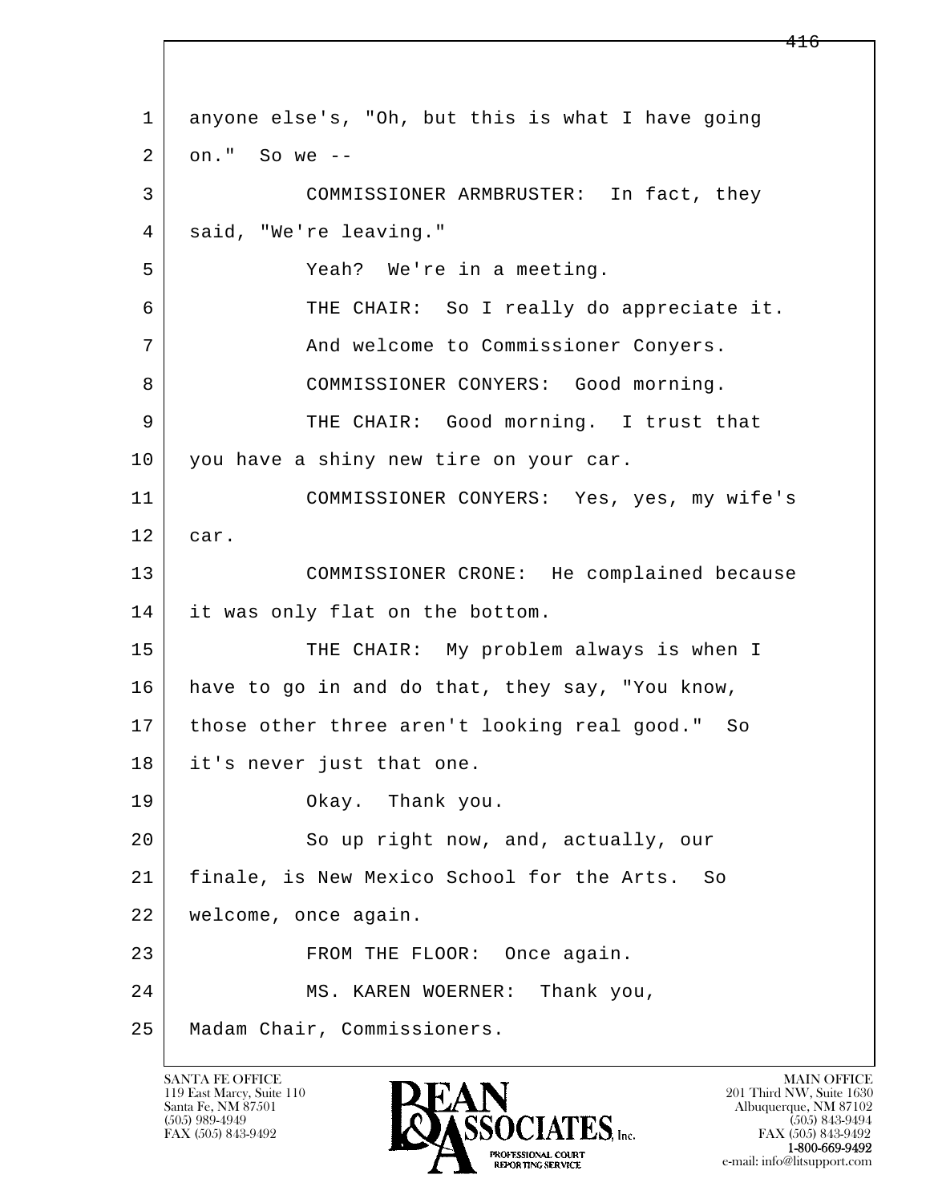1 anyone else's, "Oh, but this is what I have going
2 on." So we --
3 COMMISSIONER ARMBRUSTER: In fact, they
4 said, "We're leaving."
5 Yeah? We're in a meeting.
6 THE CHAIR: So I really do appreciate it.
7 And welcome to Commissioner Conyers.
8 COMMISSIONER CONYERS: Good morning.
9 THE CHAIR: Good morning. I trust that
10 you have a shiny new tire on your car.
11 COMMISSIONER CONYERS: Yes, yes, my wife's
12 car.
13 COMMISSIONER CRONE: He complained because
14 it was only flat on the bottom.
15 THE CHAIR: My problem always is when I
16 have to go in and do that, they say, "You know,
17 those other three aren't looking real good." So
18 it's never just that one.
19 Okay. Thank you.
20 So up right now, and, actually, our
21 finale, is New Mexico School for the Arts. So
22 welcome, once again.
23 FROM THE FLOOR: Once again.
24 MS. KAREN WOERNER: Thank you,
25 Madam Chair, Commissioners.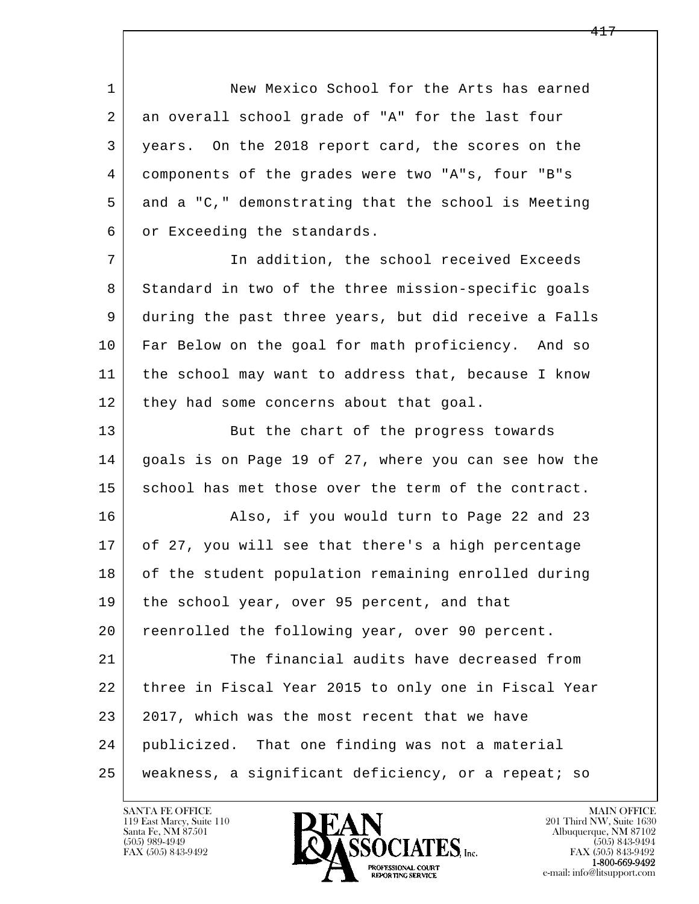New Mexico School for the Arts has earned an overall school grade of "A" for the last four years. On the 2018 report card, the scores on the components of the grades were two "A"s, four "B"s and a "C," demonstrating that the school is Meeting or Exceeding the standards.

In addition, the school received Exceeds Standard in two of the three mission-specific goals during the past three years, but did receive a Falls Far Below on the goal for math proficiency. And so the school may want to address that, because I know they had some concerns about that goal.

But the chart of the progress towards goals is on Page 19 of 27, where you can see how the school has met those over the term of the contract.

Also, if you would turn to Page 22 and 23 of 27, you will see that there's a high percentage of the student population remaining enrolled during the school year, over 95 percent, and that reenrolled the following year, over 90 percent.

The financial audits have decreased from three in Fiscal Year 2015 to only one in Fiscal Year 2017, which was the most recent that we have publicized. That one finding was not a material weakness, a significant deficiency, or a repeat; so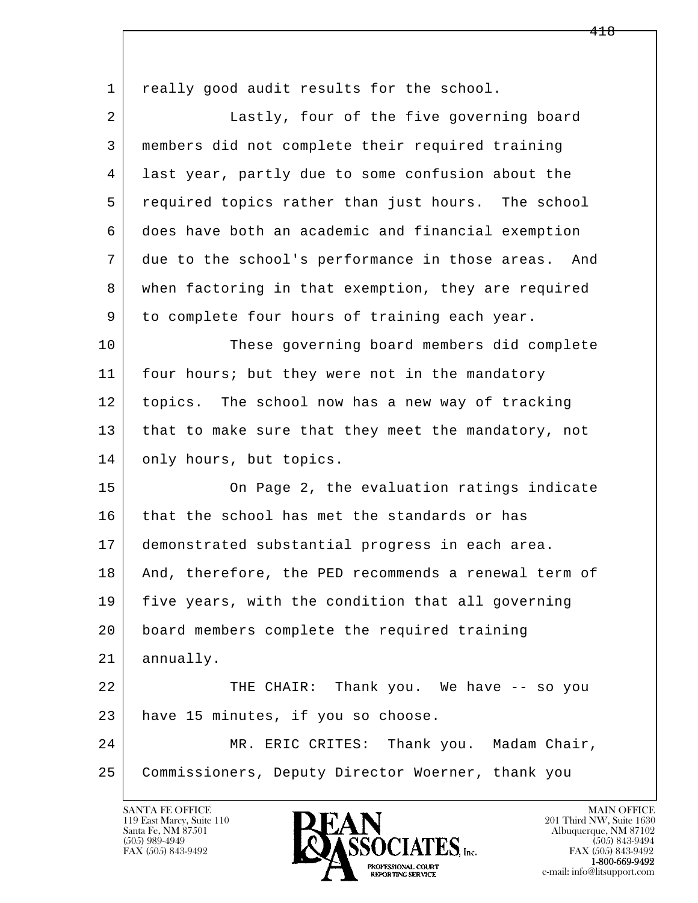really good audit results for the school.

Lastly, four of the five governing board members did not complete their required training last year, partly due to some confusion about the required topics rather than just hours. The school does have both an academic and financial exemption due to the school's performance in those areas. And when factoring in that exemption, they are required to complete four hours of training each year.

These governing board members did complete four hours; but they were not in the mandatory topics. The school now has a new way of tracking that to make sure that they meet the mandatory, not only hours, but topics.

On Page 2, the evaluation ratings indicate that the school has met the standards or has demonstrated substantial progress in each area. And, therefore, the PED recommends a renewal term of five years, with the condition that all governing board members complete the required training annually.

THE CHAIR: Thank you. We have -- so you have 15 minutes, if you so choose.

MR. ERIC CRITES: Thank you. Madam Chair, Commissioners, Deputy Director Woerner, thank you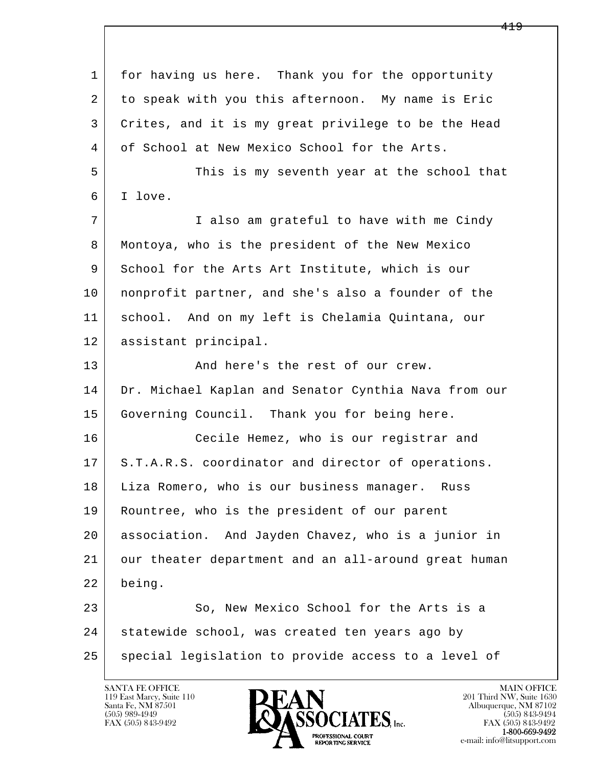for having us here. Thank you for the opportunity to speak with you this afternoon. My name is Eric Crites, and it is my great privilege to be the Head of School at New Mexico School for the Arts.

This is my seventh year at the school that I love.

I also am grateful to have with me Cindy Montoya, who is the president of the New Mexico School for the Arts Art Institute, which is our nonprofit partner, and she's also a founder of the school. And on my left is Chelamia Quintana, our assistant principal.

And here's the rest of our crew. Dr. Michael Kaplan and Senator Cynthia Nava from our Governing Council. Thank you for being here.

Cecile Hemez, who is our registrar and S.T.A.R.S. coordinator and director of operations. Liza Romero, who is our business manager. Russ Rountree, who is the president of our parent association. And Jayden Chavez, who is a junior in our theater department and an all-around great human being.

So, New Mexico School for the Arts is a statewide school, was created ten years ago by special legislation to provide access to a level of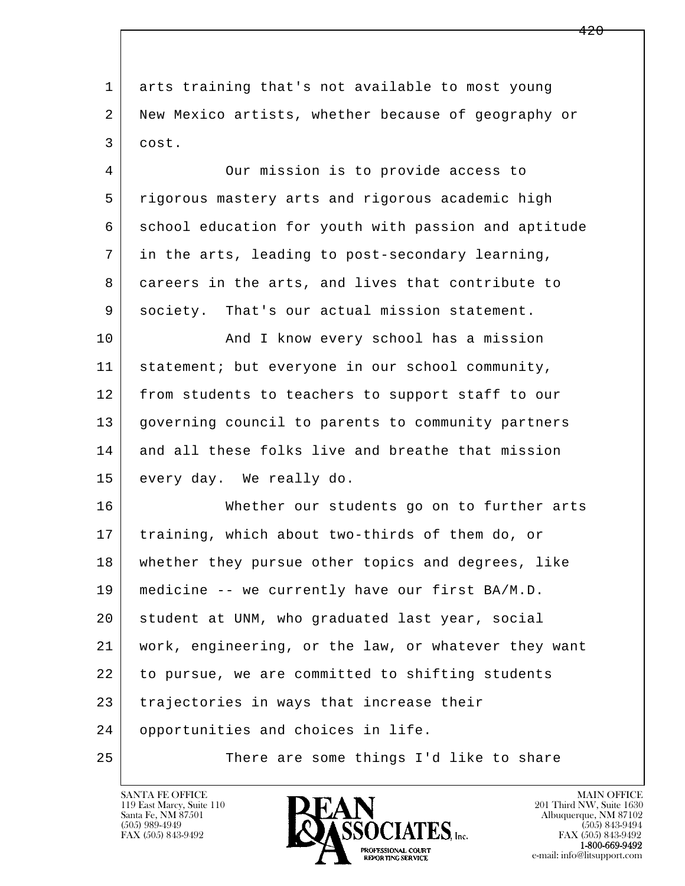arts training that's not available to most young New Mexico artists, whether because of geography or cost.

Our mission is to provide access to rigorous mastery arts and rigorous academic high school education for youth with passion and aptitude in the arts, leading to post-secondary learning, careers in the arts, and lives that contribute to society. That's our actual mission statement.

And I know every school has a mission statement; but everyone in our school community, from students to teachers to support staff to our governing council to parents to community partners and all these folks live and breathe that mission every day. We really do.

Whether our students go on to further arts training, which about two-thirds of them do, or whether they pursue other topics and degrees, like medicine -- we currently have our first BA/M.D. student at UNM, who graduated last year, social work, engineering, or the law, or whatever they want to pursue, we are committed to shifting students trajectories in ways that increase their opportunities and choices in life.

There are some things I'd like to share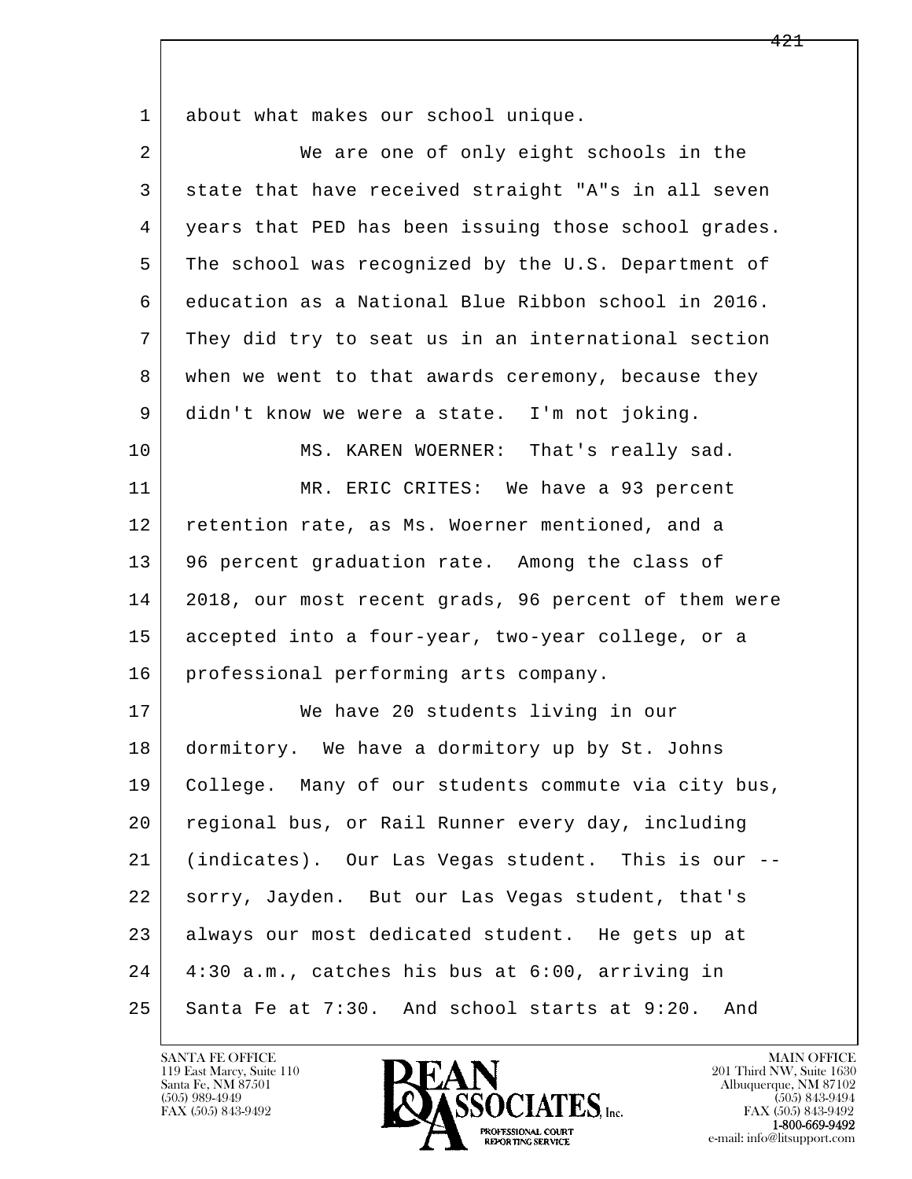about what makes our school unique.

We are one of only eight schools in the state that have received straight "A"s in all seven years that PED has been issuing those school grades. The school was recognized by the U.S. Department of education as a National Blue Ribbon school in 2016. They did try to seat us in an international section when we went to that awards ceremony, because they didn't know we were a state. I'm not joking.

MS. KAREN WOERNER: That's really sad.

MR. ERIC CRITES: We have a 93 percent retention rate, as Ms. Woerner mentioned, and a 96 percent graduation rate. Among the class of 2018, our most recent grads, 96 percent of them were accepted into a four-year, two-year college, or a professional performing arts company.

We have 20 students living in our dormitory. We have a dormitory up by St. Johns College. Many of our students commute via city bus, regional bus, or Rail Runner every day, including (indicates). Our Las Vegas student. This is our -- sorry, Jayden. But our Las Vegas student, that's always our most dedicated student. He gets up at 4:30 a.m., catches his bus at 6:00, arriving in Santa Fe at 7:30. And school starts at 9:20. And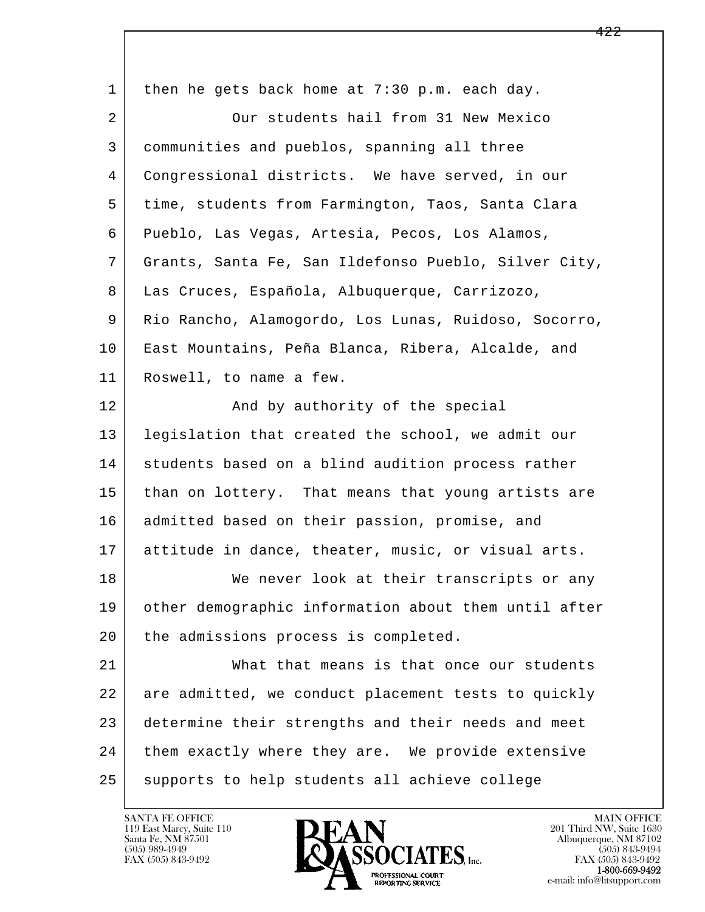then he gets back home at 7:30 p.m. each day.

Our students hail from 31 New Mexico communities and pueblos, spanning all three Congressional districts. We have served, in our time, students from Farmington, Taos, Santa Clara Pueblo, Las Vegas, Artesia, Pecos, Los Alamos, Grants, Santa Fe, San Ildefonso Pueblo, Silver City, Las Cruces, Española, Albuquerque, Carrizozo, Rio Rancho, Alamogordo, Los Lunas, Ruidoso, Socorro, East Mountains, Peña Blanca, Ribera, Alcalde, and Roswell, to name a few.

And by authority of the special legislation that created the school, we admit our students based on a blind audition process rather than on lottery. That means that young artists are admitted based on their passion, promise, and attitude in dance, theater, music, or visual arts.

We never look at their transcripts or any other demographic information about them until after the admissions process is completed.

What that means is that once our students are admitted, we conduct placement tests to quickly determine their strengths and their needs and meet them exactly where they are. We provide extensive supports to help students all achieve college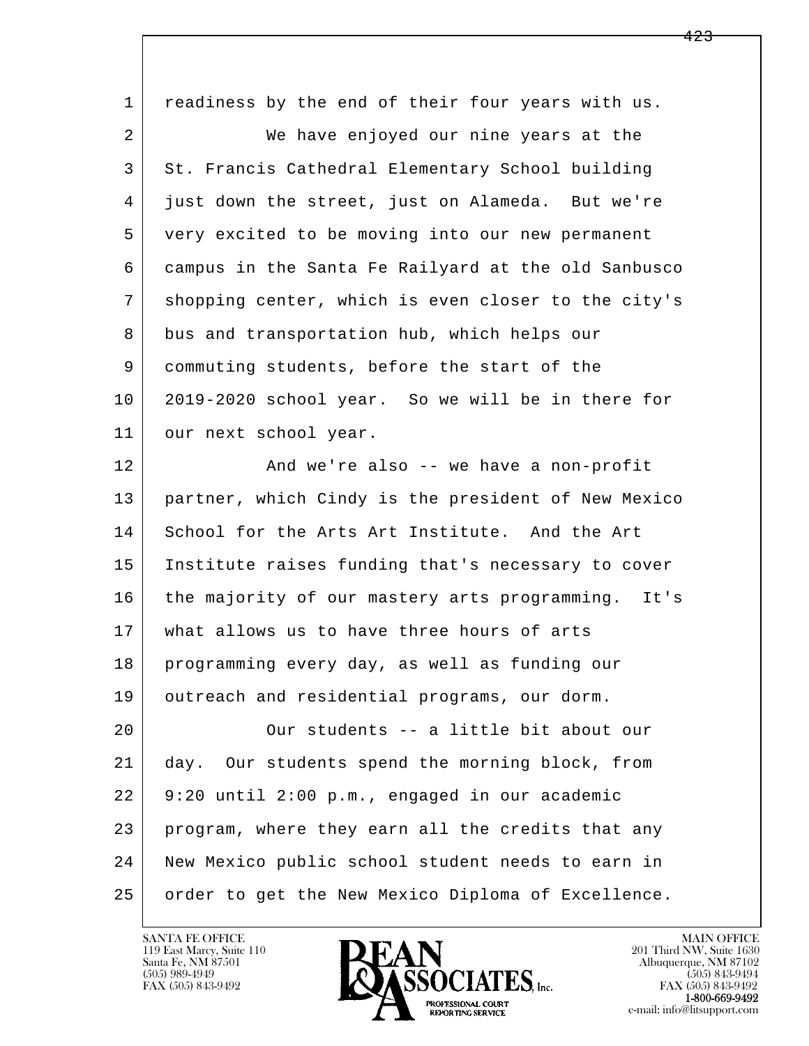1 readiness by the end of their four years with us.

2 We have enjoyed our nine years at the

3 St. Francis Cathedral Elementary School building

4 just down the street, just on Alameda. But we're

5 very excited to be moving into our new permanent

6 campus in the Santa Fe Railyard at the old Sanbusco

7 shopping center, which is even closer to the city's

8 bus and transportation hub, which helps our

9 commuting students, before the start of the

10 2019-2020 school year. So we will be in there for

11 our next school year.

12 And we're also -- we have a non-profit

13 partner, which Cindy is the president of New Mexico

14 School for the Arts Art Institute. And the Art

15 Institute raises funding that's necessary to cover

16 the majority of our mastery arts programming. It's

17 what allows us to have three hours of arts

18 programming every day, as well as funding our

19 outreach and residential programs, our dorm.

20 Our students -- a little bit about our

21 day. Our students spend the morning block, from

22 9:20 until 2:00 p.m., engaged in our academic

23 program, where they earn all the credits that any

24 New Mexico public school student needs to earn in

25 order to get the New Mexico Diploma of Excellence.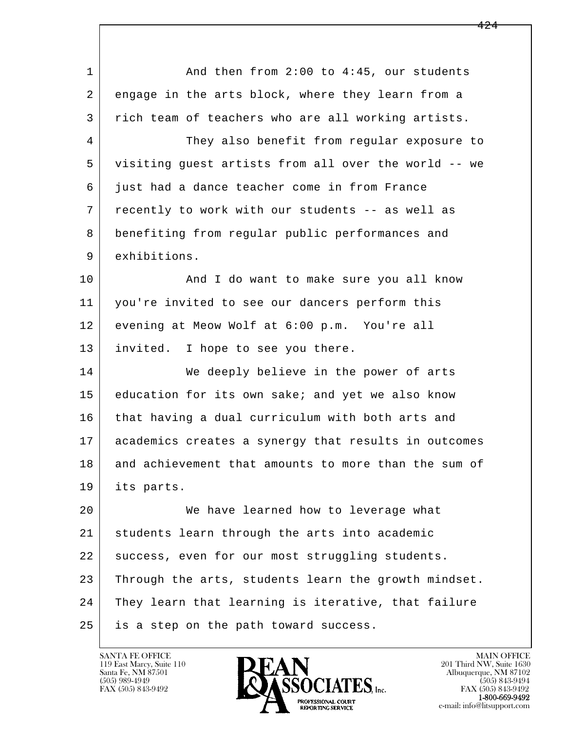And then from 2:00 to 4:45, our students engage in the arts block, where they learn from a rich team of teachers who are all working artists.

They also benefit from regular exposure to visiting guest artists from all over the world -- we just had a dance teacher come in from France recently to work with our students -- as well as benefiting from regular public performances and exhibitions.

And I do want to make sure you all know you're invited to see our dancers perform this evening at Meow Wolf at 6:00 p.m. You're all invited. I hope to see you there.

We deeply believe in the power of arts education for its own sake; and yet we also know that having a dual curriculum with both arts and academics creates a synergy that results in outcomes and achievement that amounts to more than the sum of its parts.

We have learned how to leverage what students learn through the arts into academic success, even for our most struggling students. Through the arts, students learn the growth mindset. They learn that learning is iterative, that failure is a step on the path toward success.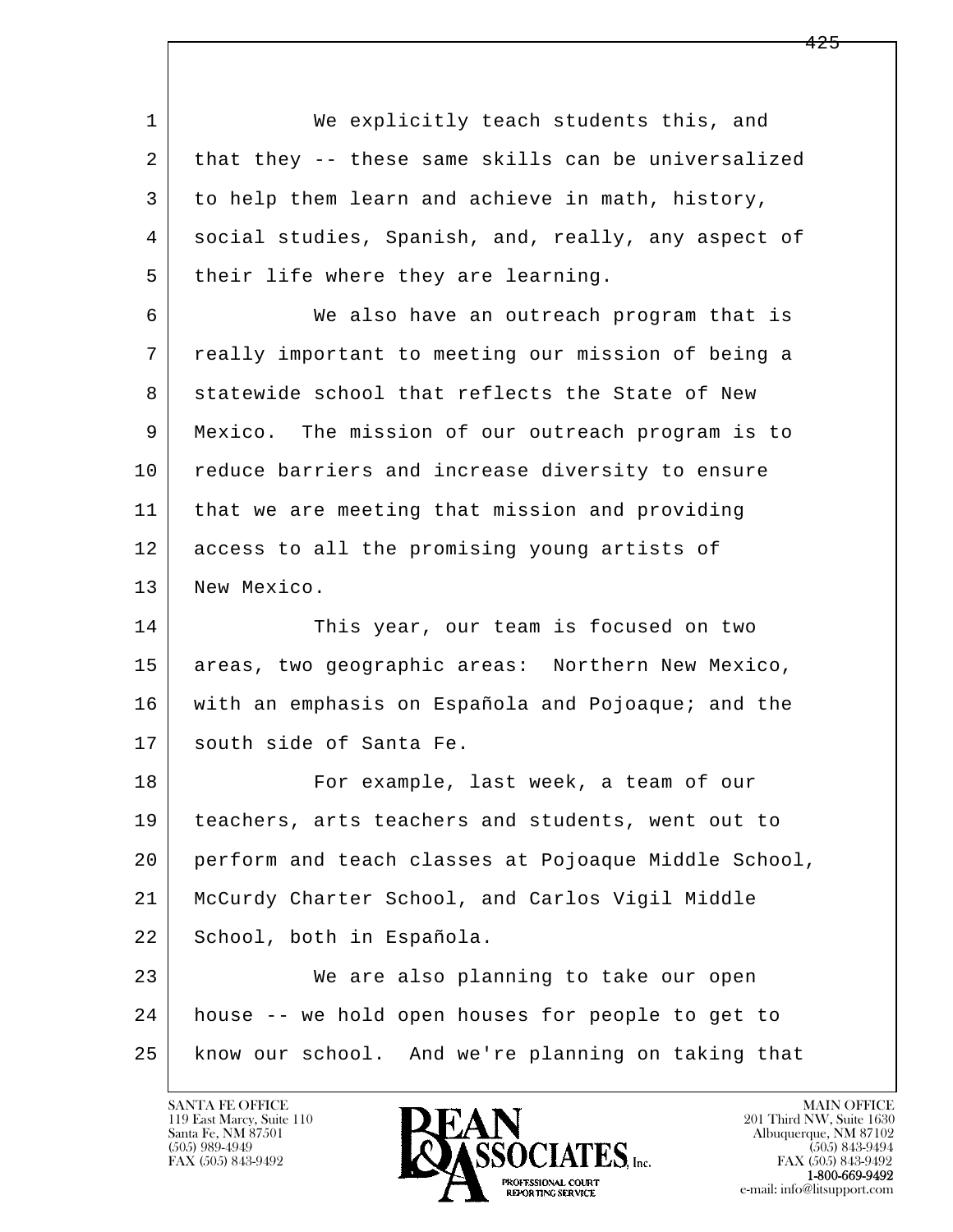1 We explicitly teach students this, and
2 that they -- these same skills can be universalized
3 to help them learn and achieve in math, history,
4 social studies, Spanish, and, really, any aspect of
5 their life where they are learning.
6 We also have an outreach program that is
7 really important to meeting our mission of being a
8 statewide school that reflects the State of New
9 Mexico. The mission of our outreach program is to
10 reduce barriers and increase diversity to ensure
11 that we are meeting that mission and providing
12 access to all the promising young artists of
13 New Mexico.
14 This year, our team is focused on two
15 areas, two geographic areas: Northern New Mexico,
16 with an emphasis on Española and Pojoaque; and the
17 south side of Santa Fe.
18 For example, last week, a team of our
19 teachers, arts teachers and students, went out to
20 perform and teach classes at Pojoaque Middle School,
21 McCurdy Charter School, and Carlos Vigil Middle
22 School, both in Española.
23 We are also planning to take our open
24 house -- we hold open houses for people to get to
25 know our school. And we're planning on taking that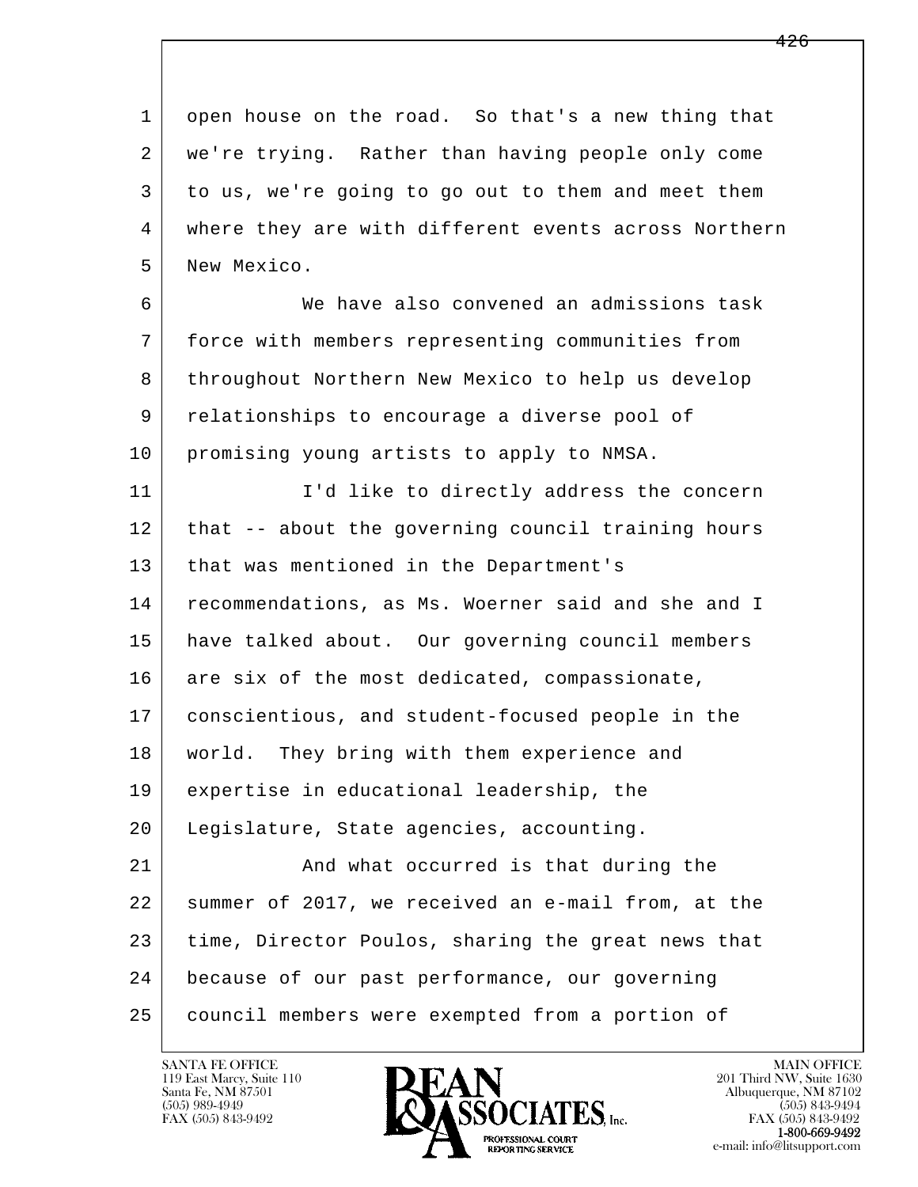open house on the road. So that's a new thing that we're trying. Rather than having people only come to us, we're going to go out to them and meet them where they are with different events across Northern New Mexico.

We have also convened an admissions task force with members representing communities from throughout Northern New Mexico to help us develop relationships to encourage a diverse pool of promising young artists to apply to NMSA.

I'd like to directly address the concern that -- about the governing council training hours that was mentioned in the Department's recommendations, as Ms. Woerner said and she and I have talked about. Our governing council members are six of the most dedicated, compassionate, conscientious, and student-focused people in the world. They bring with them experience and expertise in educational leadership, the Legislature, State agencies, accounting.

And what occurred is that during the summer of 2017, we received an e-mail from, at the time, Director Poulos, sharing the great news that because of our past performance, our governing council members were exempted from a portion of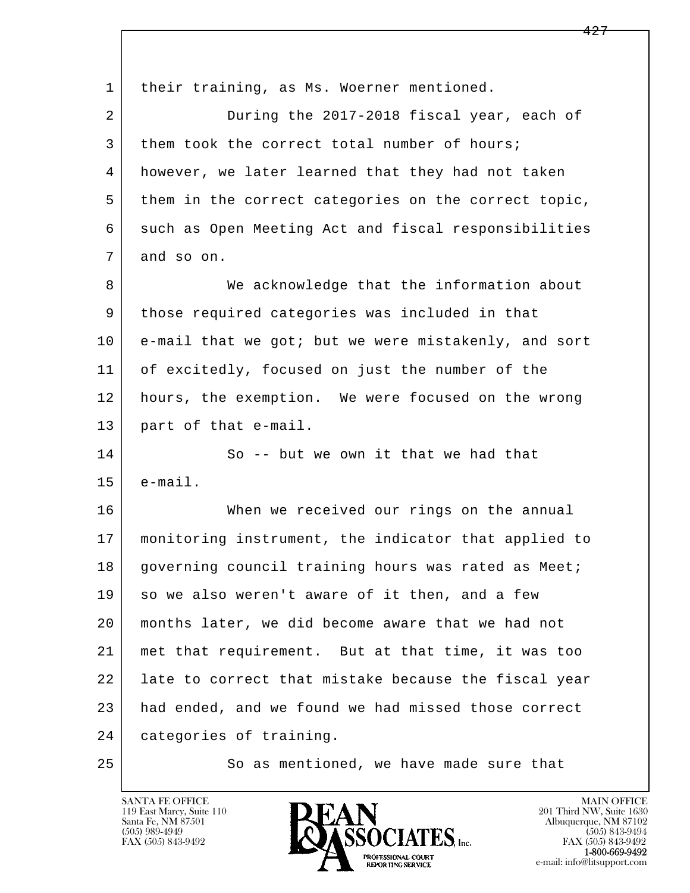their training, as Ms. Woerner mentioned.

During the 2017-2018 fiscal year, each of them took the correct total number of hours; however, we later learned that they had not taken them in the correct categories on the correct topic, such as Open Meeting Act and fiscal responsibilities and so on.

We acknowledge that the information about those required categories was included in that e-mail that we got; but we were mistakenly, and sort of excitedly, focused on just the number of the hours, the exemption. We were focused on the wrong part of that e-mail.

So -- but we own it that we had that e-mail.

When we received our rings on the annual monitoring instrument, the indicator that applied to governing council training hours was rated as Meet; so we also weren't aware of it then, and a few months later, we did become aware that we had not met that requirement. But at that time, it was too late to correct that mistake because the fiscal year had ended, and we found we had missed those correct categories of training.

So as mentioned, we have made sure that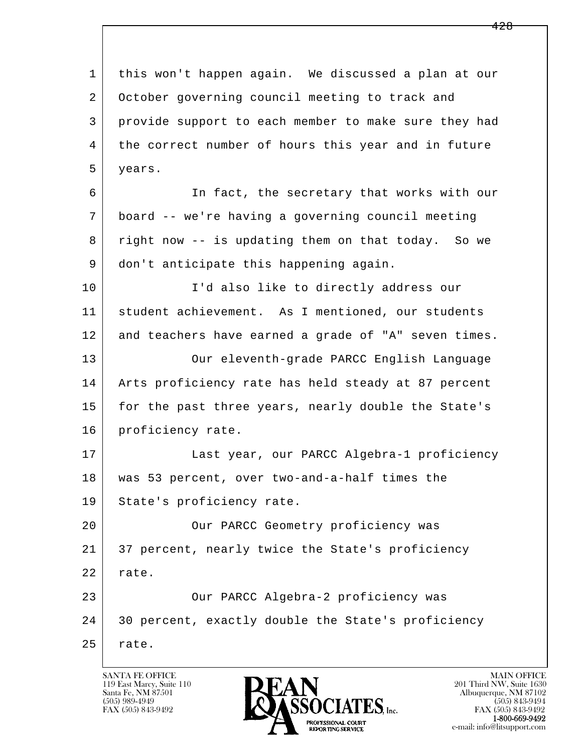this won't happen again. We discussed a plan at our October governing council meeting to track and provide support to each member to make sure they had the correct number of hours this year and in future years.

In fact, the secretary that works with our board -- we're having a governing council meeting right now -- is updating them on that today. So we don't anticipate this happening again.

I'd also like to directly address our student achievement. As I mentioned, our students and teachers have earned a grade of "A" seven times.

Our eleventh-grade PARCC English Language Arts proficiency rate has held steady at 87 percent for the past three years, nearly double the State's proficiency rate.

Last year, our PARCC Algebra-1 proficiency was 53 percent, over two-and-a-half times the State's proficiency rate.

Our PARCC Geometry proficiency was 37 percent, nearly twice the State's proficiency rate.

Our PARCC Algebra-2 proficiency was 30 percent, exactly double the State's proficiency rate.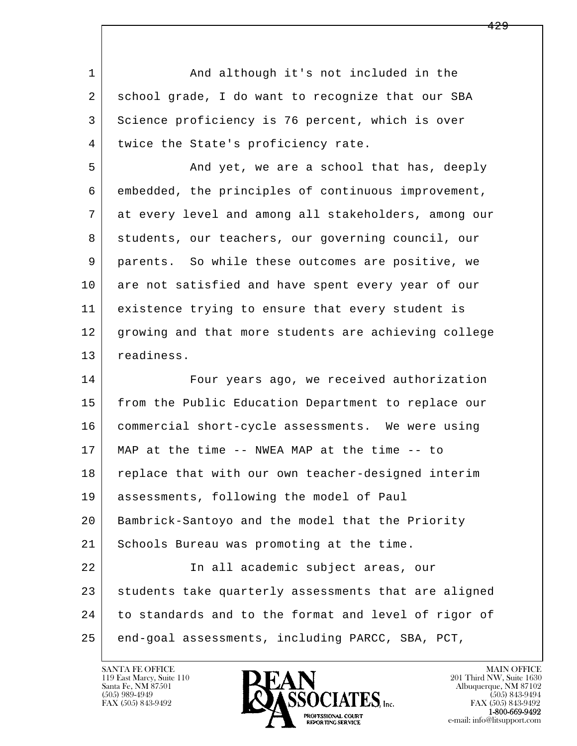And although it's not included in the school grade, I do want to recognize that our SBA Science proficiency is 76 percent, which is over twice the State's proficiency rate.

And yet, we are a school that has, deeply embedded, the principles of continuous improvement, at every level and among all stakeholders, among our students, our teachers, our governing council, our parents. So while these outcomes are positive, we are not satisfied and have spent every year of our existence trying to ensure that every student is growing and that more students are achieving college readiness.

Four years ago, we received authorization from the Public Education Department to replace our commercial short-cycle assessments. We were using MAP at the time -- NWEA MAP at the time -- to replace that with our own teacher-designed interim assessments, following the model of Paul Bambrick-Santoyo and the model that the Priority Schools Bureau was promoting at the time.

In all academic subject areas, our students take quarterly assessments that are aligned to standards and to the format and level of rigor of end-goal assessments, including PARCC, SBA, PCT,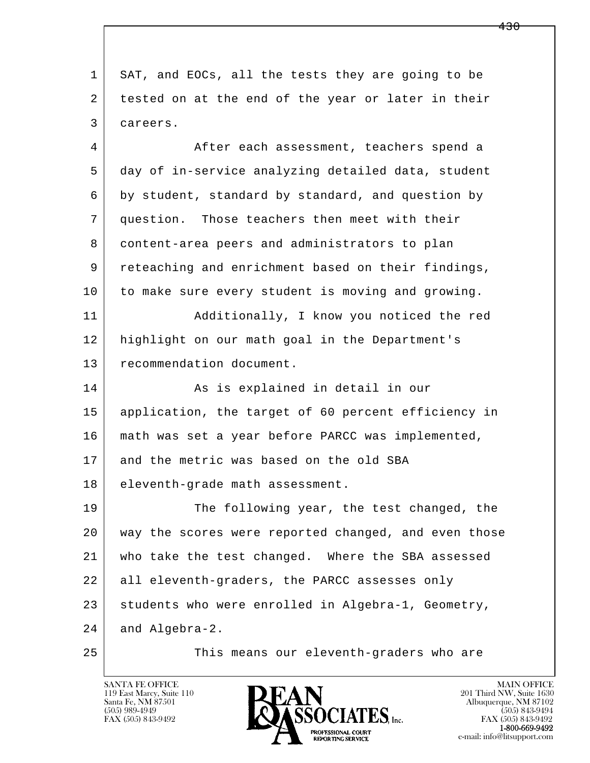SAT, and EOCs, all the tests they are going to be tested on at the end of the year or later in their careers.

After each assessment, teachers spend a day of in-service analyzing detailed data, student by student, standard by standard, and question by question. Those teachers then meet with their content-area peers and administrators to plan reteaching and enrichment based on their findings, to make sure every student is moving and growing.

Additionally, I know you noticed the red highlight on our math goal in the Department's recommendation document.

As is explained in detail in our application, the target of 60 percent efficiency in math was set a year before PARCC was implemented, and the metric was based on the old SBA eleventh-grade math assessment.

The following year, the test changed, the way the scores were reported changed, and even those who take the test changed. Where the SBA assessed all eleventh-graders, the PARCC assesses only students who were enrolled in Algebra-1, Geometry, and Algebra-2.

This means our eleventh-graders who are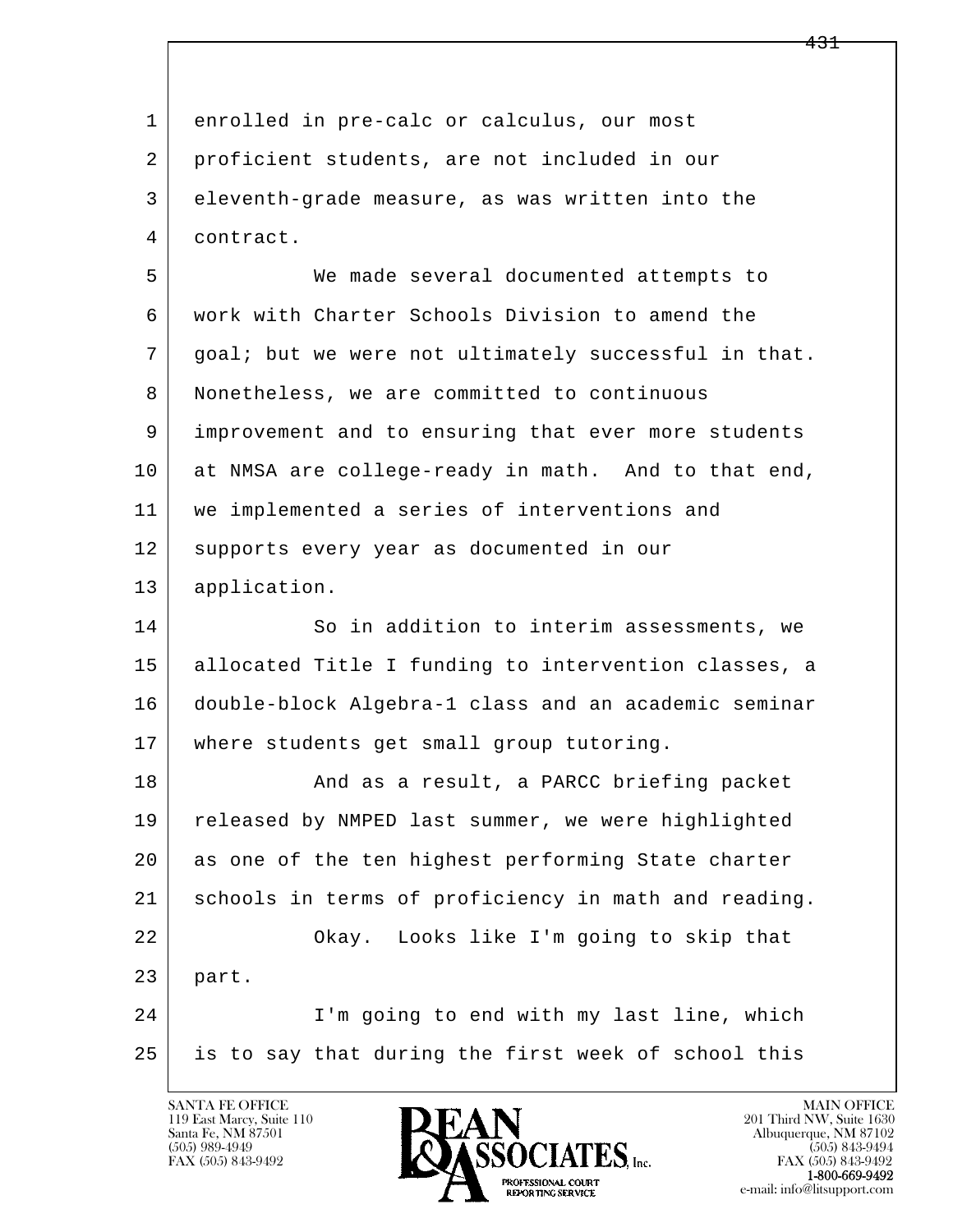enrolled in pre-calc or calculus, our most proficient students, are not included in our eleventh-grade measure, as was written into the contract.

We made several documented attempts to work with Charter Schools Division to amend the goal; but we were not ultimately successful in that. Nonetheless, we are committed to continuous improvement and to ensuring that ever more students at NMSA are college-ready in math. And to that end, we implemented a series of interventions and supports every year as documented in our application.

So in addition to interim assessments, we allocated Title I funding to intervention classes, a double-block Algebra-1 class and an academic seminar where students get small group tutoring.

And as a result, a PARCC briefing packet released by NMPED last summer, we were highlighted as one of the ten highest performing State charter schools in terms of proficiency in math and reading.

Okay. Looks like I'm going to skip that part.

I'm going to end with my last line, which is to say that during the first week of school this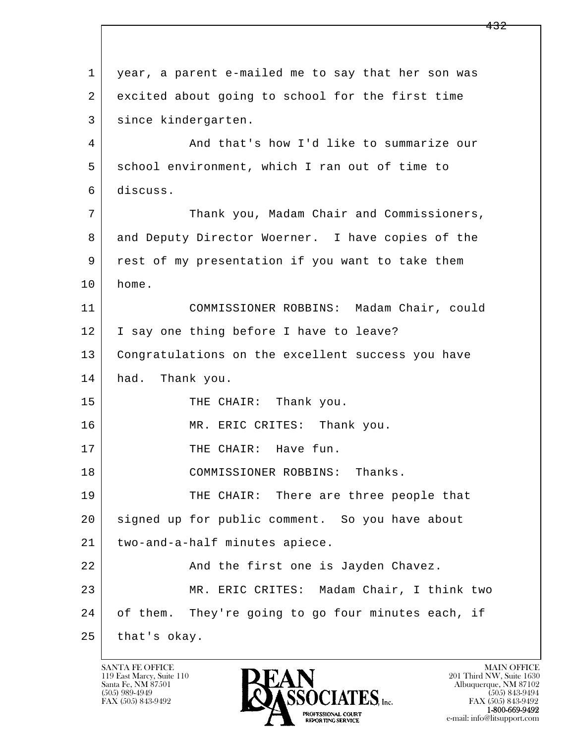year, a parent e-mailed me to say that her son was excited about going to school for the first time since kindergarten.

And that's how I'd like to summarize our school environment, which I ran out of time to discuss.

Thank you, Madam Chair and Commissioners, and Deputy Director Woerner. I have copies of the rest of my presentation if you want to take them home.

COMMISSIONER ROBBINS: Madam Chair, could I say one thing before I have to leave? Congratulations on the excellent success you have had. Thank you.

THE CHAIR: Thank you.

MR. ERIC CRITES: Thank you.

THE CHAIR: Have fun.

COMMISSIONER ROBBINS: Thanks.

THE CHAIR: There are three people that signed up for public comment. So you have about two-and-a-half minutes apiece.

And the first one is Jayden Chavez.

MR. ERIC CRITES: Madam Chair, I think two of them. They're going to go four minutes each, if that's okay.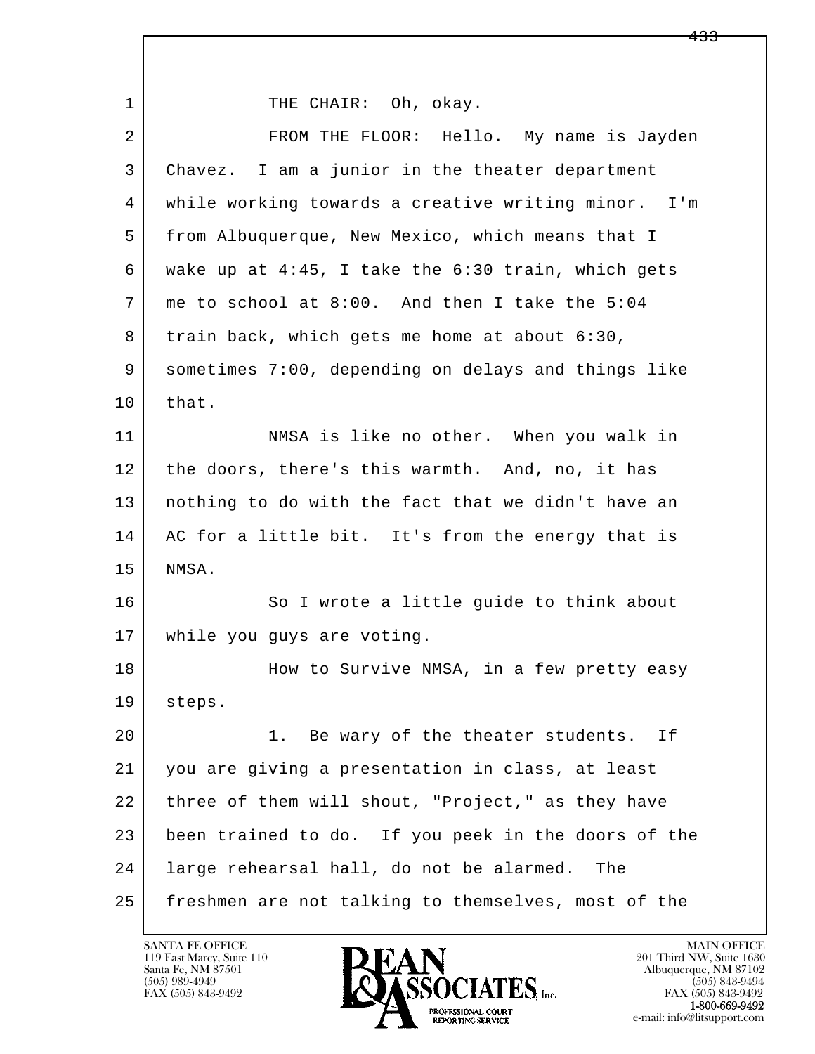THE CHAIR: Oh, okay.

FROM THE FLOOR: Hello. My name is Jayden Chavez. I am a junior in the theater department while working towards a creative writing minor. I'm from Albuquerque, New Mexico, which means that I wake up at 4:45, I take the 6:30 train, which gets me to school at 8:00. And then I take the 5:04 train back, which gets me home at about 6:30, sometimes 7:00, depending on delays and things like that.

NMSA is like no other. When you walk in the doors, there's this warmth. And, no, it has nothing to do with the fact that we didn't have an AC for a little bit. It's from the energy that is NMSA.

So I wrote a little guide to think about while you guys are voting.

How to Survive NMSA, in a few pretty easy steps.

1. Be wary of the theater students. If you are giving a presentation in class, at least three of them will shout, "Project," as they have been trained to do. If you peek in the doors of the large rehearsal hall, do not be alarmed. The freshmen are not talking to themselves, most of the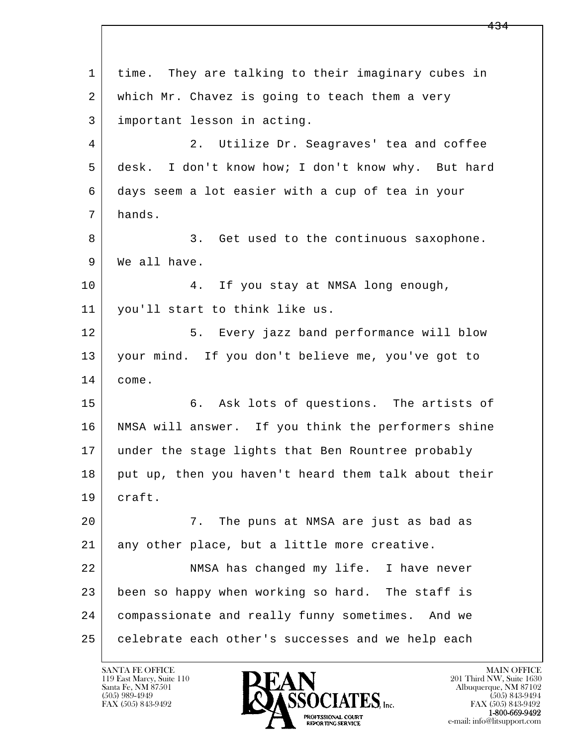time. They are talking to their imaginary cubes in which Mr. Chavez is going to teach them a very important lesson in acting.

2. Utilize Dr. Seagraves' tea and coffee desk. I don't know how; I don't know why. But hard days seem a lot easier with a cup of tea in your hands.

3. Get used to the continuous saxophone. We all have.

4. If you stay at NMSA long enough, you'll start to think like us.

5. Every jazz band performance will blow your mind. If you don't believe me, you've got to come.

6. Ask lots of questions. The artists of NMSA will answer. If you think the performers shine under the stage lights that Ben Rountree probably put up, then you haven't heard them talk about their craft.

7. The puns at NMSA are just as bad as any other place, but a little more creative.

NMSA has changed my life. I have never been so happy when working so hard. The staff is compassionate and really funny sometimes. And we celebrate each other's successes and we help each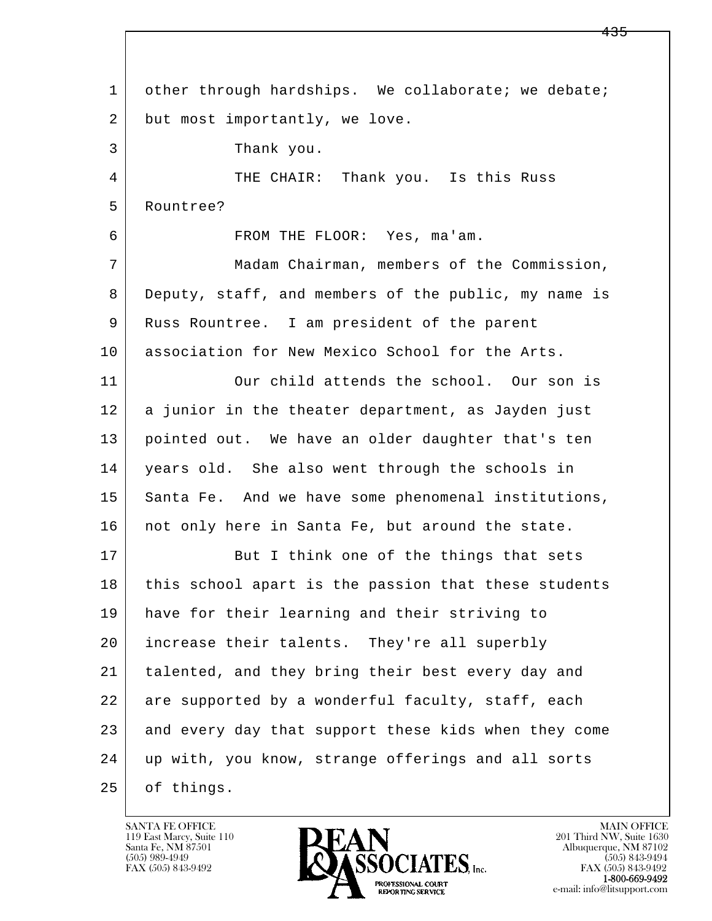other through hardships. We collaborate; we debate; but most importantly, we love.

Thank you.

THE CHAIR: Thank you. Is this Russ Rountree?

FROM THE FLOOR: Yes, ma'am.

Madam Chairman, members of the Commission, Deputy, staff, and members of the public, my name is Russ Rountree. I am president of the parent association for New Mexico School for the Arts.

Our child attends the school. Our son is a junior in the theater department, as Jayden just pointed out. We have an older daughter that's ten years old. She also went through the schools in Santa Fe. And we have some phenomenal institutions, not only here in Santa Fe, but around the state.

But I think one of the things that sets this school apart is the passion that these students have for their learning and their striving to increase their talents. They're all superbly talented, and they bring their best every day and are supported by a wonderful faculty, staff, each and every day that support these kids when they come up with, you know, strange offerings and all sorts of things.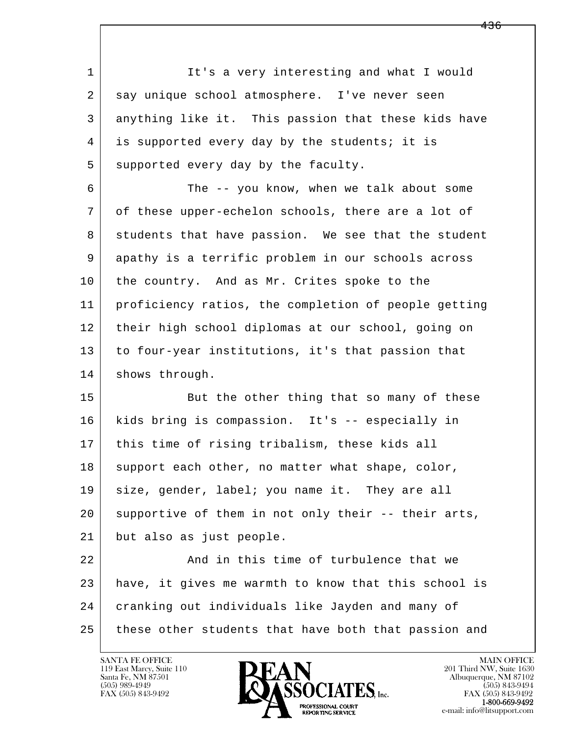It's a very interesting and what I would say unique school atmosphere. I've never seen anything like it. This passion that these kids have is supported every day by the students; it is supported every day by the faculty.

The -- you know, when we talk about some of these upper-echelon schools, there are a lot of students that have passion. We see that the student apathy is a terrific problem in our schools across the country. And as Mr. Crites spoke to the proficiency ratios, the completion of people getting their high school diplomas at our school, going on to four-year institutions, it's that passion that shows through.

But the other thing that so many of these kids bring is compassion. It's -- especially in this time of rising tribalism, these kids all support each other, no matter what shape, color, size, gender, label; you name it. They are all supportive of them in not only their -- their arts, but also as just people.

And in this time of turbulence that we have, it gives me warmth to know that this school is cranking out individuals like Jayden and many of these other students that have both that passion and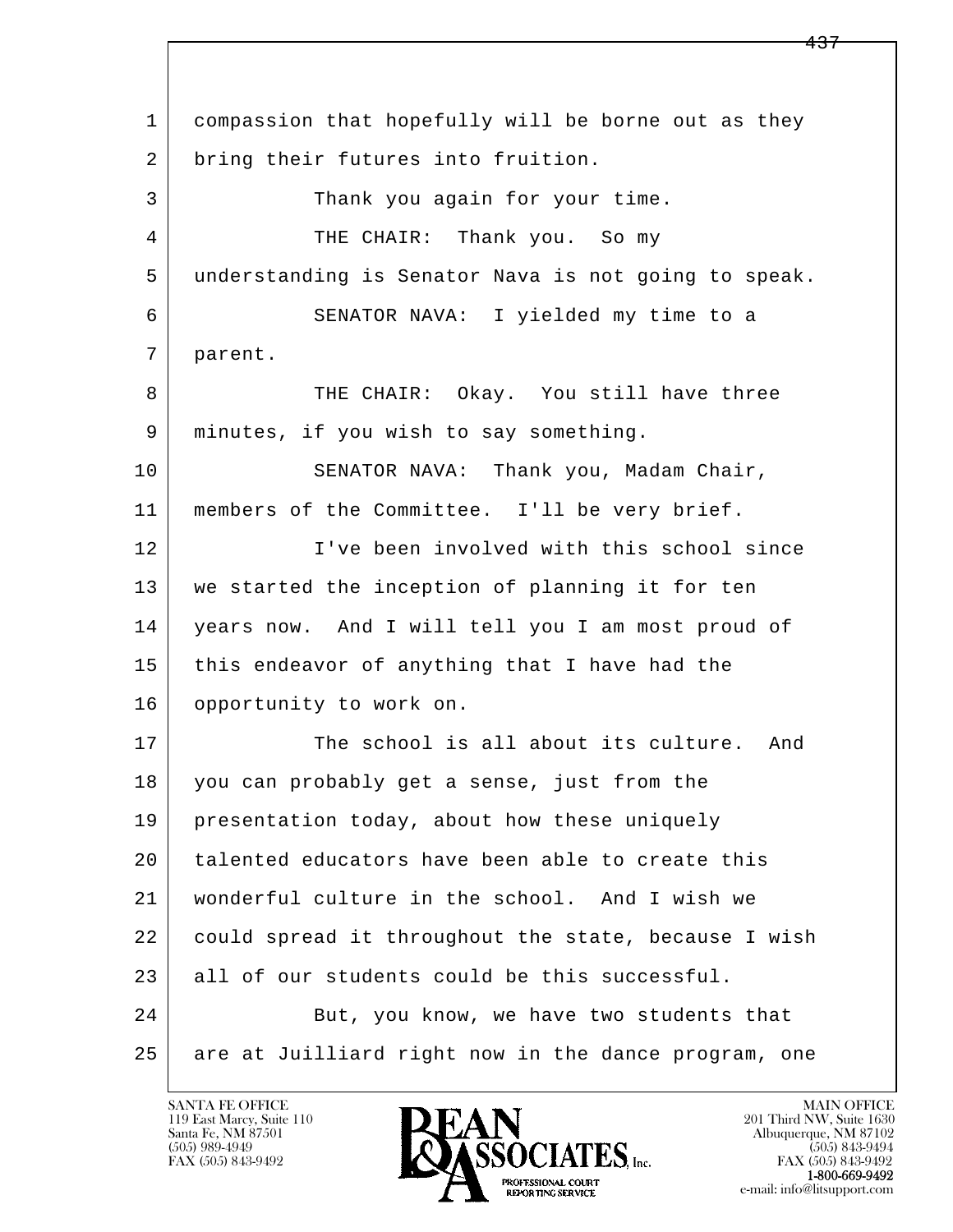compassion that hopefully will be borne out as they bring their futures into fruition.

Thank you again for your time.

THE CHAIR: Thank you. So my understanding is Senator Nava is not going to speak.

SENATOR NAVA: I yielded my time to a parent.

THE CHAIR: Okay. You still have three minutes, if you wish to say something.

SENATOR NAVA: Thank you, Madam Chair, members of the Committee. I'll be very brief.

I've been involved with this school since we started the inception of planning it for ten years now. And I will tell you I am most proud of this endeavor of anything that I have had the opportunity to work on.

The school is all about its culture. And you can probably get a sense, just from the presentation today, about how these uniquely talented educators have been able to create this wonderful culture in the school. And I wish we could spread it throughout the state, because I wish all of our students could be this successful.

But, you know, we have two students that are at Juilliard right now in the dance program, one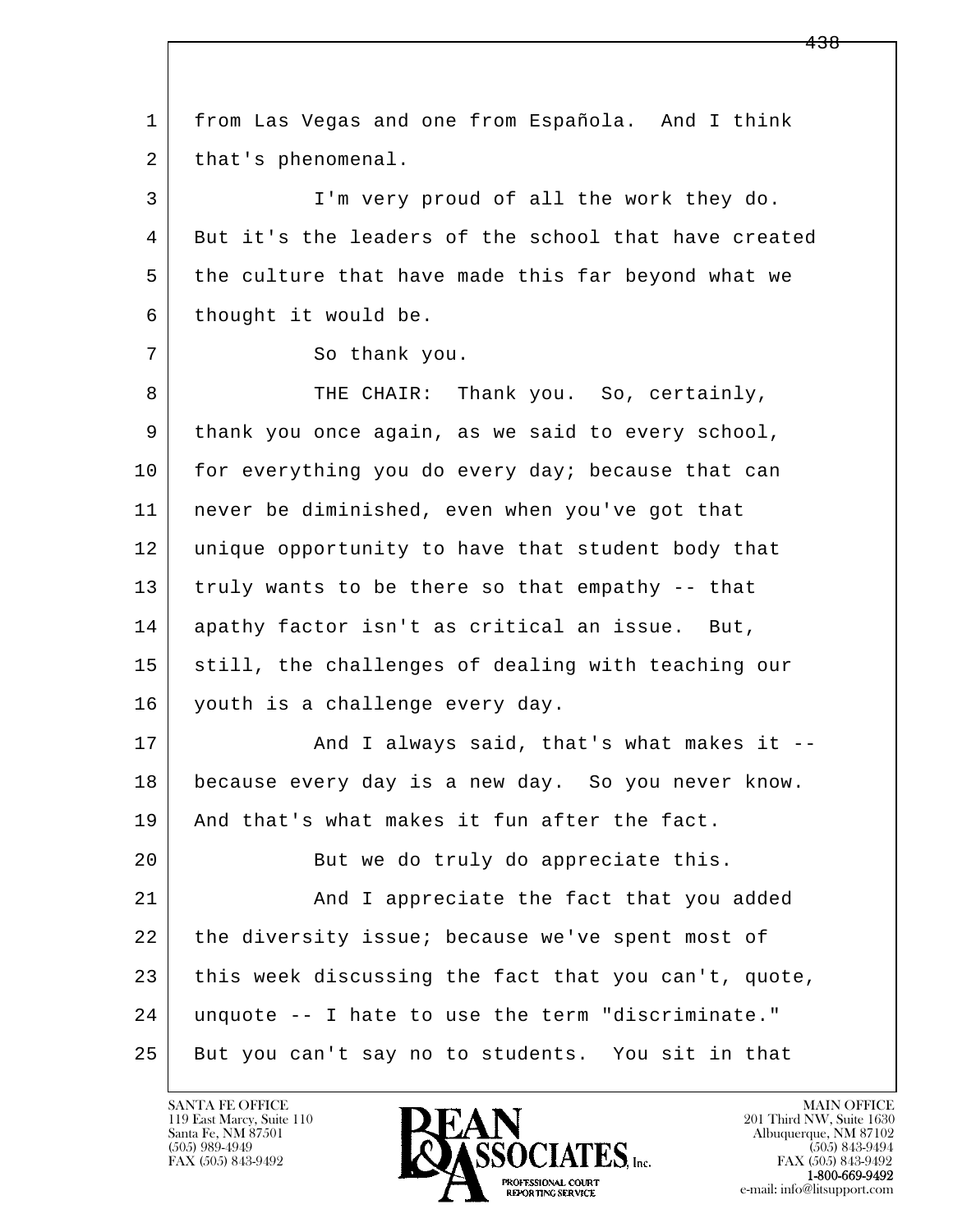1 from Las Vegas and one from Española. And I think
2 that's phenomenal.
3 I'm very proud of all the work they do.
4 But it's the leaders of the school that have created
5 the culture that have made this far beyond what we
6 thought it would be.
7 So thank you.
8 THE CHAIR: Thank you. So, certainly,
9 thank you once again, as we said to every school,
10 for everything you do every day; because that can
11 never be diminished, even when you've got that
12 unique opportunity to have that student body that
13 truly wants to be there so that empathy -- that
14 apathy factor isn't as critical an issue. But,
15 still, the challenges of dealing with teaching our
16 youth is a challenge every day.
17 And I always said, that's what makes it --
18 because every day is a new day. So you never know.
19 And that's what makes it fun after the fact.
20 But we do truly do appreciate this.
21 And I appreciate the fact that you added
22 the diversity issue; because we've spent most of
23 this week discussing the fact that you can't, quote,
24 unquote -- I hate to use the term "discriminate."
25 But you can't say no to students. You sit in that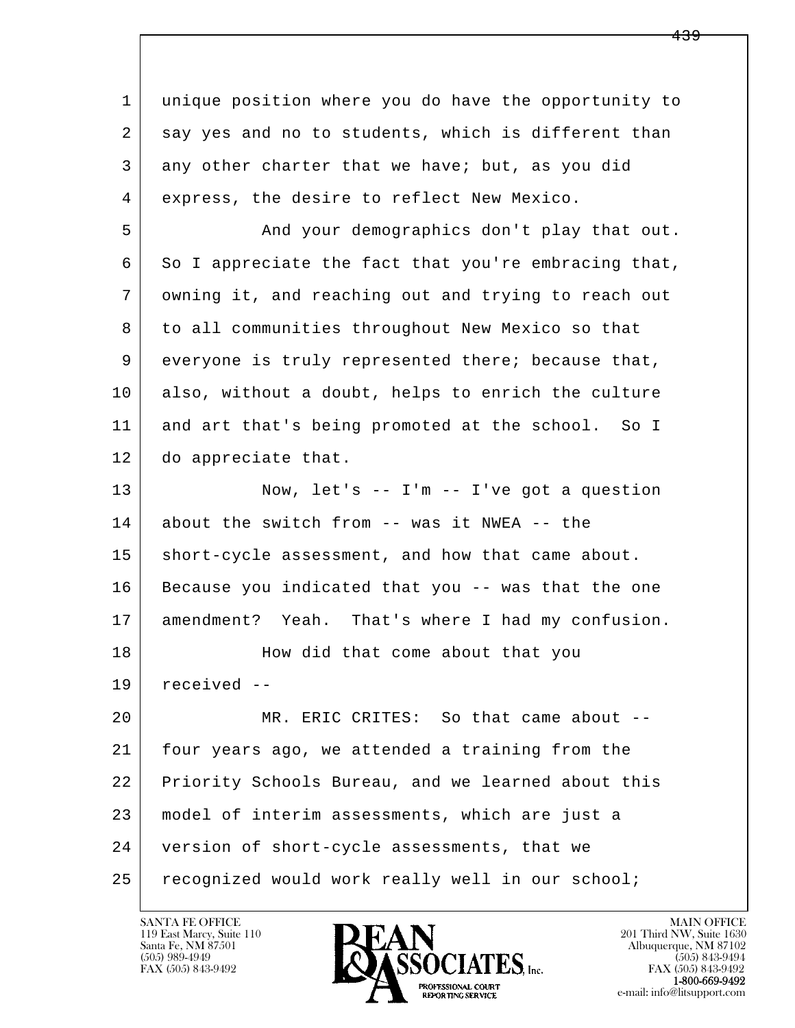unique position where you do have the opportunity to say yes and no to students, which is different than any other charter that we have; but, as you did express, the desire to reflect New Mexico.

And your demographics don't play that out. So I appreciate the fact that you're embracing that, owning it, and reaching out and trying to reach out to all communities throughout New Mexico so that everyone is truly represented there; because that, also, without a doubt, helps to enrich the culture and art that's being promoted at the school. So I do appreciate that.

Now, let's -- I'm -- I've got a question about the switch from -- was it NWEA -- the short-cycle assessment, and how that came about. Because you indicated that you -- was that the one amendment? Yeah. That's where I had my confusion.

How did that come about that you received --

MR. ERIC CRITES: So that came about -- four years ago, we attended a training from the Priority Schools Bureau, and we learned about this model of interim assessments, which are just a version of short-cycle assessments, that we recognized would work really well in our school;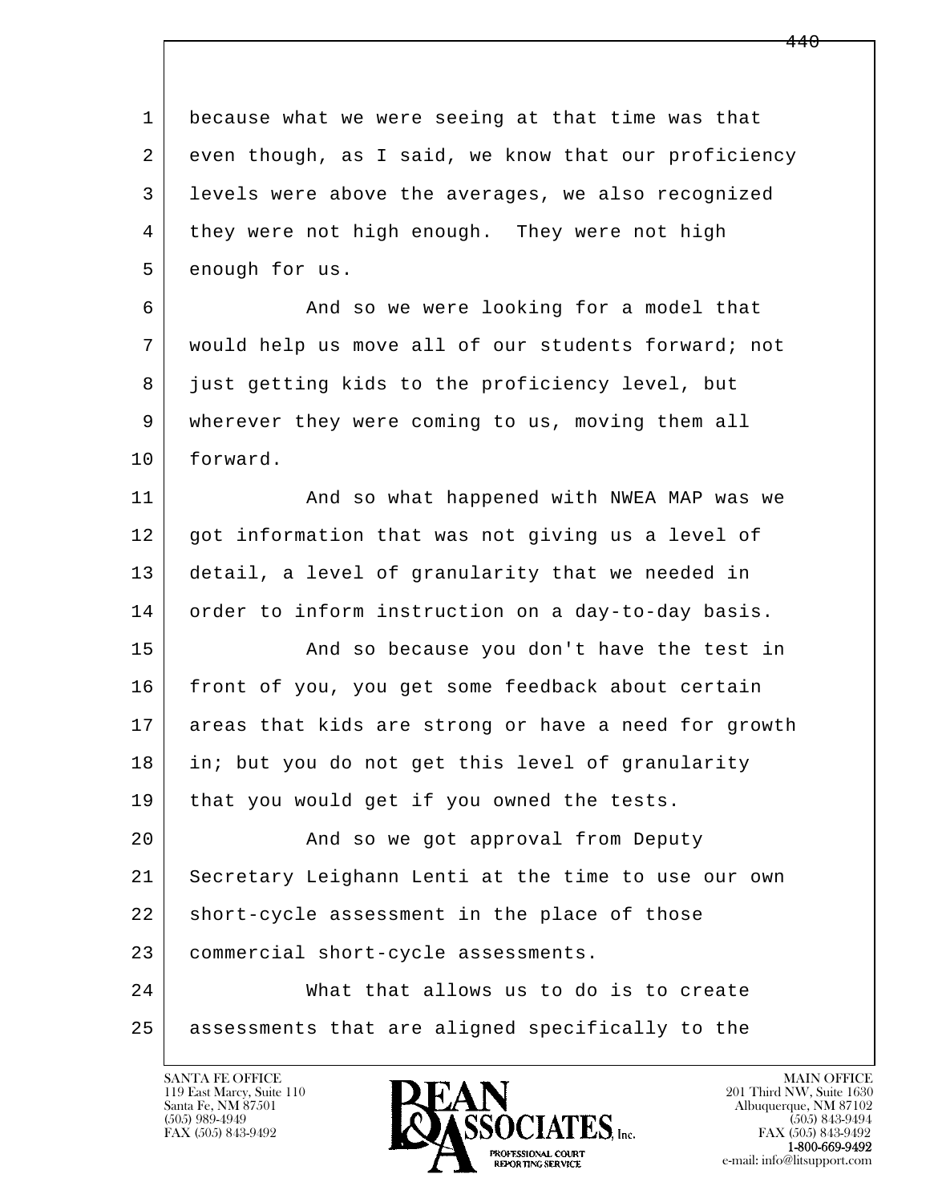because what we were seeing at that time was that even though, as I said, we know that our proficiency levels were above the averages, we also recognized they were not high enough. They were not high enough for us.

And so we were looking for a model that would help us move all of our students forward; not just getting kids to the proficiency level, but wherever they were coming to us, moving them all forward.

And so what happened with NWEA MAP was we got information that was not giving us a level of detail, a level of granularity that we needed in order to inform instruction on a day-to-day basis.

And so because you don't have the test in front of you, you get some feedback about certain areas that kids are strong or have a need for growth in; but you do not get this level of granularity that you would get if you owned the tests.

And so we got approval from Deputy Secretary Leighann Lenti at the time to use our own short-cycle assessment in the place of those commercial short-cycle assessments.

What that allows us to do is to create assessments that are aligned specifically to the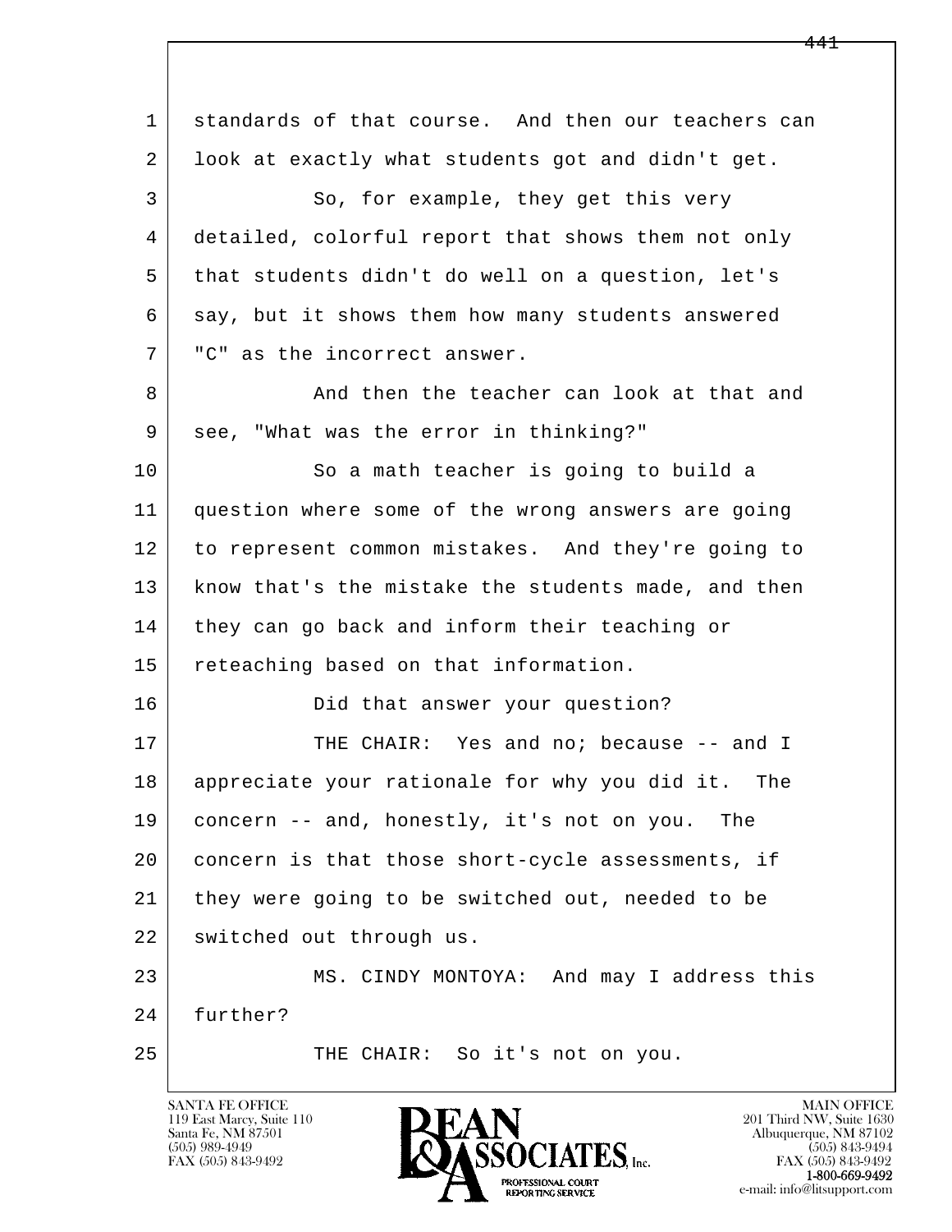standards of that course. And then our teachers can look at exactly what students got and didn't get.

So, for example, they get this very detailed, colorful report that shows them not only that students didn't do well on a question, let's say, but it shows them how many students answered "C" as the incorrect answer.

And then the teacher can look at that and see, "What was the error in thinking?"

So a math teacher is going to build a question where some of the wrong answers are going to represent common mistakes. And they're going to know that's the mistake the students made, and then they can go back and inform their teaching or reteaching based on that information.

Did that answer your question?

THE CHAIR: Yes and no; because -- and I appreciate your rationale for why you did it. The concern -- and, honestly, it's not on you. The concern is that those short-cycle assessments, if they were going to be switched out, needed to be switched out through us.

MS. CINDY MONTOYA: And may I address this further?

THE CHAIR: So it's not on you.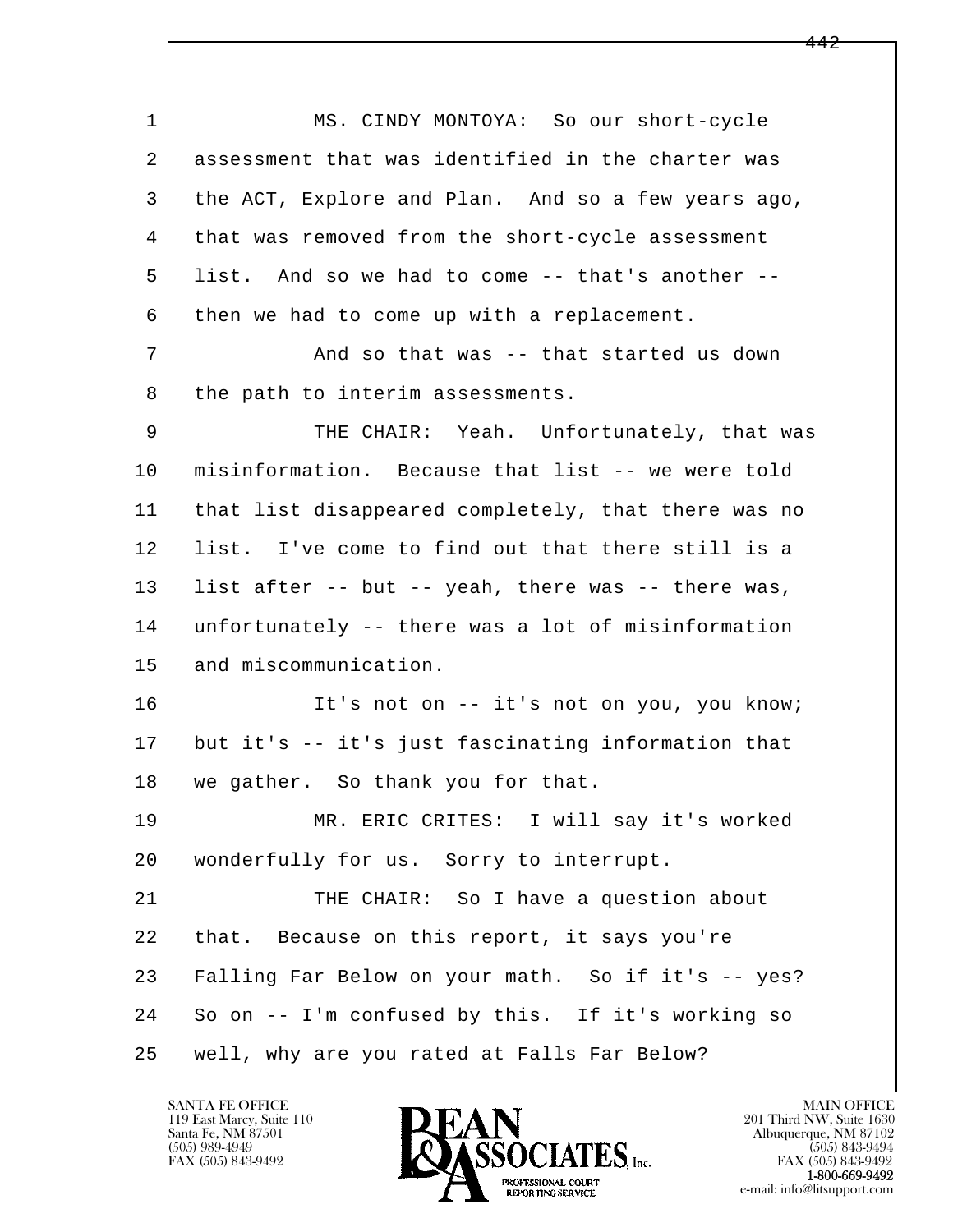MS. CINDY MONTOYA: So our short-cycle assessment that was identified in the charter was the ACT, Explore and Plan. And so a few years ago, that was removed from the short-cycle assessment list. And so we had to come -- that's another -- then we had to come up with a replacement.

And so that was -- that started us down the path to interim assessments.

THE CHAIR: Yeah. Unfortunately, that was misinformation. Because that list -- we were told that list disappeared completely, that there was no list. I've come to find out that there still is a list after -- but -- yeah, there was -- there was, unfortunately -- there was a lot of misinformation and miscommunication.

It's not on -- it's not on you, you know; but it's -- it's just fascinating information that we gather. So thank you for that.

MR. ERIC CRITES: I will say it's worked wonderfully for us. Sorry to interrupt.

THE CHAIR: So I have a question about that. Because on this report, it says you're Falling Far Below on your math. So if it's -- yes? So on -- I'm confused by this. If it's working so well, why are you rated at Falls Far Below?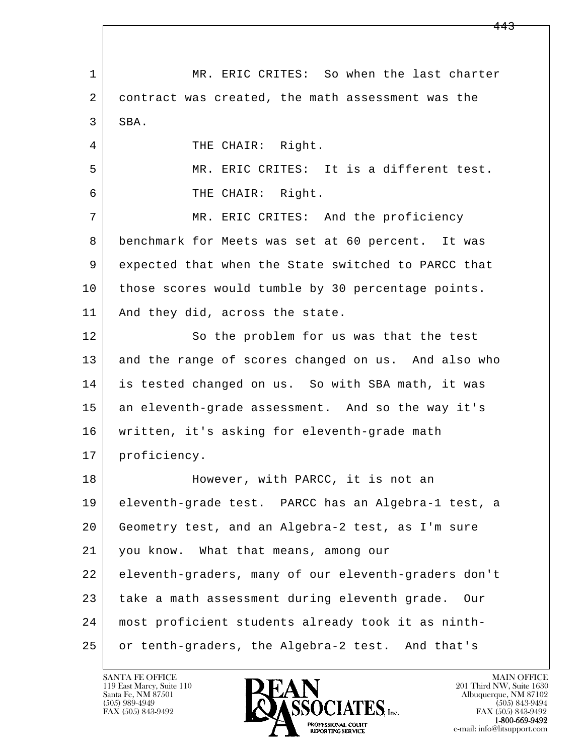MR. ERIC CRITES: So when the last charter contract was created, the math assessment was the SBA.

THE CHAIR: Right.

MR. ERIC CRITES: It is a different test.

THE CHAIR: Right.

MR. ERIC CRITES: And the proficiency benchmark for Meets was set at 60 percent. It was expected that when the State switched to PARCC that those scores would tumble by 30 percentage points. And they did, across the state.

So the problem for us was that the test and the range of scores changed on us. And also who is tested changed on us. So with SBA math, it was an eleventh-grade assessment. And so the way it's written, it's asking for eleventh-grade math proficiency.

However, with PARCC, it is not an eleventh-grade test. PARCC has an Algebra-1 test, a Geometry test, and an Algebra-2 test, as I'm sure you know. What that means, among our eleventh-graders, many of our eleventh-graders don't take a math assessment during eleventh grade. Our most proficient students already took it as ninth- or tenth-graders, the Algebra-2 test. And that's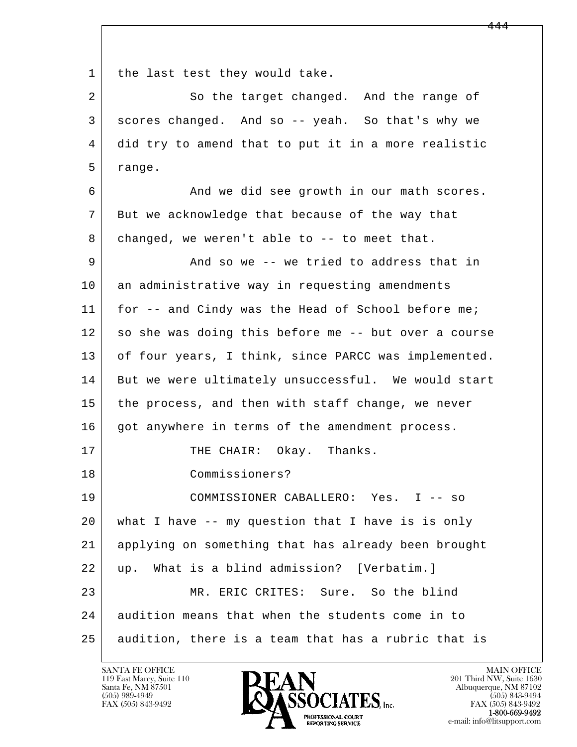the last test they would take.

So the target changed. And the range of scores changed. And so -- yeah. So that's why we did try to amend that to put it in a more realistic range.

And we did see growth in our math scores. But we acknowledge that because of the way that changed, we weren't able to -- to meet that.

And so we -- we tried to address that in an administrative way in requesting amendments for -- and Cindy was the Head of School before me; so she was doing this before me -- but over a course of four years, I think, since PARCC was implemented. But we were ultimately unsuccessful. We would start the process, and then with staff change, we never got anywhere in terms of the amendment process.

THE CHAIR: Okay. Thanks.

Commissioners?

COMMISSIONER CABALLERO: Yes. I -- so what I have -- my question that I have is is only applying on something that has already been brought up. What is a blind admission? [Verbatim.]

MR. ERIC CRITES: Sure. So the blind audition means that when the students come in to audition, there is a team that has a rubric that is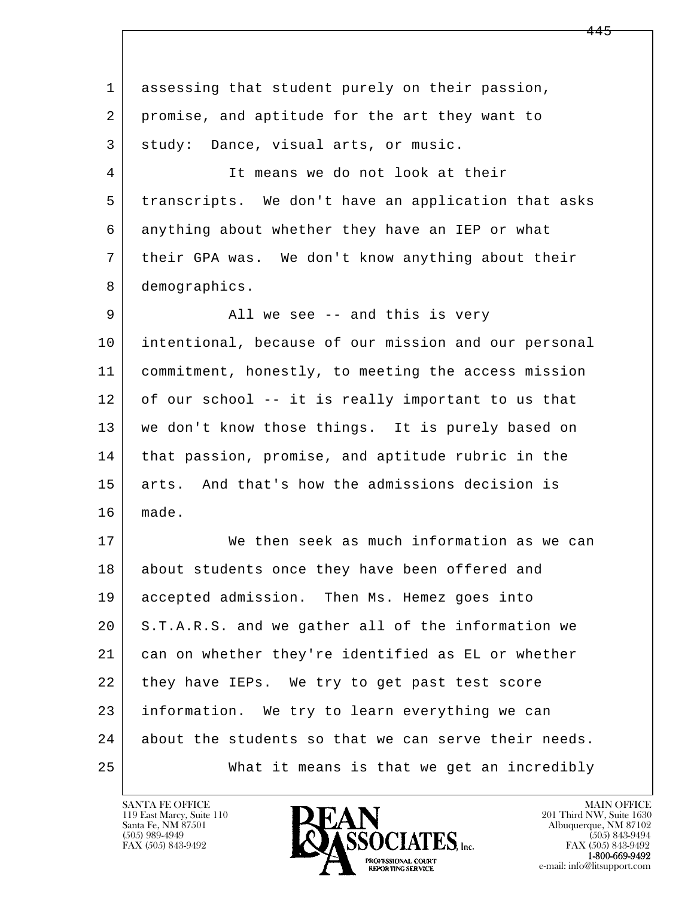assessing that student purely on their passion, promise, and aptitude for the art they want to study: Dance, visual arts, or music.

It means we do not look at their transcripts. We don't have an application that asks anything about whether they have an IEP or what their GPA was. We don't know anything about their demographics.

All we see -- and this is very intentional, because of our mission and our personal commitment, honestly, to meeting the access mission of our school -- it is really important to us that we don't know those things. It is purely based on that passion, promise, and aptitude rubric in the arts. And that's how the admissions decision is made.

We then seek as much information as we can about students once they have been offered and accepted admission. Then Ms. Hemez goes into S.T.A.R.S. and we gather all of the information we can on whether they're identified as EL or whether they have IEPs. We try to get past test score information. We try to learn everything we can about the students so that we can serve their needs.

What it means is that we get an incredibly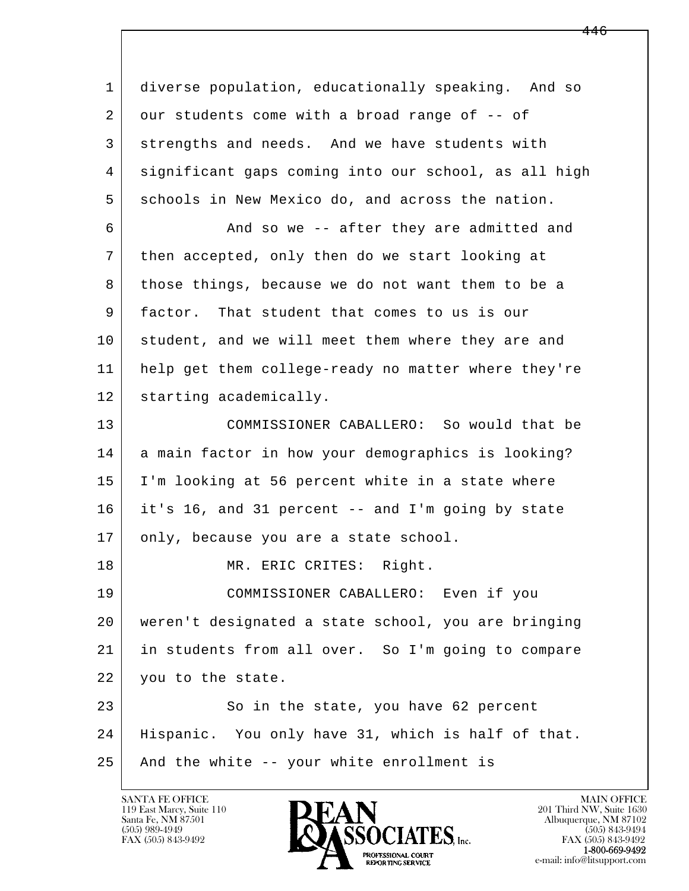diverse population, educationally speaking. And so our students come with a broad range of -- of strengths and needs. And we have students with significant gaps coming into our school, as all high schools in New Mexico do, and across the nation.

And so we -- after they are admitted and then accepted, only then do we start looking at those things, because we do not want them to be a factor. That student that comes to us is our student, and we will meet them where they are and help get them college-ready no matter where they're starting academically.

COMMISSIONER CABALLERO: So would that be a main factor in how your demographics is looking? I'm looking at 56 percent white in a state where it's 16, and 31 percent -- and I'm going by state only, because you are a state school.

MR. ERIC CRITES: Right.

COMMISSIONER CABALLERO: Even if you weren't designated a state school, you are bringing in students from all over. So I'm going to compare you to the state.

So in the state, you have 62 percent Hispanic. You only have 31, which is half of that. And the white -- your white enrollment is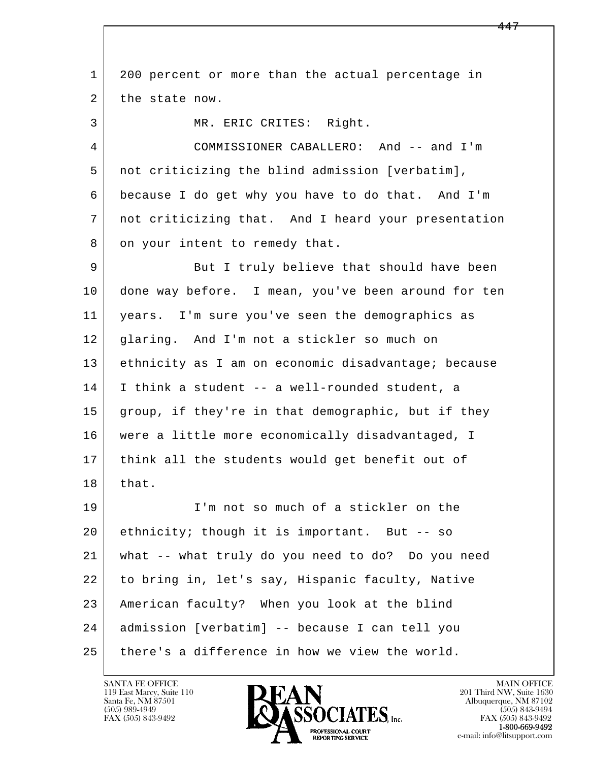1 200 percent or more than the actual percentage in
2 the state now.
3 MR. ERIC CRITES: Right.
4 COMMISSIONER CABALLERO: And -- and I'm
5 not criticizing the blind admission [verbatim],
6 because I do get why you have to do that. And I'm
7 not criticizing that. And I heard your presentation
8 on your intent to remedy that.
9 But I truly believe that should have been
10 done way before. I mean, you've been around for ten
11 years. I'm sure you've seen the demographics as
12 glaring. And I'm not a stickler so much on
13 ethnicity as I am on economic disadvantage; because
14 I think a student -- a well-rounded student, a
15 group, if they're in that demographic, but if they
16 were a little more economically disadvantaged, I
17 think all the students would get benefit out of
18 that.
19 I'm not so much of a stickler on the
20 ethnicity; though it is important. But -- so
21 what -- what truly do you need to do? Do you need
22 to bring in, let's say, Hispanic faculty, Native
23 American faculty? When you look at the blind
24 admission [verbatim] -- because I can tell you
25 there's a difference in how we view the world.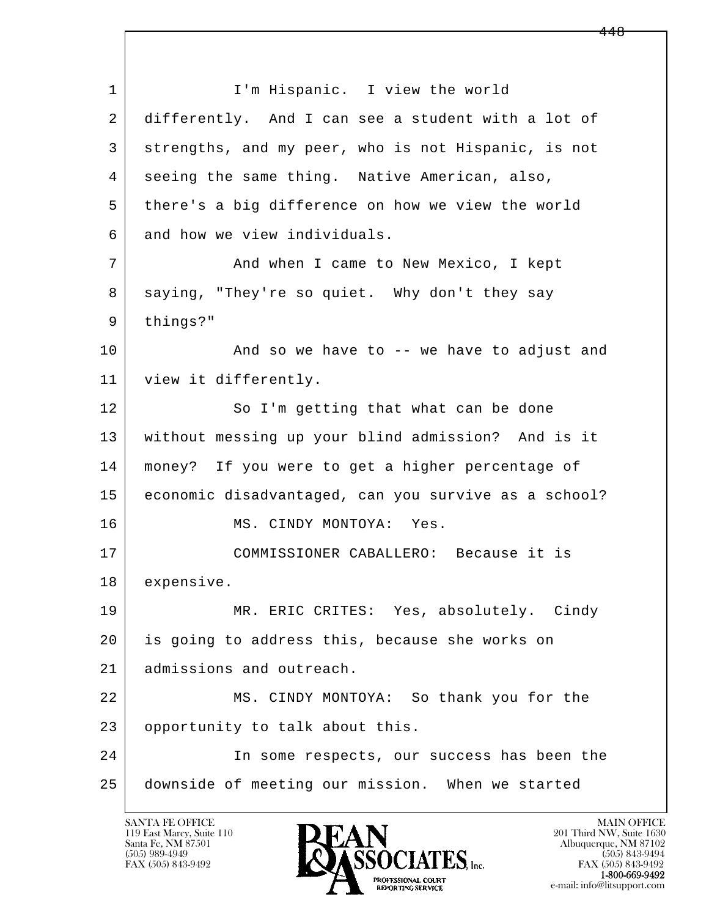I'm Hispanic. I view the world differently. And I can see a student with a lot of strengths, and my peer, who is not Hispanic, is not seeing the same thing. Native American, also, there's a big difference on how we view the world and how we view individuals.

And when I came to New Mexico, I kept saying, "They're so quiet. Why don't they say things?"

And so we have to -- we have to adjust and view it differently.

So I'm getting that what can be done without messing up your blind admission? And is it money? If you were to get a higher percentage of economic disadvantaged, can you survive as a school?

MS. CINDY MONTOYA: Yes.

COMMISSIONER CABALLERO: Because it is expensive.

MR. ERIC CRITES: Yes, absolutely. Cindy is going to address this, because she works on admissions and outreach.

MS. CINDY MONTOYA: So thank you for the opportunity to talk about this.

In some respects, our success has been the downside of meeting our mission. When we started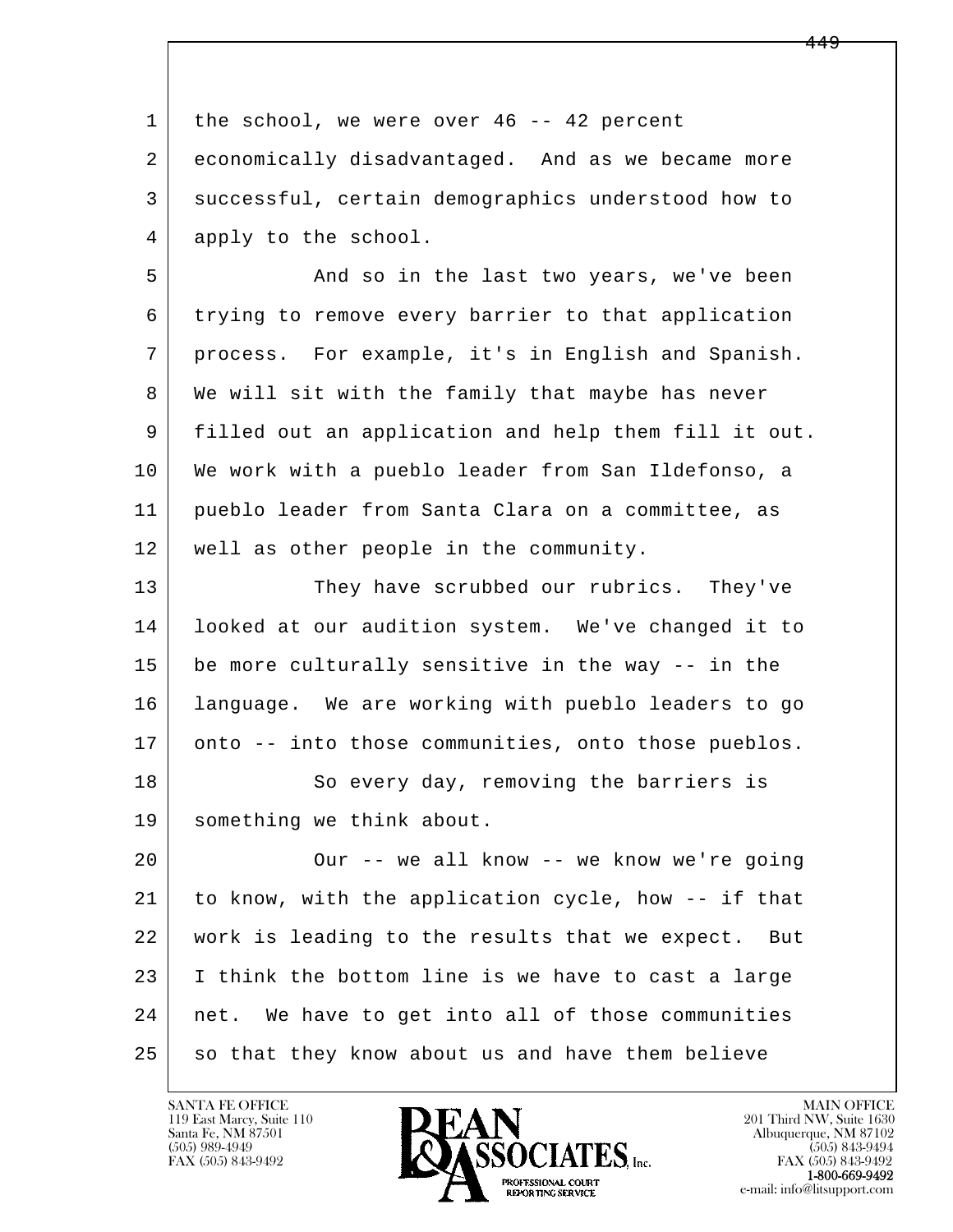the school, we were over 46 -- 42 percent economically disadvantaged. And as we became more successful, certain demographics understood how to apply to the school.

And so in the last two years, we've been trying to remove every barrier to that application process. For example, it's in English and Spanish. We will sit with the family that maybe has never filled out an application and help them fill it out. We work with a pueblo leader from San Ildefonso, a pueblo leader from Santa Clara on a committee, as well as other people in the community.

They have scrubbed our rubrics. They've looked at our audition system. We've changed it to be more culturally sensitive in the way -- in the language. We are working with pueblo leaders to go onto -- into those communities, onto those pueblos.

So every day, removing the barriers is something we think about.

Our -- we all know -- we know we're going to know, with the application cycle, how -- if that work is leading to the results that we expect. But I think the bottom line is we have to cast a large net. We have to get into all of those communities so that they know about us and have them believe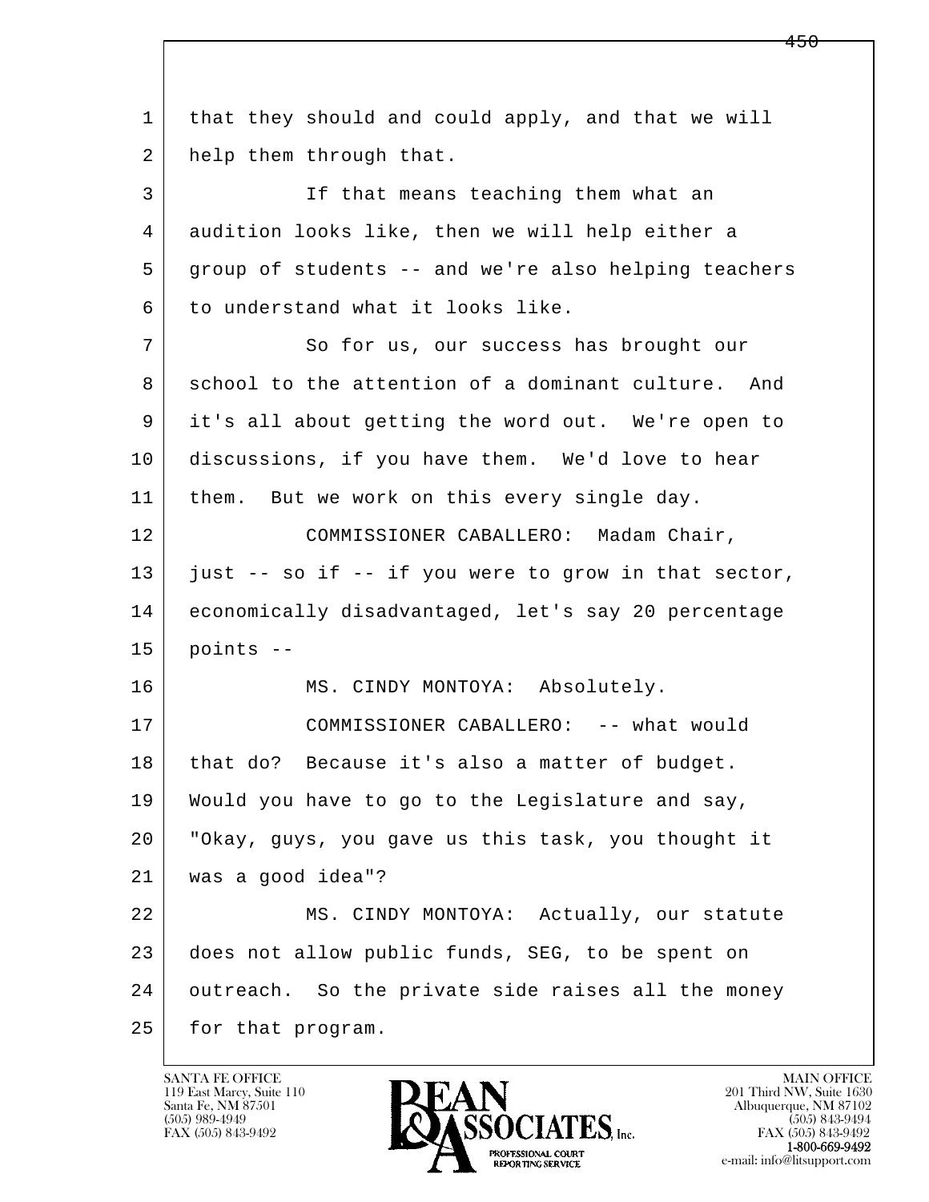that they should and could apply, and that we will help them through that.

If that means teaching them what an audition looks like, then we will help either a group of students -- and we're also helping teachers to understand what it looks like.

So for us, our success has brought our school to the attention of a dominant culture. And it's all about getting the word out. We're open to discussions, if you have them. We'd love to hear them. But we work on this every single day.

COMMISSIONER CABALLERO: Madam Chair, just -- so if -- if you were to grow in that sector, economically disadvantaged, let's say 20 percentage points --

MS. CINDY MONTOYA: Absolutely.

COMMISSIONER CABALLERO: -- what would that do? Because it's also a matter of budget. Would you have to go to the Legislature and say, "Okay, guys, you gave us this task, you thought it was a good idea"?

MS. CINDY MONTOYA: Actually, our statute does not allow public funds, SEG, to be spent on outreach. So the private side raises all the money for that program.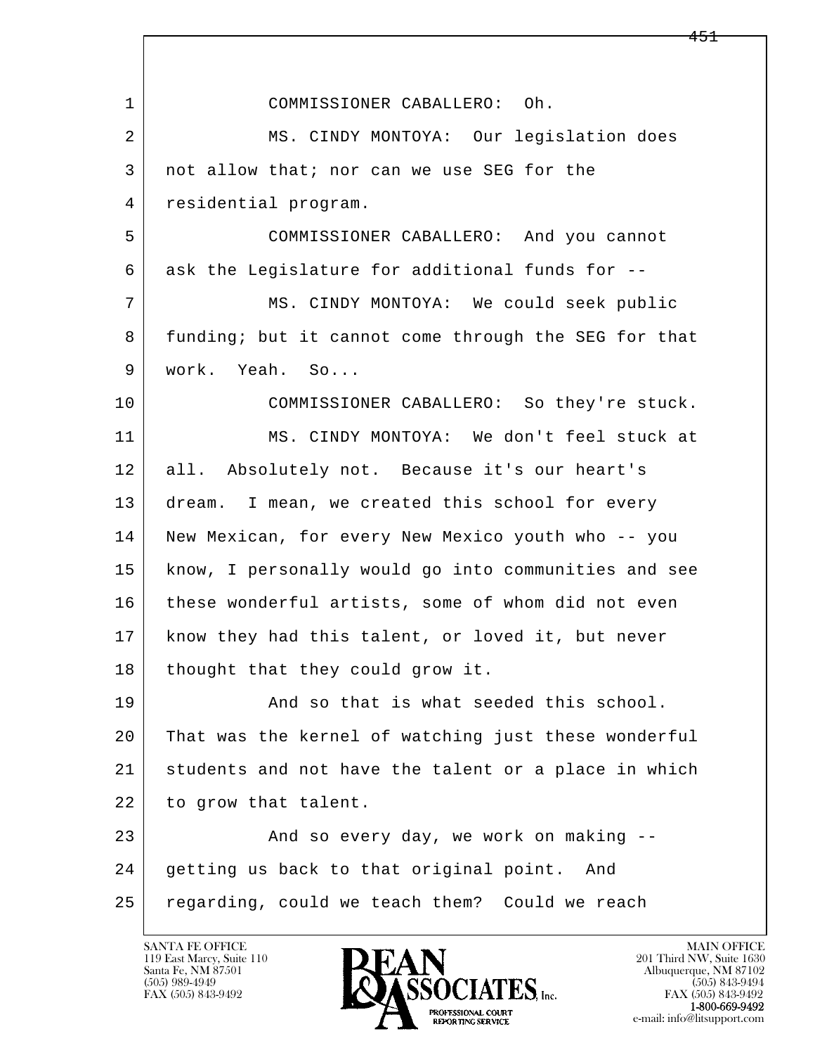COMMISSIONER CABALLERO: Oh.

MS. CINDY MONTOYA: Our legislation does not allow that; nor can we use SEG for the residential program.

COMMISSIONER CABALLERO: And you cannot ask the Legislature for additional funds for --

MS. CINDY MONTOYA: We could seek public funding; but it cannot come through the SEG for that work. Yeah. So...

COMMISSIONER CABALLERO: So they're stuck.

MS. CINDY MONTOYA: We don't feel stuck at all. Absolutely not. Because it's our heart's dream. I mean, we created this school for every New Mexican, for every New Mexico youth who -- you know, I personally would go into communities and see these wonderful artists, some of whom did not even know they had this talent, or loved it, but never thought that they could grow it.

And so that is what seeded this school. That was the kernel of watching just these wonderful students and not have the talent or a place in which to grow that talent.

And so every day, we work on making -- getting us back to that original point. And regarding, could we teach them? Could we reach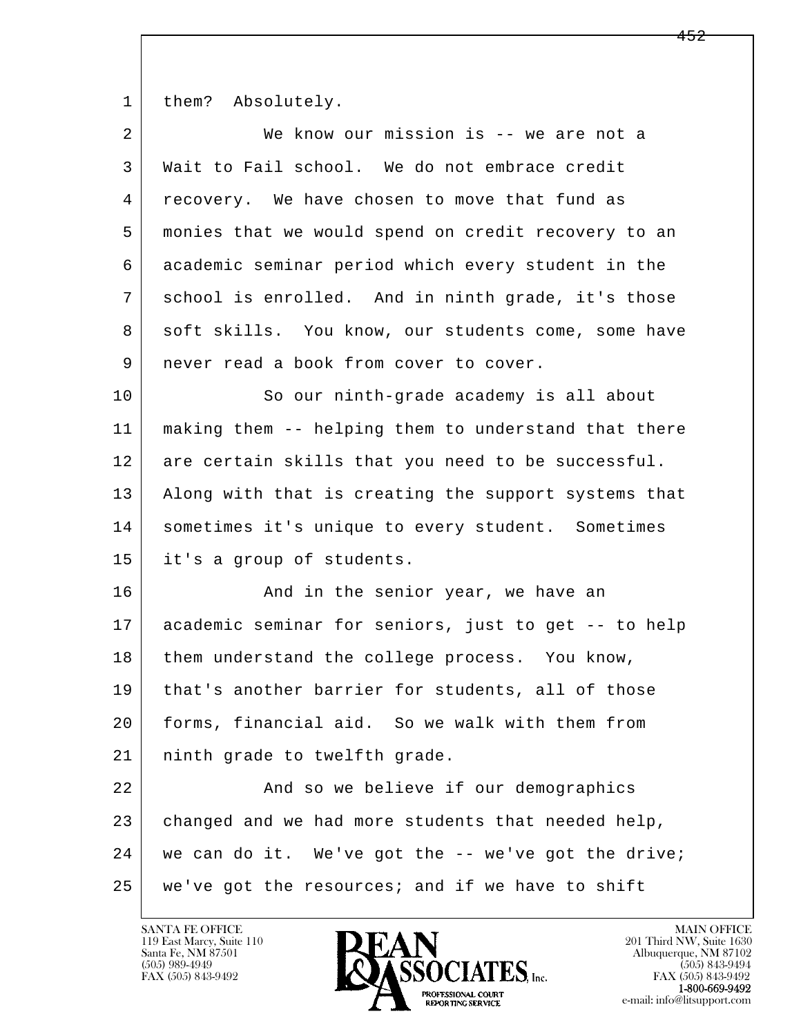them? Absolutely.

We know our mission is -- we are not a Wait to Fail school. We do not embrace credit recovery. We have chosen to move that fund as monies that we would spend on credit recovery to an academic seminar period which every student in the school is enrolled. And in ninth grade, it's those soft skills. You know, our students come, some have never read a book from cover to cover.

So our ninth-grade academy is all about making them -- helping them to understand that there are certain skills that you need to be successful. Along with that is creating the support systems that sometimes it's unique to every student. Sometimes it's a group of students.

And in the senior year, we have an academic seminar for seniors, just to get -- to help them understand the college process. You know, that's another barrier for students, all of those forms, financial aid. So we walk with them from ninth grade to twelfth grade.

And so we believe if our demographics changed and we had more students that needed help, we can do it. We've got the -- we've got the drive; we've got the resources; and if we have to shift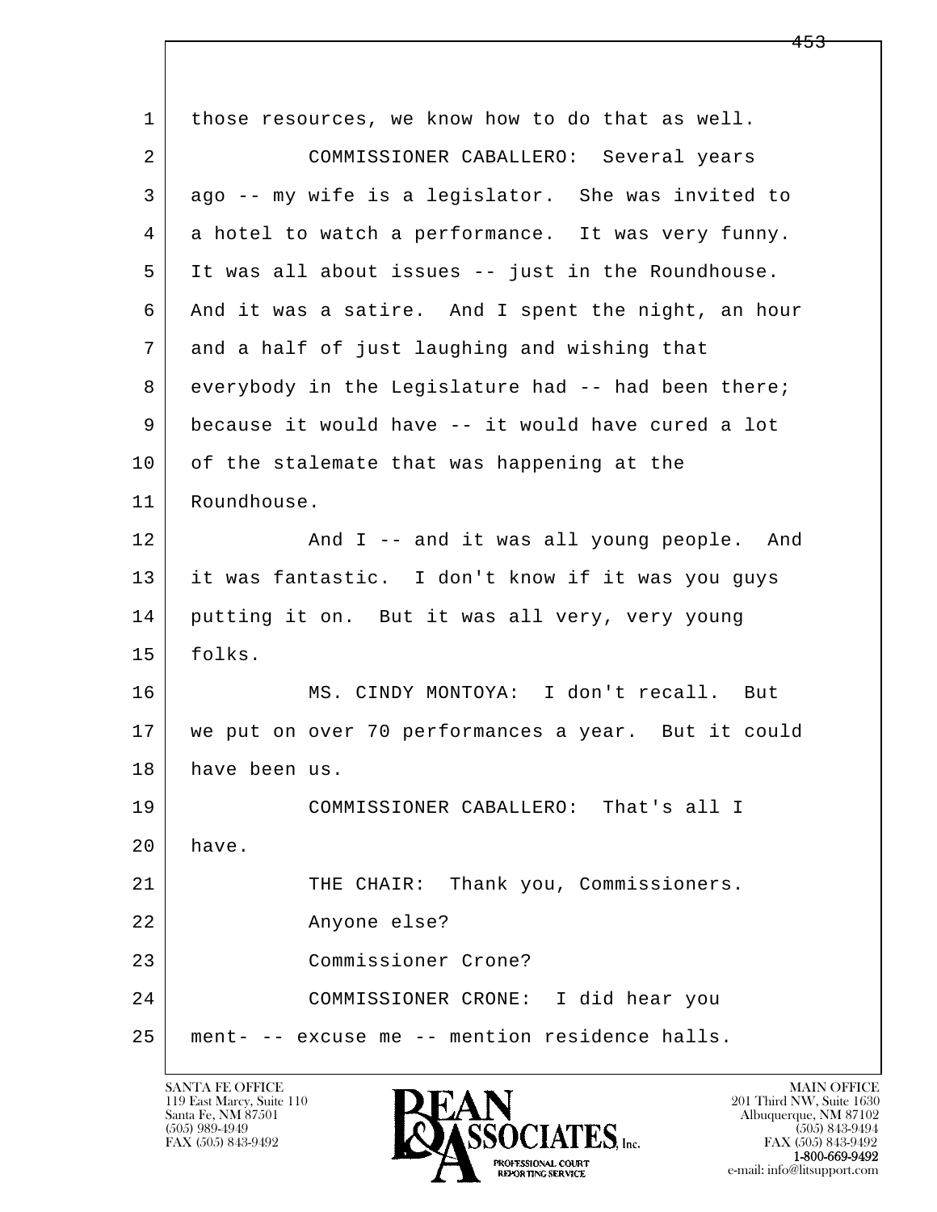1 those resources, we know how to do that as well.

2 COMMISSIONER CABALLERO: Several years

3 ago -- my wife is a legislator. She was invited to

4 a hotel to watch a performance. It was very funny.

5 It was all about issues -- just in the Roundhouse.

6 And it was a satire. And I spent the night, an hour

7 and a half of just laughing and wishing that

8 everybody in the Legislature had -- had been there;

9 because it would have -- it would have cured a lot

10 of the stalemate that was happening at the

11 Roundhouse.

12 And I -- and it was all young people. And

13 it was fantastic. I don't know if it was you guys

14 putting it on. But it was all very, very young

15 folks.

16 MS. CINDY MONTOYA: I don't recall. But

17 we put on over 70 performances a year. But it could

18 have been us.

19 COMMISSIONER CABALLERO: That's all I

20 have.

21 THE CHAIR: Thank you, Commissioners.

22 Anyone else?

23 Commissioner Crone?

24 COMMISSIONER CRONE: I did hear you

25 ment- -- excuse me -- mention residence halls.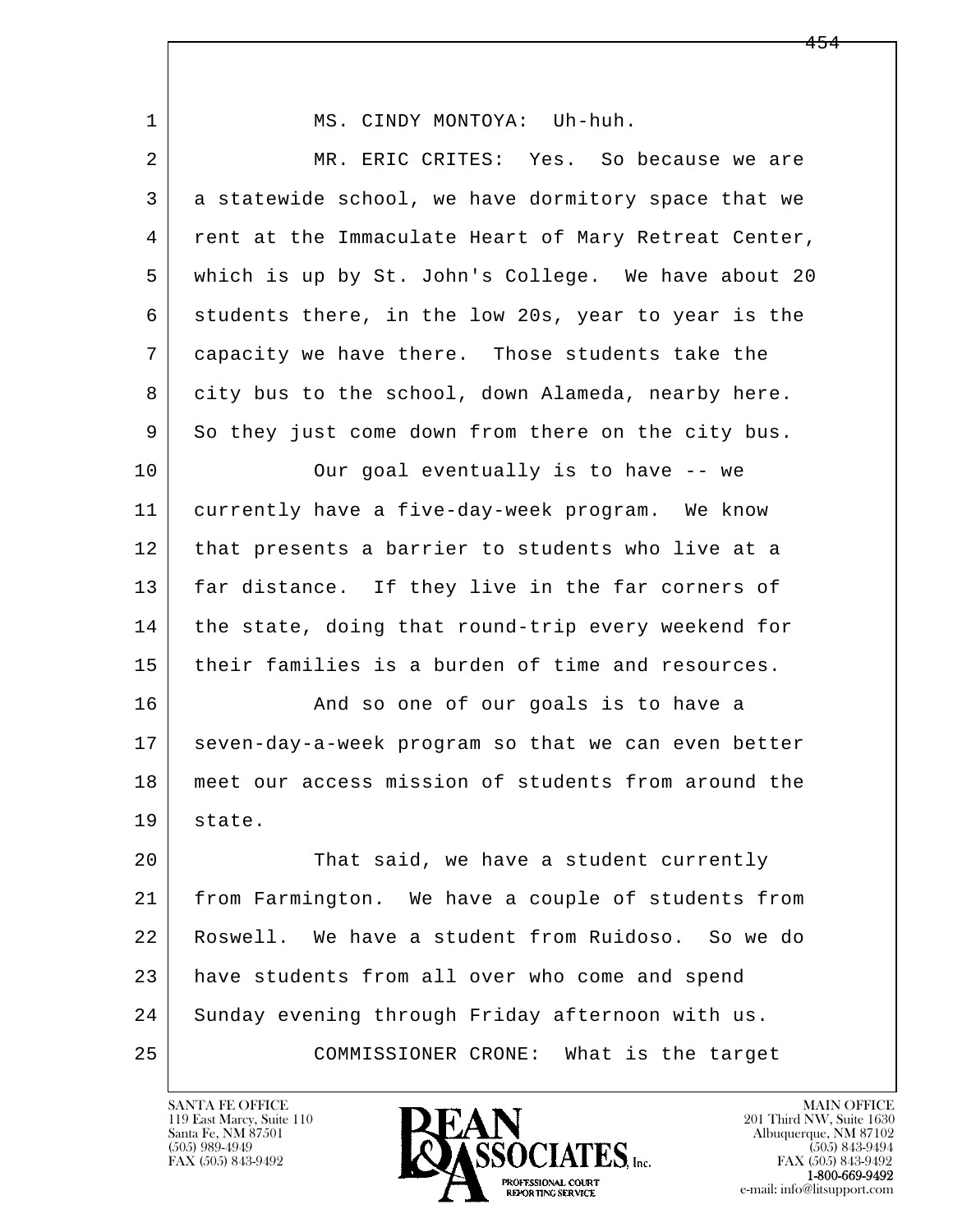MS. CINDY MONTOYA: Uh-huh.

MR. ERIC CRITES: Yes. So because we are a statewide school, we have dormitory space that we rent at the Immaculate Heart of Mary Retreat Center, which is up by St. John's College. We have about 20 students there, in the low 20s, year to year is the capacity we have there. Those students take the city bus to the school, down Alameda, nearby here. So they just come down from there on the city bus.

Our goal eventually is to have -- we currently have a five-day-week program. We know that presents a barrier to students who live at a far distance. If they live in the far corners of the state, doing that round-trip every weekend for their families is a burden of time and resources.

And so one of our goals is to have a seven-day-a-week program so that we can even better meet our access mission of students from around the state.

That said, we have a student currently from Farmington. We have a couple of students from Roswell. We have a student from Ruidoso. So we do have students from all over who come and spend Sunday evening through Friday afternoon with us.

COMMISSIONER CRONE: What is the target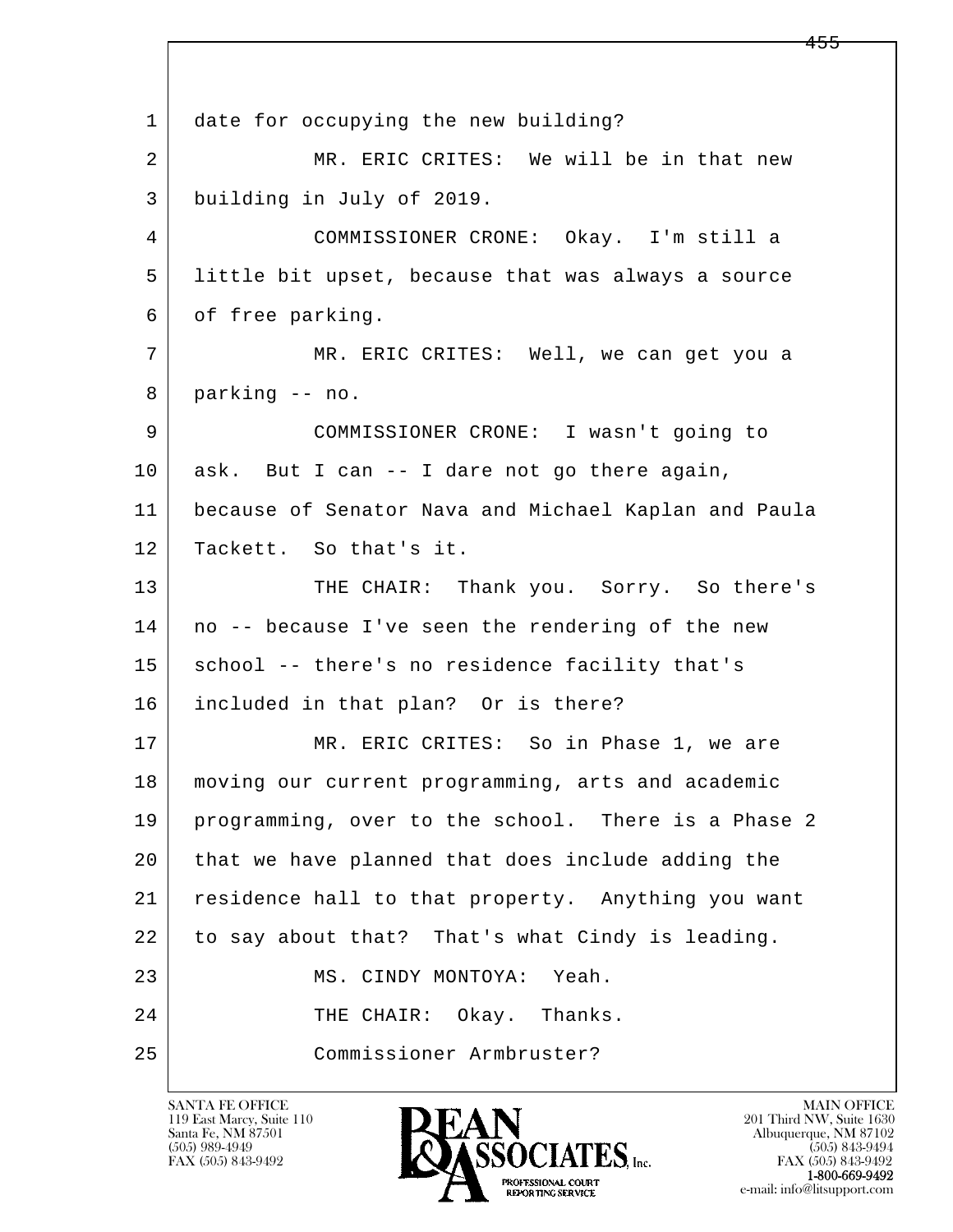1 date for occupying the new building?

2 MR. ERIC CRITES: We will be in that new

3 building in July of 2019.

4 COMMISSIONER CRONE: Okay. I'm still a

5 little bit upset, because that was always a source

6 of free parking.

7 MR. ERIC CRITES: Well, we can get you a

8 parking -- no.

9 COMMISSIONER CRONE: I wasn't going to

10 ask. But I can -- I dare not go there again,

11 because of Senator Nava and Michael Kaplan and Paula

12 Tackett. So that's it.

13 THE CHAIR: Thank you. Sorry. So there's

14 no -- because I've seen the rendering of the new

15 school -- there's no residence facility that's

16 included in that plan? Or is there?

17 MR. ERIC CRITES: So in Phase 1, we are

18 moving our current programming, arts and academic

19 programming, over to the school. There is a Phase 2

20 that we have planned that does include adding the

21 residence hall to that property. Anything you want

22 to say about that? That's what Cindy is leading.

23 MS. CINDY MONTOYA: Yeah.

24 THE CHAIR: Okay. Thanks.

25 Commissioner Armbruster?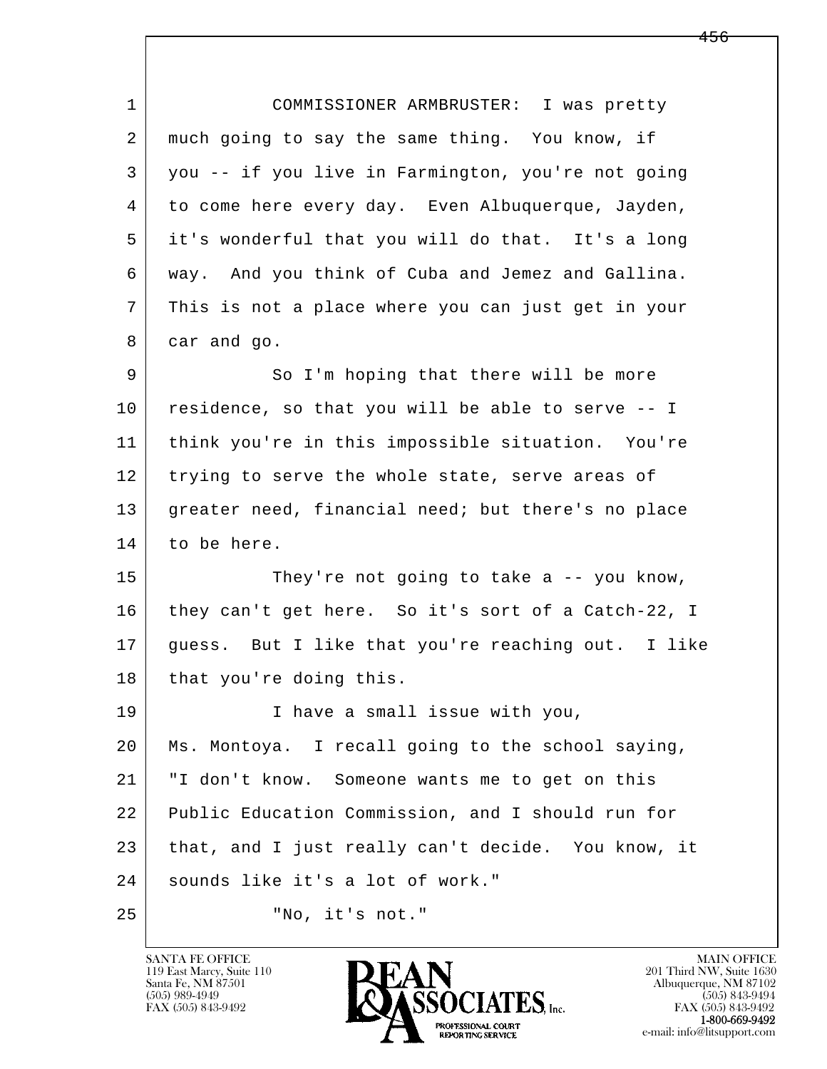COMMISSIONER ARMBRUSTER: I was pretty much going to say the same thing. You know, if you -- if you live in Farmington, you're not going to come here every day. Even Albuquerque, Jayden, it's wonderful that you will do that. It's a long way. And you think of Cuba and Jemez and Gallina. This is not a place where you can just get in your car and go.

So I'm hoping that there will be more residence, so that you will be able to serve -- I think you're in this impossible situation. You're trying to serve the whole state, serve areas of greater need, financial need; but there's no place to be here.

They're not going to take a -- you know, they can't get here. So it's sort of a Catch-22, I guess. But I like that you're reaching out. I like that you're doing this.

I have a small issue with you, Ms. Montoya. I recall going to the school saying, "I don't know. Someone wants me to get on this Public Education Commission, and I should run for that, and I just really can't decide. You know, it sounds like it's a lot of work."

"No, it's not."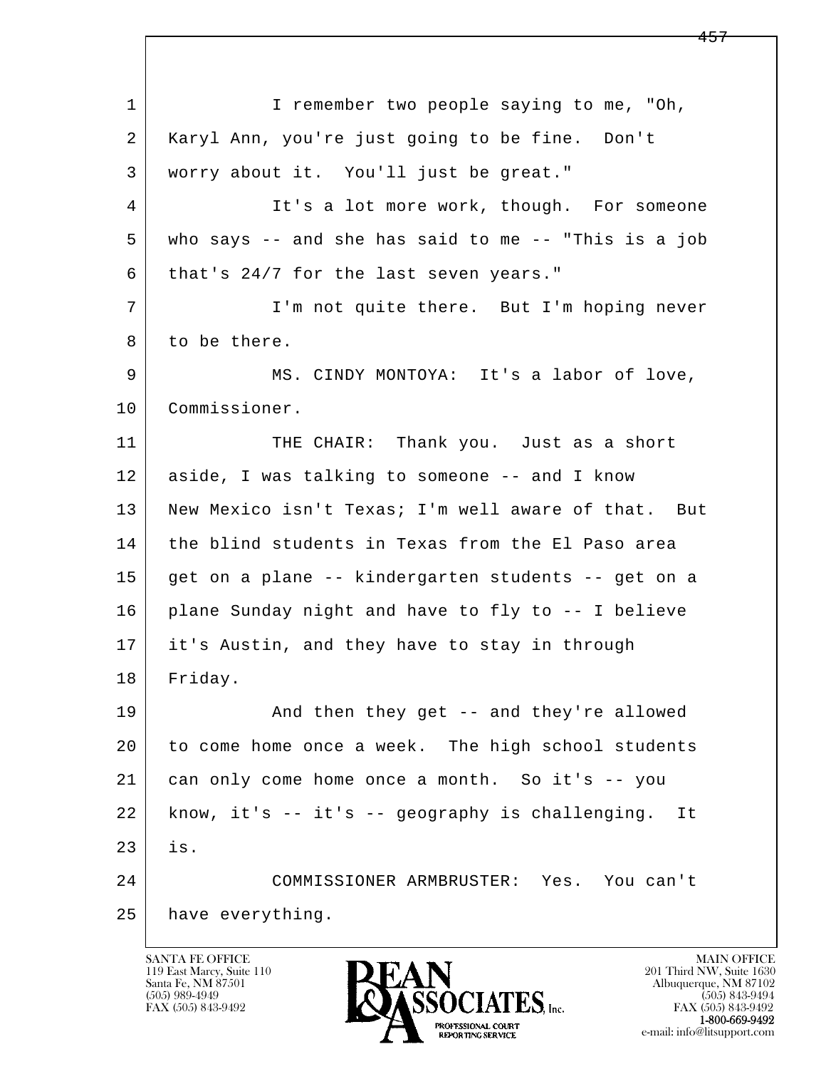1 I remember two people saying to me, "Oh,
2 Karyl Ann, you're just going to be fine. Don't
3 worry about it. You'll just be great."
4 It's a lot more work, though. For someone
5 who says -- and she has said to me -- "This is a job
6 that's 24/7 for the last seven years."
7 I'm not quite there. But I'm hoping never
8 to be there.
9 MS. CINDY MONTOYA: It's a labor of love,
10 Commissioner.
11 THE CHAIR: Thank you. Just as a short
12 aside, I was talking to someone -- and I know
13 New Mexico isn't Texas; I'm well aware of that. But
14 the blind students in Texas from the El Paso area
15 get on a plane -- kindergarten students -- get on a
16 plane Sunday night and have to fly to -- I believe
17 it's Austin, and they have to stay in through
18 Friday.
19 And then they get -- and they're allowed
20 to come home once a week. The high school students
21 can only come home once a month. So it's -- you
22 know, it's -- it's -- geography is challenging. It
23 is.
24 COMMISSIONER ARMBRUSTER: Yes. You can't
25 have everything.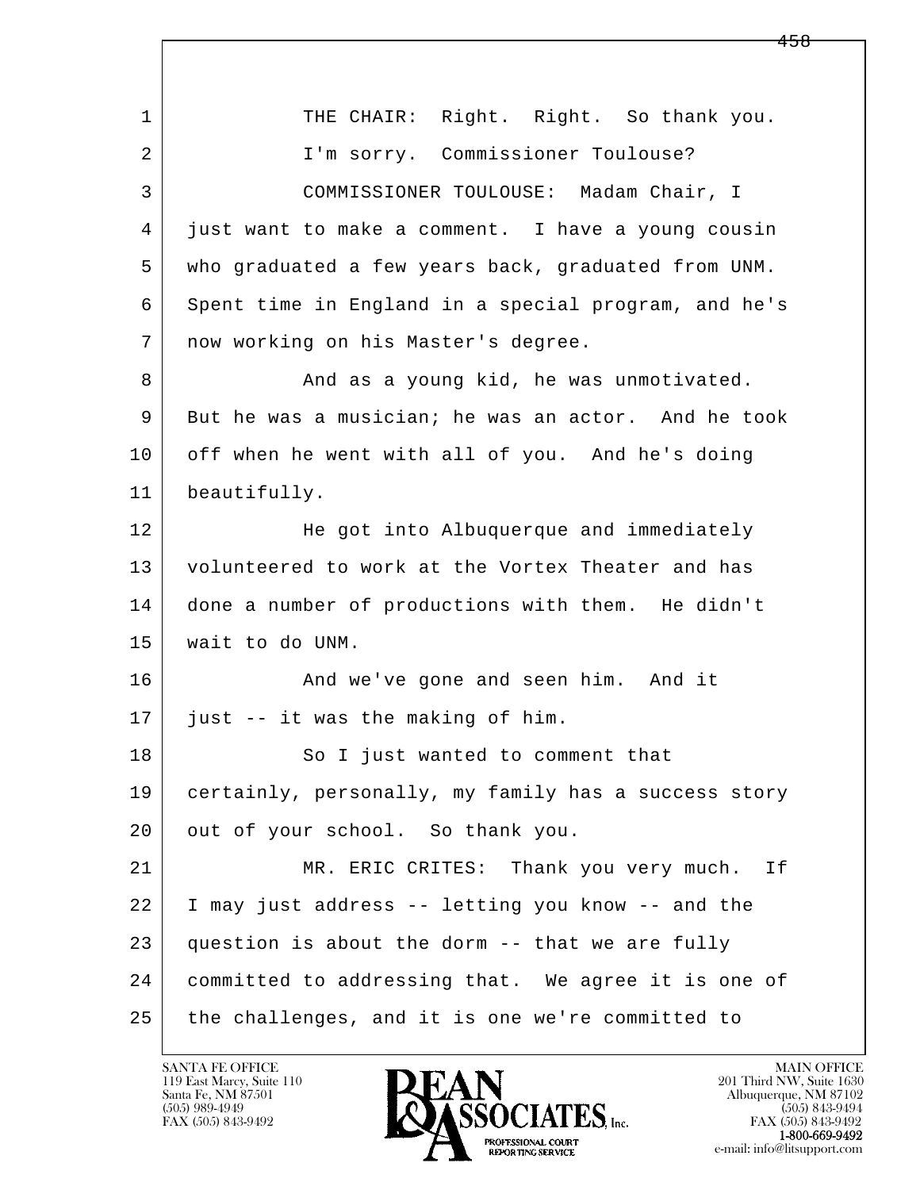THE CHAIR: Right. Right. So thank you. I'm sorry. Commissioner Toulouse?

COMMISSIONER TOULOUSE: Madam Chair, I just want to make a comment. I have a young cousin who graduated a few years back, graduated from UNM. Spent time in England in a special program, and he's now working on his Master's degree.

And as a young kid, he was unmotivated. But he was a musician; he was an actor. And he took off when he went with all of you. And he's doing beautifully.

He got into Albuquerque and immediately volunteered to work at the Vortex Theater and has done a number of productions with them. He didn't wait to do UNM.

And we've gone and seen him. And it just -- it was the making of him.

So I just wanted to comment that certainly, personally, my family has a success story out of your school. So thank you.

MR. ERIC CRITES: Thank you very much. If I may just address -- letting you know -- and the question is about the dorm -- that we are fully committed to addressing that. We agree it is one of the challenges, and it is one we're committed to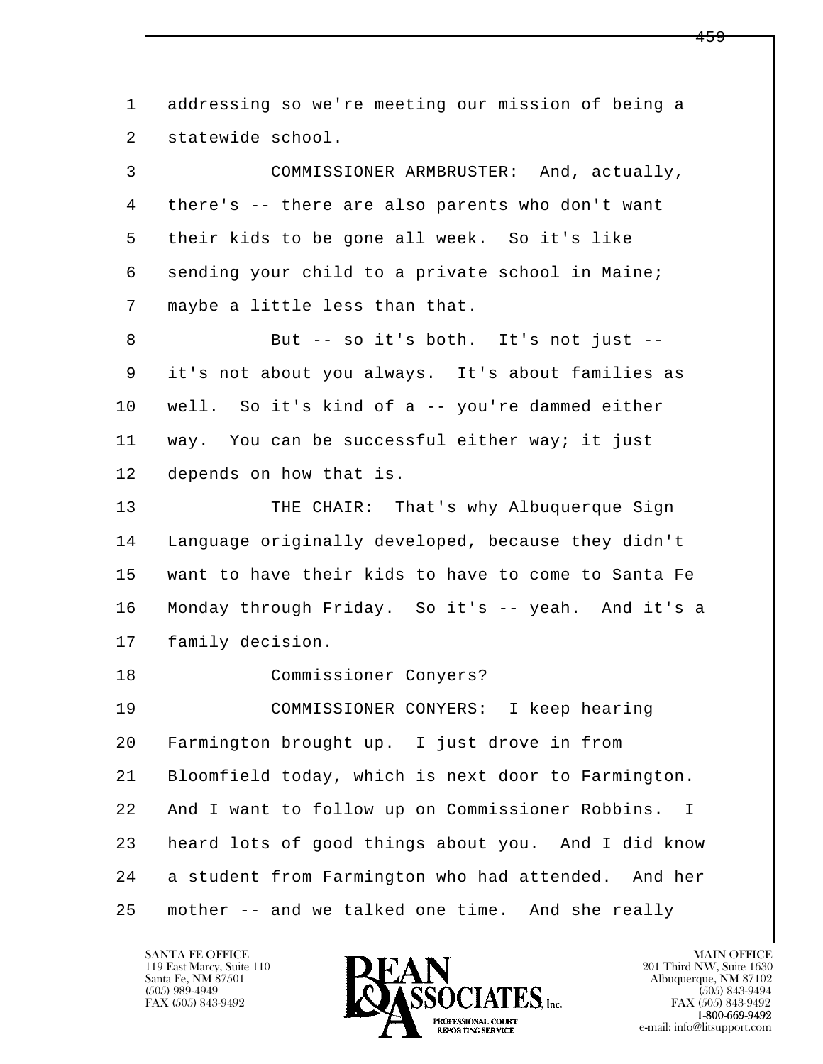1 addressing so we're meeting our mission of being a
2 statewide school.

3 COMMISSIONER ARMBRUSTER: And, actually,
4 there's -- there are also parents who don't want
5 their kids to be gone all week. So it's like
6 sending your child to a private school in Maine;
7 maybe a little less than that.

8 But -- so it's both. It's not just --
9 it's not about you always. It's about families as
10 well. So it's kind of a -- you're dammed either
11 way. You can be successful either way; it just
12 depends on how that is.

13 THE CHAIR: That's why Albuquerque Sign
14 Language originally developed, because they didn't
15 want to have their kids to have to come to Santa Fe
16 Monday through Friday. So it's -- yeah. And it's a
17 family decision.

18 Commissioner Conyers?

19 COMMISSIONER CONYERS: I keep hearing
20 Farmington brought up. I just drove in from
21 Bloomfield today, which is next door to Farmington.
22 And I want to follow up on Commissioner Robbins. I
23 heard lots of good things about you. And I did know
24 a student from Farmington who had attended. And her
25 mother -- and we talked one time. And she really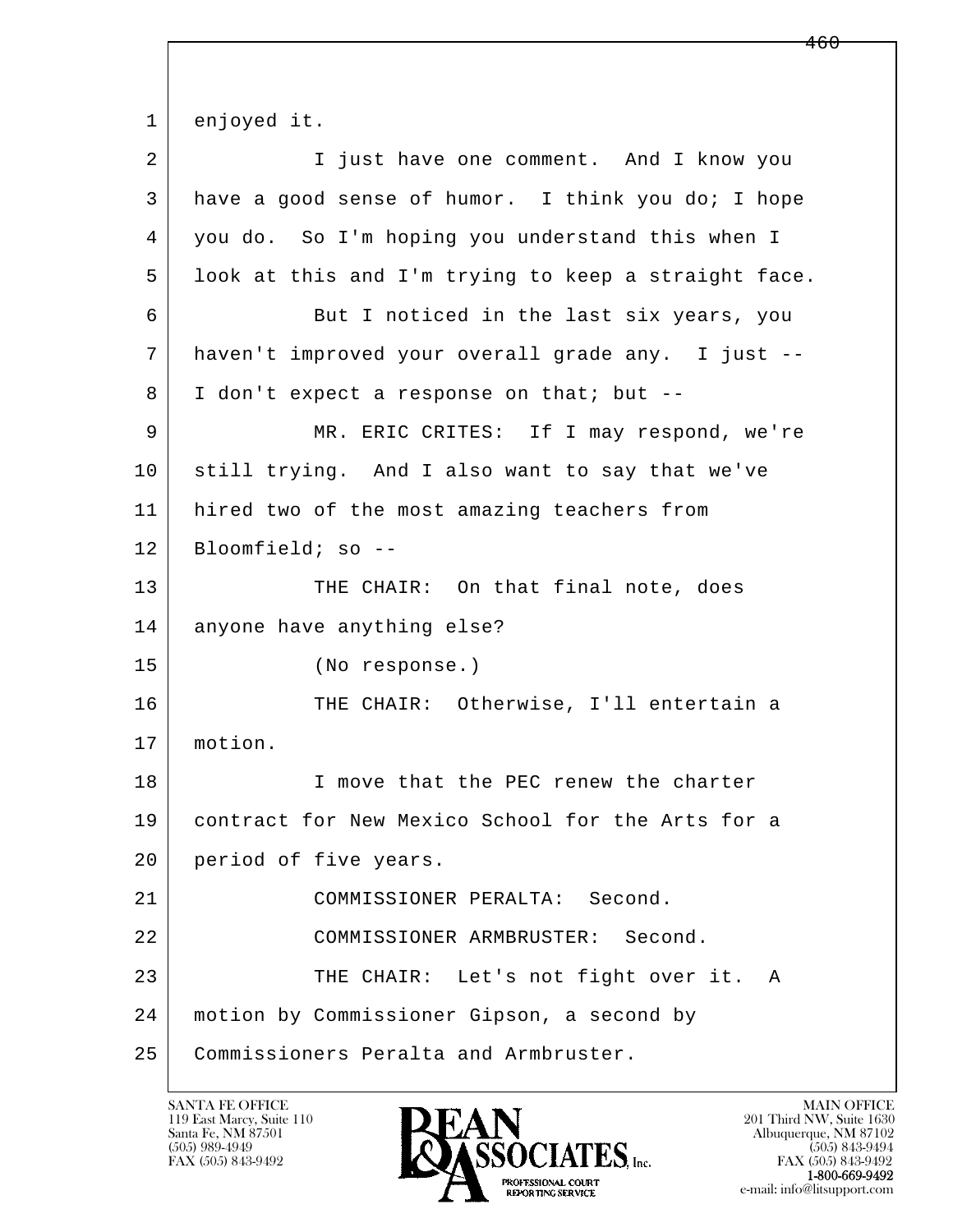1 enjoyed it.

2 I just have one comment. And I know you
3 have a good sense of humor. I think you do; I hope
4 you do. So I'm hoping you understand this when I
5 look at this and I'm trying to keep a straight face.

6 But I noticed in the last six years, you
7 haven't improved your overall grade any. I just --
8 I don't expect a response on that; but --

9 MR. ERIC CRITES: If I may respond, we're
10 still trying. And I also want to say that we've
11 hired two of the most amazing teachers from
12 Bloomfield; so --

13 THE CHAIR: On that final note, does
14 anyone have anything else?

15 (No response.)

16 THE CHAIR: Otherwise, I'll entertain a
17 motion.

18 I move that the PEC renew the charter
19 contract for New Mexico School for the Arts for a
20 period of five years.

21 COMMISSIONER PERALTA: Second.

22 COMMISSIONER ARMBRUSTER: Second.

23 THE CHAIR: Let's not fight over it. A
24 motion by Commissioner Gipson, a second by
25 Commissioners Peralta and Armbruster.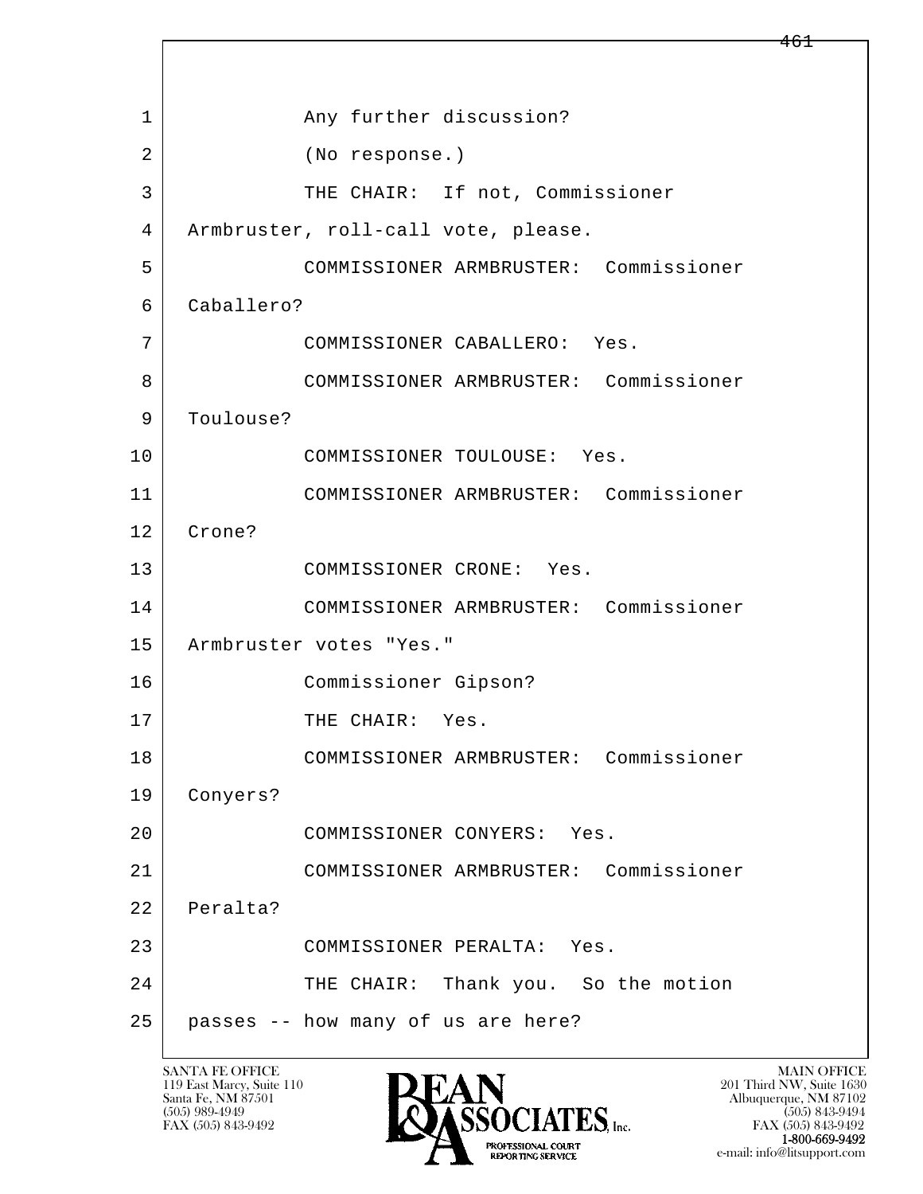Any further discussion?

(No response.)

THE CHAIR: If not, Commissioner Armbruster, roll-call vote, please.

COMMISSIONER ARMBRUSTER: Commissioner Caballero?

COMMISSIONER CABALLERO: Yes.

COMMISSIONER ARMBRUSTER: Commissioner Toulouse?

COMMISSIONER TOULOUSE: Yes.

COMMISSIONER ARMBRUSTER: Commissioner Crone?

COMMISSIONER CRONE: Yes.

COMMISSIONER ARMBRUSTER: Commissioner Armbruster votes "Yes."

Commissioner Gipson?

THE CHAIR: Yes.

COMMISSIONER ARMBRUSTER: Commissioner Conyers?

COMMISSIONER CONYERS: Yes.

COMMISSIONER ARMBRUSTER: Commissioner Peralta?

COMMISSIONER PERALTA: Yes.

THE CHAIR: Thank you. So the motion passes -- how many of us are here?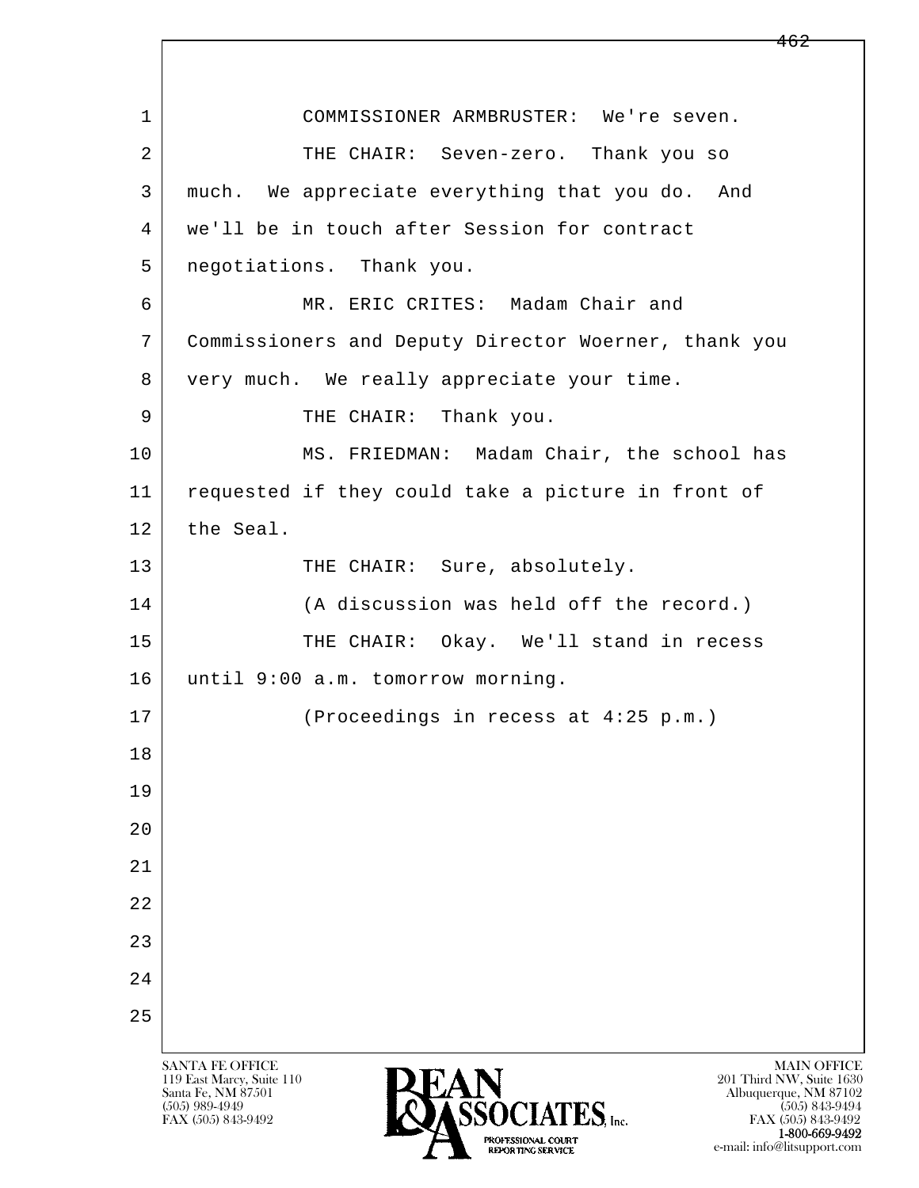1 COMMISSIONER ARMBRUSTER: We're seven.

2 THE CHAIR: Seven-zero. Thank you so

3 much. We appreciate everything that you do. And

4 we'll be in touch after Session for contract

5 negotiations. Thank you.

6 MR. ERIC CRITES: Madam Chair and

7 Commissioners and Deputy Director Woerner, thank you

8 very much. We really appreciate your time.

9 THE CHAIR: Thank you.

10 MS. FRIEDMAN: Madam Chair, the school has

11 requested if they could take a picture in front of

12 the Seal.

13 THE CHAIR: Sure, absolutely.

14 (A discussion was held off the record.)

15 THE CHAIR: Okay. We'll stand in recess

16 until 9:00 a.m. tomorrow morning.

17 (Proceedings in recess at 4:25 p.m.)

18

19

20

21

22

23

24

25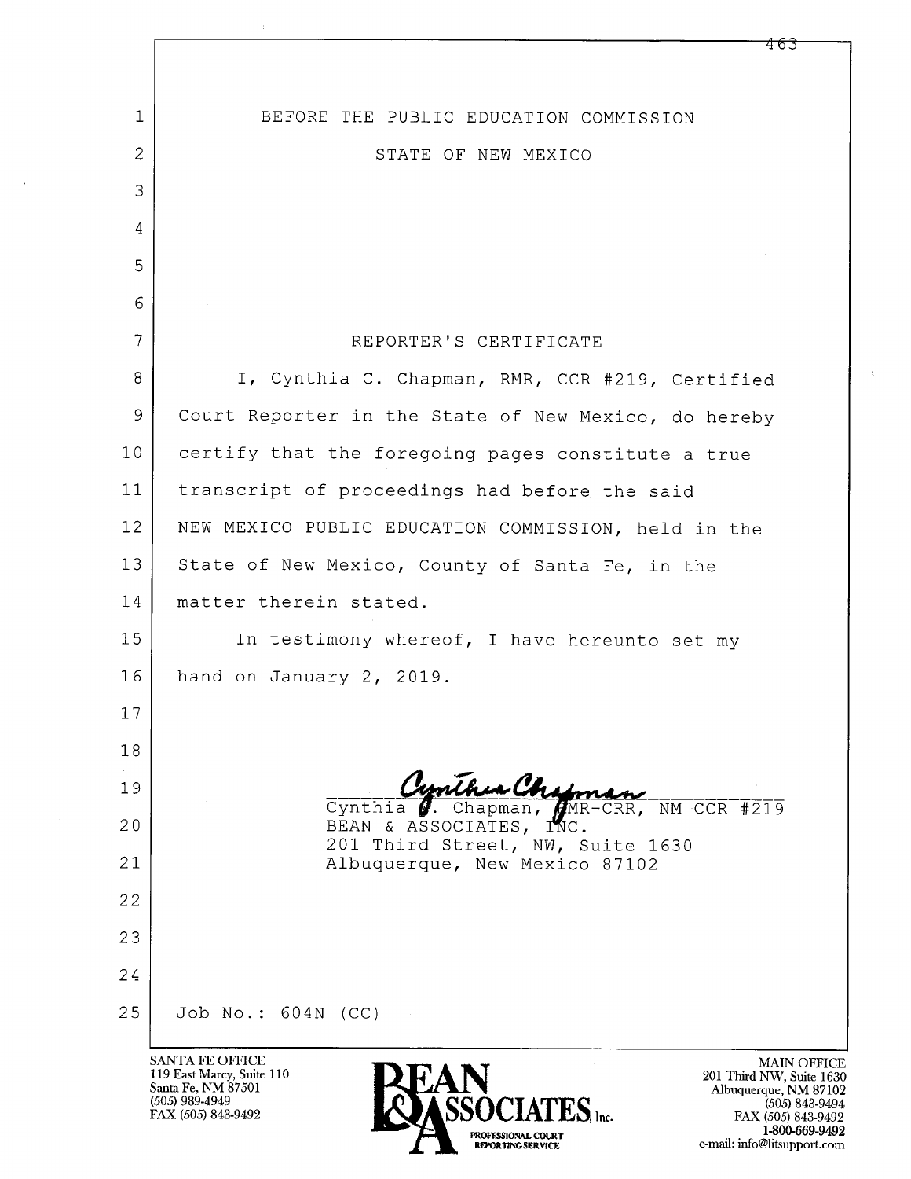BEFORE THE PUBLIC EDUCATION COMMISSION

STATE OF NEW MEXICO

REPORTER'S CERTIFICATE

I, Cynthia C. Chapman, RMR, CCR #219, Certified Court Reporter in the State of New Mexico, do hereby certify that the foregoing pages constitute a true transcript of proceedings had before the said NEW MEXICO PUBLIC EDUCATION COMMISSION, held in the State of New Mexico, County of Santa Fe, in the matter therein stated.

In testimony whereof, I have hereunto set my hand on January 2, 2019.

Cynthia C. Chapman, RMR-CRR, NM CCR #219
BEAN & ASSOCIATES, INC.
201 Third Street, NW, Suite 1630
Albuquerque, New Mexico 87102

Job No.: 604N (CC)

SANTA FE OFFICE
119 East Marcy, Suite 110
Santa Fe, NM 87501
(505) 989-4949
FAX (505) 843-9492

BEAN & ASSOCIATES, Inc.
PROFESSIONAL COURT REPORTING SERVICE

MAIN OFFICE
201 Third NW, Suite 1630
Albuquerque, NM 87102
(505) 843-9494
FAX (505) 843-9492
1-800-669-9492
e-mail: info@litsupport.com